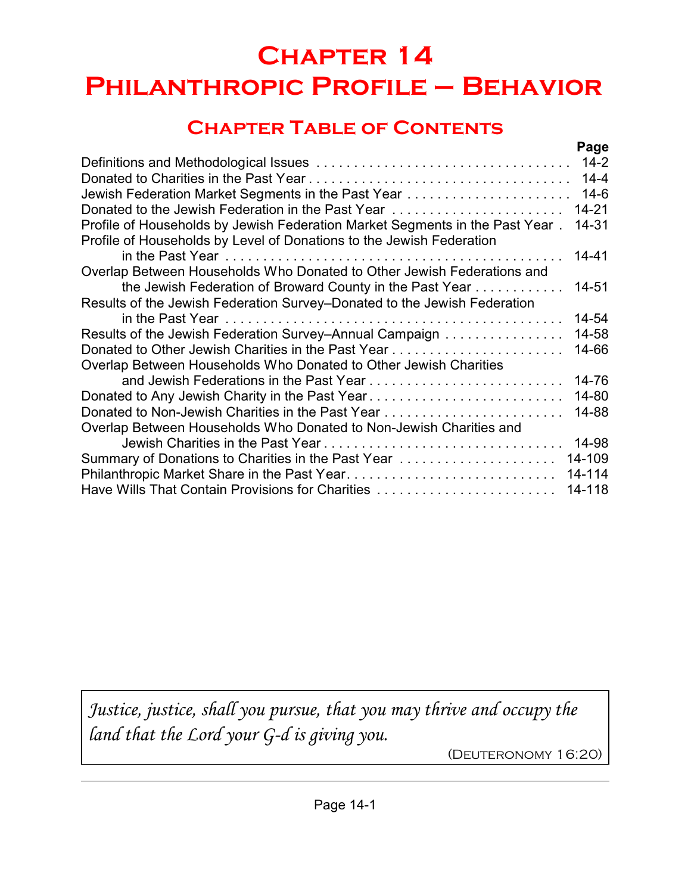# Chapter 14
# Philanthropic Profile – Behavior

## Chapter Table of Contents

| | Page |
|---|---|
| Definitions and Methodological Issues | 14-2 |
| Donated to Charities in the Past Year | 14-4 |
| Jewish Federation Market Segments in the Past Year | 14-6 |
| Donated to the Jewish Federation in the Past Year | 14-21 |
| Profile of Households by Jewish Federation Market Segments in the Past Year | 14-31 |
| Profile of Households by Level of Donations to the Jewish Federation in the Past Year | 14-41 |
| Overlap Between Households Who Donated to Other Jewish Federations and the Jewish Federation of Broward County in the Past Year | 14-51 |
| Results of the Jewish Federation Survey–Donated to the Jewish Federation in the Past Year | 14-54 |
| Results of the Jewish Federation Survey–Annual Campaign | 14-58 |
| Donated to Other Jewish Charities in the Past Year | 14-66 |
| Overlap Between Households Who Donated to Other Jewish Charities and Jewish Federations in the Past Year | 14-76 |
| Donated to Any Jewish Charity in the Past Year | 14-80 |
| Donated to Non-Jewish Charities in the Past Year | 14-88 |
| Overlap Between Households Who Donated to Non-Jewish Charities and Jewish Charities in the Past Year | 14-98 |
| Summary of Donations to Charities in the Past Year | 14-109 |
| Philanthropic Market Share in the Past Year | 14-114 |
| Have Wills That Contain Provisions for Charities | 14-118 |

> *Justice, justice, shall you pursue, that you may thrive and occupy the land that the Lord your G-d is giving you.*
>
> (Deuteronomy 16:20)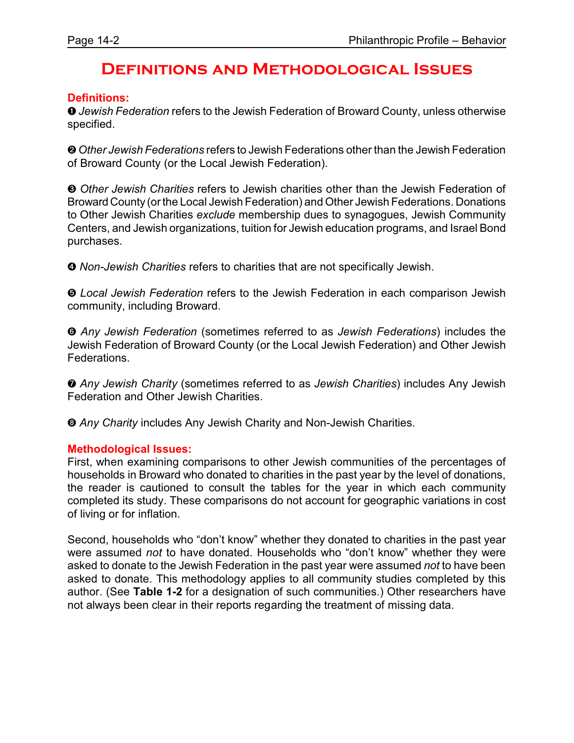# Definitions and Methodological Issues

**Definitions:**

❶ *Jewish Federation* refers to the Jewish Federation of Broward County, unless otherwise specified.

❷ *Other Jewish Federations* refers to Jewish Federations other than the Jewish Federation of Broward County (or the Local Jewish Federation).

❸ *Other Jewish Charities* refers to Jewish charities other than the Jewish Federation of Broward County (or the Local Jewish Federation) and Other Jewish Federations. Donations to Other Jewish Charities *exclude* membership dues to synagogues, Jewish Community Centers, and Jewish organizations, tuition for Jewish education programs, and Israel Bond purchases.

❹ *Non-Jewish Charities* refers to charities that are not specifically Jewish.

❺ *Local Jewish Federation* refers to the Jewish Federation in each comparison Jewish community, including Broward.

❻ *Any Jewish Federation* (sometimes referred to as *Jewish Federations*) includes the Jewish Federation of Broward County (or the Local Jewish Federation) and Other Jewish Federations.

❼ *Any Jewish Charity* (sometimes referred to as *Jewish Charities*) includes Any Jewish Federation and Other Jewish Charities.

❽ *Any Charity* includes Any Jewish Charity and Non-Jewish Charities.

**Methodological Issues:**

First, when examining comparisons to other Jewish communities of the percentages of households in Broward who donated to charities in the past year by the level of donations, the reader is cautioned to consult the tables for the year in which each community completed its study. These comparisons do not account for geographic variations in cost of living or for inflation.

Second, households who "don't know" whether they donated to charities in the past year were assumed *not* to have donated. Households who "don't know" whether they were asked to donate to the Jewish Federation in the past year were assumed *not* to have been asked to donate. This methodology applies to all community studies completed by this author. (See **Table 1-2** for a designation of such communities.) Other researchers have not always been clear in their reports regarding the treatment of missing data.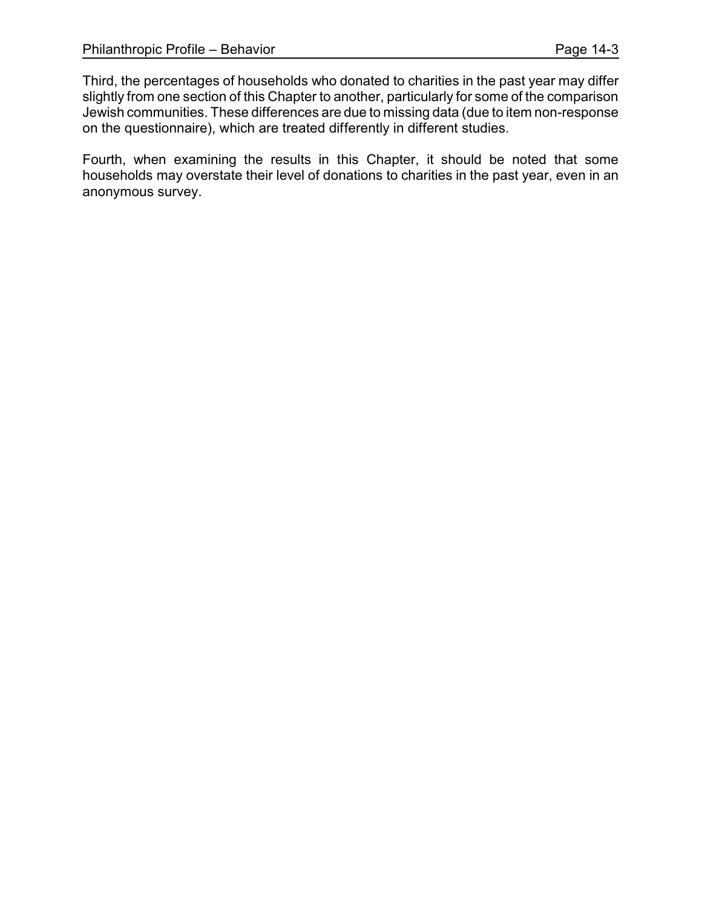Third, the percentages of households who donated to charities in the past year may differ slightly from one section of this Chapter to another, particularly for some of the comparison Jewish communities. These differences are due to missing data (due to item non-response on the questionnaire), which are treated differently in different studies.

Fourth, when examining the results in this Chapter, it should be noted that some households may overstate their level of donations to charities in the past year, even in an anonymous survey.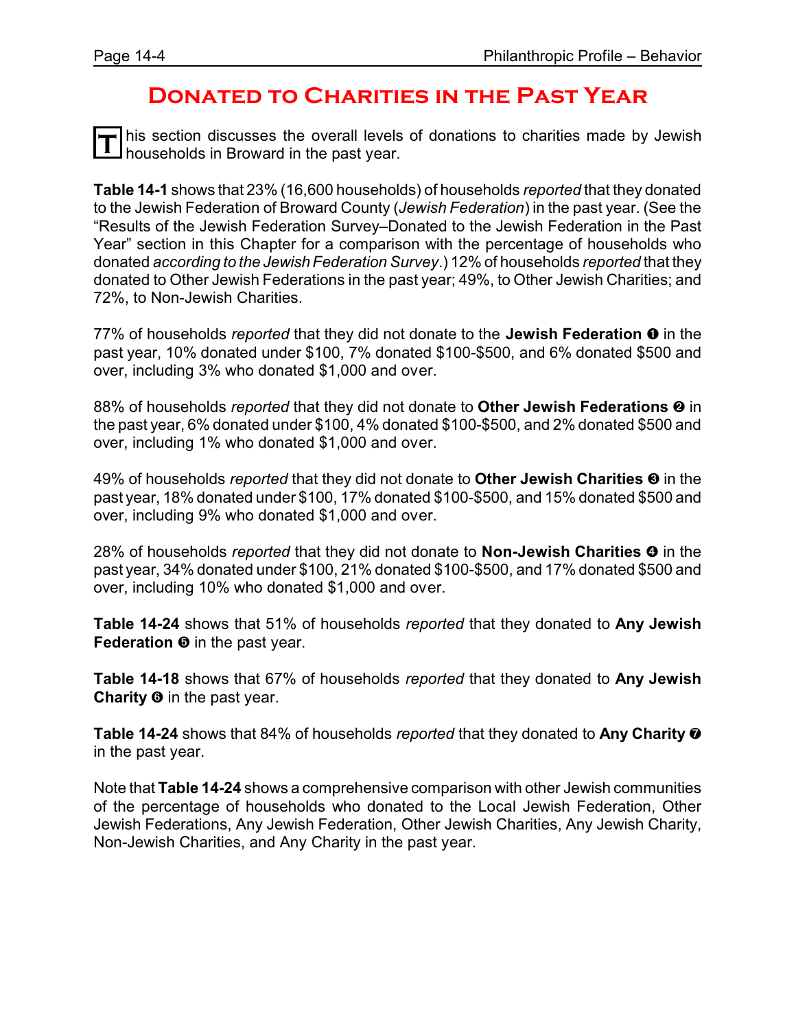# Donated to Charities in the Past Year

This section discusses the overall levels of donations to charities made by Jewish households in Broward in the past year.

**Table 14-1** shows that 23% (16,600 households) of households *reported* that they donated to the Jewish Federation of Broward County (*Jewish Federation*) in the past year. (See the "Results of the Jewish Federation Survey–Donated to the Jewish Federation in the Past Year" section in this Chapter for a comparison with the percentage of households who donated *according to the Jewish Federation Survey*.) 12% of households *reported* that they donated to Other Jewish Federations in the past year; 49%, to Other Jewish Charities; and 72%, to Non-Jewish Charities.

77% of households *reported* that they did not donate to the **Jewish Federation ❶** in the past year, 10% donated under $100, 7% donated $100-$500, and 6% donated $500 and over, including 3% who donated $1,000 and over.

88% of households *reported* that they did not donate to **Other Jewish Federations ❷** in the past year, 6% donated under $100, 4% donated $100-$500, and 2% donated $500 and over, including 1% who donated $1,000 and over.

49% of households *reported* that they did not donate to **Other Jewish Charities ❸** in the past year, 18% donated under $100, 17% donated $100-$500, and 15% donated $500 and over, including 9% who donated $1,000 and over.

28% of households *reported* that they did not donate to **Non-Jewish Charities ❹** in the past year, 34% donated under $100, 21% donated $100-$500, and 17% donated $500 and over, including 10% who donated $1,000 and over.

**Table 14-24** shows that 51% of households *reported* that they donated to **Any Jewish Federation ❺** in the past year.

**Table 14-18** shows that 67% of households *reported* that they donated to **Any Jewish Charity ❻** in the past year.

**Table 14-24** shows that 84% of households *reported* that they donated to **Any Charity ❼** in the past year.

Note that **Table 14-24** shows a comprehensive comparison with other Jewish communities of the percentage of households who donated to the Local Jewish Federation, Other Jewish Federations, Any Jewish Federation, Other Jewish Charities, Any Jewish Charity, Non-Jewish Charities, and Any Charity in the past year.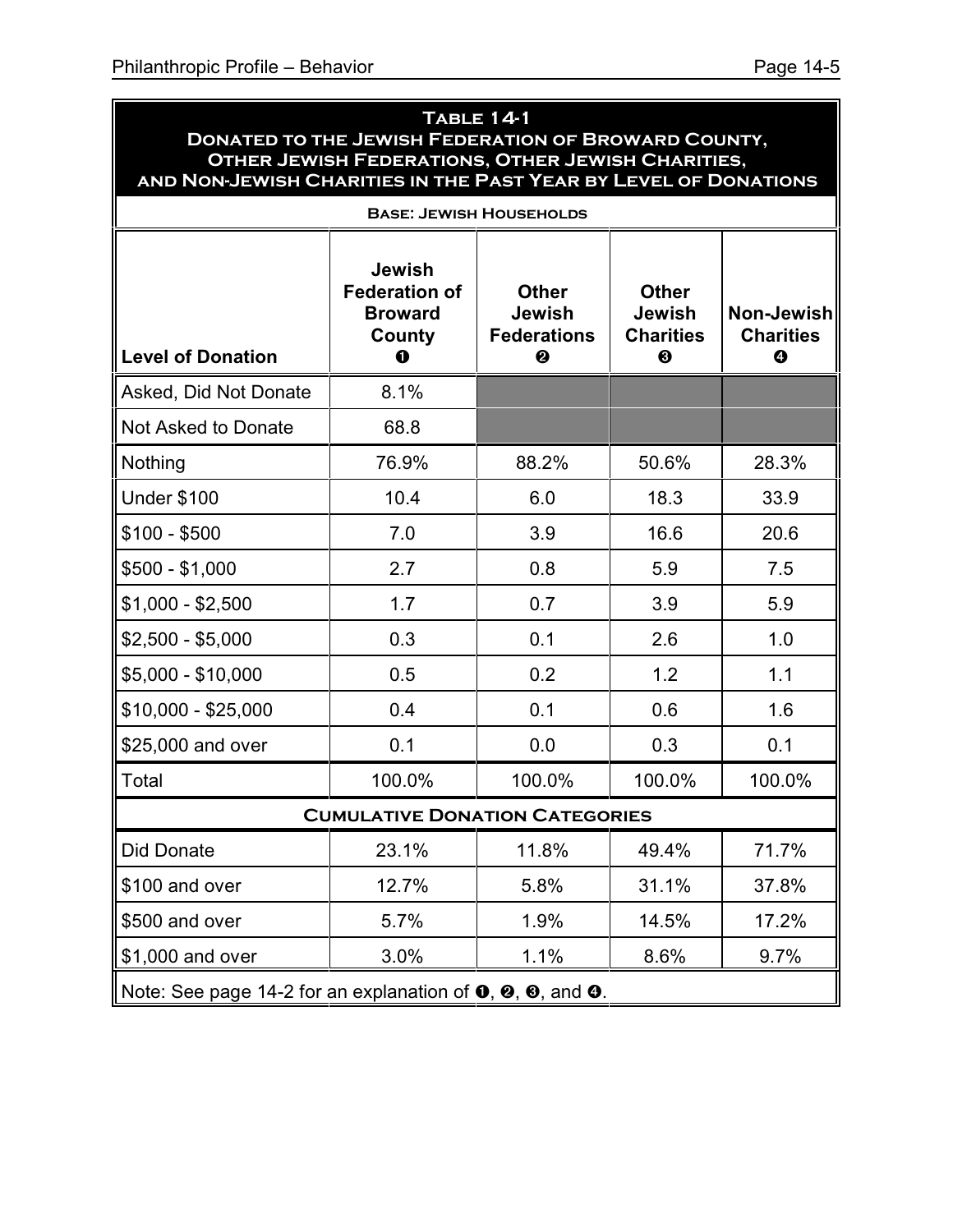**Table 14-1**
**Donated to the Jewish Federation of Broward County, Other Jewish Federations, Other Jewish Charities, and Non-Jewish Charities in the Past Year by Level of Donations**

**Base: Jewish Households**

| Level of Donation | Jewish Federation of Broward County ❶ | Other Jewish Federations ❷ | Other Jewish Charities ❸ | Non-Jewish Charities ❹ |
|---|---|---|---|---|
| Asked, Did Not Donate | 8.1% | | | |
| Not Asked to Donate | 68.8 | | | |
| Nothing | 76.9% | 88.2% | 50.6% | 28.3% |
| Under $100 | 10.4 | 6.0 | 18.3 | 33.9 |
| $100 - $500 | 7.0 | 3.9 | 16.6 | 20.6 |
| $500 - $1,000 | 2.7 | 0.8 | 5.9 | 7.5 |
| $1,000 - $2,500 | 1.7 | 0.7 | 3.9 | 5.9 |
| $2,500 - $5,000 | 0.3 | 0.1 | 2.6 | 1.0 |
| $5,000 - $10,000 | 0.5 | 0.2 | 1.2 | 1.1 |
| $10,000 - $25,000 | 0.4 | 0.1 | 0.6 | 1.6 |
| $25,000 and over | 0.1 | 0.0 | 0.3 | 0.1 |
| Total | 100.0% | 100.0% | 100.0% | 100.0% |
| **Cumulative Donation Categories** | | | | |
| Did Donate | 23.1% | 11.8% | 49.4% | 71.7% |
| $100 and over | 12.7% | 5.8% | 31.1% | 37.8% |
| $500 and over | 5.7% | 1.9% | 14.5% | 17.2% |
| $1,000 and over | 3.0% | 1.1% | 8.6% | 9.7% |

Note: See page 14-2 for an explanation of ❶, ❷, ❸, and ❹.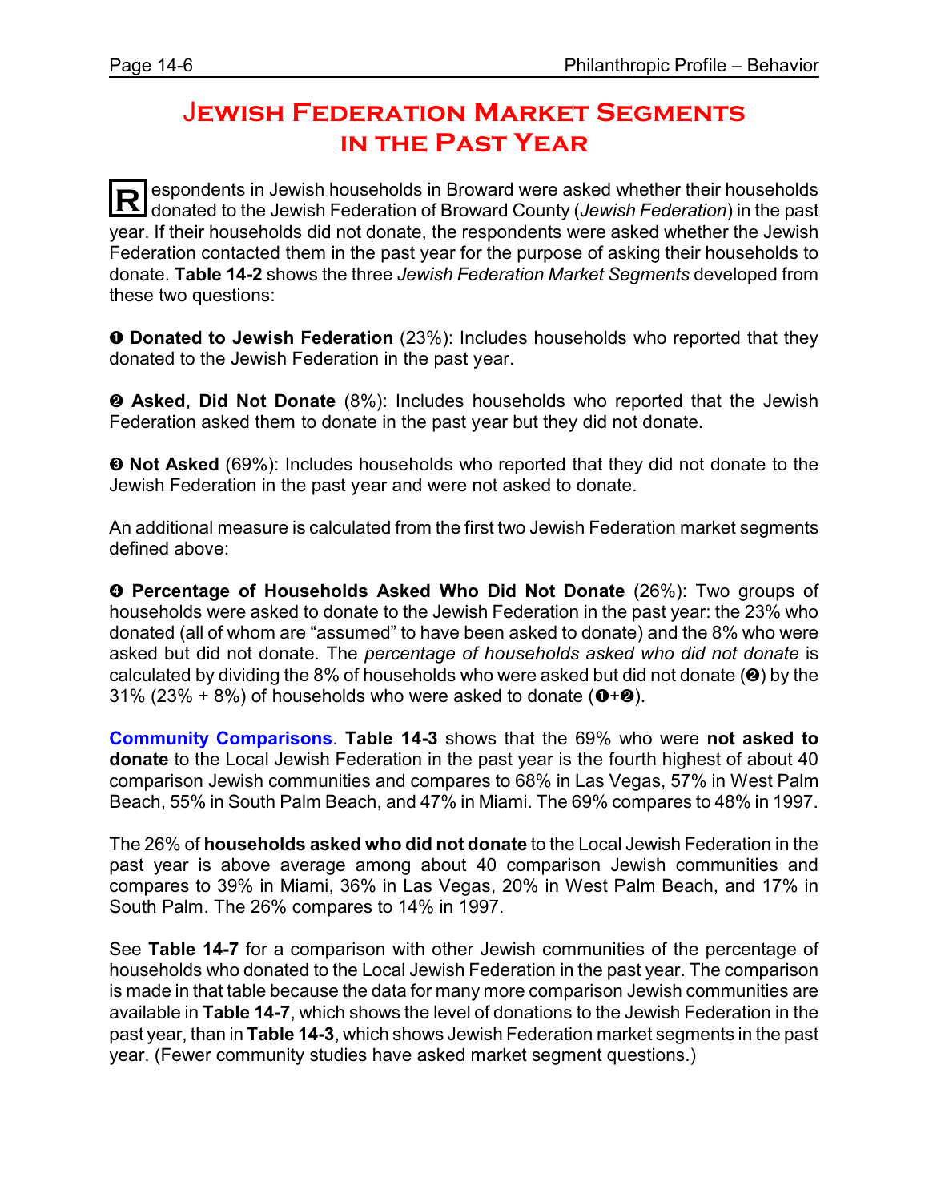# Jewish Federation Market Segments in the Past Year

**R**espondents in Jewish households in Broward were asked whether their households donated to the Jewish Federation of Broward County (*Jewish Federation*) in the past year. If their households did not donate, the respondents were asked whether the Jewish Federation contacted them in the past year for the purpose of asking their households to donate. **Table 14-2** shows the three *Jewish Federation Market Segments* developed from these two questions:

➊ **Donated to Jewish Federation** (23%): Includes households who reported that they donated to the Jewish Federation in the past year.

➋ **Asked, Did Not Donate** (8%): Includes households who reported that the Jewish Federation asked them to donate in the past year but they did not donate.

➌ **Not Asked** (69%): Includes households who reported that they did not donate to the Jewish Federation in the past year and were not asked to donate.

An additional measure is calculated from the first two Jewish Federation market segments defined above:

➍ **Percentage of Households Asked Who Did Not Donate** (26%): Two groups of households were asked to donate to the Jewish Federation in the past year: the 23% who donated (all of whom are "assumed" to have been asked to donate) and the 8% who were asked but did not donate. The *percentage of households asked who did not donate* is calculated by dividing the 8% of households who were asked but did not donate (➋) by the 31% (23% + 8%) of households who were asked to donate (➊+➋).

**Community Comparisons**. **Table 14-3** shows that the 69% who were **not asked to donate** to the Local Jewish Federation in the past year is the fourth highest of about 40 comparison Jewish communities and compares to 68% in Las Vegas, 57% in West Palm Beach, 55% in South Palm Beach, and 47% in Miami. The 69% compares to 48% in 1997.

The 26% of **households asked who did not donate** to the Local Jewish Federation in the past year is above average among about 40 comparison Jewish communities and compares to 39% in Miami, 36% in Las Vegas, 20% in West Palm Beach, and 17% in South Palm. The 26% compares to 14% in 1997.

See **Table 14-7** for a comparison with other Jewish communities of the percentage of households who donated to the Local Jewish Federation in the past year. The comparison is made in that table because the data for many more comparison Jewish communities are available in **Table 14-7**, which shows the level of donations to the Jewish Federation in the past year, than in **Table 14-3**, which shows Jewish Federation market segments in the past year. (Fewer community studies have asked market segment questions.)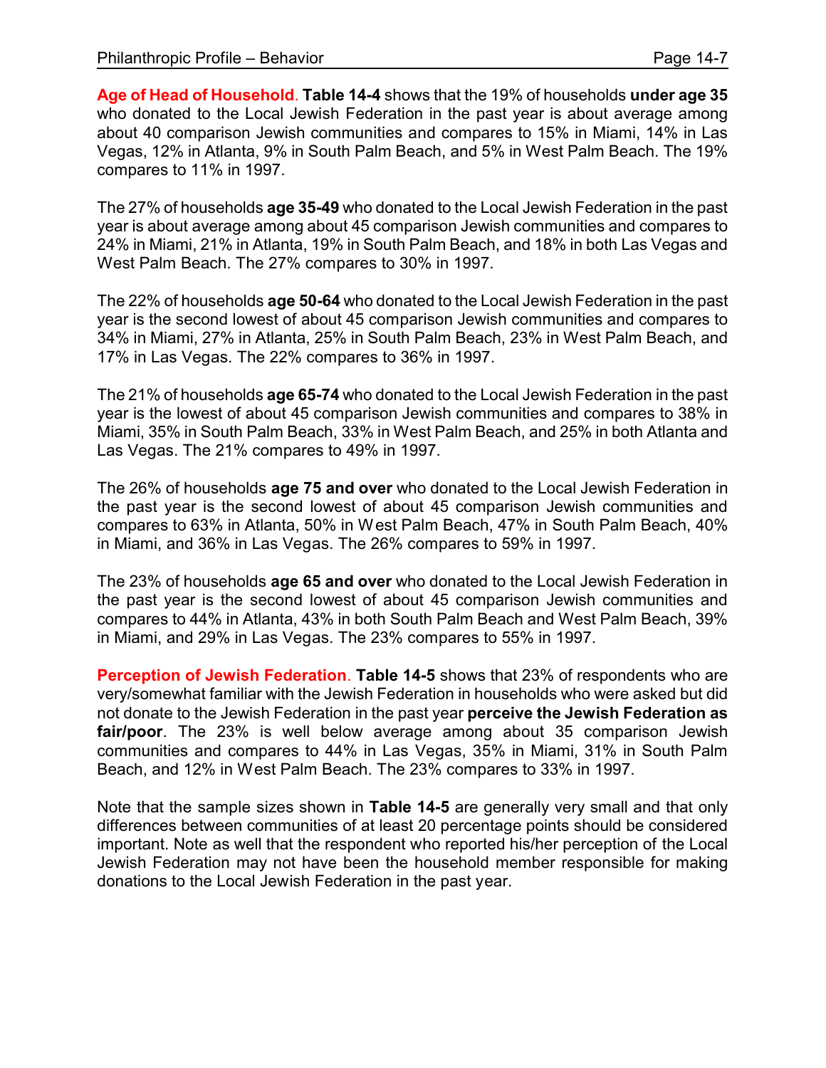**Age of Head of Household**. **Table 14-4** shows that the 19% of households **under age 35** who donated to the Local Jewish Federation in the past year is about average among about 40 comparison Jewish communities and compares to 15% in Miami, 14% in Las Vegas, 12% in Atlanta, 9% in South Palm Beach, and 5% in West Palm Beach. The 19% compares to 11% in 1997.

The 27% of households **age 35-49** who donated to the Local Jewish Federation in the past year is about average among about 45 comparison Jewish communities and compares to 24% in Miami, 21% in Atlanta, 19% in South Palm Beach, and 18% in both Las Vegas and West Palm Beach. The 27% compares to 30% in 1997.

The 22% of households **age 50-64** who donated to the Local Jewish Federation in the past year is the second lowest of about 45 comparison Jewish communities and compares to 34% in Miami, 27% in Atlanta, 25% in South Palm Beach, 23% in West Palm Beach, and 17% in Las Vegas. The 22% compares to 36% in 1997.

The 21% of households **age 65-74** who donated to the Local Jewish Federation in the past year is the lowest of about 45 comparison Jewish communities and compares to 38% in Miami, 35% in South Palm Beach, 33% in West Palm Beach, and 25% in both Atlanta and Las Vegas. The 21% compares to 49% in 1997.

The 26% of households **age 75 and over** who donated to the Local Jewish Federation in the past year is the second lowest of about 45 comparison Jewish communities and compares to 63% in Atlanta, 50% in West Palm Beach, 47% in South Palm Beach, 40% in Miami, and 36% in Las Vegas. The 26% compares to 59% in 1997.

The 23% of households **age 65 and over** who donated to the Local Jewish Federation in the past year is the second lowest of about 45 comparison Jewish communities and compares to 44% in Atlanta, 43% in both South Palm Beach and West Palm Beach, 39% in Miami, and 29% in Las Vegas. The 23% compares to 55% in 1997.

**Perception of Jewish Federation**. **Table 14-5** shows that 23% of respondents who are very/somewhat familiar with the Jewish Federation in households who were asked but did not donate to the Jewish Federation in the past year **perceive the Jewish Federation as fair/poor**. The 23% is well below average among about 35 comparison Jewish communities and compares to 44% in Las Vegas, 35% in Miami, 31% in South Palm Beach, and 12% in West Palm Beach. The 23% compares to 33% in 1997.

Note that the sample sizes shown in **Table 14-5** are generally very small and that only differences between communities of at least 20 percentage points should be considered important. Note as well that the respondent who reported his/her perception of the Local Jewish Federation may not have been the household member responsible for making donations to the Local Jewish Federation in the past year.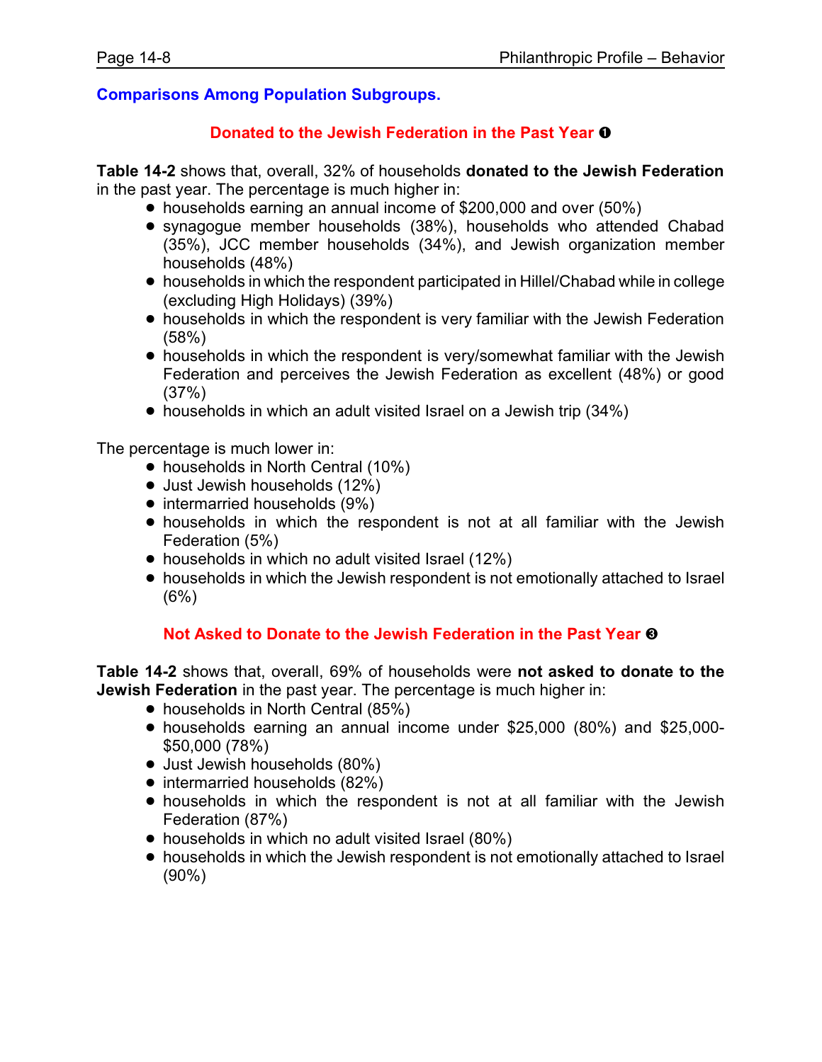## Comparisons Among Population Subgroups.

### Donated to the Jewish Federation in the Past Year ❶

**Table 14-2** shows that, overall, 32% of households **donated to the Jewish Federation** in the past year. The percentage is much higher in:

- households earning an annual income of $200,000 and over (50%)
- synagogue member households (38%), households who attended Chabad (35%), JCC member households (34%), and Jewish organization member households (48%)
- households in which the respondent participated in Hillel/Chabad while in college (excluding High Holidays) (39%)
- households in which the respondent is very familiar with the Jewish Federation (58%)
- households in which the respondent is very/somewhat familiar with the Jewish Federation and perceives the Jewish Federation as excellent (48%) or good (37%)
- households in which an adult visited Israel on a Jewish trip (34%)

The percentage is much lower in:

- households in North Central (10%)
- Just Jewish households (12%)
- intermarried households (9%)
- households in which the respondent is not at all familiar with the Jewish Federation (5%)
- households in which no adult visited Israel (12%)
- households in which the Jewish respondent is not emotionally attached to Israel (6%)

### Not Asked to Donate to the Jewish Federation in the Past Year ❸

**Table 14-2** shows that, overall, 69% of households were **not asked to donate to the Jewish Federation** in the past year. The percentage is much higher in:

- households in North Central (85%)
- households earning an annual income under $25,000 (80%) and $25,000-$50,000 (78%)
- Just Jewish households (80%)
- intermarried households (82%)
- households in which the respondent is not at all familiar with the Jewish Federation (87%)
- households in which no adult visited Israel (80%)
- households in which the Jewish respondent is not emotionally attached to Israel (90%)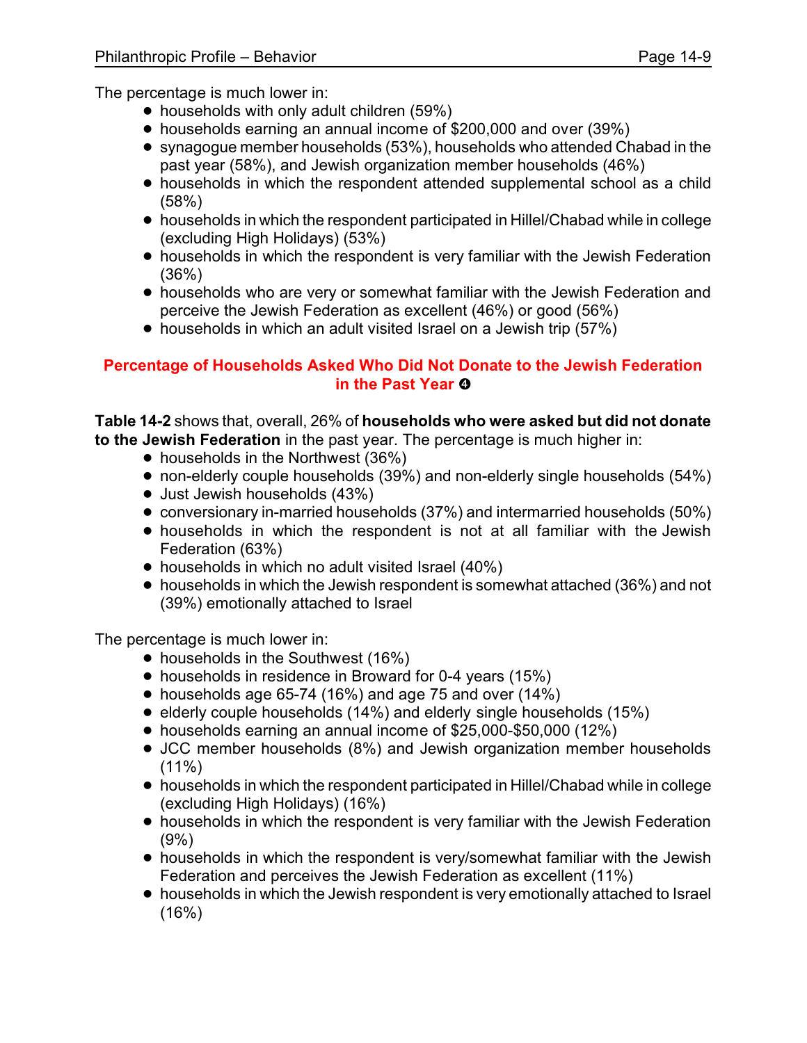The percentage is much lower in:

- households with only adult children (59%)
- households earning an annual income of $200,000 and over (39%)
- synagogue member households (53%), households who attended Chabad in the past year (58%), and Jewish organization member households (46%)
- households in which the respondent attended supplemental school as a child (58%)
- households in which the respondent participated in Hillel/Chabad while in college (excluding High Holidays) (53%)
- households in which the respondent is very familiar with the Jewish Federation (36%)
- households who are very or somewhat familiar with the Jewish Federation and perceive the Jewish Federation as excellent (46%) or good (56%)
- households in which an adult visited Israel on a Jewish trip (57%)

## Percentage of Households Asked Who Did Not Donate to the Jewish Federation in the Past Year ❹

**Table 14-2** shows that, overall, 26% of **households who were asked but did not donate to the Jewish Federation** in the past year. The percentage is much higher in:

- households in the Northwest (36%)
- non-elderly couple households (39%) and non-elderly single households (54%)
- Just Jewish households (43%)
- conversionary in-married households (37%) and intermarried households (50%)
- households in which the respondent is not at all familiar with the Jewish Federation (63%)
- households in which no adult visited Israel (40%)
- households in which the Jewish respondent is somewhat attached (36%) and not (39%) emotionally attached to Israel

The percentage is much lower in:

- households in the Southwest (16%)
- households in residence in Broward for 0-4 years (15%)
- households age 65-74 (16%) and age 75 and over (14%)
- elderly couple households (14%) and elderly single households (15%)
- households earning an annual income of $25,000-$50,000 (12%)
- JCC member households (8%) and Jewish organization member households (11%)
- households in which the respondent participated in Hillel/Chabad while in college (excluding High Holidays) (16%)
- households in which the respondent is very familiar with the Jewish Federation (9%)
- households in which the respondent is very/somewhat familiar with the Jewish Federation and perceives the Jewish Federation as excellent (11%)
- households in which the Jewish respondent is very emotionally attached to Israel (16%)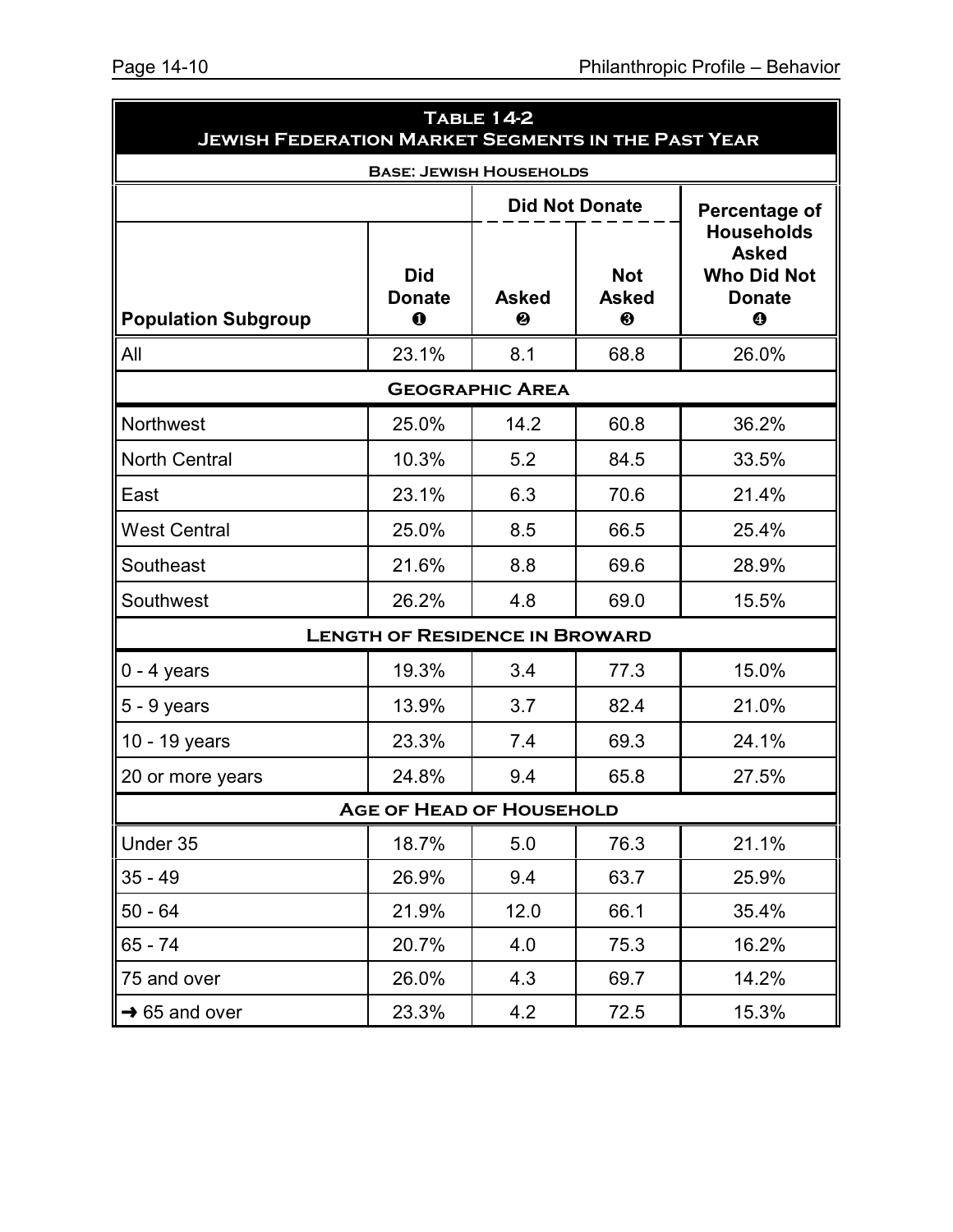## Table 14-2
## Jewish Federation Market Segments in the Past Year

**Base: Jewish Households**

| Population Subgroup | Did Donate ❶ | Did Not Donate: Asked ❷ | Did Not Donate: Not Asked ❸ | Percentage of Households Asked Who Did Not Donate ❹ |
|---|---|---|---|---|
| All | 23.1% | 8.1 | 68.8 | 26.0% |
| **Geographic Area** | | | | |
| Northwest | 25.0% | 14.2 | 60.8 | 36.2% |
| North Central | 10.3% | 5.2 | 84.5 | 33.5% |
| East | 23.1% | 6.3 | 70.6 | 21.4% |
| West Central | 25.0% | 8.5 | 66.5 | 25.4% |
| Southeast | 21.6% | 8.8 | 69.6 | 28.9% |
| Southwest | 26.2% | 4.8 | 69.0 | 15.5% |
| **Length of Residence in Broward** | | | | |
| 0 - 4 years | 19.3% | 3.4 | 77.3 | 15.0% |
| 5 - 9 years | 13.9% | 3.7 | 82.4 | 21.0% |
| 10 - 19 years | 23.3% | 7.4 | 69.3 | 24.1% |
| 20 or more years | 24.8% | 9.4 | 65.8 | 27.5% |
| **Age of Head of Household** | | | | |
| Under 35 | 18.7% | 5.0 | 76.3 | 21.1% |
| 35 - 49 | 26.9% | 9.4 | 63.7 | 25.9% |
| 50 - 64 | 21.9% | 12.0 | 66.1 | 35.4% |
| 65 - 74 | 20.7% | 4.0 | 75.3 | 16.2% |
| 75 and over | 26.0% | 4.3 | 69.7 | 14.2% |
| ➜ 65 and over | 23.3% | 4.2 | 72.5 | 15.3% |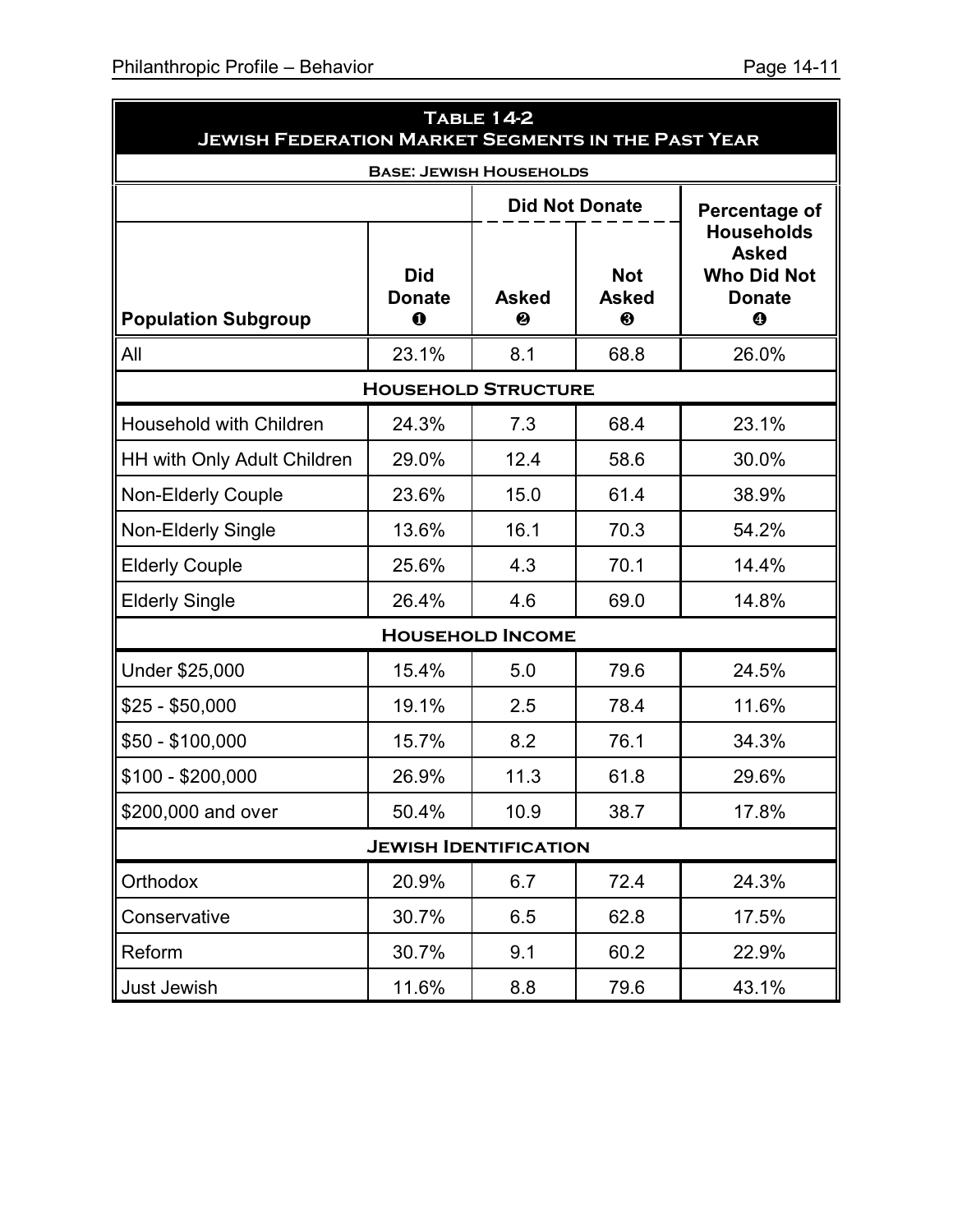**Table 14-2**
**Jewish Federation Market Segments in the Past Year**

**Base: Jewish Households**

| | | Did Not Donate | | |
|---|---|---|---|---|
| **Population Subgroup** | **Did Donate ❶** | **Asked ❷** | **Not Asked ❸** | **Percentage of Households Asked Who Did Not Donate ❹** |
| All | 23.1% | 8.1 | 68.8 | 26.0% |
| **Household Structure** | | | | |
| Household with Children | 24.3% | 7.3 | 68.4 | 23.1% |
| HH with Only Adult Children | 29.0% | 12.4 | 58.6 | 30.0% |
| Non-Elderly Couple | 23.6% | 15.0 | 61.4 | 38.9% |
| Non-Elderly Single | 13.6% | 16.1 | 70.3 | 54.2% |
| Elderly Couple | 25.6% | 4.3 | 70.1 | 14.4% |
| Elderly Single | 26.4% | 4.6 | 69.0 | 14.8% |
| **Household Income** | | | | |
| Under $25,000 | 15.4% | 5.0 | 79.6 | 24.5% |
| $25 - $50,000 | 19.1% | 2.5 | 78.4 | 11.6% |
| $50 - $100,000 | 15.7% | 8.2 | 76.1 | 34.3% |
| $100 - $200,000 | 26.9% | 11.3 | 61.8 | 29.6% |
| $200,000 and over | 50.4% | 10.9 | 38.7 | 17.8% |
| **Jewish Identification** | | | | |
| Orthodox | 20.9% | 6.7 | 72.4 | 24.3% |
| Conservative | 30.7% | 6.5 | 62.8 | 17.5% |
| Reform | 30.7% | 9.1 | 60.2 | 22.9% |
| Just Jewish | 11.6% | 8.8 | 79.6 | 43.1% |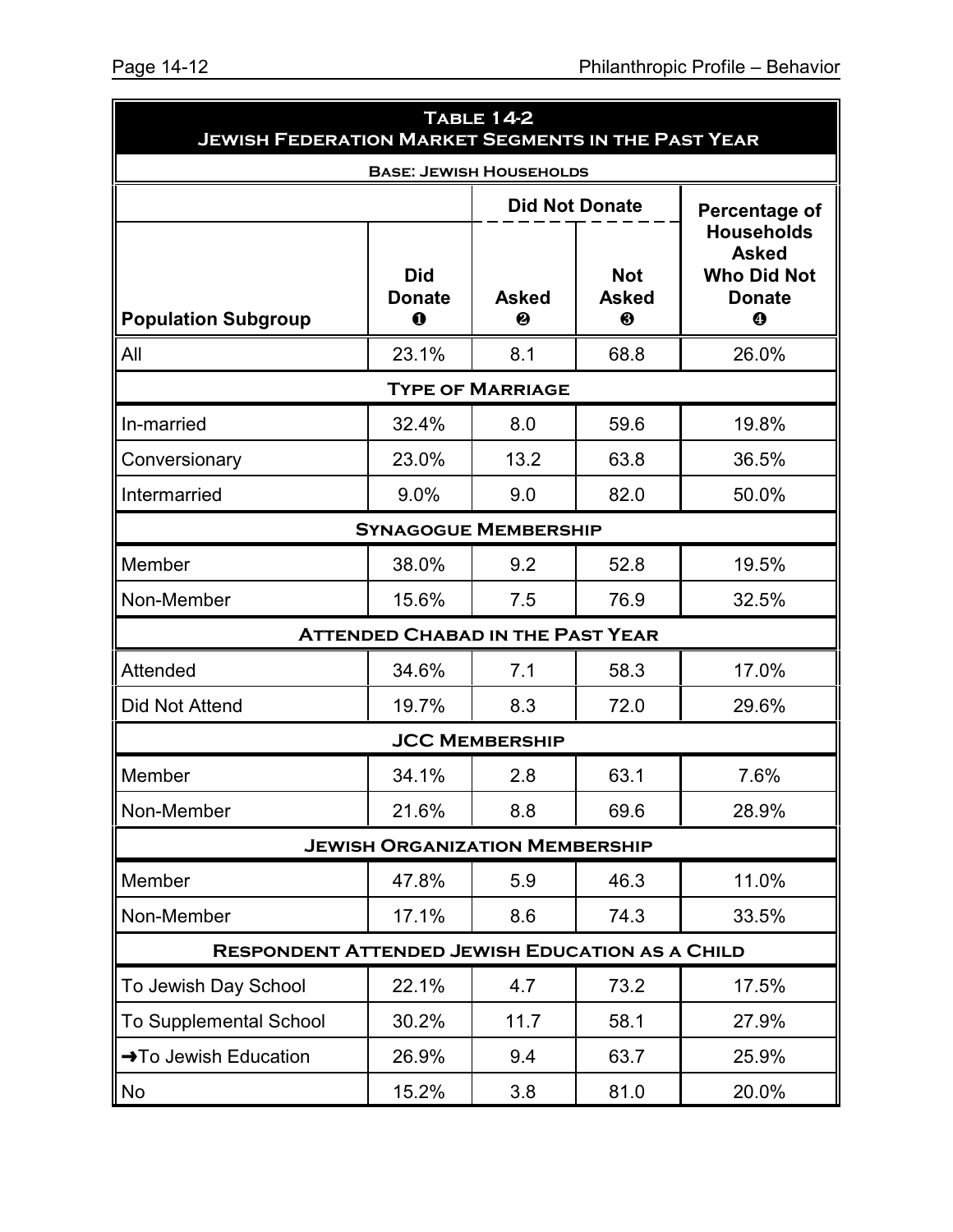## Table 14-2
## Jewish Federation Market Segments in the Past Year

**Base: Jewish Households**

| Population Subgroup | Did Donate ❶ | Did Not Donate: Asked ❷ | Did Not Donate: Not Asked ❸ | Percentage of Households Asked Who Did Not Donate ❹ |
|---|---|---|---|---|
| All | 23.1% | 8.1 | 68.8 | 26.0% |
| **Type of Marriage** | | | | |
| In-married | 32.4% | 8.0 | 59.6 | 19.8% |
| Conversionary | 23.0% | 13.2 | 63.8 | 36.5% |
| Intermarried | 9.0% | 9.0 | 82.0 | 50.0% |
| **Synagogue Membership** | | | | |
| Member | 38.0% | 9.2 | 52.8 | 19.5% |
| Non-Member | 15.6% | 7.5 | 76.9 | 32.5% |
| **Attended Chabad in the Past Year** | | | | |
| Attended | 34.6% | 7.1 | 58.3 | 17.0% |
| Did Not Attend | 19.7% | 8.3 | 72.0 | 29.6% |
| **JCC Membership** | | | | |
| Member | 34.1% | 2.8 | 63.1 | 7.6% |
| Non-Member | 21.6% | 8.8 | 69.6 | 28.9% |
| **Jewish Organization Membership** | | | | |
| Member | 47.8% | 5.9 | 46.3 | 11.0% |
| Non-Member | 17.1% | 8.6 | 74.3 | 33.5% |
| **Respondent Attended Jewish Education as a Child** | | | | |
| To Jewish Day School | 22.1% | 4.7 | 73.2 | 17.5% |
| To Supplemental School | 30.2% | 11.7 | 58.1 | 27.9% |
| ➜To Jewish Education | 26.9% | 9.4 | 63.7 | 25.9% |
| No | 15.2% | 3.8 | 81.0 | 20.0% |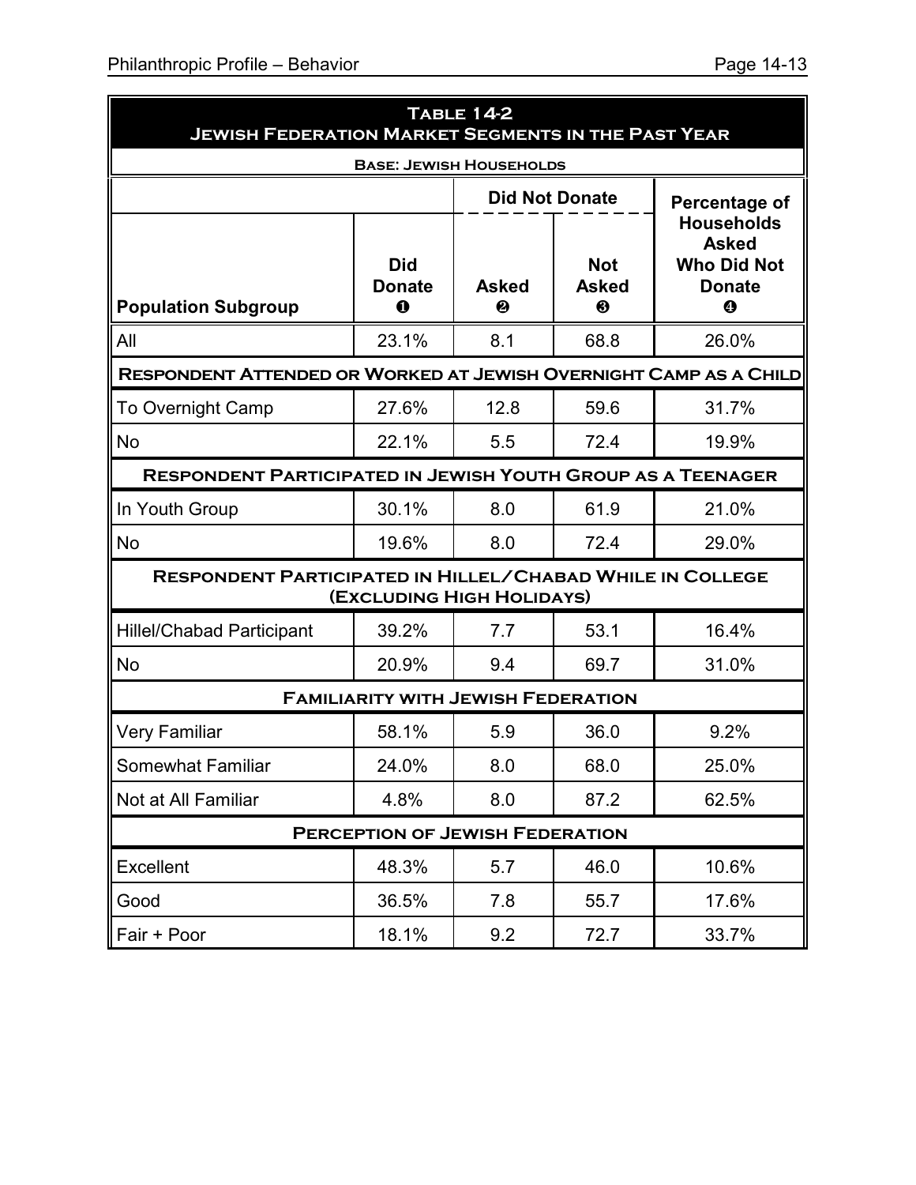**Table 14-2**
**Jewish Federation Market Segments in the Past Year**

**Base: Jewish Households**

| Population Subgroup | Did Donate ❶ | Did Not Donate: Asked ❷ | Did Not Donate: Not Asked ❸ | Percentage of Households Asked Who Did Not Donate ❹ |
|---|---|---|---|---|
| All | 23.1% | 8.1 | 68.8 | 26.0% |
| **Respondent Attended or Worked at Jewish Overnight Camp as a Child** | | | | |
| To Overnight Camp | 27.6% | 12.8 | 59.6 | 31.7% |
| No | 22.1% | 5.5 | 72.4 | 19.9% |
| **Respondent Participated in Jewish Youth Group as a Teenager** | | | | |
| In Youth Group | 30.1% | 8.0 | 61.9 | 21.0% |
| No | 19.6% | 8.0 | 72.4 | 29.0% |
| **Respondent Participated in Hillel/Chabad While in College (Excluding High Holidays)** | | | | |
| Hillel/Chabad Participant | 39.2% | 7.7 | 53.1 | 16.4% |
| No | 20.9% | 9.4 | 69.7 | 31.0% |
| **Familiarity with Jewish Federation** | | | | |
| Very Familiar | 58.1% | 5.9 | 36.0 | 9.2% |
| Somewhat Familiar | 24.0% | 8.0 | 68.0 | 25.0% |
| Not at All Familiar | 4.8% | 8.0 | 87.2 | 62.5% |
| **Perception of Jewish Federation** | | | | |
| Excellent | 48.3% | 5.7 | 46.0 | 10.6% |
| Good | 36.5% | 7.8 | 55.7 | 17.6% |
| Fair + Poor | 18.1% | 9.2 | 72.7 | 33.7% |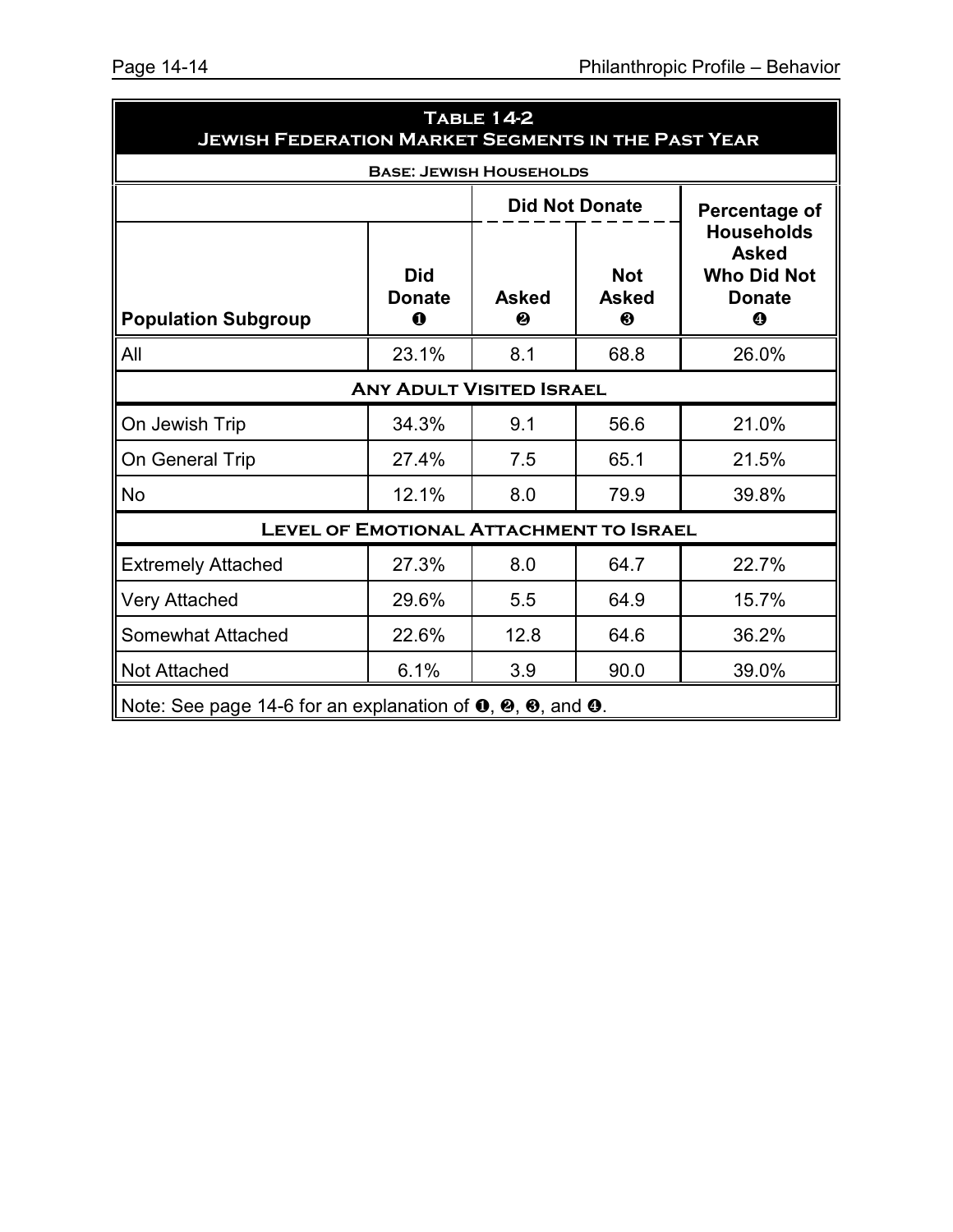**Table 14-2**
**Jewish Federation Market Segments in the Past Year**

**Base: Jewish Households**

| Population Subgroup | Did Donate ❶ | Did Not Donate: Asked ❷ | Did Not Donate: Not Asked ❸ | Percentage of Households Asked Who Did Not Donate ❹ |
|---|---|---|---|---|
| All | 23.1% | 8.1 | 68.8 | 26.0% |
| **Any Adult Visited Israel** | | | | |
| On Jewish Trip | 34.3% | 9.1 | 56.6 | 21.0% |
| On General Trip | 27.4% | 7.5 | 65.1 | 21.5% |
| No | 12.1% | 8.0 | 79.9 | 39.8% |
| **Level of Emotional Attachment to Israel** | | | | |
| Extremely Attached | 27.3% | 8.0 | 64.7 | 22.7% |
| Very Attached | 29.6% | 5.5 | 64.9 | 15.7% |
| Somewhat Attached | 22.6% | 12.8 | 64.6 | 36.2% |
| Not Attached | 6.1% | 3.9 | 90.0 | 39.0% |

Note: See page 14-6 for an explanation of ❶, ❷, ❸, and ❹.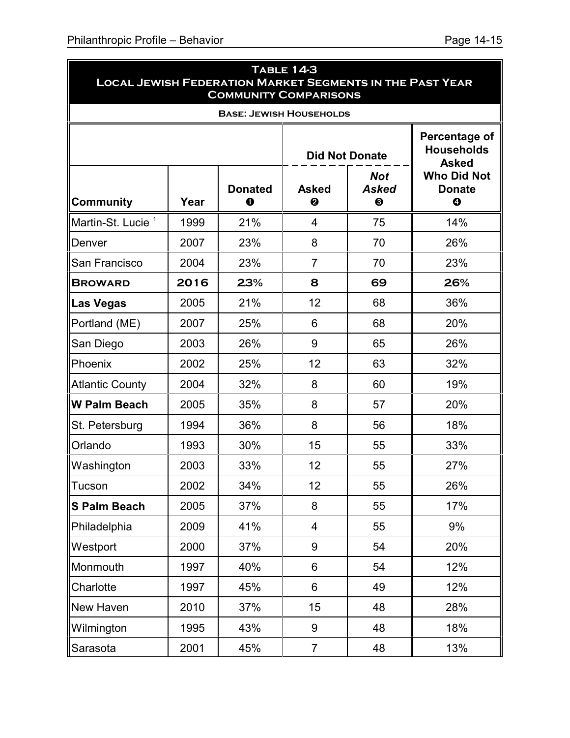**Table 14-3**
**Local Jewish Federation Market Segments in the Past Year**
**Community Comparisons**

**Base: Jewish Households**

| Community | Year | Donated ❶ | Did Not Donate: Asked ❷ | Did Not Donate: *Not Asked* ❸ | Percentage of Households Asked Who Did Not Donate ❹ |
|---|---|---|---|---|---|
| Martin-St. Lucie [1] | 1999 | 21% | 4 | 75 | 14% |
| Denver | 2007 | 23% | 8 | 70 | 26% |
| San Francisco | 2004 | 23% | 7 | 70 | 23% |
| **Broward** | **2016** | **23%** | **8** | **69** | **26%** |
| **Las Vegas** | 2005 | 21% | 12 | 68 | 36% |
| Portland (ME) | 2007 | 25% | 6 | 68 | 20% |
| San Diego | 2003 | 26% | 9 | 65 | 26% |
| Phoenix | 2002 | 25% | 12 | 63 | 32% |
| Atlantic County | 2004 | 32% | 8 | 60 | 19% |
| **W Palm Beach** | 2005 | 35% | 8 | 57 | 20% |
| St. Petersburg | 1994 | 36% | 8 | 56 | 18% |
| Orlando | 1993 | 30% | 15 | 55 | 33% |
| Washington | 2003 | 33% | 12 | 55 | 27% |
| Tucson | 2002 | 34% | 12 | 55 | 26% |
| **S Palm Beach** | 2005 | 37% | 8 | 55 | 17% |
| Philadelphia | 2009 | 41% | 4 | 55 | 9% |
| Westport | 2000 | 37% | 9 | 54 | 20% |
| Monmouth | 1997 | 40% | 6 | 54 | 12% |
| Charlotte | 1997 | 45% | 6 | 49 | 12% |
| New Haven | 2010 | 37% | 15 | 48 | 28% |
| Wilmington | 1995 | 43% | 9 | 48 | 18% |
| Sarasota | 2001 | 45% | 7 | 48 | 13% |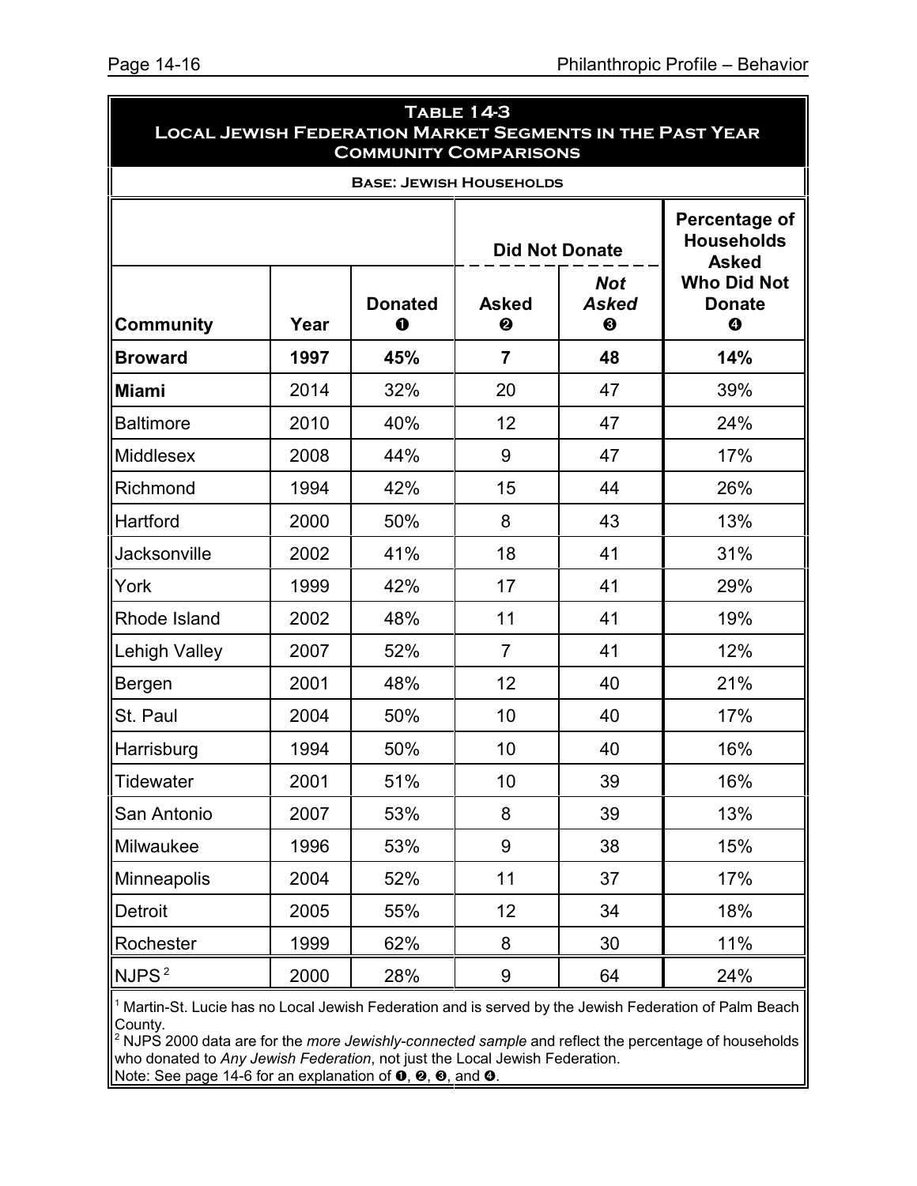## Table 14-3
## Local Jewish Federation Market Segments in the Past Year
## Community Comparisons

**Base: Jewish Households**

| Community | Year | Donated ❶ | Did Not Donate: Asked ❷ | Did Not Donate: *Not Asked* ❸ | Percentage of Households Asked Who Did Not Donate ❹ |
|---|---|---|---|---|---|
| **Broward** | **1997** | **45%** | **7** | **48** | **14%** |
| **Miami** | 2014 | 32% | 20 | 47 | 39% |
| Baltimore | 2010 | 40% | 12 | 47 | 24% |
| Middlesex | 2008 | 44% | 9 | 47 | 17% |
| Richmond | 1994 | 42% | 15 | 44 | 26% |
| Hartford | 2000 | 50% | 8 | 43 | 13% |
| Jacksonville | 2002 | 41% | 18 | 41 | 31% |
| York | 1999 | 42% | 17 | 41 | 29% |
| Rhode Island | 2002 | 48% | 11 | 41 | 19% |
| Lehigh Valley | 2007 | 52% | 7 | 41 | 12% |
| Bergen | 2001 | 48% | 12 | 40 | 21% |
| St. Paul | 2004 | 50% | 10 | 40 | 17% |
| Harrisburg | 1994 | 50% | 10 | 40 | 16% |
| Tidewater | 2001 | 51% | 10 | 39 | 16% |
| San Antonio | 2007 | 53% | 8 | 39 | 13% |
| Milwaukee | 1996 | 53% | 9 | 38 | 15% |
| Minneapolis | 2004 | 52% | 11 | 37 | 17% |
| Detroit | 2005 | 55% | 12 | 34 | 18% |
| Rochester | 1999 | 62% | 8 | 30 | 11% |
| NJPS [2] | 2000 | 28% | 9 | 64 | 24% |

[1] Martin-St. Lucie has no Local Jewish Federation and is served by the Jewish Federation of Palm Beach County.
[2] NJPS 2000 data are for the *more Jewishly-connected sample* and reflect the percentage of households who donated to *Any Jewish Federation*, not just the Local Jewish Federation.
Note: See page 14-6 for an explanation of ❶, ❷, ❸, and ❹.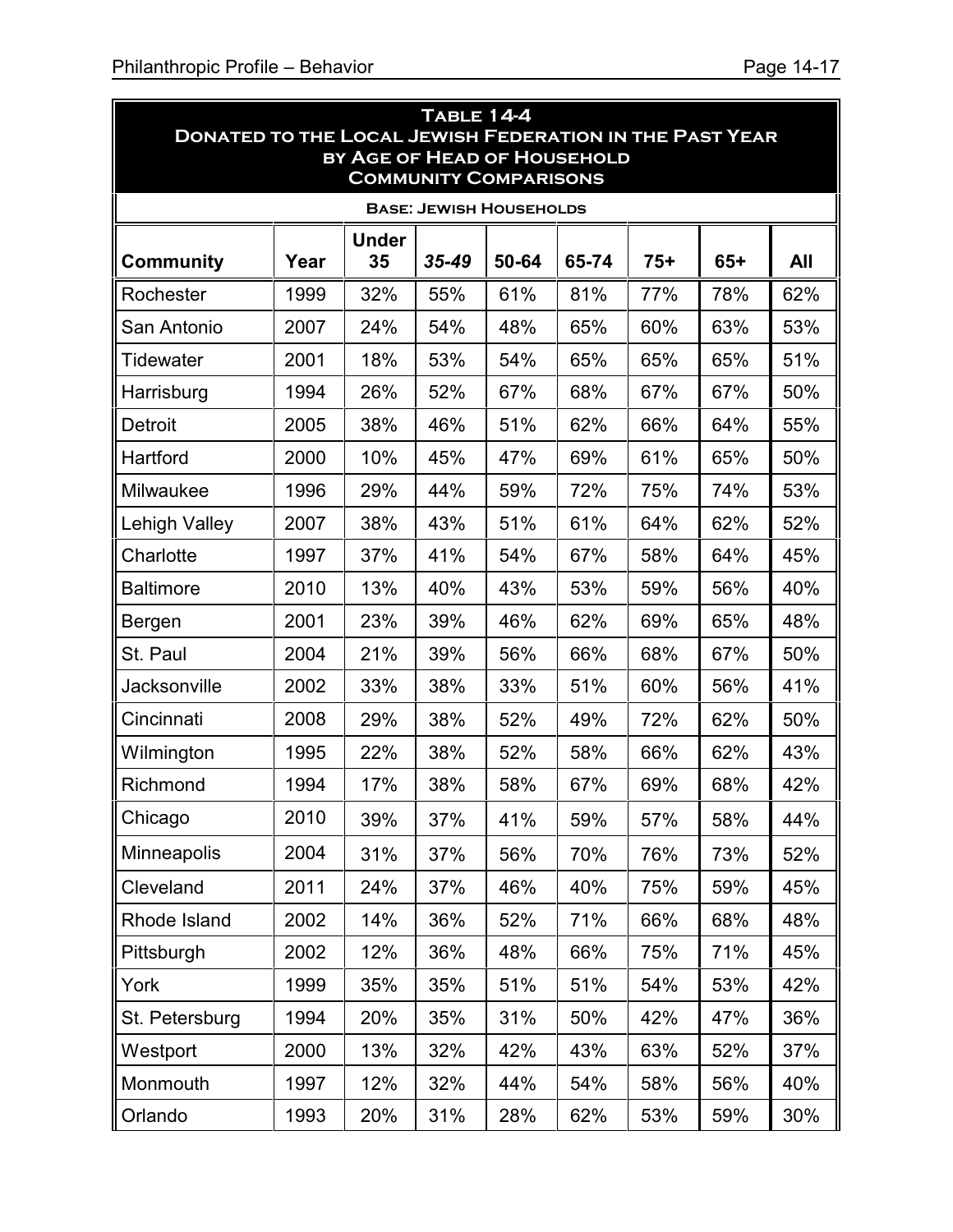## Table 14-4
## Donated to the Local Jewish Federation in the Past Year by Age of Head of Household
## Community Comparisons

**Base: Jewish Households**

| Community | Year | Under 35 | *35-49* | 50-64 | 65-74 | 75+ | 65+ | All |
|---|---|---|---|---|---|---|---|---|
| Rochester | 1999 | 32% | 55% | 61% | 81% | 77% | 78% | 62% |
| San Antonio | 2007 | 24% | 54% | 48% | 65% | 60% | 63% | 53% |
| Tidewater | 2001 | 18% | 53% | 54% | 65% | 65% | 65% | 51% |
| Harrisburg | 1994 | 26% | 52% | 67% | 68% | 67% | 67% | 50% |
| Detroit | 2005 | 38% | 46% | 51% | 62% | 66% | 64% | 55% |
| Hartford | 2000 | 10% | 45% | 47% | 69% | 61% | 65% | 50% |
| Milwaukee | 1996 | 29% | 44% | 59% | 72% | 75% | 74% | 53% |
| Lehigh Valley | 2007 | 38% | 43% | 51% | 61% | 64% | 62% | 52% |
| Charlotte | 1997 | 37% | 41% | 54% | 67% | 58% | 64% | 45% |
| Baltimore | 2010 | 13% | 40% | 43% | 53% | 59% | 56% | 40% |
| Bergen | 2001 | 23% | 39% | 46% | 62% | 69% | 65% | 48% |
| St. Paul | 2004 | 21% | 39% | 56% | 66% | 68% | 67% | 50% |
| Jacksonville | 2002 | 33% | 38% | 33% | 51% | 60% | 56% | 41% |
| Cincinnati | 2008 | 29% | 38% | 52% | 49% | 72% | 62% | 50% |
| Wilmington | 1995 | 22% | 38% | 52% | 58% | 66% | 62% | 43% |
| Richmond | 1994 | 17% | 38% | 58% | 67% | 69% | 68% | 42% |
| Chicago | 2010 | 39% | 37% | 41% | 59% | 57% | 58% | 44% |
| Minneapolis | 2004 | 31% | 37% | 56% | 70% | 76% | 73% | 52% |
| Cleveland | 2011 | 24% | 37% | 46% | 40% | 75% | 59% | 45% |
| Rhode Island | 2002 | 14% | 36% | 52% | 71% | 66% | 68% | 48% |
| Pittsburgh | 2002 | 12% | 36% | 48% | 66% | 75% | 71% | 45% |
| York | 1999 | 35% | 35% | 51% | 51% | 54% | 53% | 42% |
| St. Petersburg | 1994 | 20% | 35% | 31% | 50% | 42% | 47% | 36% |
| Westport | 2000 | 13% | 32% | 42% | 43% | 63% | 52% | 37% |
| Monmouth | 1997 | 12% | 32% | 44% | 54% | 58% | 56% | 40% |
| Orlando | 1993 | 20% | 31% | 28% | 62% | 53% | 59% | 30% |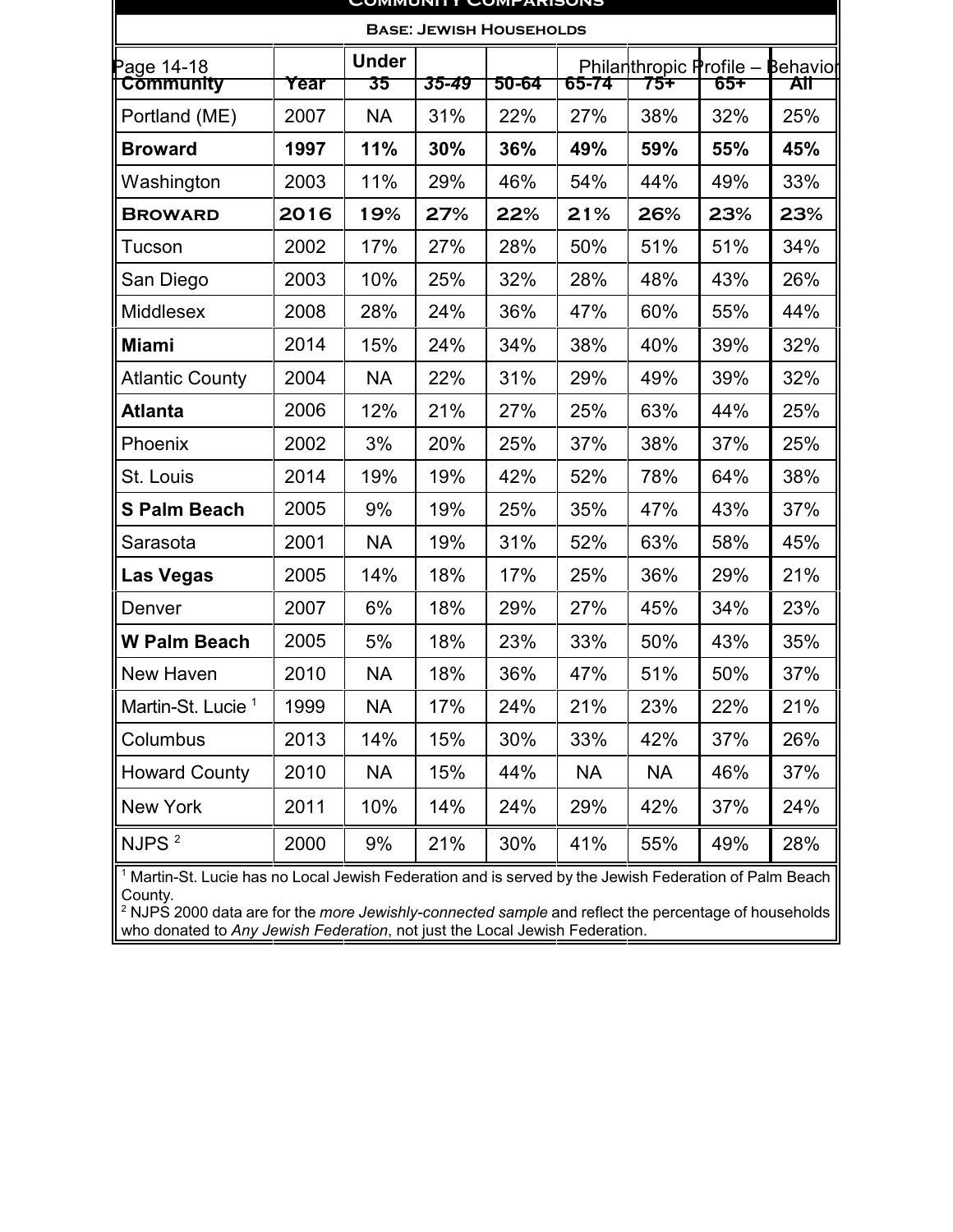## Community Comparisons

**Base: Jewish Households**

| Community | Year | Under 35 | 35-49 | 50-64 | 65-74 | 75+ | 65+ | All |
|---|---|---|---|---|---|---|---|---|
| Portland (ME) | 2007 | NA | 31% | 22% | 27% | 38% | 32% | 25% |
| **Broward** | **1997** | **11%** | **30%** | **36%** | **49%** | **59%** | **55%** | **45%** |
| Washington | 2003 | 11% | 29% | 46% | 54% | 44% | 49% | 33% |
| **BROWARD** | **2016** | **19%** | **27%** | **22%** | **21%** | **26%** | **23%** | **23%** |
| Tucson | 2002 | 17% | 27% | 28% | 50% | 51% | 51% | 34% |
| San Diego | 2003 | 10% | 25% | 32% | 28% | 48% | 43% | 26% |
| Middlesex | 2008 | 28% | 24% | 36% | 47% | 60% | 55% | 44% |
| **Miami** | 2014 | 15% | 24% | 34% | 38% | 40% | 39% | 32% |
| Atlantic County | 2004 | NA | 22% | 31% | 29% | 49% | 39% | 32% |
| **Atlanta** | 2006 | 12% | 21% | 27% | 25% | 63% | 44% | 25% |
| Phoenix | 2002 | 3% | 20% | 25% | 37% | 38% | 37% | 25% |
| St. Louis | 2014 | 19% | 19% | 42% | 52% | 78% | 64% | 38% |
| **S Palm Beach** | 2005 | 9% | 19% | 25% | 35% | 47% | 43% | 37% |
| Sarasota | 2001 | NA | 19% | 31% | 52% | 63% | 58% | 45% |
| **Las Vegas** | 2005 | 14% | 18% | 17% | 25% | 36% | 29% | 21% |
| Denver | 2007 | 6% | 18% | 29% | 27% | 45% | 34% | 23% |
| **W Palm Beach** | 2005 | 5% | 18% | 23% | 33% | 50% | 43% | 35% |
| New Haven | 2010 | NA | 18% | 36% | 47% | 51% | 50% | 37% |
| Martin-St. Lucie [1] | 1999 | NA | 17% | 24% | 21% | 23% | 22% | 21% |
| Columbus | 2013 | 14% | 15% | 30% | 33% | 42% | 37% | 26% |
| Howard County | 2010 | NA | 15% | 44% | NA | NA | 46% | 37% |
| New York | 2011 | 10% | 14% | 24% | 29% | 42% | 37% | 24% |
| NJPS [2] | 2000 | 9% | 21% | 30% | 41% | 55% | 49% | 28% |

[1] Martin-St. Lucie has no Local Jewish Federation and is served by the Jewish Federation of Palm Beach County.
[2] NJPS 2000 data are for the *more Jewishly-connected sample* and reflect the percentage of households who donated to *Any Jewish Federation*, not just the Local Jewish Federation.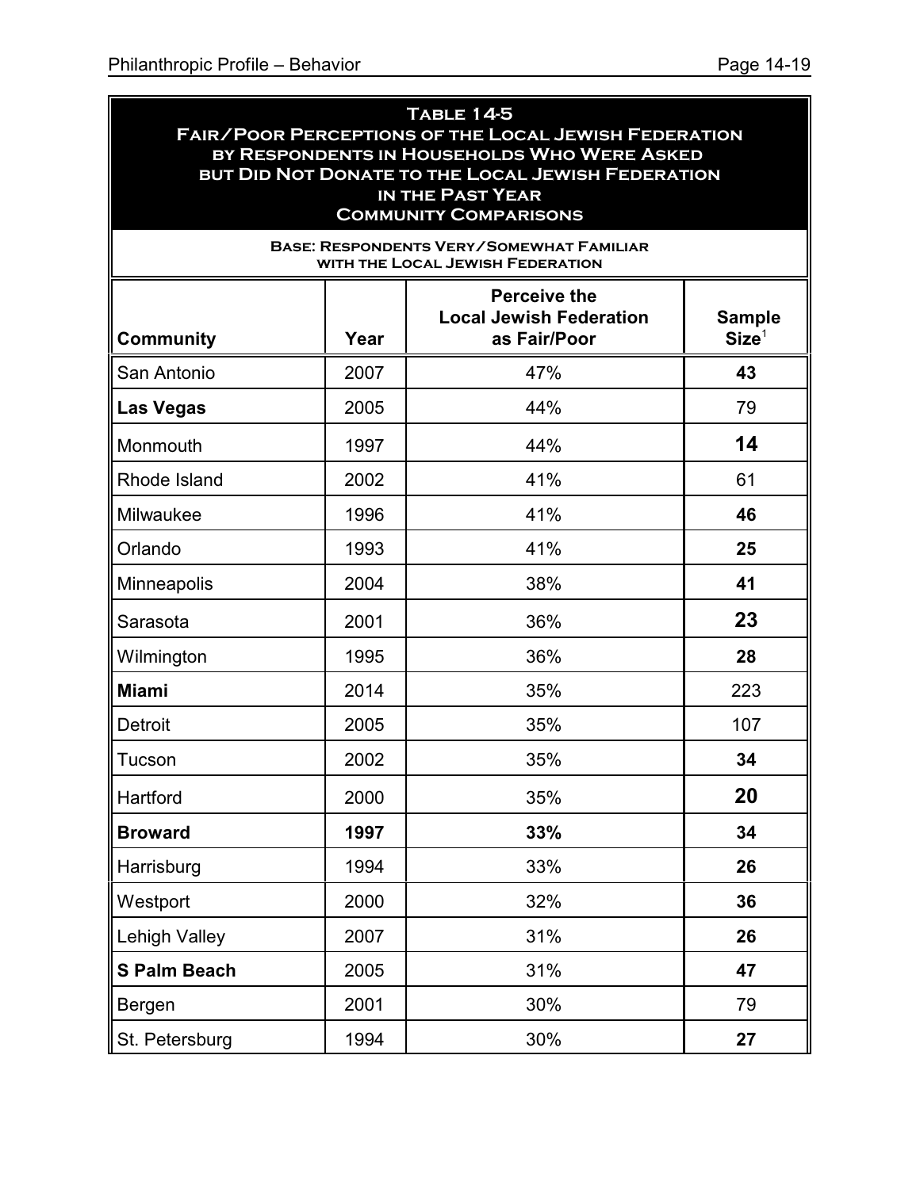**Table 14-5**
**Fair/Poor Perceptions of the Local Jewish Federation by Respondents in Households Who Were Asked but Did Not Donate to the Local Jewish Federation in the Past Year**
**Community Comparisons**

**Base: Respondents Very/Somewhat Familiar with the Local Jewish Federation**

| Community | Year | Perceive the Local Jewish Federation as Fair/Poor | Sample Size[1] |
|---|---|---|---|
| San Antonio | 2007 | 47% | **43** |
| **Las Vegas** | 2005 | 44% | 79 |
| Monmouth | 1997 | 44% | **14** |
| Rhode Island | 2002 | 41% | 61 |
| Milwaukee | 1996 | 41% | **46** |
| Orlando | 1993 | 41% | **25** |
| Minneapolis | 2004 | 38% | **41** |
| Sarasota | 2001 | 36% | **23** |
| Wilmington | 1995 | 36% | **28** |
| **Miami** | 2014 | 35% | 223 |
| Detroit | 2005 | 35% | 107 |
| Tucson | 2002 | 35% | **34** |
| Hartford | 2000 | 35% | **20** |
| **Broward** | **1997** | **33%** | **34** |
| Harrisburg | 1994 | 33% | **26** |
| Westport | 2000 | 32% | **36** |
| Lehigh Valley | 2007 | 31% | **26** |
| **S Palm Beach** | 2005 | 31% | **47** |
| Bergen | 2001 | 30% | 79 |
| St. Petersburg | 1994 | 30% | **27** |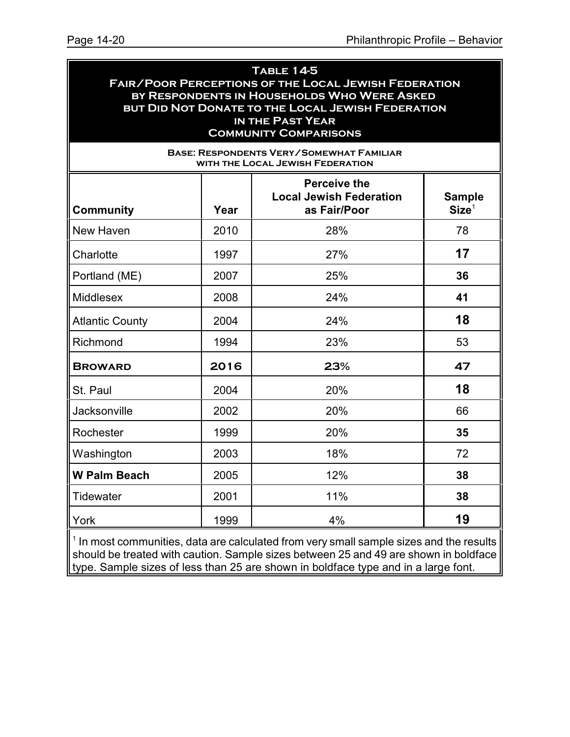**Table 14-5**
**Fair/Poor Perceptions of the Local Jewish Federation by Respondents in Households Who Were Asked but Did Not Donate to the Local Jewish Federation in the Past Year**
**Community Comparisons**

**Base: Respondents Very/Somewhat Familiar with the Local Jewish Federation**

| Community | Year | Perceive the Local Jewish Federation as Fair/Poor | Sample Size[1] |
|---|---|---|---|
| New Haven | 2010 | 28% | 78 |
| Charlotte | 1997 | 27% | **17** |
| Portland (ME) | 2007 | 25% | **36** |
| Middlesex | 2008 | 24% | **41** |
| Atlantic County | 2004 | 24% | **18** |
| Richmond | 1994 | 23% | 53 |
| **Broward** | **2016** | **23%** | **47** |
| St. Paul | 2004 | 20% | **18** |
| Jacksonville | 2002 | 20% | 66 |
| Rochester | 1999 | 20% | **35** |
| Washington | 2003 | 18% | 72 |
| **W Palm Beach** | 2005 | 12% | **38** |
| Tidewater | 2001 | 11% | **38** |
| York | 1999 | 4% | **19** |

[1] In most communities, data are calculated from very small sample sizes and the results should be treated with caution. Sample sizes between 25 and 49 are shown in boldface type. Sample sizes of less than 25 are shown in boldface type and in a large font.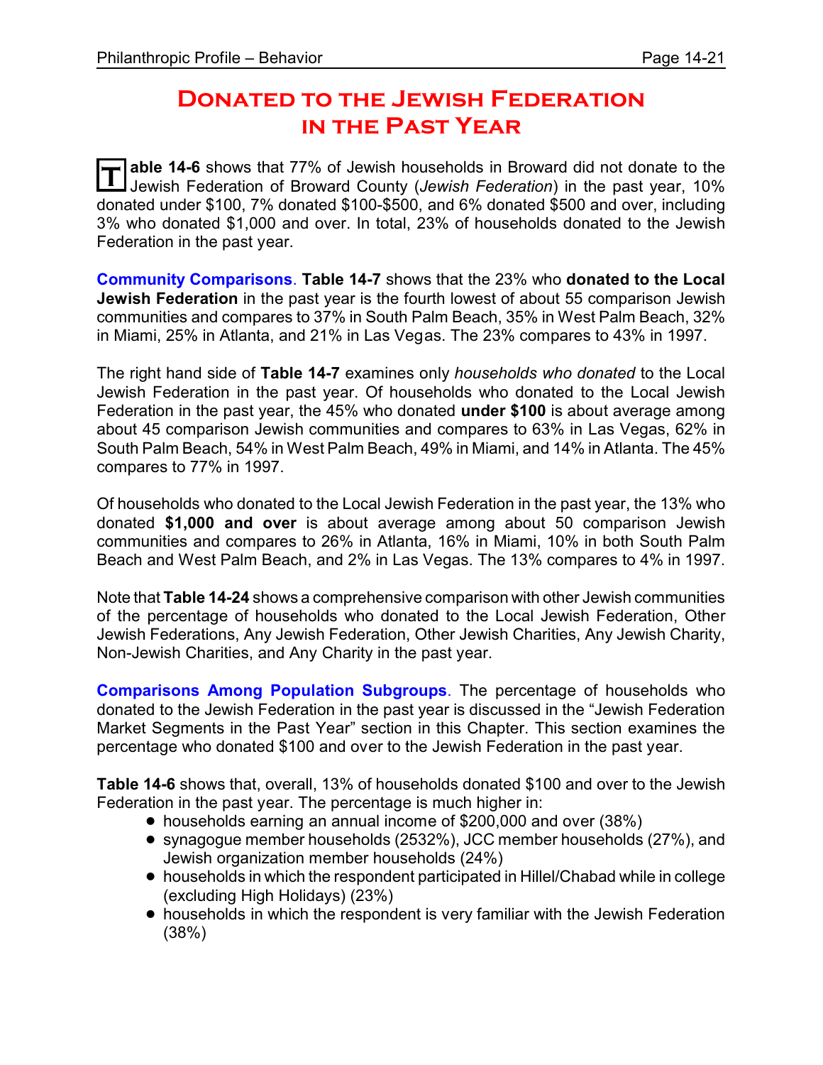# Donated to the Jewish Federation in the Past Year

**Table 14-6** shows that 77% of Jewish households in Broward did not donate to the Jewish Federation of Broward County (*Jewish Federation*) in the past year, 10% donated under $100, 7% donated $100-$500, and 6% donated $500 and over, including 3% who donated $1,000 and over. In total, 23% of households donated to the Jewish Federation in the past year.

**Community Comparisons**. **Table 14-7** shows that the 23% who **donated to the Local Jewish Federation** in the past year is the fourth lowest of about 55 comparison Jewish communities and compares to 37% in South Palm Beach, 35% in West Palm Beach, 32% in Miami, 25% in Atlanta, and 21% in Las Vegas. The 23% compares to 43% in 1997.

The right hand side of **Table 14-7** examines only *households who donated* to the Local Jewish Federation in the past year. Of households who donated to the Local Jewish Federation in the past year, the 45% who donated **under $100** is about average among about 45 comparison Jewish communities and compares to 63% in Las Vegas, 62% in South Palm Beach, 54% in West Palm Beach, 49% in Miami, and 14% in Atlanta. The 45% compares to 77% in 1997.

Of households who donated to the Local Jewish Federation in the past year, the 13% who donated **$1,000 and over** is about average among about 50 comparison Jewish communities and compares to 26% in Atlanta, 16% in Miami, 10% in both South Palm Beach and West Palm Beach, and 2% in Las Vegas. The 13% compares to 4% in 1997.

Note that **Table 14-24** shows a comprehensive comparison with other Jewish communities of the percentage of households who donated to the Local Jewish Federation, Other Jewish Federations, Any Jewish Federation, Other Jewish Charities, Any Jewish Charity, Non-Jewish Charities, and Any Charity in the past year.

**Comparisons Among Population Subgroups**. The percentage of households who donated to the Jewish Federation in the past year is discussed in the "Jewish Federation Market Segments in the Past Year" section in this Chapter. This section examines the percentage who donated $100 and over to the Jewish Federation in the past year.

**Table 14-6** shows that, overall, 13% of households donated $100 and over to the Jewish Federation in the past year. The percentage is much higher in:

- households earning an annual income of $200,000 and over (38%)
- synagogue member households (2532%), JCC member households (27%), and Jewish organization member households (24%)
- households in which the respondent participated in Hillel/Chabad while in college (excluding High Holidays) (23%)
- households in which the respondent is very familiar with the Jewish Federation (38%)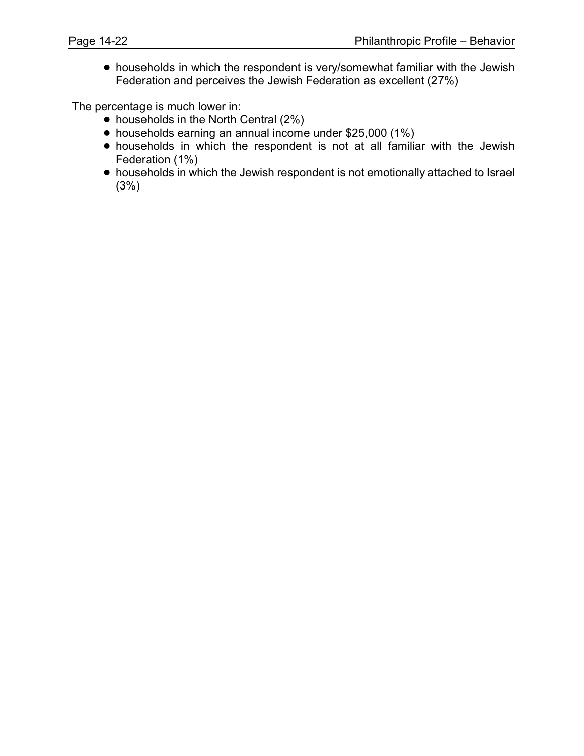- households in which the respondent is very/somewhat familiar with the Jewish Federation and perceives the Jewish Federation as excellent (27%)

The percentage is much lower in:

- households in the North Central (2%)
- households earning an annual income under $25,000 (1%)
- households in which the respondent is not at all familiar with the Jewish Federation (1%)
- households in which the Jewish respondent is not emotionally attached to Israel (3%)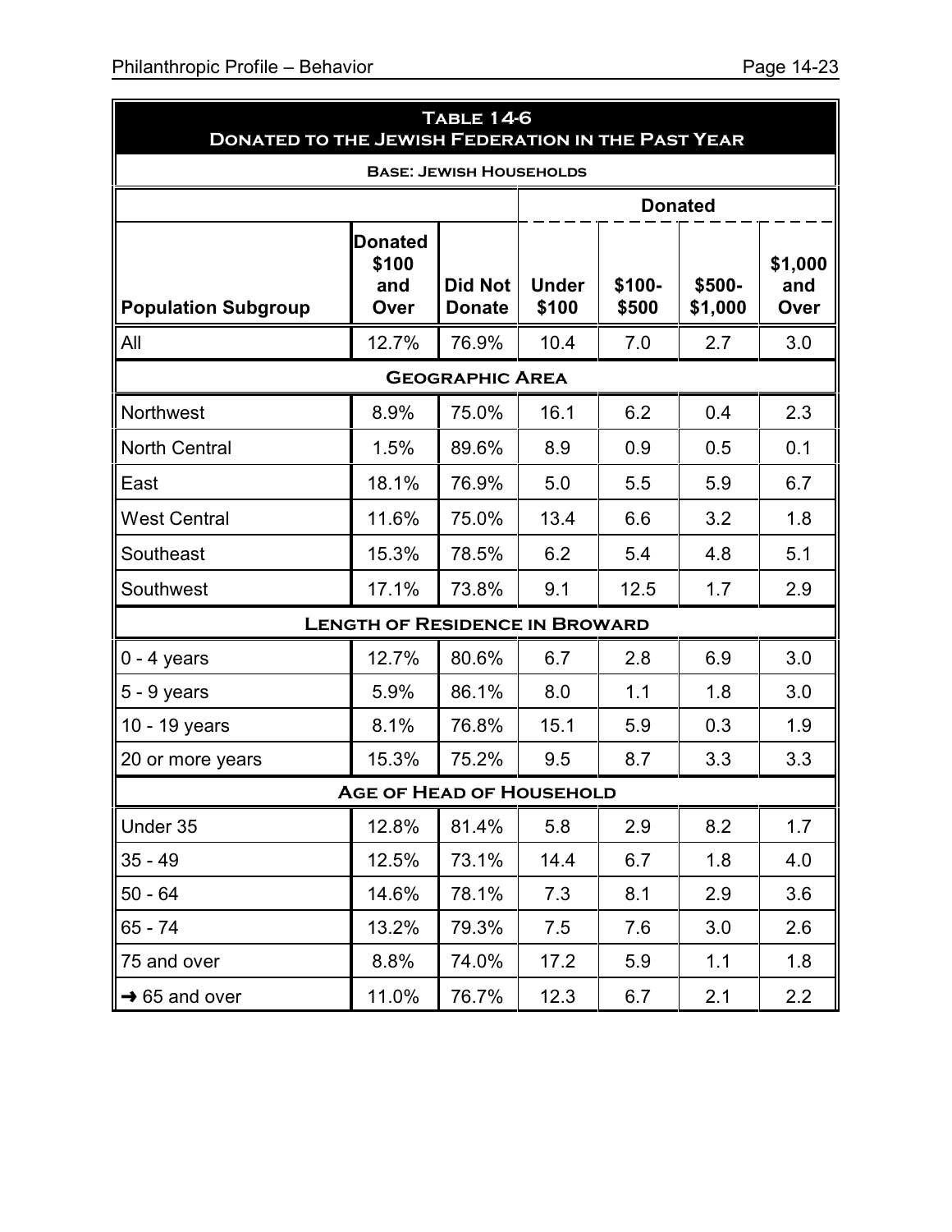## Table 14-6
## Donated to the Jewish Federation in the Past Year

Base: Jewish Households

| Population Subgroup | Donated $100 and Over | Did Not Donate | Donated: Under $100 | Donated: $100-$500 | Donated: $500-$1,000 | Donated: $1,000 and Over |
|---|---|---|---|---|---|---|
| All | 12.7% | 76.9% | 10.4 | 7.0 | 2.7 | 3.0 |
| **Geographic Area** | | | | | | |
| Northwest | 8.9% | 75.0% | 16.1 | 6.2 | 0.4 | 2.3 |
| North Central | 1.5% | 89.6% | 8.9 | 0.9 | 0.5 | 0.1 |
| East | 18.1% | 76.9% | 5.0 | 5.5 | 5.9 | 6.7 |
| West Central | 11.6% | 75.0% | 13.4 | 6.6 | 3.2 | 1.8 |
| Southeast | 15.3% | 78.5% | 6.2 | 5.4 | 4.8 | 5.1 |
| Southwest | 17.1% | 73.8% | 9.1 | 12.5 | 1.7 | 2.9 |
| **Length of Residence in Broward** | | | | | | |
| 0 - 4 years | 12.7% | 80.6% | 6.7 | 2.8 | 6.9 | 3.0 |
| 5 - 9 years | 5.9% | 86.1% | 8.0 | 1.1 | 1.8 | 3.0 |
| 10 - 19 years | 8.1% | 76.8% | 15.1 | 5.9 | 0.3 | 1.9 |
| 20 or more years | 15.3% | 75.2% | 9.5 | 8.7 | 3.3 | 3.3 |
| **Age of Head of Household** | | | | | | |
| Under 35 | 12.8% | 81.4% | 5.8 | 2.9 | 8.2 | 1.7 |
| 35 - 49 | 12.5% | 73.1% | 14.4 | 6.7 | 1.8 | 4.0 |
| 50 - 64 | 14.6% | 78.1% | 7.3 | 8.1 | 2.9 | 3.6 |
| 65 - 74 | 13.2% | 79.3% | 7.5 | 7.6 | 3.0 | 2.6 |
| 75 and over | 8.8% | 74.0% | 17.2 | 5.9 | 1.1 | 1.8 |
| → 65 and over | 11.0% | 76.7% | 12.3 | 6.7 | 2.1 | 2.2 |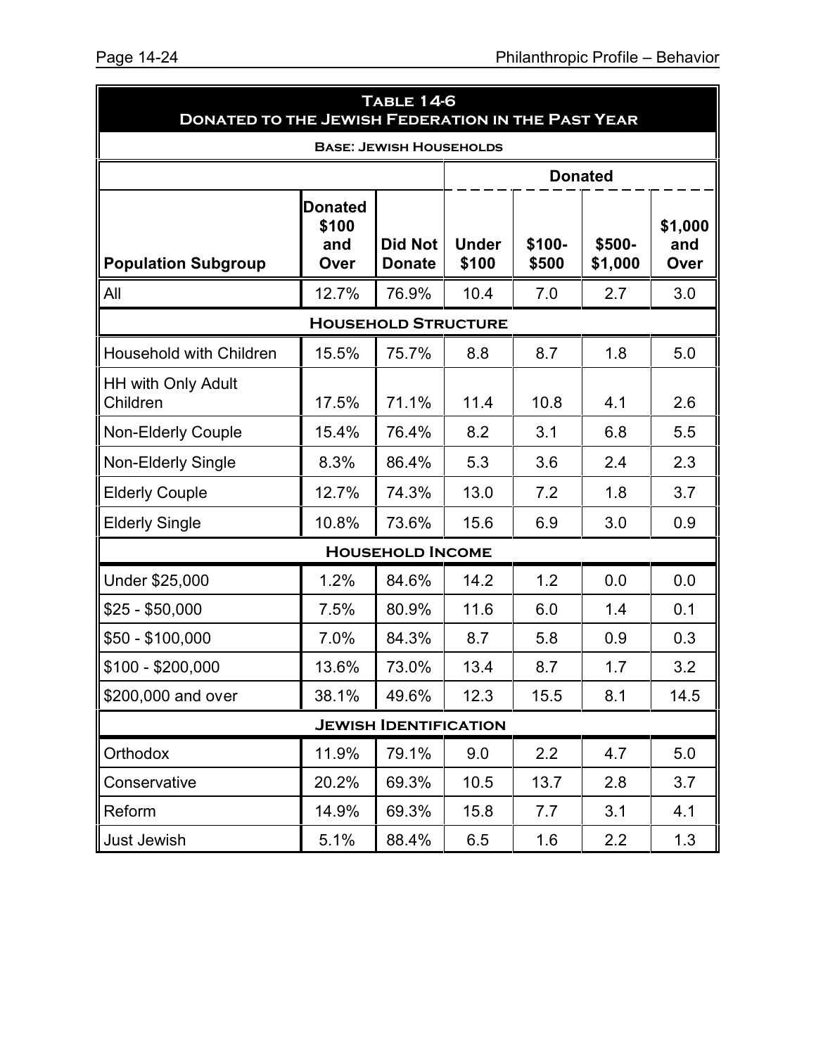## Table 14-6 Donated to the Jewish Federation in the Past Year

**Base: Jewish Households**

| Population Subgroup | Donated $100 and Over | Did Not Donate | Donated Under $100 | Donated $100-$500 | Donated $500-$1,000 | Donated $1,000 and Over |
|---|---|---|---|---|---|---|
| All | 12.7% | 76.9% | 10.4 | 7.0 | 2.7 | 3.0 |
| **Household Structure** | | | | | | |
| Household with Children | 15.5% | 75.7% | 8.8 | 8.7 | 1.8 | 5.0 |
| HH with Only Adult Children | 17.5% | 71.1% | 11.4 | 10.8 | 4.1 | 2.6 |
| Non-Elderly Couple | 15.4% | 76.4% | 8.2 | 3.1 | 6.8 | 5.5 |
| Non-Elderly Single | 8.3% | 86.4% | 5.3 | 3.6 | 2.4 | 2.3 |
| Elderly Couple | 12.7% | 74.3% | 13.0 | 7.2 | 1.8 | 3.7 |
| Elderly Single | 10.8% | 73.6% | 15.6 | 6.9 | 3.0 | 0.9 |
| **Household Income** | | | | | | |
| Under $25,000 | 1.2% | 84.6% | 14.2 | 1.2 | 0.0 | 0.0 |
| $25 - $50,000 | 7.5% | 80.9% | 11.6 | 6.0 | 1.4 | 0.1 |
| $50 - $100,000 | 7.0% | 84.3% | 8.7 | 5.8 | 0.9 | 0.3 |
| $100 - $200,000 | 13.6% | 73.0% | 13.4 | 8.7 | 1.7 | 3.2 |
| $200,000 and over | 38.1% | 49.6% | 12.3 | 15.5 | 8.1 | 14.5 |
| **Jewish Identification** | | | | | | |
| Orthodox | 11.9% | 79.1% | 9.0 | 2.2 | 4.7 | 5.0 |
| Conservative | 20.2% | 69.3% | 10.5 | 13.7 | 2.8 | 3.7 |
| Reform | 14.9% | 69.3% | 15.8 | 7.7 | 3.1 | 4.1 |
| Just Jewish | 5.1% | 88.4% | 6.5 | 1.6 | 2.2 | 1.3 |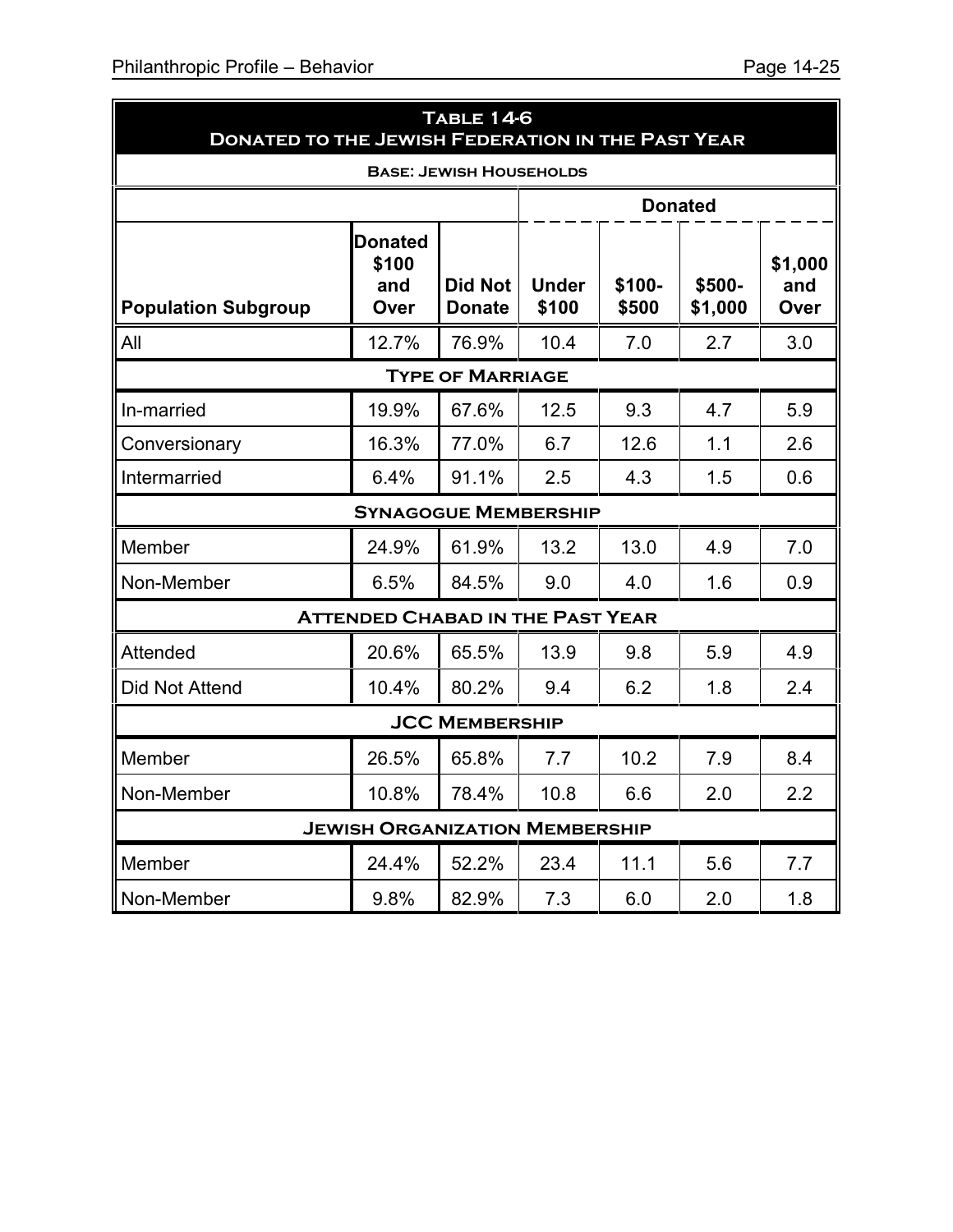**Table 14-6**
**Donated to the Jewish Federation in the Past Year**

**Base: Jewish Households**

| | | | Donated | | | |
|---|---|---|---|---|---|---|
| **Population Subgroup** | **Donated $100 and Over** | **Did Not Donate** | **Under $100** | **$100-$500** | **$500-$1,000** | **$1,000 and Over** |
| All | 12.7% | 76.9% | 10.4 | 7.0 | 2.7 | 3.0 |
| **Type of Marriage** | | | | | | |
| In-married | 19.9% | 67.6% | 12.5 | 9.3 | 4.7 | 5.9 |
| Conversionary | 16.3% | 77.0% | 6.7 | 12.6 | 1.1 | 2.6 |
| Intermarried | 6.4% | 91.1% | 2.5 | 4.3 | 1.5 | 0.6 |
| **Synagogue Membership** | | | | | | |
| Member | 24.9% | 61.9% | 13.2 | 13.0 | 4.9 | 7.0 |
| Non-Member | 6.5% | 84.5% | 9.0 | 4.0 | 1.6 | 0.9 |
| **Attended Chabad in the Past Year** | | | | | | |
| Attended | 20.6% | 65.5% | 13.9 | 9.8 | 5.9 | 4.9 |
| Did Not Attend | 10.4% | 80.2% | 9.4 | 6.2 | 1.8 | 2.4 |
| **JCC Membership** | | | | | | |
| Member | 26.5% | 65.8% | 7.7 | 10.2 | 7.9 | 8.4 |
| Non-Member | 10.8% | 78.4% | 10.8 | 6.6 | 2.0 | 2.2 |
| **Jewish Organization Membership** | | | | | | |
| Member | 24.4% | 52.2% | 23.4 | 11.1 | 5.6 | 7.7 |
| Non-Member | 9.8% | 82.9% | 7.3 | 6.0 | 2.0 | 1.8 |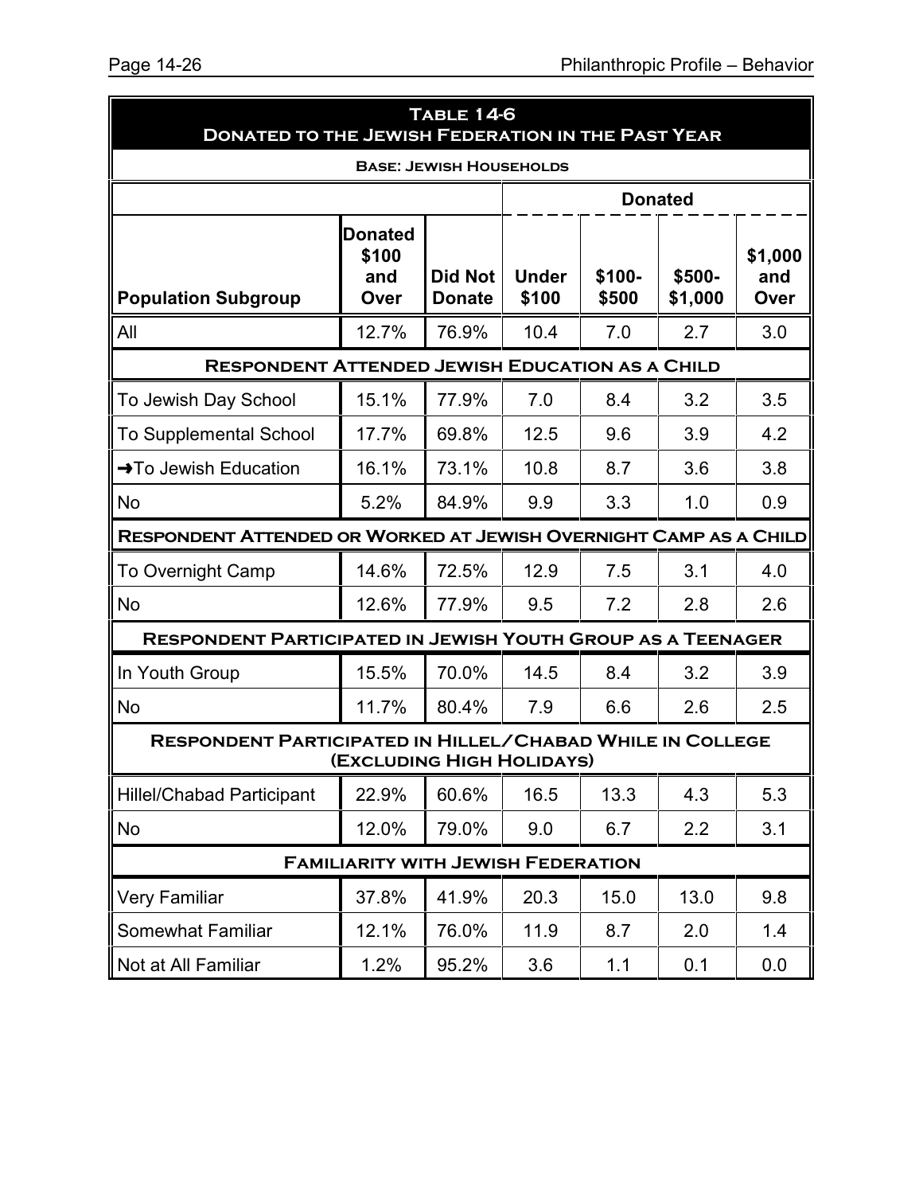## Table 14-6
## Donated to the Jewish Federation in the Past Year

**Base: Jewish Households**

| | | | Donated | | | |
|---|---|---|---|---|---|---|
| **Population Subgroup** | **Donated $100 and Over** | **Did Not Donate** | **Under $100** | **$100-$500** | **$500-$1,000** | **$1,000 and Over** |
| All | 12.7% | 76.9% | 10.4 | 7.0 | 2.7 | 3.0 |
| **Respondent Attended Jewish Education as a Child** | | | | | | |
| To Jewish Day School | 15.1% | 77.9% | 7.0 | 8.4 | 3.2 | 3.5 |
| To Supplemental School | 17.7% | 69.8% | 12.5 | 9.6 | 3.9 | 4.2 |
| ➜To Jewish Education | 16.1% | 73.1% | 10.8 | 8.7 | 3.6 | 3.8 |
| No | 5.2% | 84.9% | 9.9 | 3.3 | 1.0 | 0.9 |
| **Respondent Attended or Worked at Jewish Overnight Camp as a Child** | | | | | | |
| To Overnight Camp | 14.6% | 72.5% | 12.9 | 7.5 | 3.1 | 4.0 |
| No | 12.6% | 77.9% | 9.5 | 7.2 | 2.8 | 2.6 |
| **Respondent Participated in Jewish Youth Group as a Teenager** | | | | | | |
| In Youth Group | 15.5% | 70.0% | 14.5 | 8.4 | 3.2 | 3.9 |
| No | 11.7% | 80.4% | 7.9 | 6.6 | 2.6 | 2.5 |
| **Respondent Participated in Hillel/Chabad While in College (Excluding High Holidays)** | | | | | | |
| Hillel/Chabad Participant | 22.9% | 60.6% | 16.5 | 13.3 | 4.3 | 5.3 |
| No | 12.0% | 79.0% | 9.0 | 6.7 | 2.2 | 3.1 |
| **Familiarity with Jewish Federation** | | | | | | |
| Very Familiar | 37.8% | 41.9% | 20.3 | 15.0 | 13.0 | 9.8 |
| Somewhat Familiar | 12.1% | 76.0% | 11.9 | 8.7 | 2.0 | 1.4 |
| Not at All Familiar | 1.2% | 95.2% | 3.6 | 1.1 | 0.1 | 0.0 |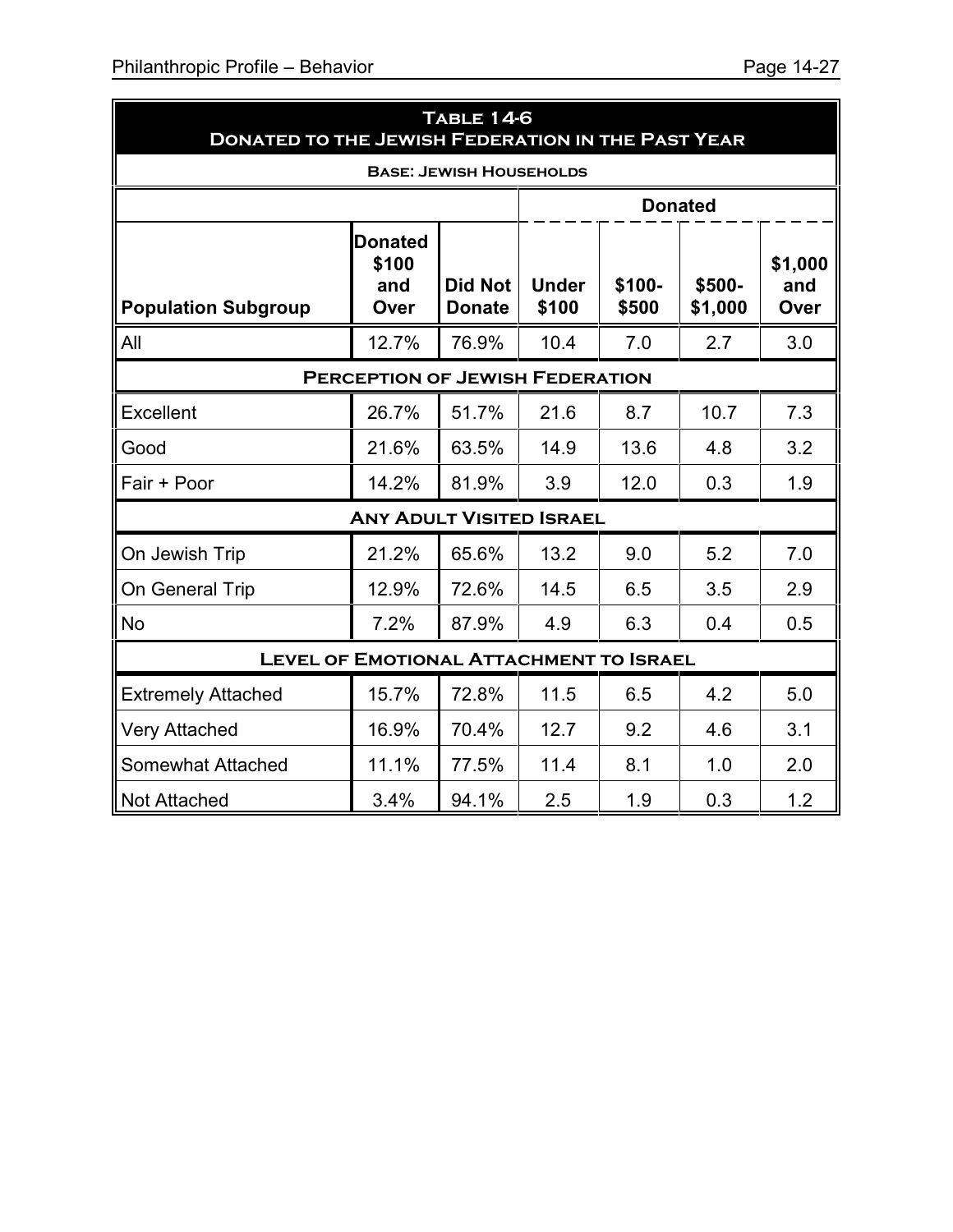**Table 14-6**
**Donated to the Jewish Federation in the Past Year**

**Base: Jewish Households**

| Population Subgroup | Donated $100 and Over | Did Not Donate | Donated: Under $100 | Donated: $100-$500 | Donated: $500-$1,000 | Donated: $1,000 and Over |
|---|---|---|---|---|---|---|
| All | 12.7% | 76.9% | 10.4 | 7.0 | 2.7 | 3.0 |
| **Perception of Jewish Federation** | | | | | | |
| Excellent | 26.7% | 51.7% | 21.6 | 8.7 | 10.7 | 7.3 |
| Good | 21.6% | 63.5% | 14.9 | 13.6 | 4.8 | 3.2 |
| Fair + Poor | 14.2% | 81.9% | 3.9 | 12.0 | 0.3 | 1.9 |
| **Any Adult Visited Israel** | | | | | | |
| On Jewish Trip | 21.2% | 65.6% | 13.2 | 9.0 | 5.2 | 7.0 |
| On General Trip | 12.9% | 72.6% | 14.5 | 6.5 | 3.5 | 2.9 |
| No | 7.2% | 87.9% | 4.9 | 6.3 | 0.4 | 0.5 |
| **Level of Emotional Attachment to Israel** | | | | | | |
| Extremely Attached | 15.7% | 72.8% | 11.5 | 6.5 | 4.2 | 5.0 |
| Very Attached | 16.9% | 70.4% | 12.7 | 9.2 | 4.6 | 3.1 |
| Somewhat Attached | 11.1% | 77.5% | 11.4 | 8.1 | 1.0 | 2.0 |
| Not Attached | 3.4% | 94.1% | 2.5 | 1.9 | 0.3 | 1.2 |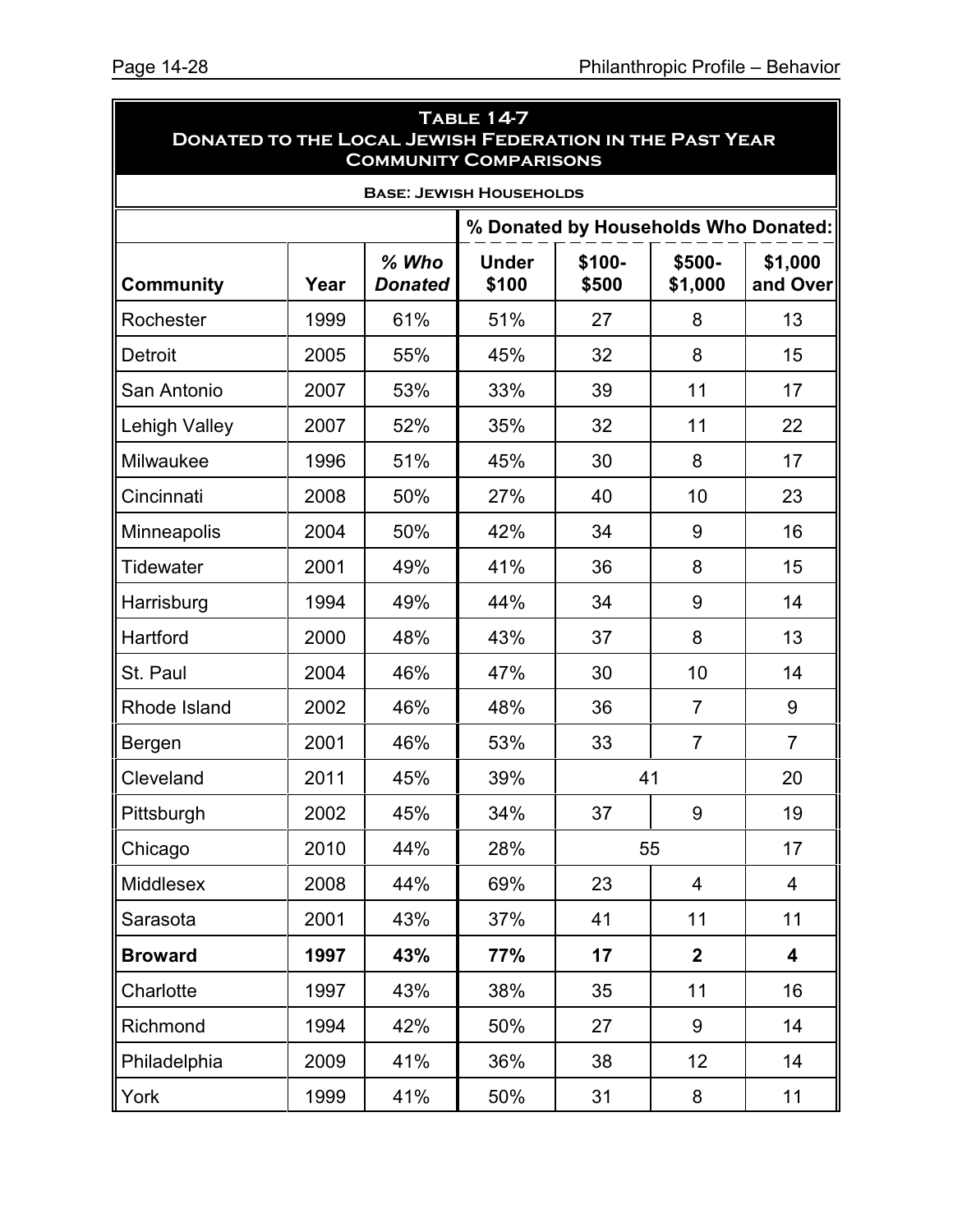**Table 14-7**
**Donated to the Local Jewish Federation in the Past Year**
**Community Comparisons**

**Base: Jewish Households**

| | | | % Donated by Households Who Donated: | | | |
|---|---|---|---|---|---|---|
| **Community** | **Year** | ***% Who Donated*** | **Under $100** | **$100-$500** | **$500-$1,000** | **$1,000 and Over** |
| Rochester | 1999 | 61% | 51% | 27 | 8 | 13 |
| Detroit | 2005 | 55% | 45% | 32 | 8 | 15 |
| San Antonio | 2007 | 53% | 33% | 39 | 11 | 17 |
| Lehigh Valley | 2007 | 52% | 35% | 32 | 11 | 22 |
| Milwaukee | 1996 | 51% | 45% | 30 | 8 | 17 |
| Cincinnati | 2008 | 50% | 27% | 40 | 10 | 23 |
| Minneapolis | 2004 | 50% | 42% | 34 | 9 | 16 |
| Tidewater | 2001 | 49% | 41% | 36 | 8 | 15 |
| Harrisburg | 1994 | 49% | 44% | 34 | 9 | 14 |
| Hartford | 2000 | 48% | 43% | 37 | 8 | 13 |
| St. Paul | 2004 | 46% | 47% | 30 | 10 | 14 |
| Rhode Island | 2002 | 46% | 48% | 36 | 7 | 9 |
| Bergen | 2001 | 46% | 53% | 33 | 7 | 7 |
| Cleveland | 2011 | 45% | 39% | 41 | | 20 |
| Pittsburgh | 2002 | 45% | 34% | 37 | 9 | 19 |
| Chicago | 2010 | 44% | 28% | 55 | | 17 |
| Middlesex | 2008 | 44% | 69% | 23 | 4 | 4 |
| Sarasota | 2001 | 43% | 37% | 41 | 11 | 11 |
| **Broward** | **1997** | **43%** | **77%** | **17** | **2** | **4** |
| Charlotte | 1997 | 43% | 38% | 35 | 11 | 16 |
| Richmond | 1994 | 42% | 50% | 27 | 9 | 14 |
| Philadelphia | 2009 | 41% | 36% | 38 | 12 | 14 |
| York | 1999 | 41% | 50% | 31 | 8 | 11 |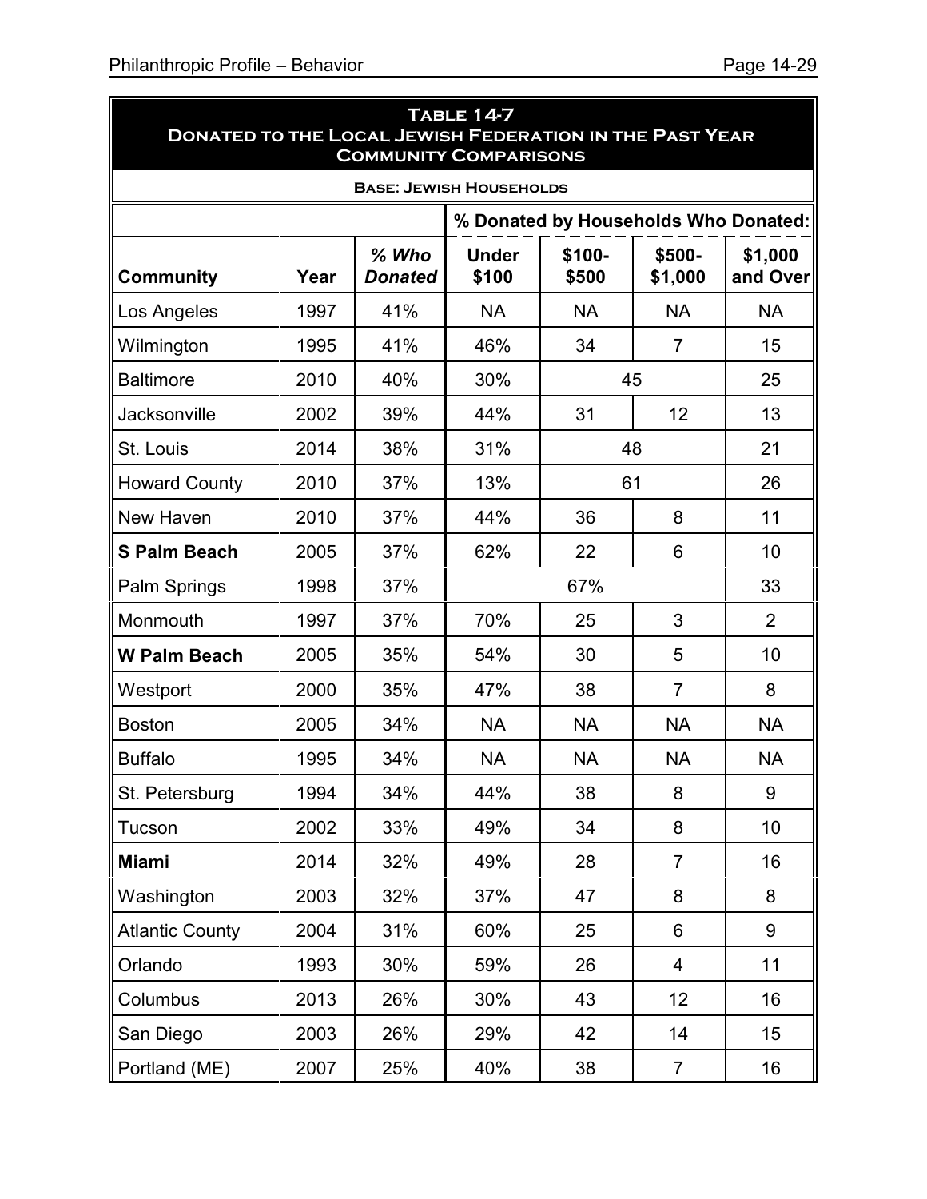**Table 14-7**
**Donated to the Local Jewish Federation in the Past Year**
**Community Comparisons**

**Base: Jewish Households**

| | | | % Donated by Households Who Donated: | | | |
|---|---|---|---|---|---|---|
| **Community** | **Year** | ***% Who Donated*** | **Under $100** | **$100-$500** | **$500-$1,000** | **$1,000 and Over** |
| Los Angeles | 1997 | 41% | NA | NA | NA | NA |
| Wilmington | 1995 | 41% | 46% | 34 | 7 | 15 |
| Baltimore | 2010 | 40% | 30% | 45 | | 25 |
| Jacksonville | 2002 | 39% | 44% | 31 | 12 | 13 |
| St. Louis | 2014 | 38% | 31% | 48 | | 21 |
| Howard County | 2010 | 37% | 13% | 61 | | 26 |
| New Haven | 2010 | 37% | 44% | 36 | 8 | 11 |
| **S Palm Beach** | 2005 | 37% | 62% | 22 | 6 | 10 |
| Palm Springs | 1998 | 37% | 67% | | | 33 |
| Monmouth | 1997 | 37% | 70% | 25 | 3 | 2 |
| **W Palm Beach** | 2005 | 35% | 54% | 30 | 5 | 10 |
| Westport | 2000 | 35% | 47% | 38 | 7 | 8 |
| Boston | 2005 | 34% | NA | NA | NA | NA |
| Buffalo | 1995 | 34% | NA | NA | NA | NA |
| St. Petersburg | 1994 | 34% | 44% | 38 | 8 | 9 |
| Tucson | 2002 | 33% | 49% | 34 | 8 | 10 |
| **Miami** | 2014 | 32% | 49% | 28 | 7 | 16 |
| Washington | 2003 | 32% | 37% | 47 | 8 | 8 |
| Atlantic County | 2004 | 31% | 60% | 25 | 6 | 9 |
| Orlando | 1993 | 30% | 59% | 26 | 4 | 11 |
| Columbus | 2013 | 26% | 30% | 43 | 12 | 16 |
| San Diego | 2003 | 26% | 29% | 42 | 14 | 15 |
| Portland (ME) | 2007 | 25% | 40% | 38 | 7 | 16 |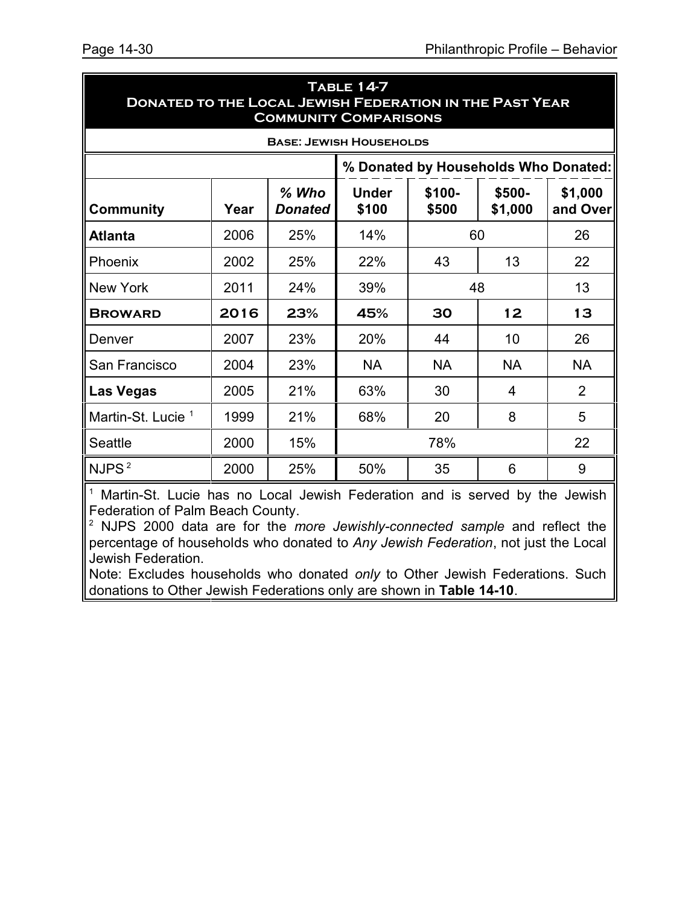**Table 14-7**
**Donated to the Local Jewish Federation in the Past Year**
**Community Comparisons**

**Base: Jewish Households**

| | | | % Donated by Households Who Donated: | | | |
|---|---|---|---|---|---|---|
| **Community** | **Year** | ***% Who Donated*** | **Under $100** | **$100-$500** | **$500-$1,000** | **$1,000 and Over** |
| **Atlanta** | 2006 | 25% | 14% | 60 | | 26 |
| Phoenix | 2002 | 25% | 22% | 43 | 13 | 22 |
| New York | 2011 | 24% | 39% | 48 | | 13 |
| **BROWARD** | **2016** | **23%** | **45%** | **30** | **12** | **13** |
| Denver | 2007 | 23% | 20% | 44 | 10 | 26 |
| San Francisco | 2004 | 23% | NA | NA | NA | NA |
| **Las Vegas** | 2005 | 21% | 63% | 30 | 4 | 2 |
| Martin-St. Lucie [1] | 1999 | 21% | 68% | 20 | 8 | 5 |
| Seattle | 2000 | 15% | 78% | | | 22 |
| NJPS [2] | 2000 | 25% | 50% | 35 | 6 | 9 |

[1] Martin-St. Lucie has no Local Jewish Federation and is served by the Jewish Federation of Palm Beach County.

[2] NJPS 2000 data are for the *more Jewishly-connected sample* and reflect the percentage of households who donated to *Any Jewish Federation*, not just the Local Jewish Federation.

Note: Excludes households who donated *only* to Other Jewish Federations. Such donations to Other Jewish Federations only are shown in **Table 14-10**.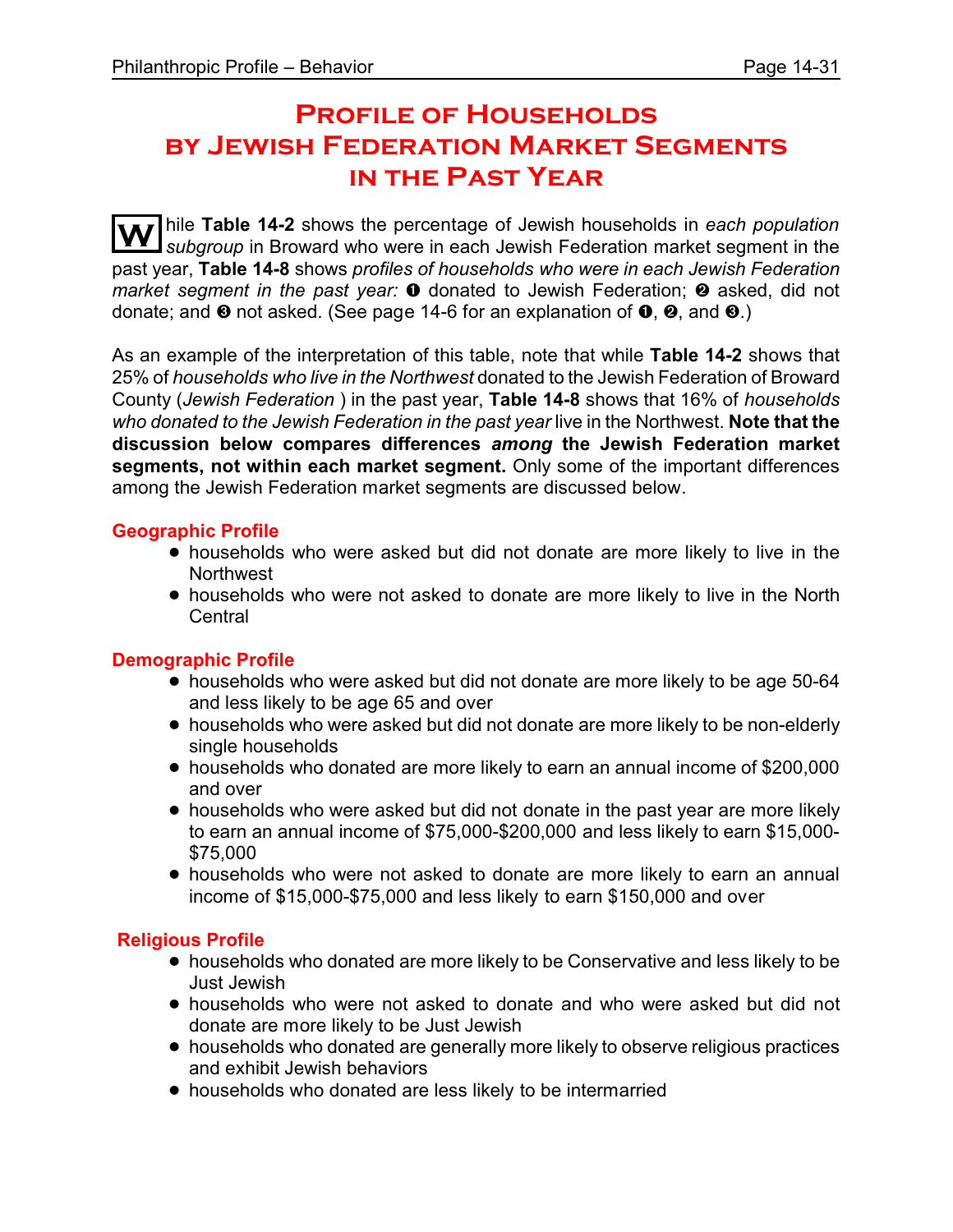# Profile of Households by Jewish Federation Market Segments in the Past Year

While **Table 14-2** shows the percentage of Jewish households in *each population subgroup* in Broward who were in each Jewish Federation market segment in the past year, **Table 14-8** shows *profiles of households who were in each Jewish Federation market segment in the past year:* ❶ donated to Jewish Federation; ❷ asked, did not donate; and ❸ not asked. (See page 14-6 for an explanation of ❶, ❷, and ❸.)

As an example of the interpretation of this table, note that while **Table 14-2** shows that 25% of *households who live in the Northwest* donated to the Jewish Federation of Broward County (*Jewish Federation* ) in the past year, **Table 14-8** shows that 16% of *households who donated to the Jewish Federation in the past year* live in the Northwest. **Note that the discussion below compares differences *among* the Jewish Federation market segments, not within each market segment.** Only some of the important differences among the Jewish Federation market segments are discussed below.

### Geographic Profile

- households who were asked but did not donate are more likely to live in the Northwest
- households who were not asked to donate are more likely to live in the North Central

### Demographic Profile

- households who were asked but did not donate are more likely to be age 50-64 and less likely to be age 65 and over
- households who were asked but did not donate are more likely to be non-elderly single households
- households who donated are more likely to earn an annual income of $200,000 and over
- households who were asked but did not donate in the past year are more likely to earn an annual income of $75,000-$200,000 and less likely to earn $15,000-$75,000
- households who were not asked to donate are more likely to earn an annual income of $15,000-$75,000 and less likely to earn $150,000 and over

### Religious Profile

- households who donated are more likely to be Conservative and less likely to be Just Jewish
- households who were not asked to donate and who were asked but did not donate are more likely to be Just Jewish
- households who donated are generally more likely to observe religious practices and exhibit Jewish behaviors
- households who donated are less likely to be intermarried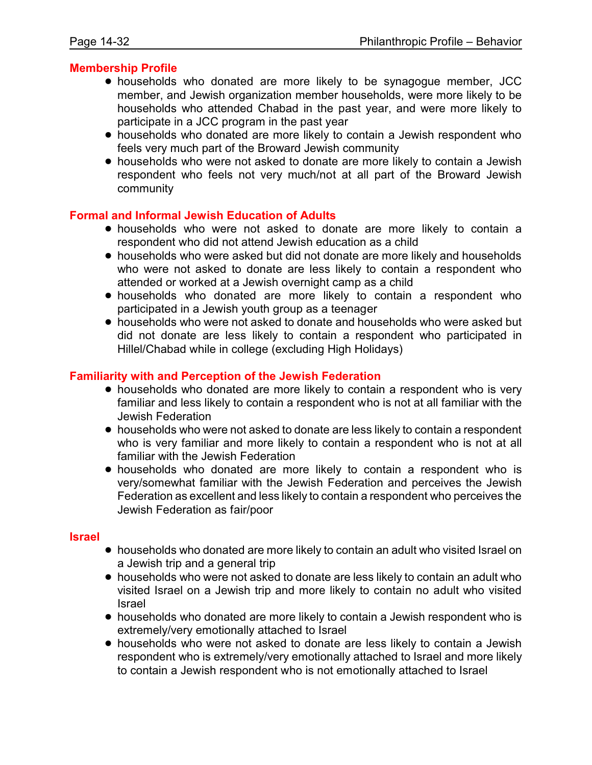## Membership Profile

- households who donated are more likely to be synagogue member, JCC member, and Jewish organization member households, were more likely to be households who attended Chabad in the past year, and were more likely to participate in a JCC program in the past year
- households who donated are more likely to contain a Jewish respondent who feels very much part of the Broward Jewish community
- households who were not asked to donate are more likely to contain a Jewish respondent who feels not very much/not at all part of the Broward Jewish community

## Formal and Informal Jewish Education of Adults

- households who were not asked to donate are more likely to contain a respondent who did not attend Jewish education as a child
- households who were asked but did not donate are more likely and households who were not asked to donate are less likely to contain a respondent who attended or worked at a Jewish overnight camp as a child
- households who donated are more likely to contain a respondent who participated in a Jewish youth group as a teenager
- households who were not asked to donate and households who were asked but did not donate are less likely to contain a respondent who participated in Hillel/Chabad while in college (excluding High Holidays)

## Familiarity with and Perception of the Jewish Federation

- households who donated are more likely to contain a respondent who is very familiar and less likely to contain a respondent who is not at all familiar with the Jewish Federation
- households who were not asked to donate are less likely to contain a respondent who is very familiar and more likely to contain a respondent who is not at all familiar with the Jewish Federation
- households who donated are more likely to contain a respondent who is very/somewhat familiar with the Jewish Federation and perceives the Jewish Federation as excellent and less likely to contain a respondent who perceives the Jewish Federation as fair/poor

## Israel

- households who donated are more likely to contain an adult who visited Israel on a Jewish trip and a general trip
- households who were not asked to donate are less likely to contain an adult who visited Israel on a Jewish trip and more likely to contain no adult who visited Israel
- households who donated are more likely to contain a Jewish respondent who is extremely/very emotionally attached to Israel
- households who were not asked to donate are less likely to contain a Jewish respondent who is extremely/very emotionally attached to Israel and more likely to contain a Jewish respondent who is not emotionally attached to Israel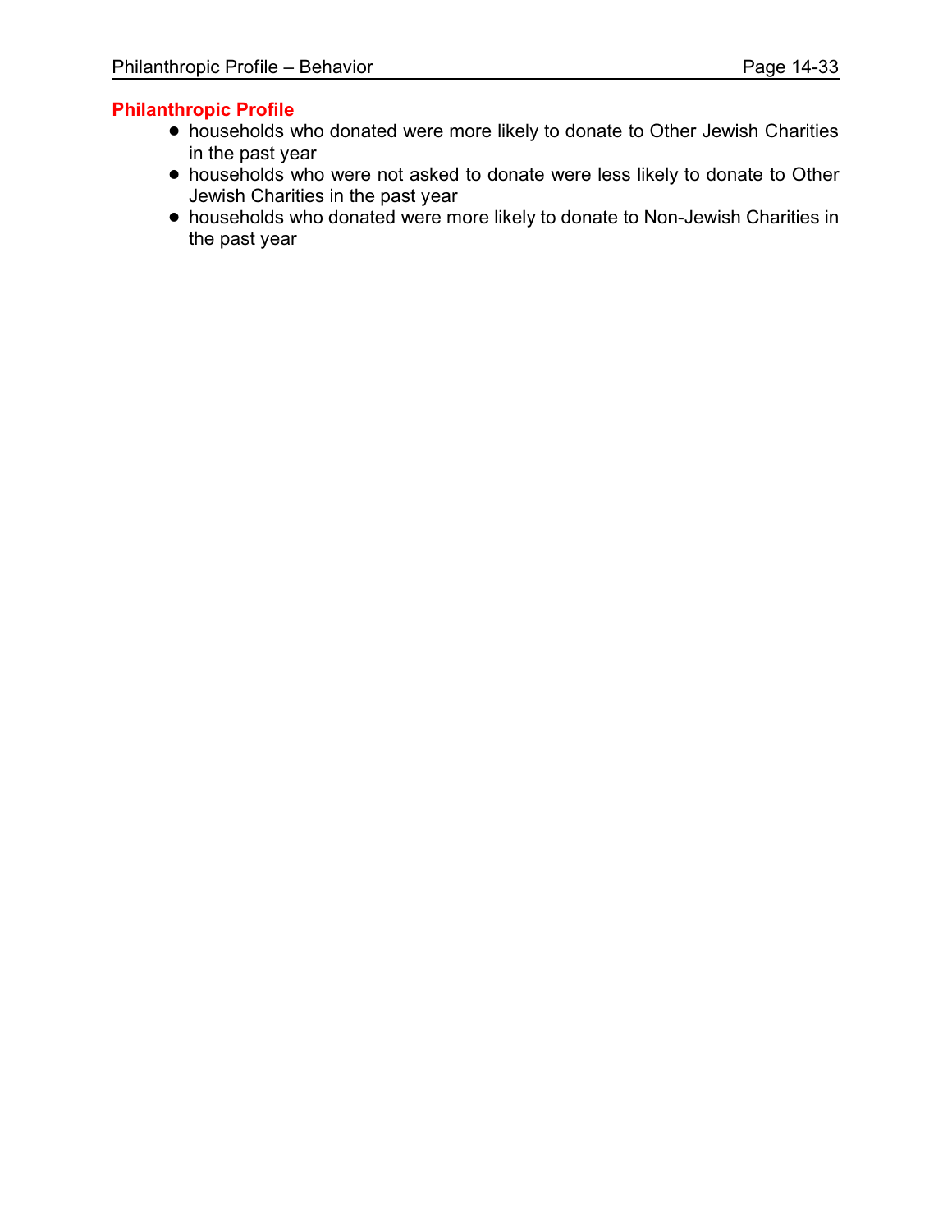## Philanthropic Profile

- households who donated were more likely to donate to Other Jewish Charities in the past year
- households who were not asked to donate were less likely to donate to Other Jewish Charities in the past year
- households who donated were more likely to donate to Non-Jewish Charities in the past year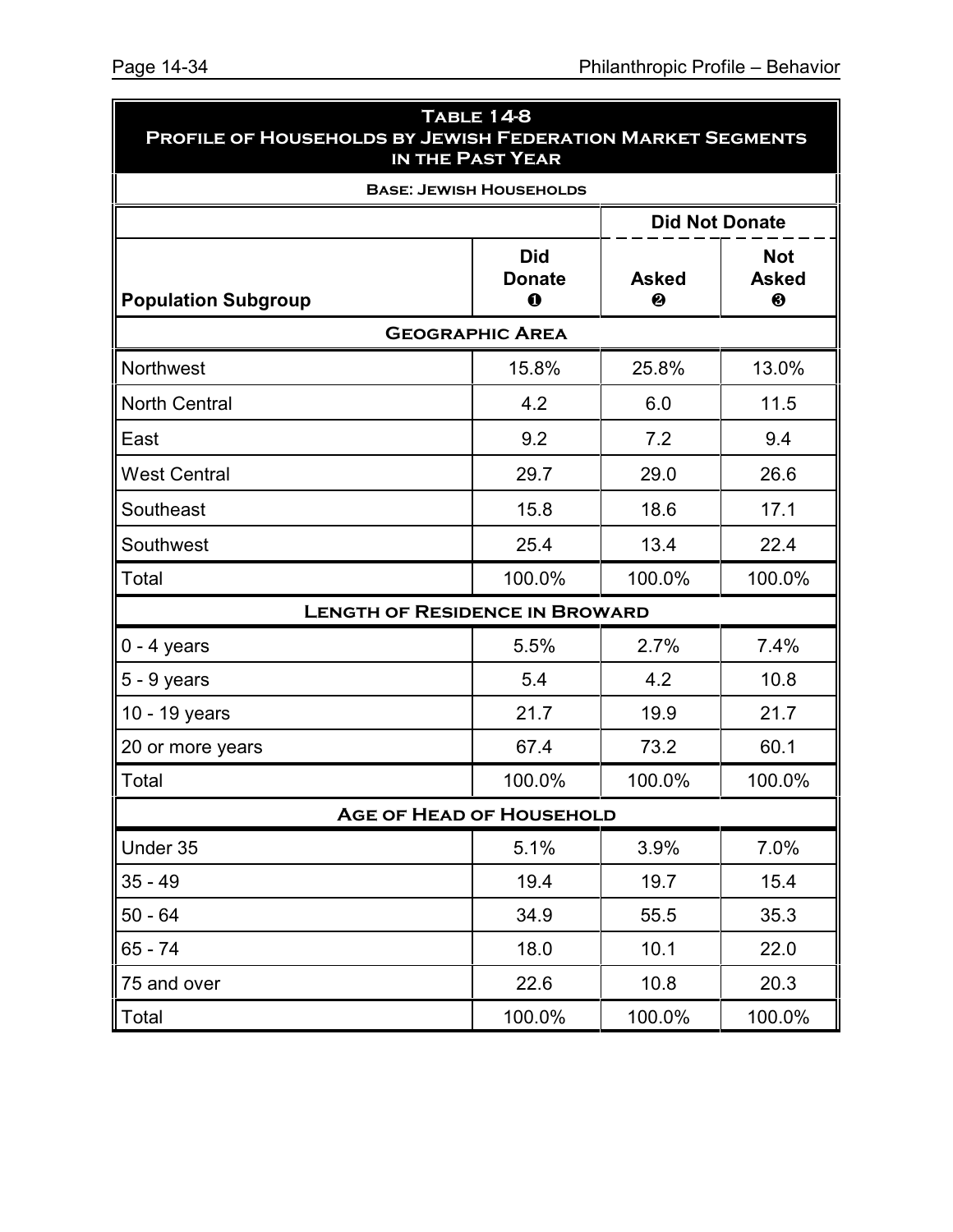**Table 14-8**
**Profile of Households by Jewish Federation Market Segments in the Past Year**

**Base: Jewish Households**

| Population Subgroup | Did Donate ❶ | Did Not Donate: Asked ❷ | Did Not Donate: Not Asked ❸ |
|---|---|---|---|
| **Geographic Area** | | | |
| Northwest | 15.8% | 25.8% | 13.0% |
| North Central | 4.2 | 6.0 | 11.5 |
| East | 9.2 | 7.2 | 9.4 |
| West Central | 29.7 | 29.0 | 26.6 |
| Southeast | 15.8 | 18.6 | 17.1 |
| Southwest | 25.4 | 13.4 | 22.4 |
| Total | 100.0% | 100.0% | 100.0% |
| **Length of Residence in Broward** | | | |
| 0 - 4 years | 5.5% | 2.7% | 7.4% |
| 5 - 9 years | 5.4 | 4.2 | 10.8 |
| 10 - 19 years | 21.7 | 19.9 | 21.7 |
| 20 or more years | 67.4 | 73.2 | 60.1 |
| Total | 100.0% | 100.0% | 100.0% |
| **Age of Head of Household** | | | |
| Under 35 | 5.1% | 3.9% | 7.0% |
| 35 - 49 | 19.4 | 19.7 | 15.4 |
| 50 - 64 | 34.9 | 55.5 | 35.3 |
| 65 - 74 | 18.0 | 10.1 | 22.0 |
| 75 and over | 22.6 | 10.8 | 20.3 |
| Total | 100.0% | 100.0% | 100.0% |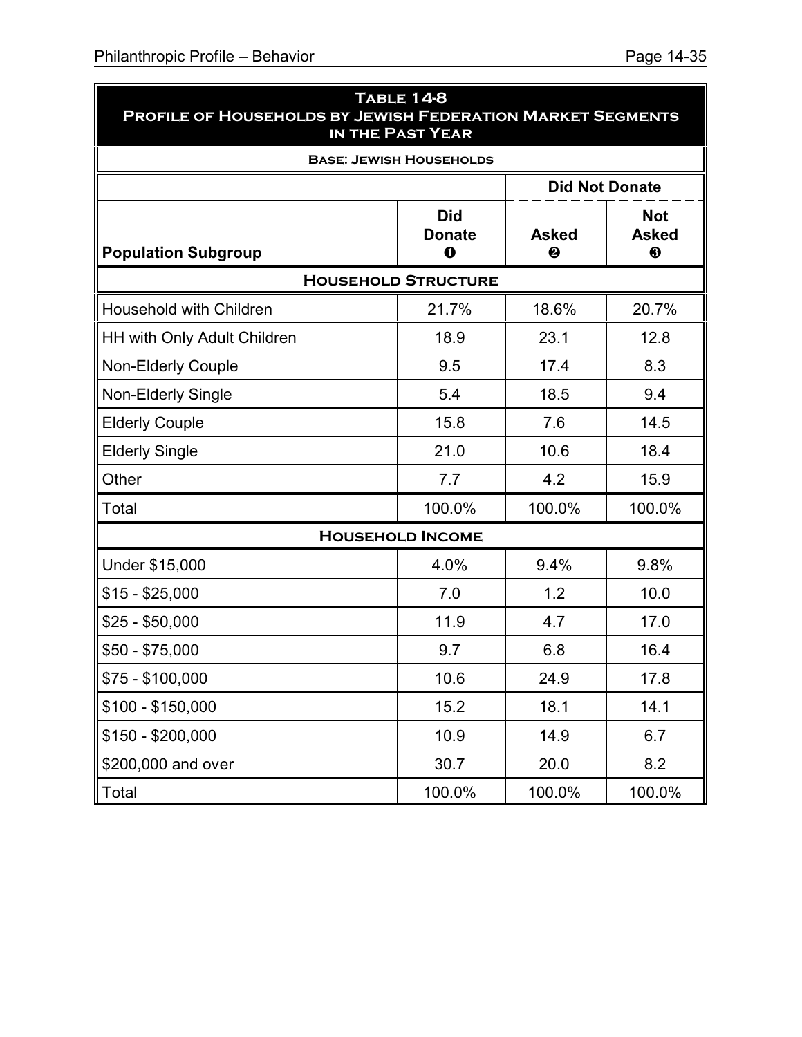**Table 14-8**
**Profile of Households by Jewish Federation Market Segments in the Past Year**

**Base: Jewish Households**

| Population Subgroup | Did Donate ❶ | Did Not Donate: Asked ❷ | Did Not Donate: Not Asked ❸ |
|---|---|---|---|
| **Household Structure** | | | |
| Household with Children | 21.7% | 18.6% | 20.7% |
| HH with Only Adult Children | 18.9 | 23.1 | 12.8 |
| Non-Elderly Couple | 9.5 | 17.4 | 8.3 |
| Non-Elderly Single | 5.4 | 18.5 | 9.4 |
| Elderly Couple | 15.8 | 7.6 | 14.5 |
| Elderly Single | 21.0 | 10.6 | 18.4 |
| Other | 7.7 | 4.2 | 15.9 |
| Total | 100.0% | 100.0% | 100.0% |
| **Household Income** | | | |
| Under $15,000 | 4.0% | 9.4% | 9.8% |
| $15 - $25,000 | 7.0 | 1.2 | 10.0 |
| $25 - $50,000 | 11.9 | 4.7 | 17.0 |
| $50 - $75,000 | 9.7 | 6.8 | 16.4 |
| $75 - $100,000 | 10.6 | 24.9 | 17.8 |
| $100 - $150,000 | 15.2 | 18.1 | 14.1 |
| $150 - $200,000 | 10.9 | 14.9 | 6.7 |
| $200,000 and over | 30.7 | 20.0 | 8.2 |
| Total | 100.0% | 100.0% | 100.0% |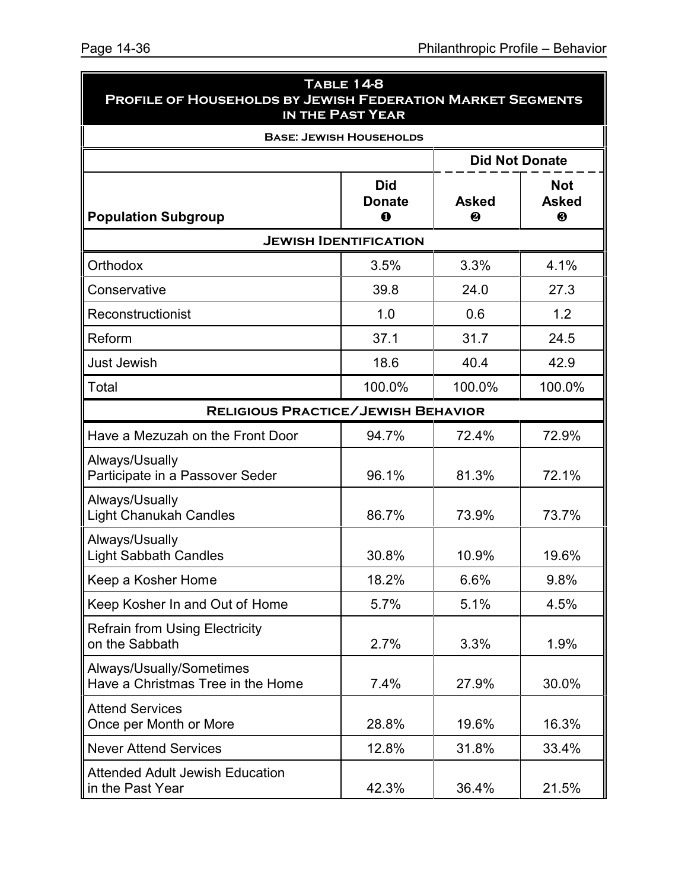**Table 14-8**
**Profile of Households by Jewish Federation Market Segments in the Past Year**

**Base: Jewish Households**

| | | Did Not Donate | |
|---|---|---|---|
| **Population Subgroup** | **Did Donate** ❶ | **Asked** ❷ | **Not Asked** ❸ |
| **Jewish Identification** | | | |
| Orthodox | 3.5% | 3.3% | 4.1% |
| Conservative | 39.8 | 24.0 | 27.3 |
| Reconstructionist | 1.0 | 0.6 | 1.2 |
| Reform | 37.1 | 31.7 | 24.5 |
| Just Jewish | 18.6 | 40.4 | 42.9 |
| Total | 100.0% | 100.0% | 100.0% |
| **Religious Practice/Jewish Behavior** | | | |
| Have a Mezuzah on the Front Door | 94.7% | 72.4% | 72.9% |
| Always/Usually Participate in a Passover Seder | 96.1% | 81.3% | 72.1% |
| Always/Usually Light Chanukah Candles | 86.7% | 73.9% | 73.7% |
| Always/Usually Light Sabbath Candles | 30.8% | 10.9% | 19.6% |
| Keep a Kosher Home | 18.2% | 6.6% | 9.8% |
| Keep Kosher In and Out of Home | 5.7% | 5.1% | 4.5% |
| Refrain from Using Electricity on the Sabbath | 2.7% | 3.3% | 1.9% |
| Always/Usually/Sometimes Have a Christmas Tree in the Home | 7.4% | 27.9% | 30.0% |
| Attend Services Once per Month or More | 28.8% | 19.6% | 16.3% |
| Never Attend Services | 12.8% | 31.8% | 33.4% |
| Attended Adult Jewish Education in the Past Year | 42.3% | 36.4% | 21.5% |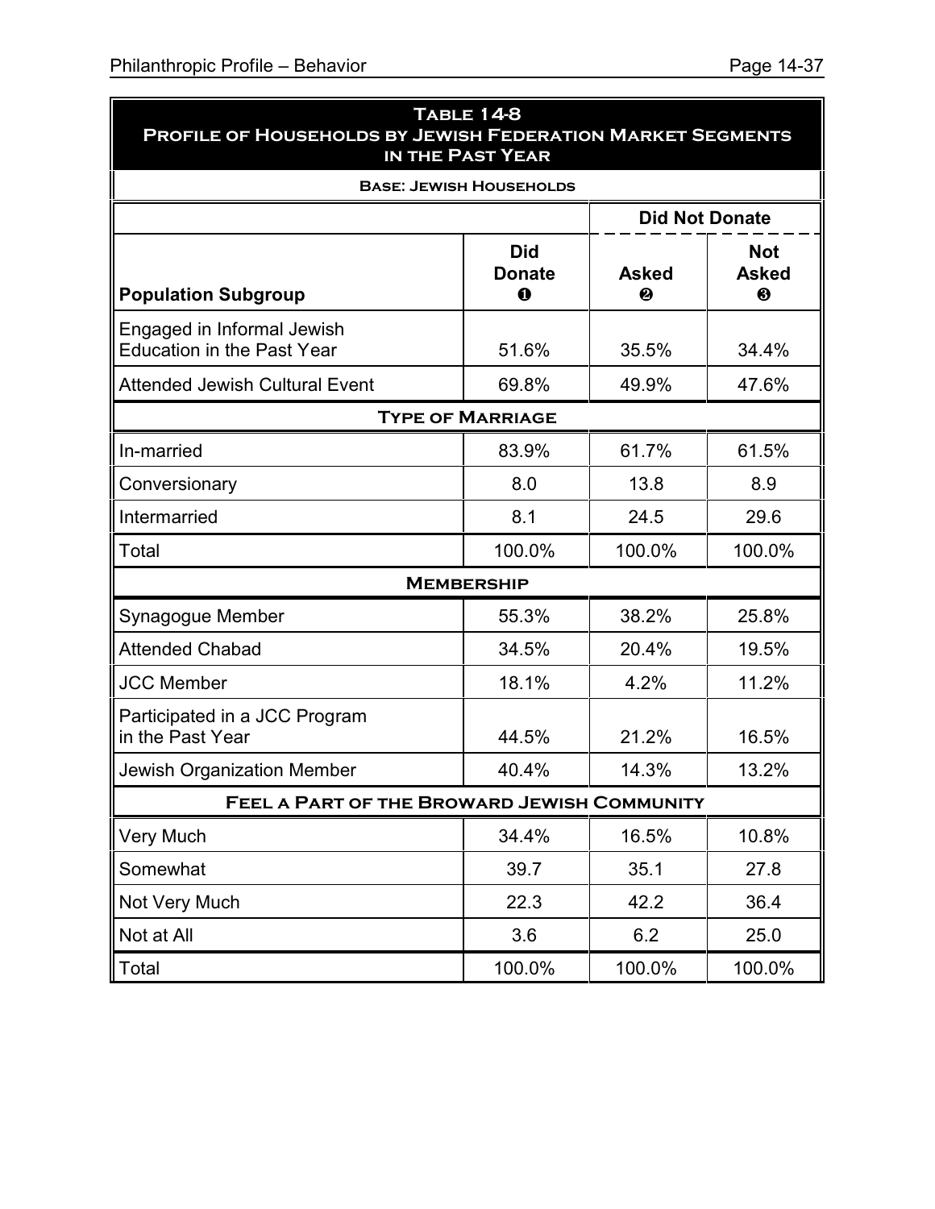## Table 14-8
## Profile of Households by Jewish Federation Market Segments in the Past Year

**Base: Jewish Households**

| Population Subgroup | Did Donate ❶ | Did Not Donate: Asked ❷ | Did Not Donate: Not Asked ❸ |
|---|---|---|---|
| Engaged in Informal Jewish Education in the Past Year | 51.6% | 35.5% | 34.4% |
| Attended Jewish Cultural Event | 69.8% | 49.9% | 47.6% |
| **Type of Marriage** | | | |
| In-married | 83.9% | 61.7% | 61.5% |
| Conversionary | 8.0 | 13.8 | 8.9 |
| Intermarried | 8.1 | 24.5 | 29.6 |
| Total | 100.0% | 100.0% | 100.0% |
| **Membership** | | | |
| Synagogue Member | 55.3% | 38.2% | 25.8% |
| Attended Chabad | 34.5% | 20.4% | 19.5% |
| JCC Member | 18.1% | 4.2% | 11.2% |
| Participated in a JCC Program in the Past Year | 44.5% | 21.2% | 16.5% |
| Jewish Organization Member | 40.4% | 14.3% | 13.2% |
| **Feel a Part of the Broward Jewish Community** | | | |
| Very Much | 34.4% | 16.5% | 10.8% |
| Somewhat | 39.7 | 35.1 | 27.8 |
| Not Very Much | 22.3 | 42.2 | 36.4 |
| Not at All | 3.6 | 6.2 | 25.0 |
| Total | 100.0% | 100.0% | 100.0% |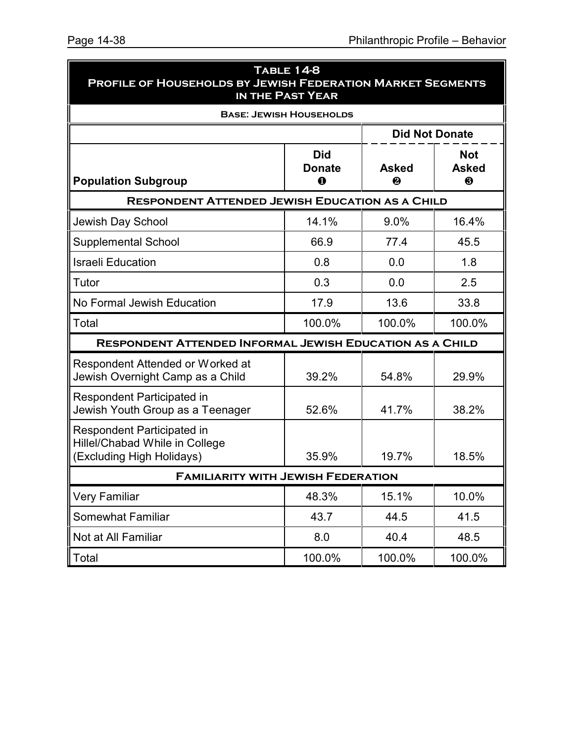| **Table 14-8**<br>**Profile of Households by Jewish Federation Market Segments in the Past Year** | | | |
|---|---|---|---|
| **Base: Jewish Households** | | | |
| | | **Did Not Donate** | |
| **Population Subgroup** | **Did Donate ❶** | **Asked ❷** | **Not Asked ❸** |
| **Respondent Attended Jewish Education as a Child** | | | |
| Jewish Day School | 14.1% | 9.0% | 16.4% |
| Supplemental School | 66.9 | 77.4 | 45.5 |
| Israeli Education | 0.8 | 0.0 | 1.8 |
| Tutor | 0.3 | 0.0 | 2.5 |
| No Formal Jewish Education | 17.9 | 13.6 | 33.8 |
| Total | 100.0% | 100.0% | 100.0% |
| **Respondent Attended Informal Jewish Education as a Child** | | | |
| Respondent Attended or Worked at Jewish Overnight Camp as a Child | 39.2% | 54.8% | 29.9% |
| Respondent Participated in Jewish Youth Group as a Teenager | 52.6% | 41.7% | 38.2% |
| Respondent Participated in Hillel/Chabad While in College (Excluding High Holidays) | 35.9% | 19.7% | 18.5% |
| **Familiarity with Jewish Federation** | | | |
| Very Familiar | 48.3% | 15.1% | 10.0% |
| Somewhat Familiar | 43.7 | 44.5 | 41.5 |
| Not at All Familiar | 8.0 | 40.4 | 48.5 |
| Total | 100.0% | 100.0% | 100.0% |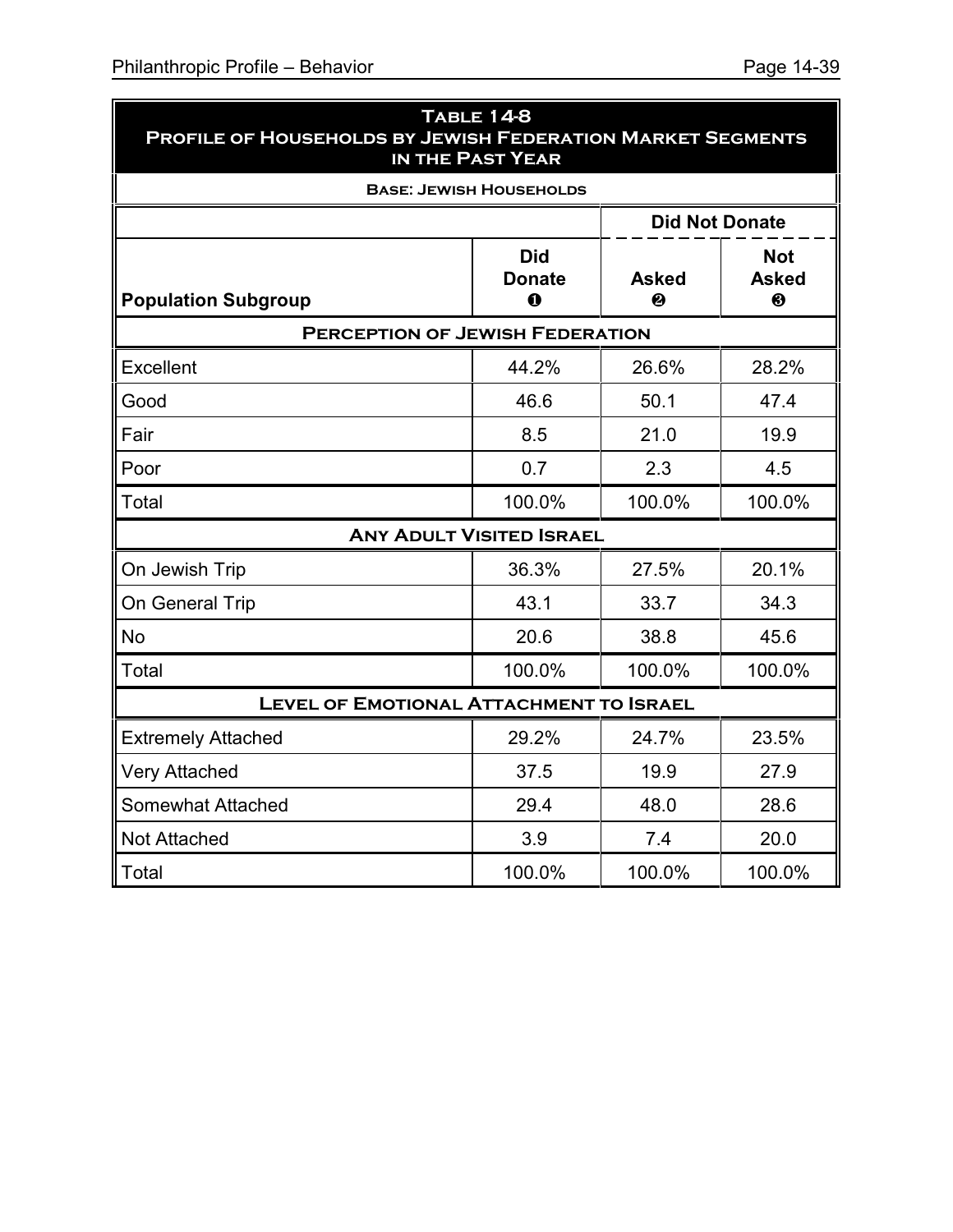**Table 14-8**
**Profile of Households by Jewish Federation Market Segments in the Past Year**

**Base: Jewish Households**

| | | Did Not Donate | |
|---|---|---|---|
| **Population Subgroup** | **Did Donate ❶** | **Asked ❷** | **Not Asked ❸** |
| **Perception of Jewish Federation** | | | |
| Excellent | 44.2% | 26.6% | 28.2% |
| Good | 46.6 | 50.1 | 47.4 |
| Fair | 8.5 | 21.0 | 19.9 |
| Poor | 0.7 | 2.3 | 4.5 |
| Total | 100.0% | 100.0% | 100.0% |
| **Any Adult Visited Israel** | | | |
| On Jewish Trip | 36.3% | 27.5% | 20.1% |
| On General Trip | 43.1 | 33.7 | 34.3 |
| No | 20.6 | 38.8 | 45.6 |
| Total | 100.0% | 100.0% | 100.0% |
| **Level of Emotional Attachment to Israel** | | | |
| Extremely Attached | 29.2% | 24.7% | 23.5% |
| Very Attached | 37.5 | 19.9 | 27.9 |
| Somewhat Attached | 29.4 | 48.0 | 28.6 |
| Not Attached | 3.9 | 7.4 | 20.0 |
| Total | 100.0% | 100.0% | 100.0% |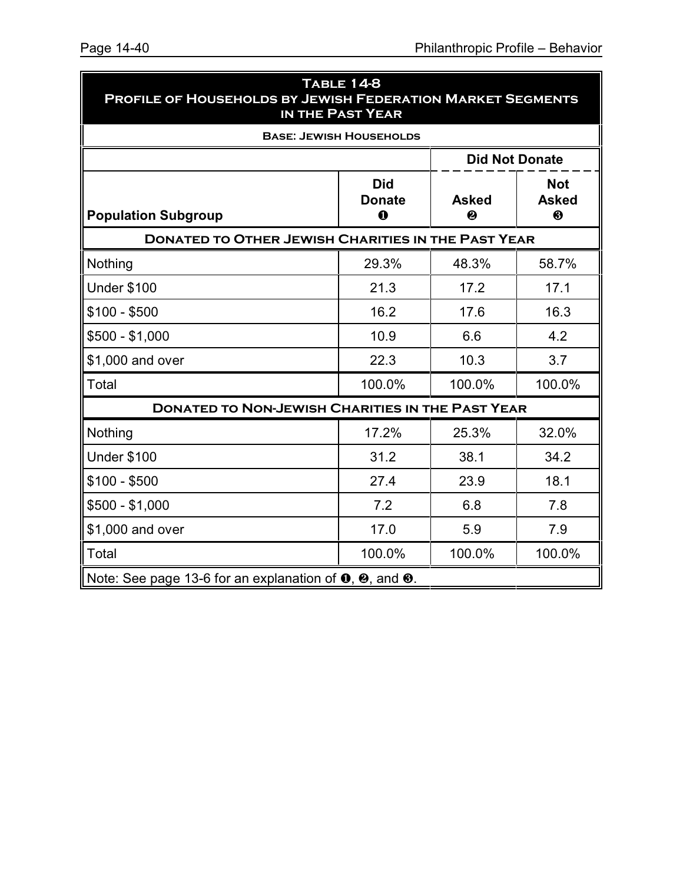## Table 14-8
## Profile of Households by Jewish Federation Market Segments in the Past Year

**Base: Jewish Households**

| Population Subgroup | Did Donate ❶ | Did Not Donate | |
|---|---|---|---|
| | | **Asked ❷** | **Not Asked ❸** |
| **Donated to Other Jewish Charities in the Past Year** | | | |
| Nothing | 29.3% | 48.3% | 58.7% |
| Under $100 | 21.3 | 17.2 | 17.1 |
| $100 - $500 | 16.2 | 17.6 | 16.3 |
| $500 - $1,000 | 10.9 | 6.6 | 4.2 |
| $1,000 and over | 22.3 | 10.3 | 3.7 |
| Total | 100.0% | 100.0% | 100.0% |
| **Donated to Non-Jewish Charities in the Past Year** | | | |
| Nothing | 17.2% | 25.3% | 32.0% |
| Under $100 | 31.2 | 38.1 | 34.2 |
| $100 - $500 | 27.4 | 23.9 | 18.1 |
| $500 - $1,000 | 7.2 | 6.8 | 7.8 |
| $1,000 and over | 17.0 | 5.9 | 7.9 |
| Total | 100.0% | 100.0% | 100.0% |

Note: See page 13-6 for an explanation of ❶, ❷, and ❸.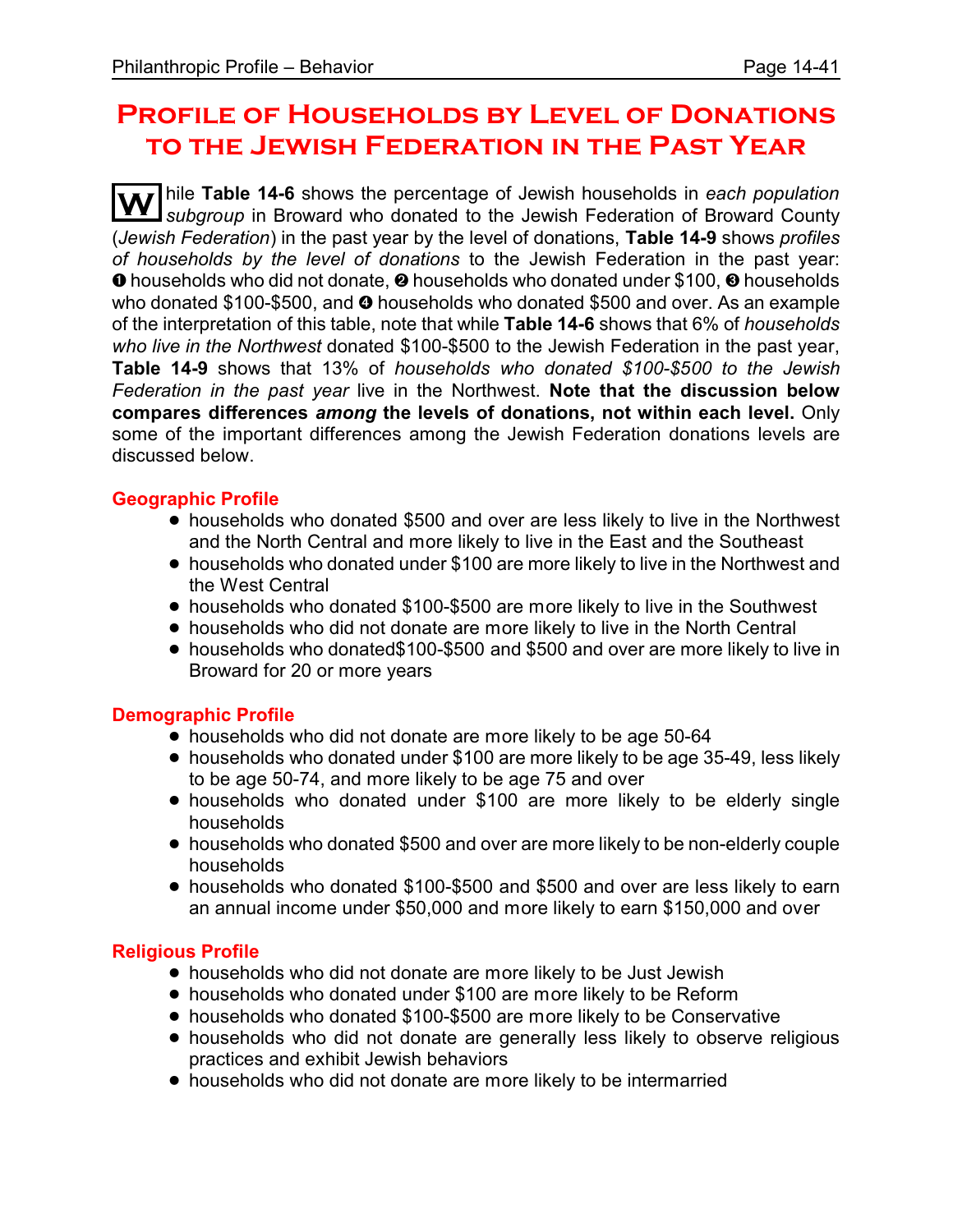# Profile of Households by Level of Donations to the Jewish Federation in the Past Year

While **Table 14-6** shows the percentage of Jewish households in *each population subgroup* in Broward who donated to the Jewish Federation of Broward County (*Jewish Federation*) in the past year by the level of donations, **Table 14-9** shows *profiles of households by the level of donations* to the Jewish Federation in the past year: ❶ households who did not donate, ❷ households who donated under $100, ❸ households who donated $100-$500, and ❹ households who donated $500 and over. As an example of the interpretation of this table, note that while **Table 14-6** shows that 6% of *households who live in the Northwest* donated $100-$500 to the Jewish Federation in the past year, **Table 14-9** shows that 13% of *households who donated $100-$500 to the Jewish Federation in the past year* live in the Northwest. **Note that the discussion below compares differences *among* the levels of donations, not within each level.** Only some of the important differences among the Jewish Federation donations levels are discussed below.

### Geographic Profile

- households who donated $500 and over are less likely to live in the Northwest and the North Central and more likely to live in the East and the Southeast
- households who donated under $100 are more likely to live in the Northwest and the West Central
- households who donated $100-$500 are more likely to live in the Southwest
- households who did not donate are more likely to live in the North Central
- households who donated$100-$500 and $500 and over are more likely to live in Broward for 20 or more years

### Demographic Profile

- households who did not donate are more likely to be age 50-64
- households who donated under $100 are more likely to be age 35-49, less likely to be age 50-74, and more likely to be age 75 and over
- households who donated under $100 are more likely to be elderly single households
- households who donated $500 and over are more likely to be non-elderly couple households
- households who donated $100-$500 and $500 and over are less likely to earn an annual income under $50,000 and more likely to earn $150,000 and over

### Religious Profile

- households who did not donate are more likely to be Just Jewish
- households who donated under $100 are more likely to be Reform
- households who donated $100-$500 are more likely to be Conservative
- households who did not donate are generally less likely to observe religious practices and exhibit Jewish behaviors
- households who did not donate are more likely to be intermarried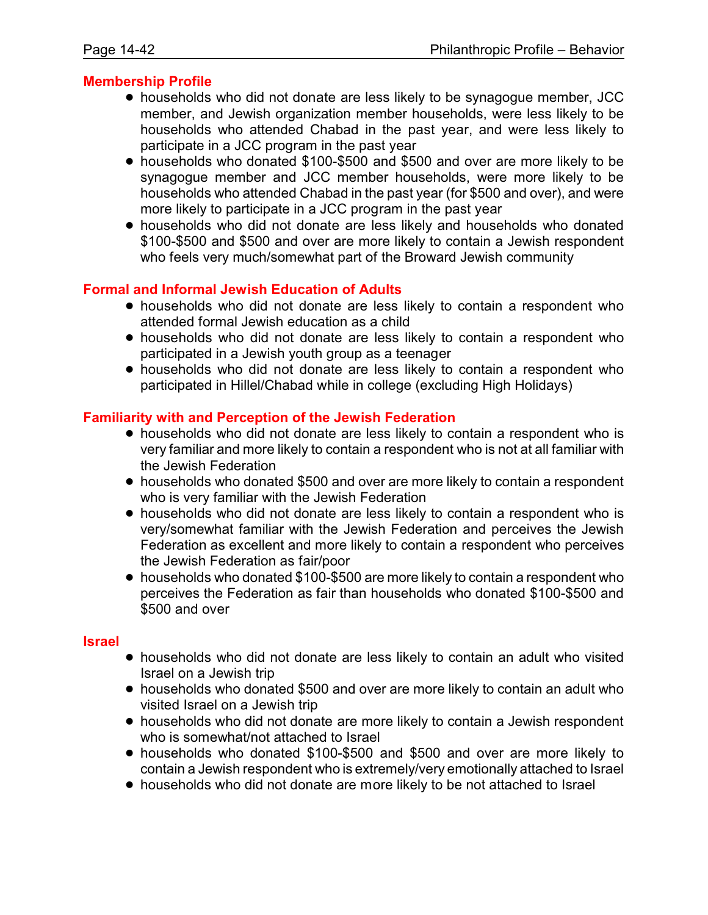### Membership Profile

- households who did not donate are less likely to be synagogue member, JCC member, and Jewish organization member households, were less likely to be households who attended Chabad in the past year, and were less likely to participate in a JCC program in the past year
- households who donated $100-$500 and $500 and over are more likely to be synagogue member and JCC member households, were more likely to be households who attended Chabad in the past year (for $500 and over), and were more likely to participate in a JCC program in the past year
- households who did not donate are less likely and households who donated $100-$500 and $500 and over are more likely to contain a Jewish respondent who feels very much/somewhat part of the Broward Jewish community

### Formal and Informal Jewish Education of Adults

- households who did not donate are less likely to contain a respondent who attended formal Jewish education as a child
- households who did not donate are less likely to contain a respondent who participated in a Jewish youth group as a teenager
- households who did not donate are less likely to contain a respondent who participated in Hillel/Chabad while in college (excluding High Holidays)

### Familiarity with and Perception of the Jewish Federation

- households who did not donate are less likely to contain a respondent who is very familiar and more likely to contain a respondent who is not at all familiar with the Jewish Federation
- households who donated $500 and over are more likely to contain a respondent who is very familiar with the Jewish Federation
- households who did not donate are less likely to contain a respondent who is very/somewhat familiar with the Jewish Federation and perceives the Jewish Federation as excellent and more likely to contain a respondent who perceives the Jewish Federation as fair/poor
- households who donated $100-$500 are more likely to contain a respondent who perceives the Federation as fair than households who donated $100-$500 and $500 and over

### Israel

- households who did not donate are less likely to contain an adult who visited Israel on a Jewish trip
- households who donated $500 and over are more likely to contain an adult who visited Israel on a Jewish trip
- households who did not donate are more likely to contain a Jewish respondent who is somewhat/not attached to Israel
- households who donated $100-$500 and $500 and over are more likely to contain a Jewish respondent who is extremely/very emotionally attached to Israel
- households who did not donate are more likely to be not attached to Israel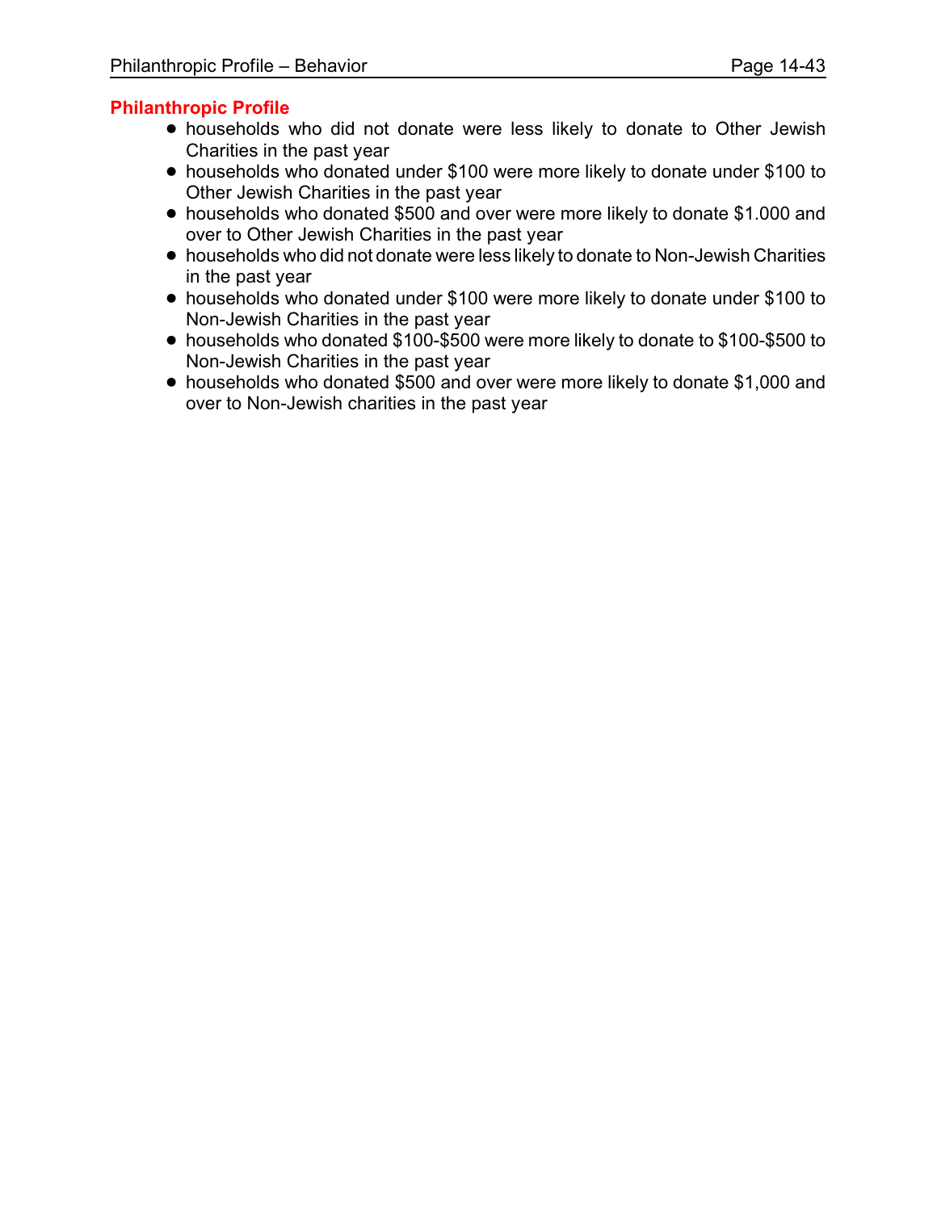## Philanthropic Profile

- households who did not donate were less likely to donate to Other Jewish Charities in the past year
- households who donated under $100 were more likely to donate under $100 to Other Jewish Charities in the past year
- households who donated $500 and over were more likely to donate $1.000 and over to Other Jewish Charities in the past year
- households who did not donate were less likely to donate to Non-Jewish Charities in the past year
- households who donated under $100 were more likely to donate under $100 to Non-Jewish Charities in the past year
- households who donated $100-$500 were more likely to donate to $100-$500 to Non-Jewish Charities in the past year
- households who donated $500 and over were more likely to donate $1,000 and over to Non-Jewish charities in the past year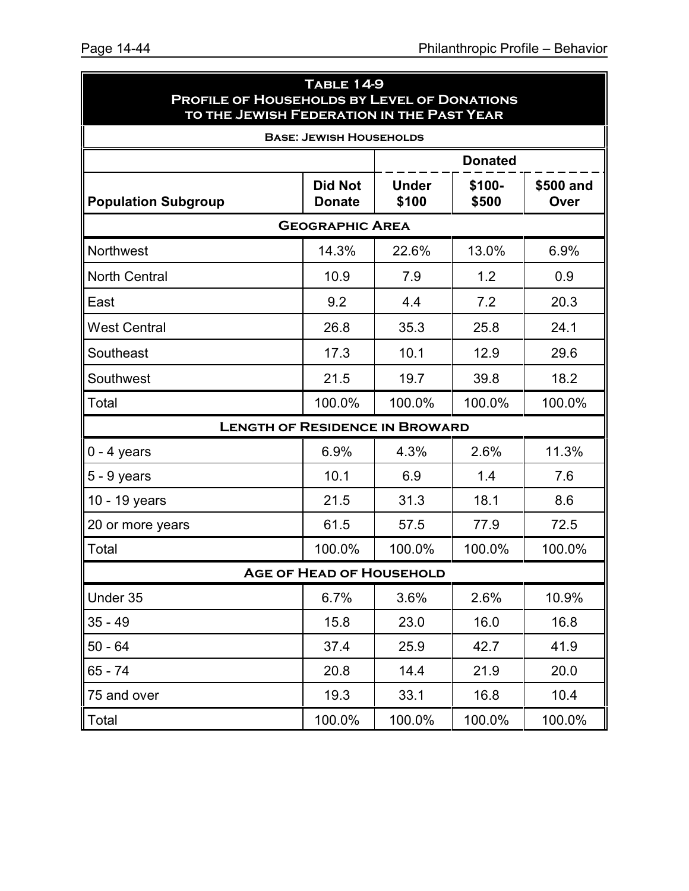**Table 14-9**
**Profile of Households by Level of Donations to the Jewish Federation in the Past Year**

**Base: Jewish Households**

| | | Donated | | |
|---|---|---|---|---|
| **Population Subgroup** | **Did Not Donate** | **Under $100** | **$100-$500** | **$500 and Over** |
| **Geographic Area** | | | | |
| Northwest | 14.3% | 22.6% | 13.0% | 6.9% |
| North Central | 10.9 | 7.9 | 1.2 | 0.9 |
| East | 9.2 | 4.4 | 7.2 | 20.3 |
| West Central | 26.8 | 35.3 | 25.8 | 24.1 |
| Southeast | 17.3 | 10.1 | 12.9 | 29.6 |
| Southwest | 21.5 | 19.7 | 39.8 | 18.2 |
| Total | 100.0% | 100.0% | 100.0% | 100.0% |
| **Length of Residence in Broward** | | | | |
| 0 - 4 years | 6.9% | 4.3% | 2.6% | 11.3% |
| 5 - 9 years | 10.1 | 6.9 | 1.4 | 7.6 |
| 10 - 19 years | 21.5 | 31.3 | 18.1 | 8.6 |
| 20 or more years | 61.5 | 57.5 | 77.9 | 72.5 |
| Total | 100.0% | 100.0% | 100.0% | 100.0% |
| **Age of Head of Household** | | | | |
| Under 35 | 6.7% | 3.6% | 2.6% | 10.9% |
| 35 - 49 | 15.8 | 23.0 | 16.0 | 16.8 |
| 50 - 64 | 37.4 | 25.9 | 42.7 | 41.9 |
| 65 - 74 | 20.8 | 14.4 | 21.9 | 20.0 |
| 75 and over | 19.3 | 33.1 | 16.8 | 10.4 |
| Total | 100.0% | 100.0% | 100.0% | 100.0% |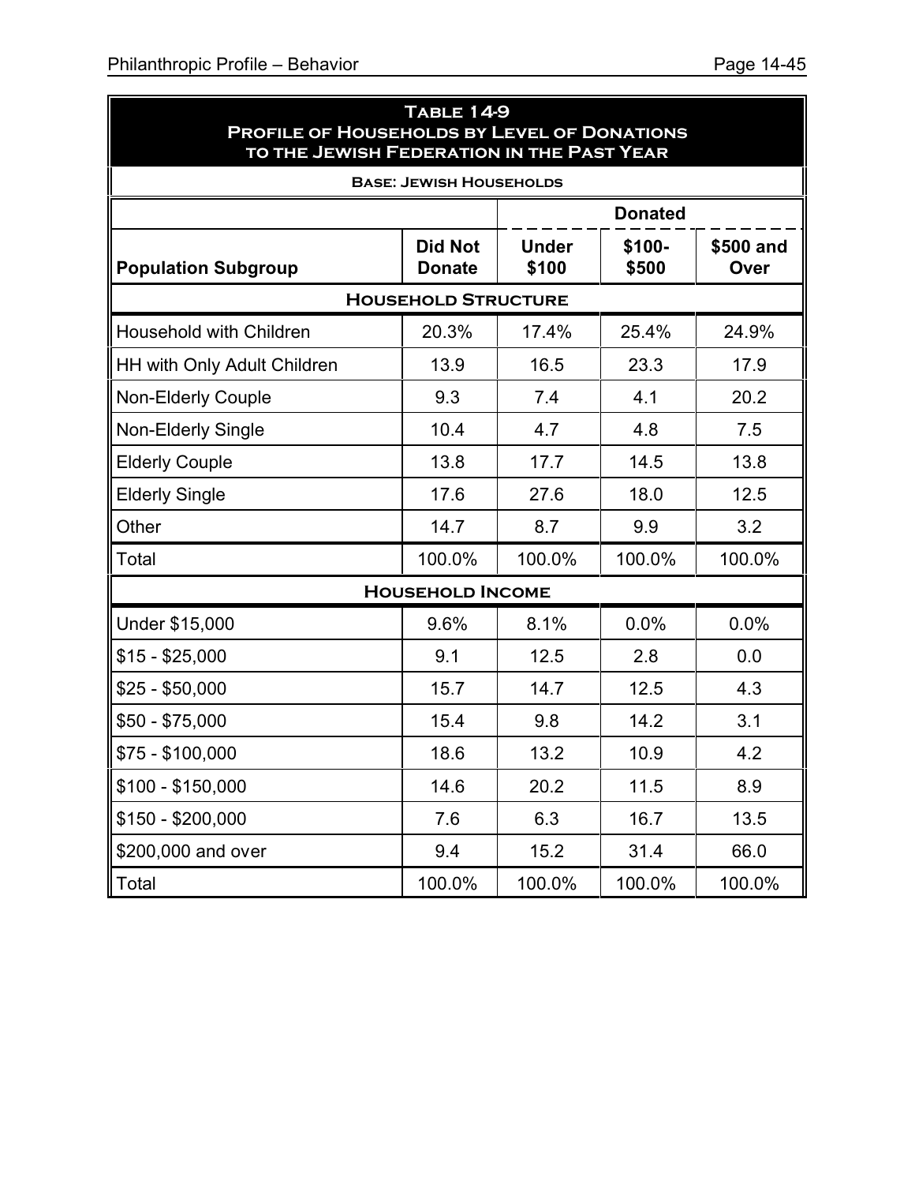## Table 14-9
## Profile of Households by Level of Donations to the Jewish Federation in the Past Year

**Base: Jewish Households**

| | | Donated | | |
|---|---|---|---|---|
| **Population Subgroup** | **Did Not Donate** | **Under $100** | **$100-$500** | **$500 and Over** |
| **Household Structure** | | | | |
| Household with Children | 20.3% | 17.4% | 25.4% | 24.9% |
| HH with Only Adult Children | 13.9 | 16.5 | 23.3 | 17.9 |
| Non-Elderly Couple | 9.3 | 7.4 | 4.1 | 20.2 |
| Non-Elderly Single | 10.4 | 4.7 | 4.8 | 7.5 |
| Elderly Couple | 13.8 | 17.7 | 14.5 | 13.8 |
| Elderly Single | 17.6 | 27.6 | 18.0 | 12.5 |
| Other | 14.7 | 8.7 | 9.9 | 3.2 |
| Total | 100.0% | 100.0% | 100.0% | 100.0% |
| **Household Income** | | | | |
| Under $15,000 | 9.6% | 8.1% | 0.0% | 0.0% |
| $15 - $25,000 | 9.1 | 12.5 | 2.8 | 0.0 |
| $25 - $50,000 | 15.7 | 14.7 | 12.5 | 4.3 |
| $50 - $75,000 | 15.4 | 9.8 | 14.2 | 3.1 |
| $75 - $100,000 | 18.6 | 13.2 | 10.9 | 4.2 |
| $100 - $150,000 | 14.6 | 20.2 | 11.5 | 8.9 |
| $150 - $200,000 | 7.6 | 6.3 | 16.7 | 13.5 |
| $200,000 and over | 9.4 | 15.2 | 31.4 | 66.0 |
| Total | 100.0% | 100.0% | 100.0% | 100.0% |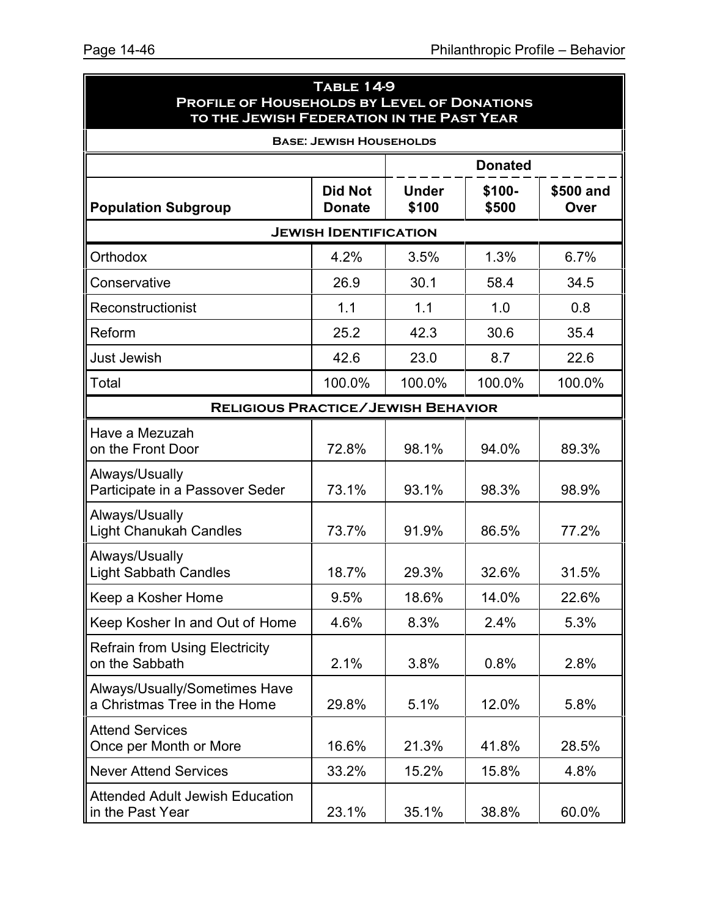**Table 14-9**
**Profile of Households by Level of Donations to the Jewish Federation in the Past Year**

**Base: Jewish Households**

| Population Subgroup | Did Not Donate | Donated | | |
|---|---|---|---|---|
| | | Under $100 | $100-$500 | $500 and Over |
| **Jewish Identification** | | | | |
| Orthodox | 4.2% | 3.5% | 1.3% | 6.7% |
| Conservative | 26.9 | 30.1 | 58.4 | 34.5 |
| Reconstructionist | 1.1 | 1.1 | 1.0 | 0.8 |
| Reform | 25.2 | 42.3 | 30.6 | 35.4 |
| Just Jewish | 42.6 | 23.0 | 8.7 | 22.6 |
| Total | 100.0% | 100.0% | 100.0% | 100.0% |
| **Religious Practice/Jewish Behavior** | | | | |
| Have a Mezuzah on the Front Door | 72.8% | 98.1% | 94.0% | 89.3% |
| Always/Usually Participate in a Passover Seder | 73.1% | 93.1% | 98.3% | 98.9% |
| Always/Usually Light Chanukah Candles | 73.7% | 91.9% | 86.5% | 77.2% |
| Always/Usually Light Sabbath Candles | 18.7% | 29.3% | 32.6% | 31.5% |
| Keep a Kosher Home | 9.5% | 18.6% | 14.0% | 22.6% |
| Keep Kosher In and Out of Home | 4.6% | 8.3% | 2.4% | 5.3% |
| Refrain from Using Electricity on the Sabbath | 2.1% | 3.8% | 0.8% | 2.8% |
| Always/Usually/Sometimes Have a Christmas Tree in the Home | 29.8% | 5.1% | 12.0% | 5.8% |
| Attend Services Once per Month or More | 16.6% | 21.3% | 41.8% | 28.5% |
| Never Attend Services | 33.2% | 15.2% | 15.8% | 4.8% |
| Attended Adult Jewish Education in the Past Year | 23.1% | 35.1% | 38.8% | 60.0% |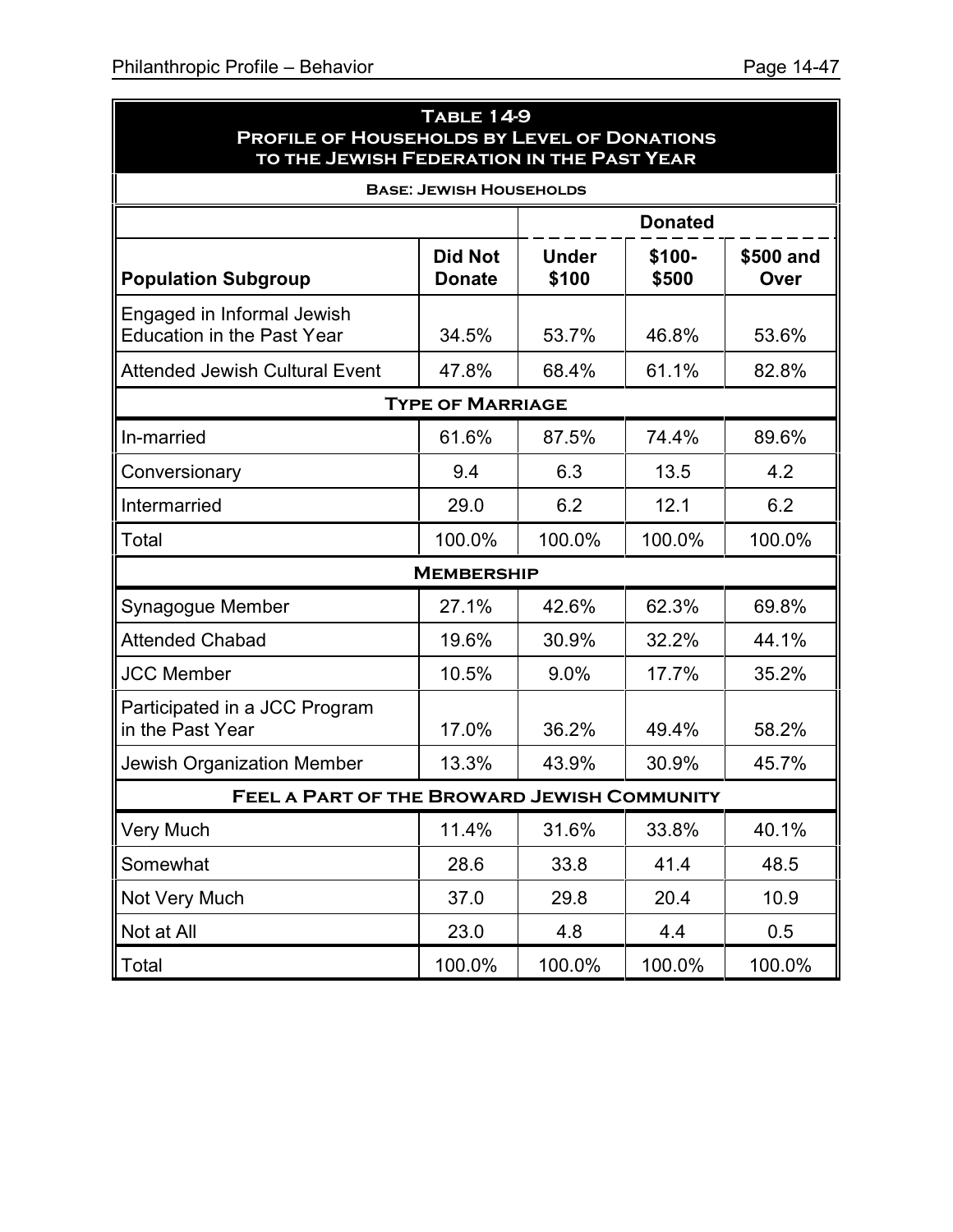## Table 14-9
## Profile of Households by Level of Donations to the Jewish Federation in the Past Year

**Base: Jewish Households**

| | | Donated | | |
|---|---|---|---|---|
| **Population Subgroup** | **Did Not Donate** | **Under $100** | **$100-$500** | **$500 and Over** |
| Engaged in Informal Jewish Education in the Past Year | 34.5% | 53.7% | 46.8% | 53.6% |
| Attended Jewish Cultural Event | 47.8% | 68.4% | 61.1% | 82.8% |
| **Type of Marriage** | | | | |
| In-married | 61.6% | 87.5% | 74.4% | 89.6% |
| Conversionary | 9.4 | 6.3 | 13.5 | 4.2 |
| Intermarried | 29.0 | 6.2 | 12.1 | 6.2 |
| Total | 100.0% | 100.0% | 100.0% | 100.0% |
| **Membership** | | | | |
| Synagogue Member | 27.1% | 42.6% | 62.3% | 69.8% |
| Attended Chabad | 19.6% | 30.9% | 32.2% | 44.1% |
| JCC Member | 10.5% | 9.0% | 17.7% | 35.2% |
| Participated in a JCC Program in the Past Year | 17.0% | 36.2% | 49.4% | 58.2% |
| Jewish Organization Member | 13.3% | 43.9% | 30.9% | 45.7% |
| **Feel a Part of the Broward Jewish Community** | | | | |
| Very Much | 11.4% | 31.6% | 33.8% | 40.1% |
| Somewhat | 28.6 | 33.8 | 41.4 | 48.5 |
| Not Very Much | 37.0 | 29.8 | 20.4 | 10.9 |
| Not at All | 23.0 | 4.8 | 4.4 | 0.5 |
| Total | 100.0% | 100.0% | 100.0% | 100.0% |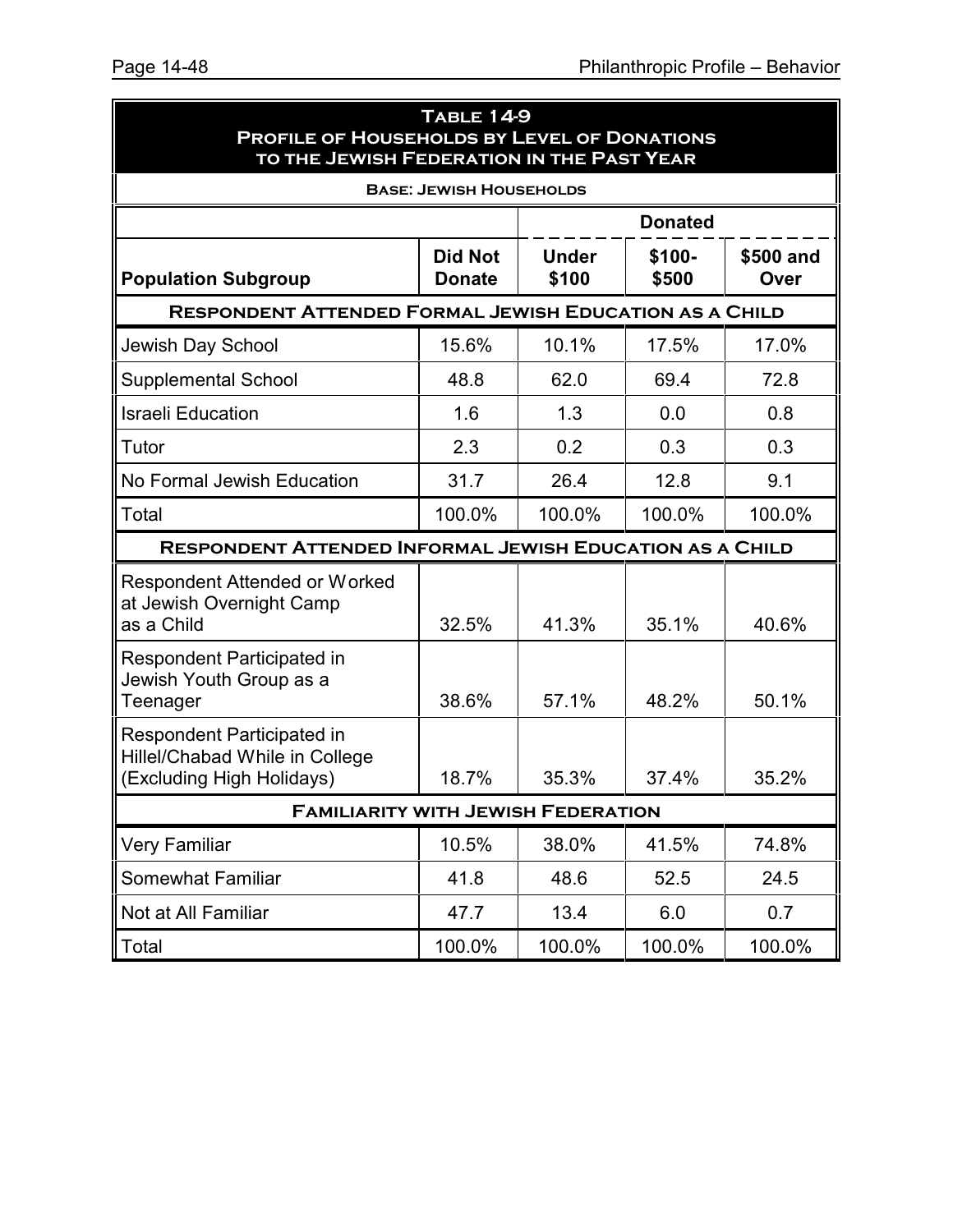| Table 14-9<br>Profile of Households by Level of Donations to the Jewish Federation in the Past Year | | | | |
|---|---|---|---|---|
| Base: Jewish Households | | | | |
| | | Donated | | |
| Population Subgroup | Did Not Donate | Under $100 | $100-$500 | $500 and Over |
| **Respondent Attended Formal Jewish Education as a Child** | | | | |
| Jewish Day School | 15.6% | 10.1% | 17.5% | 17.0% |
| Supplemental School | 48.8 | 62.0 | 69.4 | 72.8 |
| Israeli Education | 1.6 | 1.3 | 0.0 | 0.8 |
| Tutor | 2.3 | 0.2 | 0.3 | 0.3 |
| No Formal Jewish Education | 31.7 | 26.4 | 12.8 | 9.1 |
| Total | 100.0% | 100.0% | 100.0% | 100.0% |
| **Respondent Attended Informal Jewish Education as a Child** | | | | |
| Respondent Attended or Worked at Jewish Overnight Camp as a Child | 32.5% | 41.3% | 35.1% | 40.6% |
| Respondent Participated in Jewish Youth Group as a Teenager | 38.6% | 57.1% | 48.2% | 50.1% |
| Respondent Participated in Hillel/Chabad While in College (Excluding High Holidays) | 18.7% | 35.3% | 37.4% | 35.2% |
| **Familiarity with Jewish Federation** | | | | |
| Very Familiar | 10.5% | 38.0% | 41.5% | 74.8% |
| Somewhat Familiar | 41.8 | 48.6 | 52.5 | 24.5 |
| Not at All Familiar | 47.7 | 13.4 | 6.0 | 0.7 |
| Total | 100.0% | 100.0% | 100.0% | 100.0% |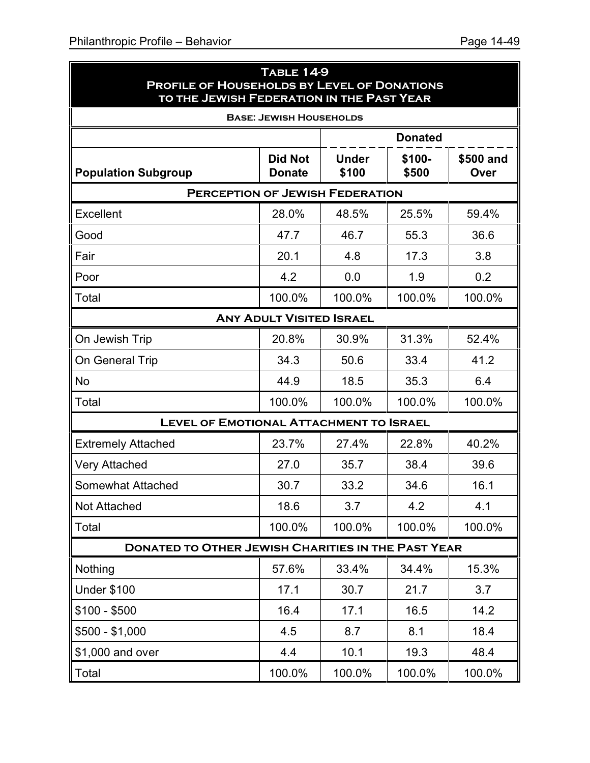**Table 14-9**
**Profile of Households by Level of Donations to the Jewish Federation in the Past Year**

**Base: Jewish Households**

| Population Subgroup | Did Not Donate | Donated | | |
|---|---|---|---|---|
| | | Under $100 | $100-$500 | $500 and Over |
| **Perception of Jewish Federation** | | | | |
| Excellent | 28.0% | 48.5% | 25.5% | 59.4% |
| Good | 47.7 | 46.7 | 55.3 | 36.6 |
| Fair | 20.1 | 4.8 | 17.3 | 3.8 |
| Poor | 4.2 | 0.0 | 1.9 | 0.2 |
| Total | 100.0% | 100.0% | 100.0% | 100.0% |
| **Any Adult Visited Israel** | | | | |
| On Jewish Trip | 20.8% | 30.9% | 31.3% | 52.4% |
| On General Trip | 34.3 | 50.6 | 33.4 | 41.2 |
| No | 44.9 | 18.5 | 35.3 | 6.4 |
| Total | 100.0% | 100.0% | 100.0% | 100.0% |
| **Level of Emotional Attachment to Israel** | | | | |
| Extremely Attached | 23.7% | 27.4% | 22.8% | 40.2% |
| Very Attached | 27.0 | 35.7 | 38.4 | 39.6 |
| Somewhat Attached | 30.7 | 33.2 | 34.6 | 16.1 |
| Not Attached | 18.6 | 3.7 | 4.2 | 4.1 |
| Total | 100.0% | 100.0% | 100.0% | 100.0% |
| **Donated to Other Jewish Charities in the Past Year** | | | | |
| Nothing | 57.6% | 33.4% | 34.4% | 15.3% |
| Under $100 | 17.1 | 30.7 | 21.7 | 3.7 |
| $100 - $500 | 16.4 | 17.1 | 16.5 | 14.2 |
| $500 - $1,000 | 4.5 | 8.7 | 8.1 | 18.4 |
| $1,000 and over | 4.4 | 10.1 | 19.3 | 48.4 |
| Total | 100.0% | 100.0% | 100.0% | 100.0% |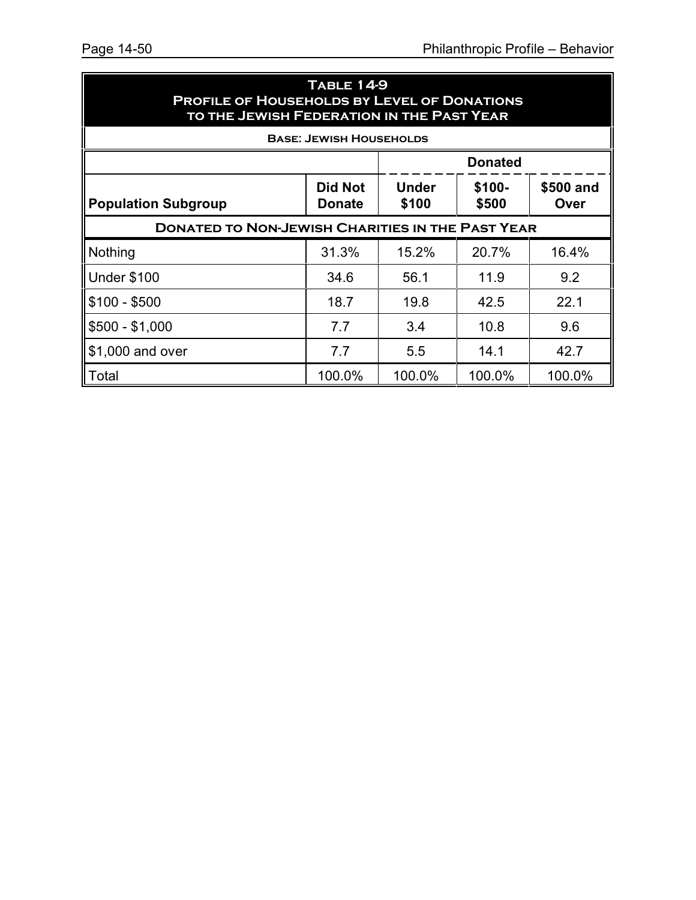## Table 14-9
## Profile of Households by Level of Donations to the Jewish Federation in the Past Year

**Base: Jewish Households**

| | | Donated | | |
|---|---|---|---|---|
| **Population Subgroup** | **Did Not Donate** | **Under $100** | **$100-$500** | **$500 and Over** |
| **Donated to Non-Jewish Charities in the Past Year** | | | | |
| Nothing | 31.3% | 15.2% | 20.7% | 16.4% |
| Under $100 | 34.6 | 56.1 | 11.9 | 9.2 |
| $100 - $500 | 18.7 | 19.8 | 42.5 | 22.1 |
| $500 - $1,000 | 7.7 | 3.4 | 10.8 | 9.6 |
| $1,000 and over | 7.7 | 5.5 | 14.1 | 42.7 |
| Total | 100.0% | 100.0% | 100.0% | 100.0% |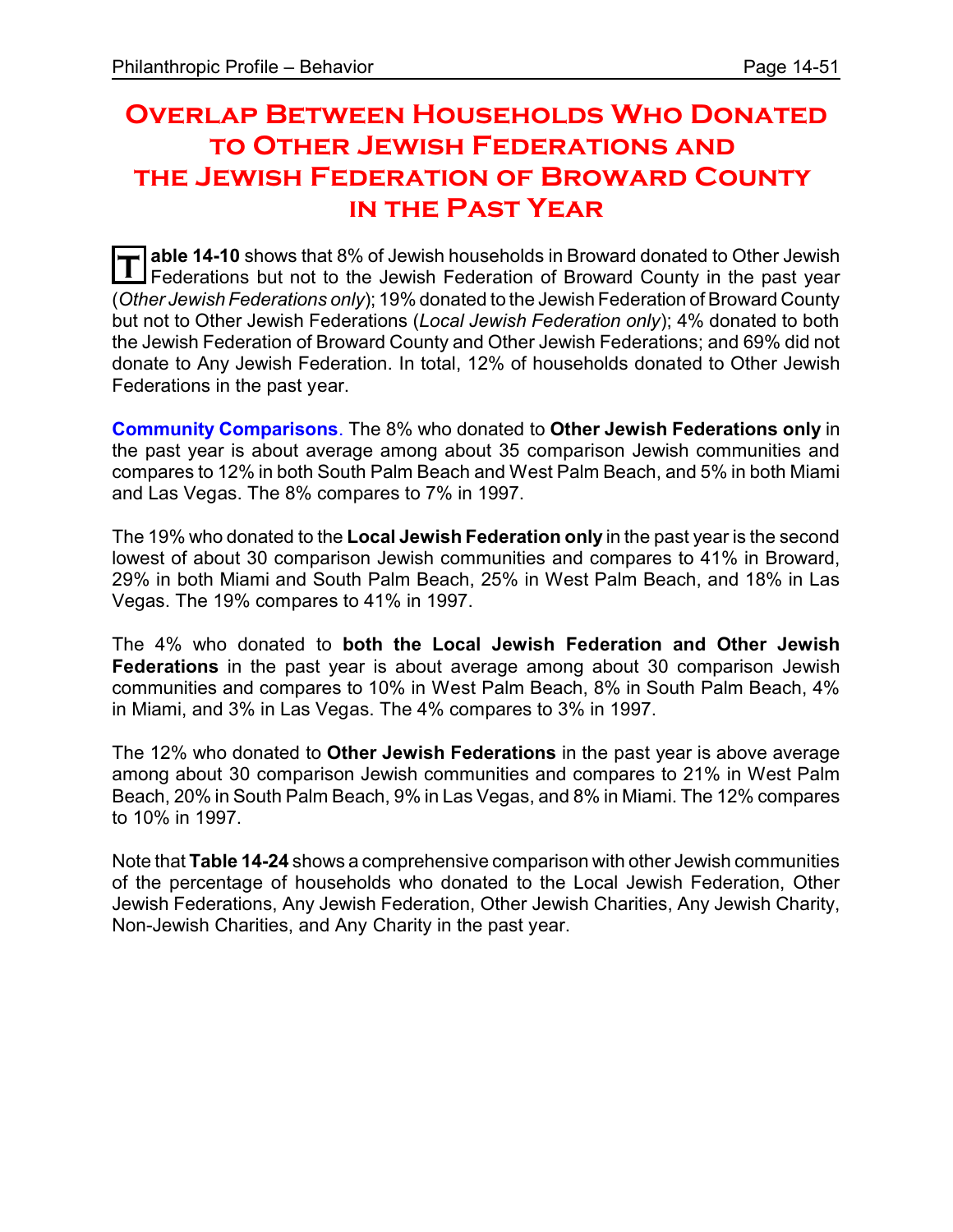# Overlap Between Households Who Donated to Other Jewish Federations and the Jewish Federation of Broward County in the Past Year

**Table 14-10** shows that 8% of Jewish households in Broward donated to Other Jewish Federations but not to the Jewish Federation of Broward County in the past year (*Other Jewish Federations only*); 19% donated to the Jewish Federation of Broward County but not to Other Jewish Federations (*Local Jewish Federation only*); 4% donated to both the Jewish Federation of Broward County and Other Jewish Federations; and 69% did not donate to Any Jewish Federation. In total, 12% of households donated to Other Jewish Federations in the past year.

**Community Comparisons**. The 8% who donated to **Other Jewish Federations only** in the past year is about average among about 35 comparison Jewish communities and compares to 12% in both South Palm Beach and West Palm Beach, and 5% in both Miami and Las Vegas. The 8% compares to 7% in 1997.

The 19% who donated to the **Local Jewish Federation only** in the past year is the second lowest of about 30 comparison Jewish communities and compares to 41% in Broward, 29% in both Miami and South Palm Beach, 25% in West Palm Beach, and 18% in Las Vegas. The 19% compares to 41% in 1997.

The 4% who donated to **both the Local Jewish Federation and Other Jewish Federations** in the past year is about average among about 30 comparison Jewish communities and compares to 10% in West Palm Beach, 8% in South Palm Beach, 4% in Miami, and 3% in Las Vegas. The 4% compares to 3% in 1997.

The 12% who donated to **Other Jewish Federations** in the past year is above average among about 30 comparison Jewish communities and compares to 21% in West Palm Beach, 20% in South Palm Beach, 9% in Las Vegas, and 8% in Miami. The 12% compares to 10% in 1997.

Note that **Table 14-24** shows a comprehensive comparison with other Jewish communities of the percentage of households who donated to the Local Jewish Federation, Other Jewish Federations, Any Jewish Federation, Other Jewish Charities, Any Jewish Charity, Non-Jewish Charities, and Any Charity in the past year.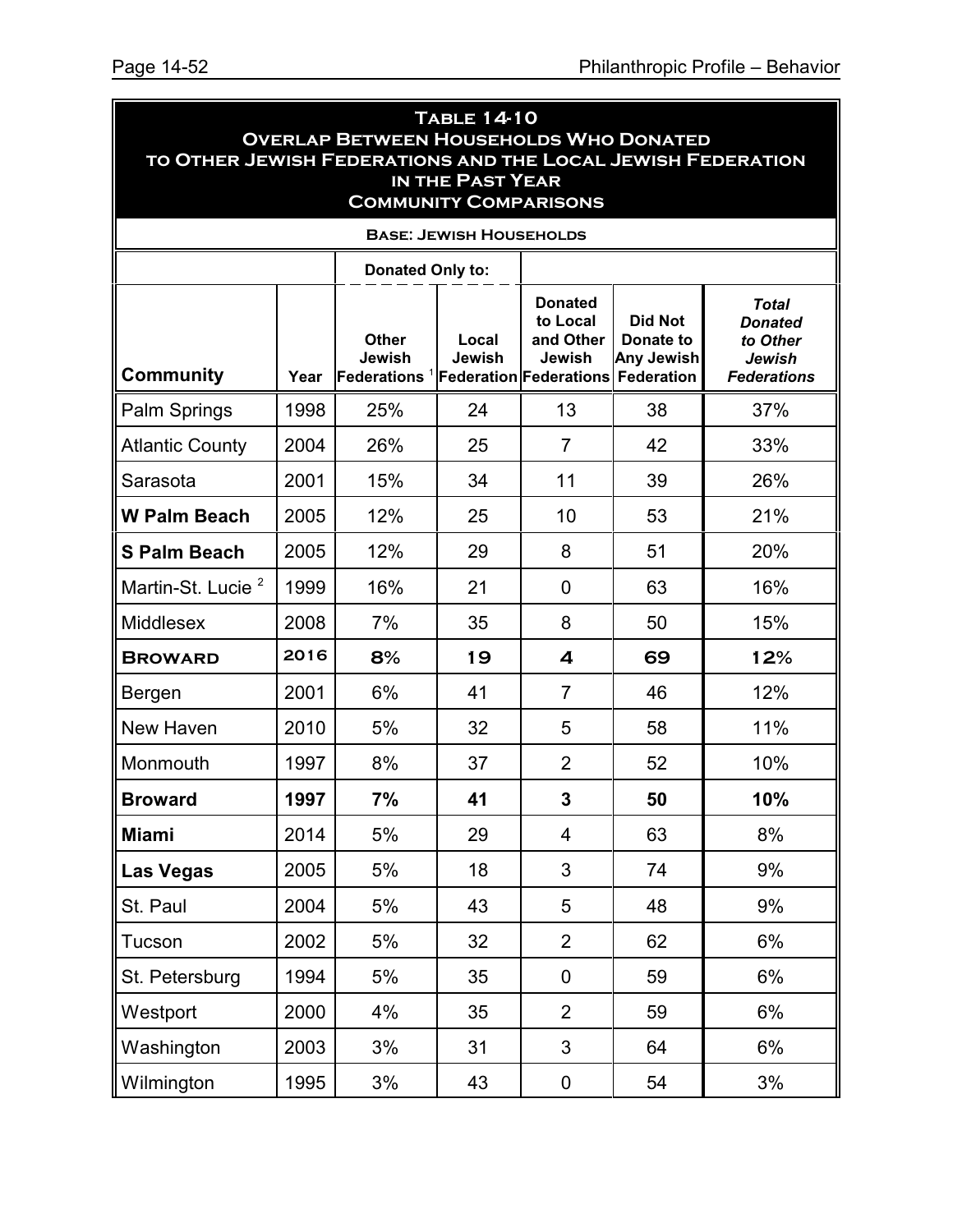## Table 14-10
## Overlap Between Households Who Donated to Other Jewish Federations and the Local Jewish Federation in the Past Year
## Community Comparisons

**Base: Jewish Households**

| Community | Year | Donated Only to: Other Jewish Federations [1] | Donated Only to: Local Jewish Federation | Donated to Local and Other Jewish Federations | Did Not Donate to Any Jewish Federation | *Total Donated to Other Jewish Federations* |
|---|---|---|---|---|---|---|
| Palm Springs | 1998 | 25% | 24 | 13 | 38 | 37% |
| Atlantic County | 2004 | 26% | 25 | 7 | 42 | 33% |
| Sarasota | 2001 | 15% | 34 | 11 | 39 | 26% |
| **W Palm Beach** | 2005 | 12% | 25 | 10 | 53 | 21% |
| **S Palm Beach** | 2005 | 12% | 29 | 8 | 51 | 20% |
| Martin-St. Lucie [2] | 1999 | 16% | 21 | 0 | 63 | 16% |
| Middlesex | 2008 | 7% | 35 | 8 | 50 | 15% |
| **Broward** | **2016** | **8%** | **19** | **4** | **69** | **12%** |
| Bergen | 2001 | 6% | 41 | 7 | 46 | 12% |
| New Haven | 2010 | 5% | 32 | 5 | 58 | 11% |
| Monmouth | 1997 | 8% | 37 | 2 | 52 | 10% |
| **Broward** | **1997** | **7%** | **41** | **3** | **50** | **10%** |
| **Miami** | 2014 | 5% | 29 | 4 | 63 | 8% |
| **Las Vegas** | 2005 | 5% | 18 | 3 | 74 | 9% |
| St. Paul | 2004 | 5% | 43 | 5 | 48 | 9% |
| Tucson | 2002 | 5% | 32 | 2 | 62 | 6% |
| St. Petersburg | 1994 | 5% | 35 | 0 | 59 | 6% |
| Westport | 2000 | 4% | 35 | 2 | 59 | 6% |
| Washington | 2003 | 3% | 31 | 3 | 64 | 6% |
| Wilmington | 1995 | 3% | 43 | 0 | 54 | 3% |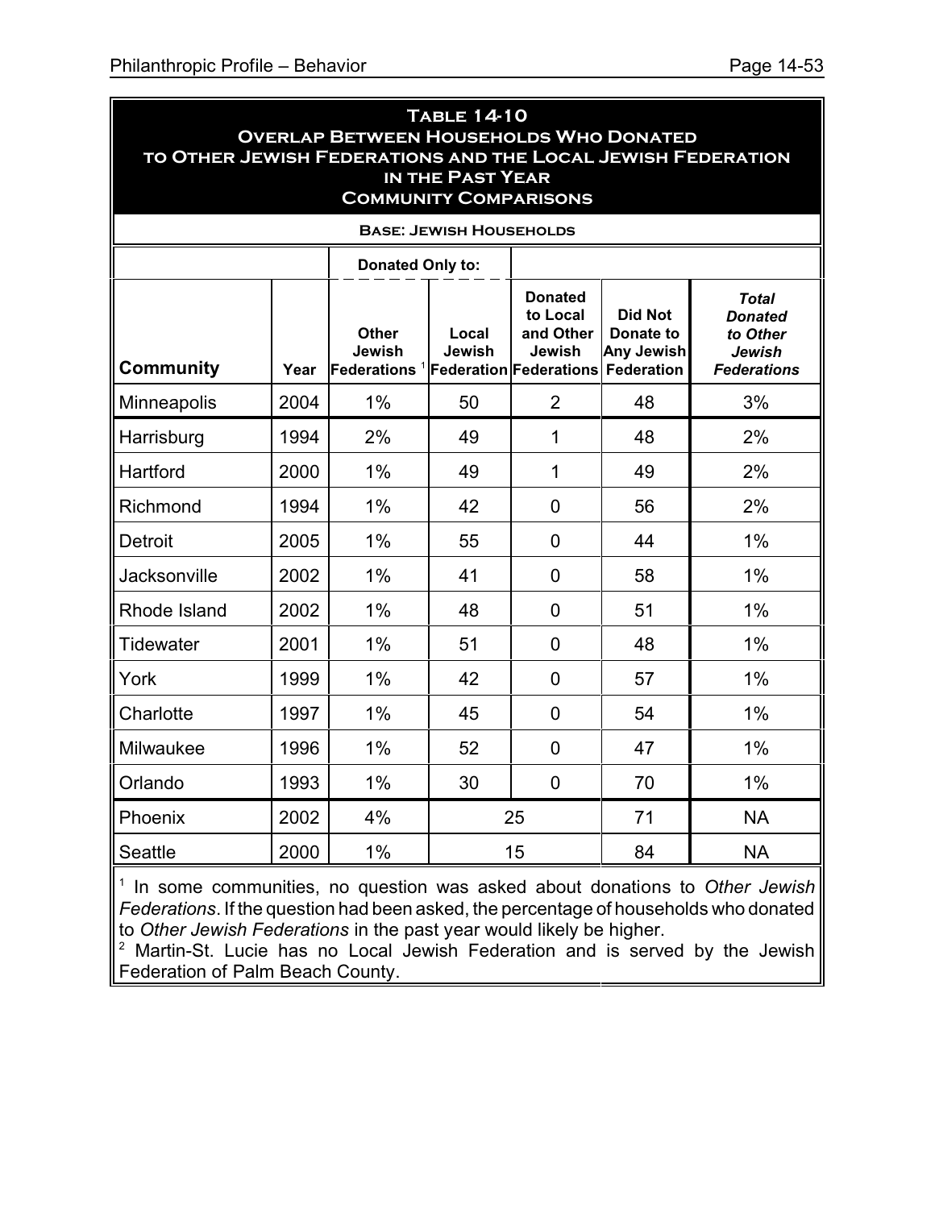**Table 14-10**
**Overlap Between Households Who Donated to Other Jewish Federations and the Local Jewish Federation in the Past Year**
**Community Comparisons**

**Base: Jewish Households**

| | | Donated Only to: | | | | |
|---|---|---|---|---|---|---|
| **Community** | **Year** | **Other Jewish Federations** [1] | **Local Jewish Federation** | **Donated to Local and Other Jewish Federations** | **Did Not Donate to Any Jewish Federation** | ***Total Donated to Other Jewish Federations*** |
| Minneapolis | 2004 | 1% | 50 | 2 | 48 | 3% |
| Harrisburg | 1994 | 2% | 49 | 1 | 48 | 2% |
| Hartford | 2000 | 1% | 49 | 1 | 49 | 2% |
| Richmond | 1994 | 1% | 42 | 0 | 56 | 2% |
| Detroit | 2005 | 1% | 55 | 0 | 44 | 1% |
| Jacksonville | 2002 | 1% | 41 | 0 | 58 | 1% |
| Rhode Island | 2002 | 1% | 48 | 0 | 51 | 1% |
| Tidewater | 2001 | 1% | 51 | 0 | 48 | 1% |
| York | 1999 | 1% | 42 | 0 | 57 | 1% |
| Charlotte | 1997 | 1% | 45 | 0 | 54 | 1% |
| Milwaukee | 1996 | 1% | 52 | 0 | 47 | 1% |
| Orlando | 1993 | 1% | 30 | 0 | 70 | 1% |
| Phoenix | 2002 | 4% | 25 | | 71 | NA |
| Seattle | 2000 | 1% | 15 | | 84 | NA |

[1] In some communities, no question was asked about donations to *Other Jewish Federations*. If the question had been asked, the percentage of households who donated to *Other Jewish Federations* in the past year would likely be higher.

[2] Martin-St. Lucie has no Local Jewish Federation and is served by the Jewish Federation of Palm Beach County.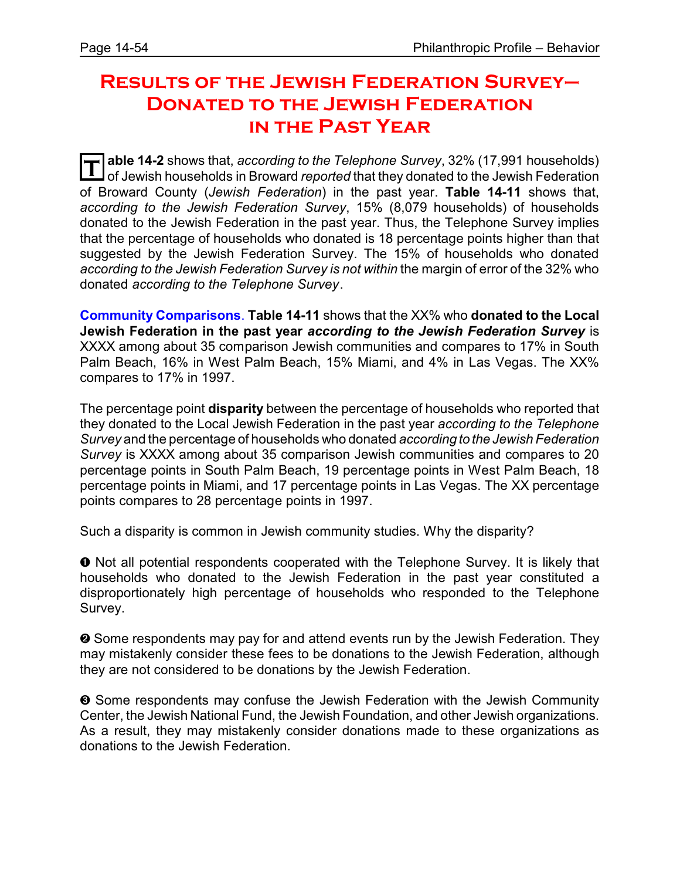# Results of the Jewish Federation Survey— Donated to the Jewish Federation in the Past Year

**Table 14-2** shows that, *according to the Telephone Survey*, 32% (17,991 households) of Jewish households in Broward *reported* that they donated to the Jewish Federation of Broward County (*Jewish Federation*) in the past year. **Table 14-11** shows that, *according to the Jewish Federation Survey*, 15% (8,079 households) of households donated to the Jewish Federation in the past year. Thus, the Telephone Survey implies that the percentage of households who donated is 18 percentage points higher than that suggested by the Jewish Federation Survey. The 15% of households who donated *according to the Jewish Federation Survey is not within* the margin of error of the 32% who donated *according to the Telephone Survey*.

**Community Comparisons**. **Table 14-11** shows that the XX% who **donated to the Local Jewish Federation in the past year *according to the Jewish Federation Survey*** is XXXX among about 35 comparison Jewish communities and compares to 17% in South Palm Beach, 16% in West Palm Beach, 15% Miami, and 4% in Las Vegas. The XX% compares to 17% in 1997.

The percentage point **disparity** between the percentage of households who reported that they donated to the Local Jewish Federation in the past year *according to the Telephone Survey* and the percentage of households who donated *according to the Jewish Federation Survey* is XXXX among about 35 comparison Jewish communities and compares to 20 percentage points in South Palm Beach, 19 percentage points in West Palm Beach, 18 percentage points in Miami, and 17 percentage points in Las Vegas. The XX percentage points compares to 28 percentage points in 1997.

Such a disparity is common in Jewish community studies. Why the disparity?

❶ Not all potential respondents cooperated with the Telephone Survey. It is likely that households who donated to the Jewish Federation in the past year constituted a disproportionately high percentage of households who responded to the Telephone Survey.

❷ Some respondents may pay for and attend events run by the Jewish Federation. They may mistakenly consider these fees to be donations to the Jewish Federation, although they are not considered to be donations by the Jewish Federation.

❸ Some respondents may confuse the Jewish Federation with the Jewish Community Center, the Jewish National Fund, the Jewish Foundation, and other Jewish organizations. As a result, they may mistakenly consider donations made to these organizations as donations to the Jewish Federation.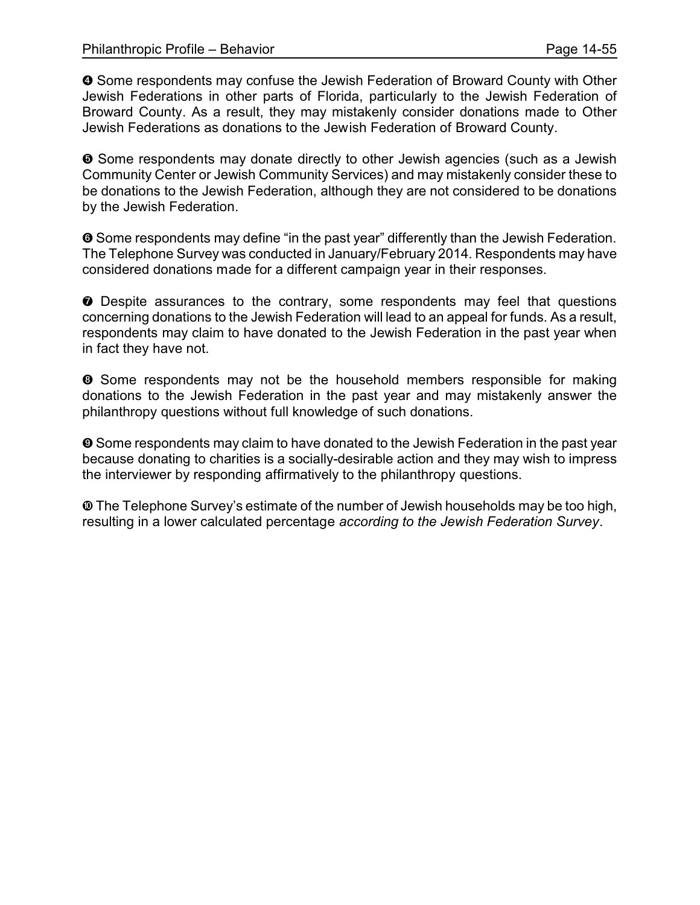❹ Some respondents may confuse the Jewish Federation of Broward County with Other Jewish Federations in other parts of Florida, particularly to the Jewish Federation of Broward County. As a result, they may mistakenly consider donations made to Other Jewish Federations as donations to the Jewish Federation of Broward County.

❺ Some respondents may donate directly to other Jewish agencies (such as a Jewish Community Center or Jewish Community Services) and may mistakenly consider these to be donations to the Jewish Federation, although they are not considered to be donations by the Jewish Federation.

❻ Some respondents may define "in the past year" differently than the Jewish Federation. The Telephone Survey was conducted in January/February 2014. Respondents may have considered donations made for a different campaign year in their responses.

❼ Despite assurances to the contrary, some respondents may feel that questions concerning donations to the Jewish Federation will lead to an appeal for funds. As a result, respondents may claim to have donated to the Jewish Federation in the past year when in fact they have not.

❽ Some respondents may not be the household members responsible for making donations to the Jewish Federation in the past year and may mistakenly answer the philanthropy questions without full knowledge of such donations.

❾ Some respondents may claim to have donated to the Jewish Federation in the past year because donating to charities is a socially-desirable action and they may wish to impress the interviewer by responding affirmatively to the philanthropy questions.

❿ The Telephone Survey's estimate of the number of Jewish households may be too high, resulting in a lower calculated percentage *according to the Jewish Federation Survey*.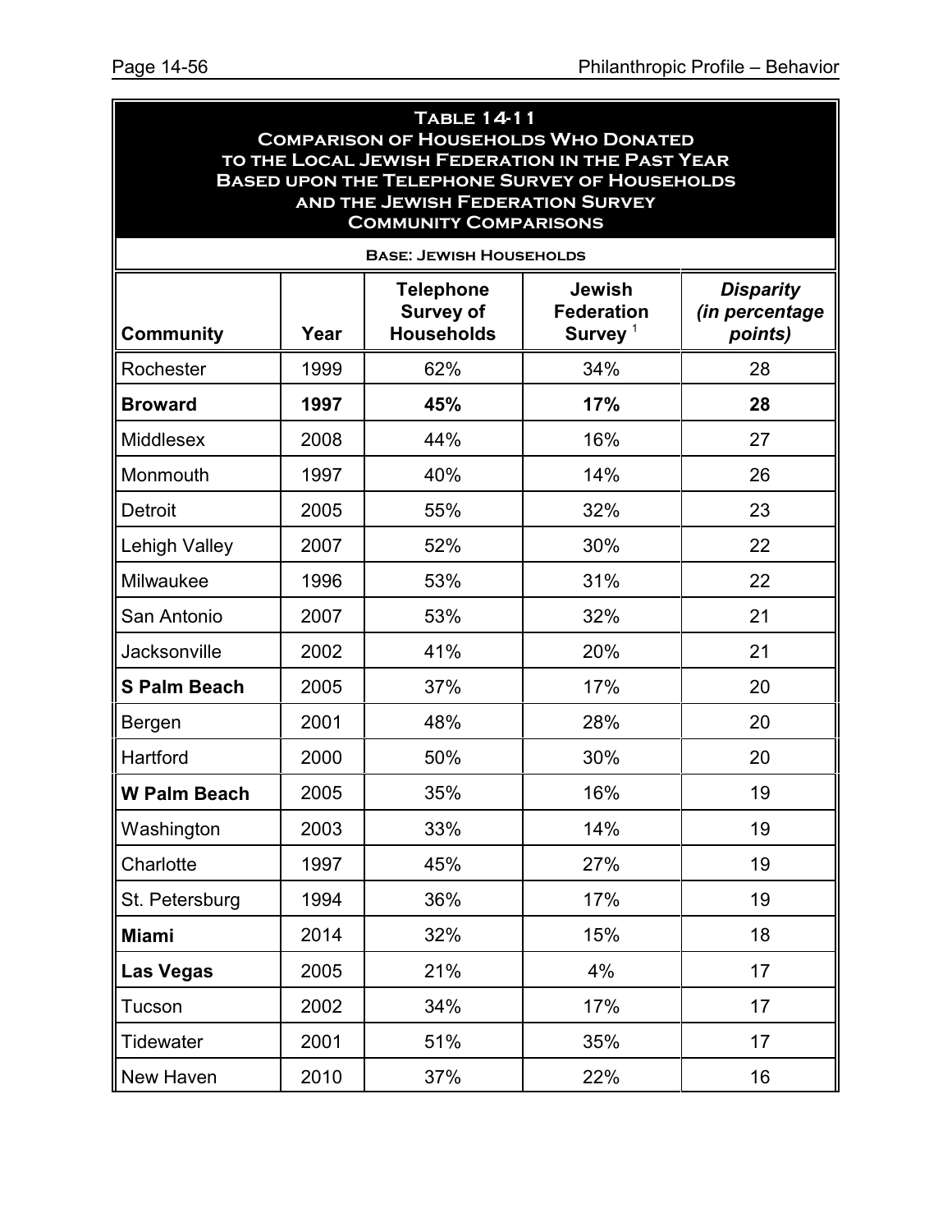**Table 14-11**
**Comparison of Households Who Donated to the Local Jewish Federation in the Past Year Based upon the Telephone Survey of Households and the Jewish Federation Survey**
**Community Comparisons**

**Base: Jewish Households**

| Community | Year | Telephone Survey of Households | Jewish Federation Survey [1] | *Disparity (in percentage points)* |
|---|---|---|---|---|
| Rochester | 1999 | 62% | 34% | 28 |
| **Broward** | **1997** | **45%** | **17%** | **28** |
| Middlesex | 2008 | 44% | 16% | 27 |
| Monmouth | 1997 | 40% | 14% | 26 |
| Detroit | 2005 | 55% | 32% | 23 |
| Lehigh Valley | 2007 | 52% | 30% | 22 |
| Milwaukee | 1996 | 53% | 31% | 22 |
| San Antonio | 2007 | 53% | 32% | 21 |
| Jacksonville | 2002 | 41% | 20% | 21 |
| **S Palm Beach** | 2005 | 37% | 17% | 20 |
| Bergen | 2001 | 48% | 28% | 20 |
| Hartford | 2000 | 50% | 30% | 20 |
| **W Palm Beach** | 2005 | 35% | 16% | 19 |
| Washington | 2003 | 33% | 14% | 19 |
| Charlotte | 1997 | 45% | 27% | 19 |
| St. Petersburg | 1994 | 36% | 17% | 19 |
| **Miami** | 2014 | 32% | 15% | 18 |
| **Las Vegas** | 2005 | 21% | 4% | 17 |
| Tucson | 2002 | 34% | 17% | 17 |
| Tidewater | 2001 | 51% | 35% | 17 |
| New Haven | 2010 | 37% | 22% | 16 |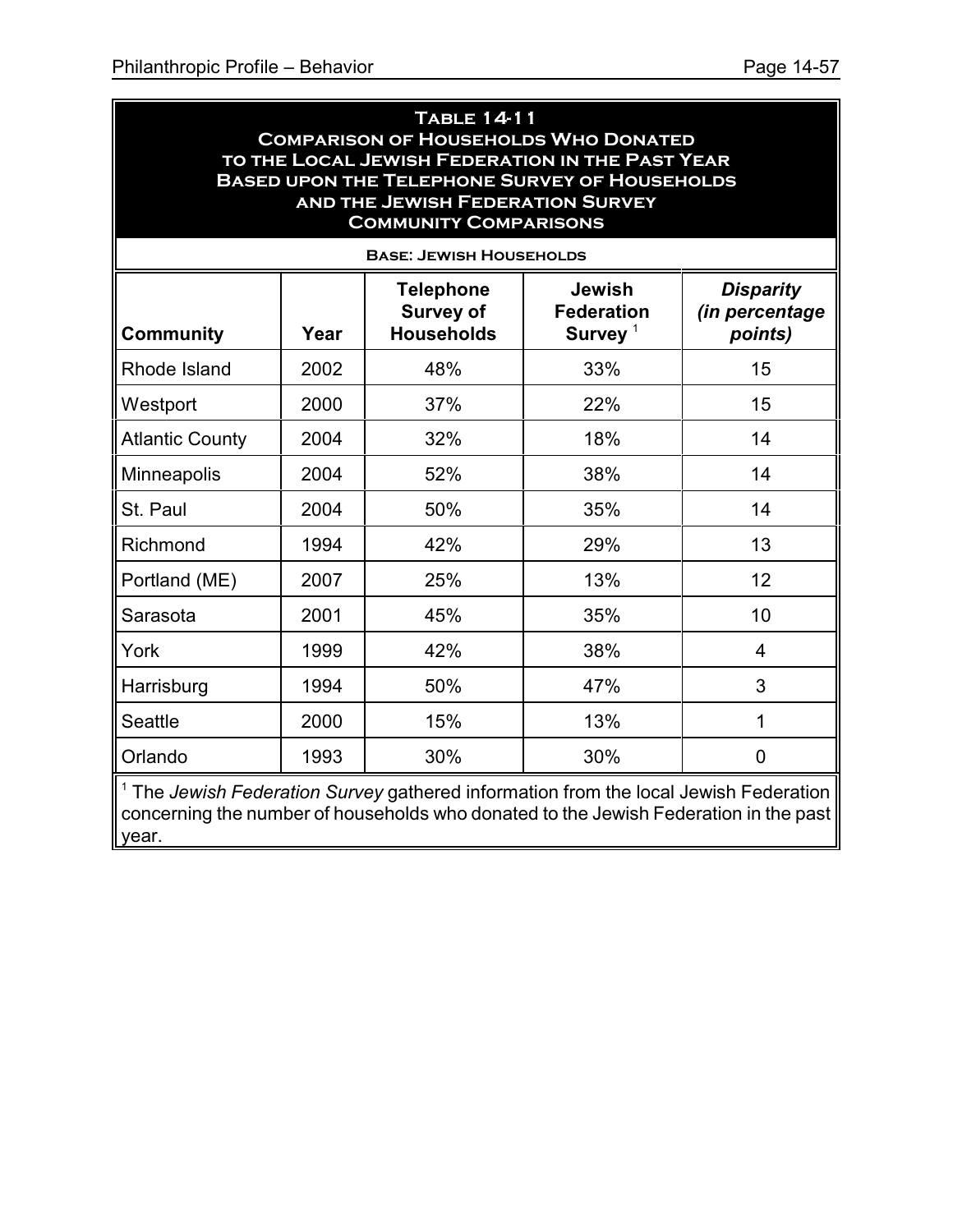**Table 14-11**
**Comparison of Households Who Donated to the Local Jewish Federation in the Past Year Based upon the Telephone Survey of Households and the Jewish Federation Survey**
**Community Comparisons**

**Base: Jewish Households**

| Community | Year | Telephone Survey of Households | Jewish Federation Survey [1] | *Disparity (in percentage points)* |
|---|---|---|---|---|
| Rhode Island | 2002 | 48% | 33% | 15 |
| Westport | 2000 | 37% | 22% | 15 |
| Atlantic County | 2004 | 32% | 18% | 14 |
| Minneapolis | 2004 | 52% | 38% | 14 |
| St. Paul | 2004 | 50% | 35% | 14 |
| Richmond | 1994 | 42% | 29% | 13 |
| Portland (ME) | 2007 | 25% | 13% | 12 |
| Sarasota | 2001 | 45% | 35% | 10 |
| York | 1999 | 42% | 38% | 4 |
| Harrisburg | 1994 | 50% | 47% | 3 |
| Seattle | 2000 | 15% | 13% | 1 |
| Orlando | 1993 | 30% | 30% | 0 |

[1] The *Jewish Federation Survey* gathered information from the local Jewish Federation concerning the number of households who donated to the Jewish Federation in the past year.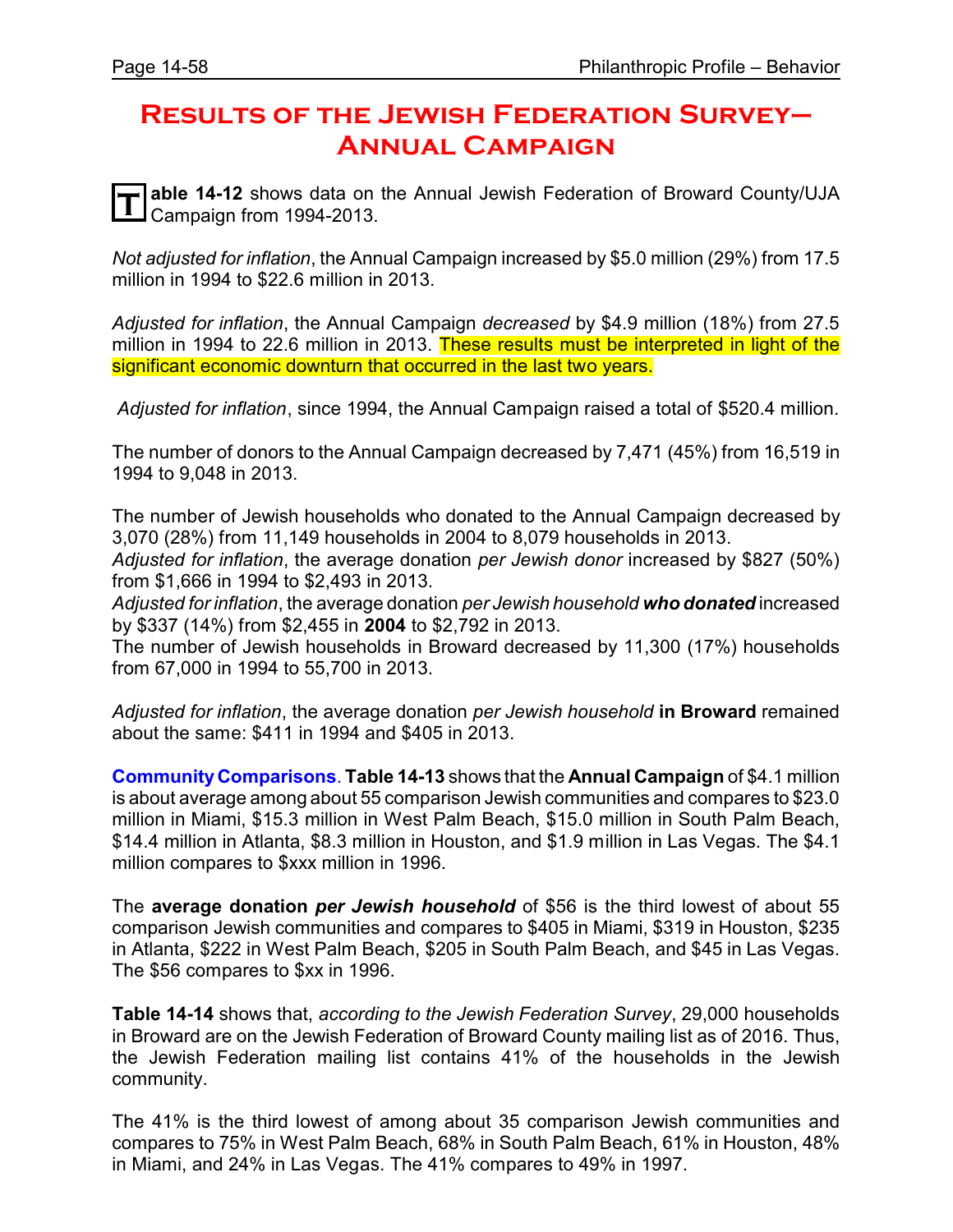# Results of the Jewish Federation Survey—Annual Campaign

**Table 14-12** shows data on the Annual Jewish Federation of Broward County/UJA Campaign from 1994-2013.

*Not adjusted for inflation*, the Annual Campaign increased by $5.0 million (29%) from 17.5 million in 1994 to $22.6 million in 2013.

*Adjusted for inflation*, the Annual Campaign *decreased* by $4.9 million (18%) from 27.5 million in 1994 to 22.6 million in 2013. These results must be interpreted in light of the significant economic downturn that occurred in the last two years.

*Adjusted for inflation*, since 1994, the Annual Campaign raised a total of $520.4 million.

The number of donors to the Annual Campaign decreased by 7,471 (45%) from 16,519 in 1994 to 9,048 in 2013.

The number of Jewish households who donated to the Annual Campaign decreased by 3,070 (28%) from 11,149 households in 2004 to 8,079 households in 2013.

*Adjusted for inflation*, the average donation *per Jewish donor* increased by $827 (50%) from $1,666 in 1994 to $2,493 in 2013.

*Adjusted for inflation*, the average donation *per Jewish household **who donated*** increased by $337 (14%) from $2,455 in **2004** to $2,792 in 2013.

The number of Jewish households in Broward decreased by 11,300 (17%) households from 67,000 in 1994 to 55,700 in 2013.

*Adjusted for inflation*, the average donation *per Jewish household* **in Broward** remained about the same: $411 in 1994 and $405 in 2013.

**Community Comparisons**. **Table 14-13** shows that the **Annual Campaign** of $4.1 million is about average among about 55 comparison Jewish communities and compares to $23.0 million in Miami, $15.3 million in West Palm Beach, $15.0 million in South Palm Beach, $14.4 million in Atlanta, $8.3 million in Houston, and $1.9 million in Las Vegas. The $4.1 million compares to $xxx million in 1996.

The **average donation *per Jewish household*** of $56 is the third lowest of about 55 comparison Jewish communities and compares to $405 in Miami, $319 in Houston, $235 in Atlanta, $222 in West Palm Beach, $205 in South Palm Beach, and $45 in Las Vegas. The $56 compares to $xx in 1996.

**Table 14-14** shows that, *according to the Jewish Federation Survey*, 29,000 households in Broward are on the Jewish Federation of Broward County mailing list as of 2016. Thus, the Jewish Federation mailing list contains 41% of the households in the Jewish community.

The 41% is the third lowest of among about 35 comparison Jewish communities and compares to 75% in West Palm Beach, 68% in South Palm Beach, 61% in Houston, 48% in Miami, and 24% in Las Vegas. The 41% compares to 49% in 1997.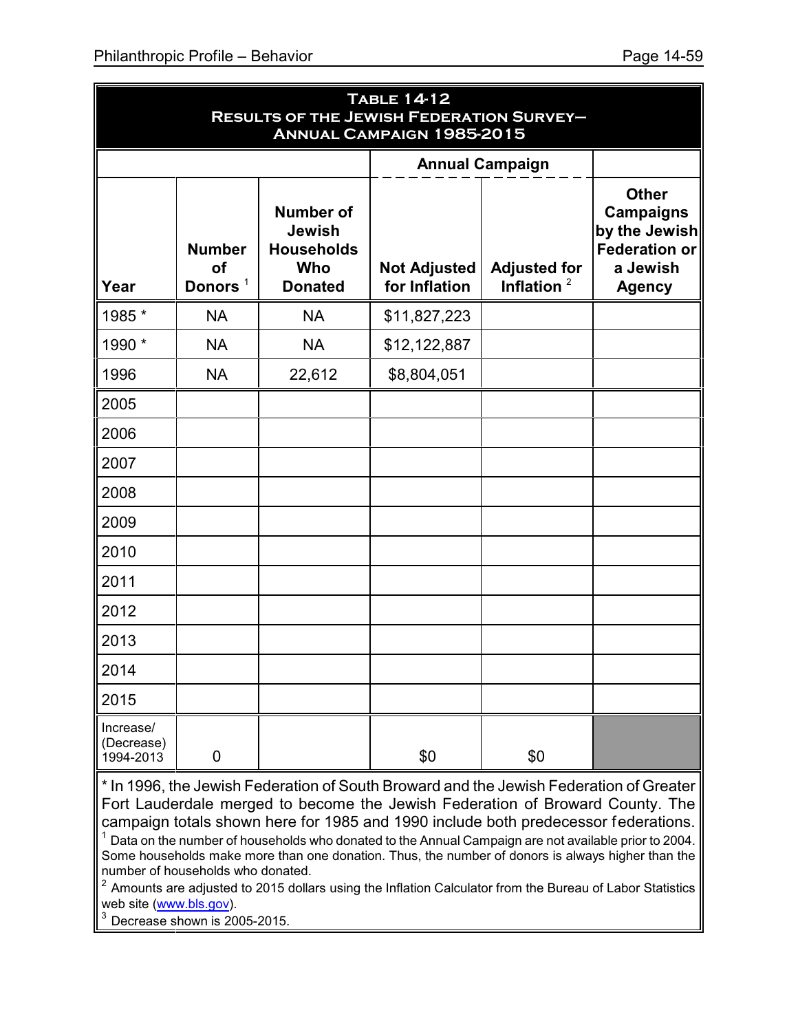**Table 14-12**
**Results of the Jewish Federation Survey–**
**Annual Campaign 1985-2015**

| | | | Annual Campaign | | |
|---|---|---|---|---|---|
| Year | Number of Donors [1] | Number of Jewish Households Who Donated | Not Adjusted for Inflation | Adjusted for Inflation [2] | Other Campaigns by the Jewish Federation or a Jewish Agency |
| 1985 * | NA | NA | $11,827,223 | | |
| 1990 * | NA | NA | $12,122,887 | | |
| 1996 | NA | 22,612 | $8,804,051 | | |
| 2005 | | | | | |
| 2006 | | | | | |
| 2007 | | | | | |
| 2008 | | | | | |
| 2009 | | | | | |
| 2010 | | | | | |
| 2011 | | | | | |
| 2012 | | | | | |
| 2013 | | | | | |
| 2014 | | | | | |
| 2015 | | | | | |
| Increase/ (Decrease) 1994-2013 | 0 | | $0 | $0 | |

\* In 1996, the Jewish Federation of South Broward and the Jewish Federation of Greater Fort Lauderdale merged to become the Jewish Federation of Broward County. The campaign totals shown here for 1985 and 1990 include both predecessor federations.

[1] Data on the number of households who donated to the Annual Campaign are not available prior to 2004. Some households make more than one donation. Thus, the number of donors is always higher than the number of households who donated.

[2] Amounts are adjusted to 2015 dollars using the Inflation Calculator from the Bureau of Labor Statistics web site (www.bls.gov).

[3] Decrease shown is 2005-2015.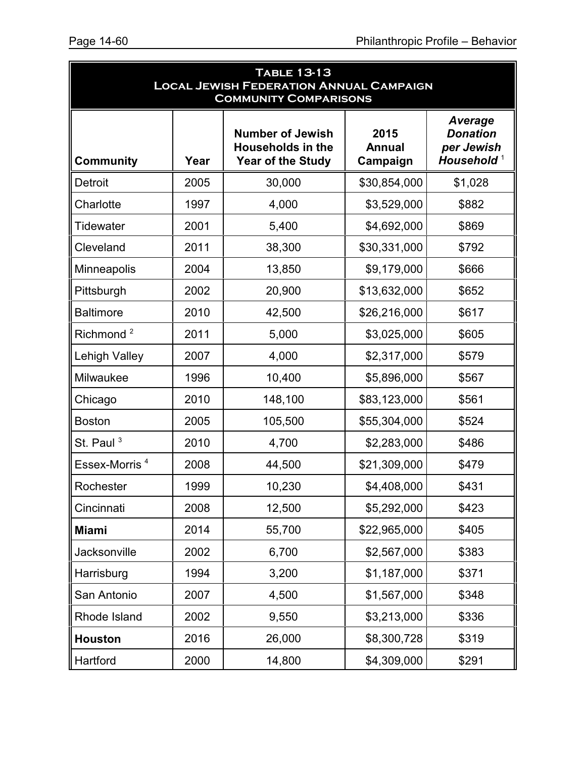**Table 13-13**
**Local Jewish Federation Annual Campaign**
**Community Comparisons**

| Community | Year | Number of Jewish Households in the Year of the Study | 2015 Annual Campaign | *Average Donation per Jewish Household* [1] |
|---|---|---|---|---|
| Detroit | 2005 | 30,000 | $30,854,000 | $1,028 |
| Charlotte | 1997 | 4,000 | $3,529,000 | $882 |
| Tidewater | 2001 | 5,400 | $4,692,000 | $869 |
| Cleveland | 2011 | 38,300 | $30,331,000 | $792 |
| Minneapolis | 2004 | 13,850 | $9,179,000 | $666 |
| Pittsburgh | 2002 | 20,900 | $13,632,000 | $652 |
| Baltimore | 2010 | 42,500 | $26,216,000 | $617 |
| Richmond [2] | 2011 | 5,000 | $3,025,000 | $605 |
| Lehigh Valley | 2007 | 4,000 | $2,317,000 | $579 |
| Milwaukee | 1996 | 10,400 | $5,896,000 | $567 |
| Chicago | 2010 | 148,100 | $83,123,000 | $561 |
| Boston | 2005 | 105,500 | $55,304,000 | $524 |
| St. Paul [3] | 2010 | 4,700 | $2,283,000 | $486 |
| Essex-Morris [4] | 2008 | 44,500 | $21,309,000 | $479 |
| Rochester | 1999 | 10,230 | $4,408,000 | $431 |
| Cincinnati | 2008 | 12,500 | $5,292,000 | $423 |
| **Miami** | 2014 | 55,700 | $22,965,000 | $405 |
| Jacksonville | 2002 | 6,700 | $2,567,000 | $383 |
| Harrisburg | 1994 | 3,200 | $1,187,000 | $371 |
| San Antonio | 2007 | 4,500 | $1,567,000 | $348 |
| Rhode Island | 2002 | 9,550 | $3,213,000 | $336 |
| **Houston** | 2016 | 26,000 | $8,300,728 | $319 |
| Hartford | 2000 | 14,800 | $4,309,000 | $291 |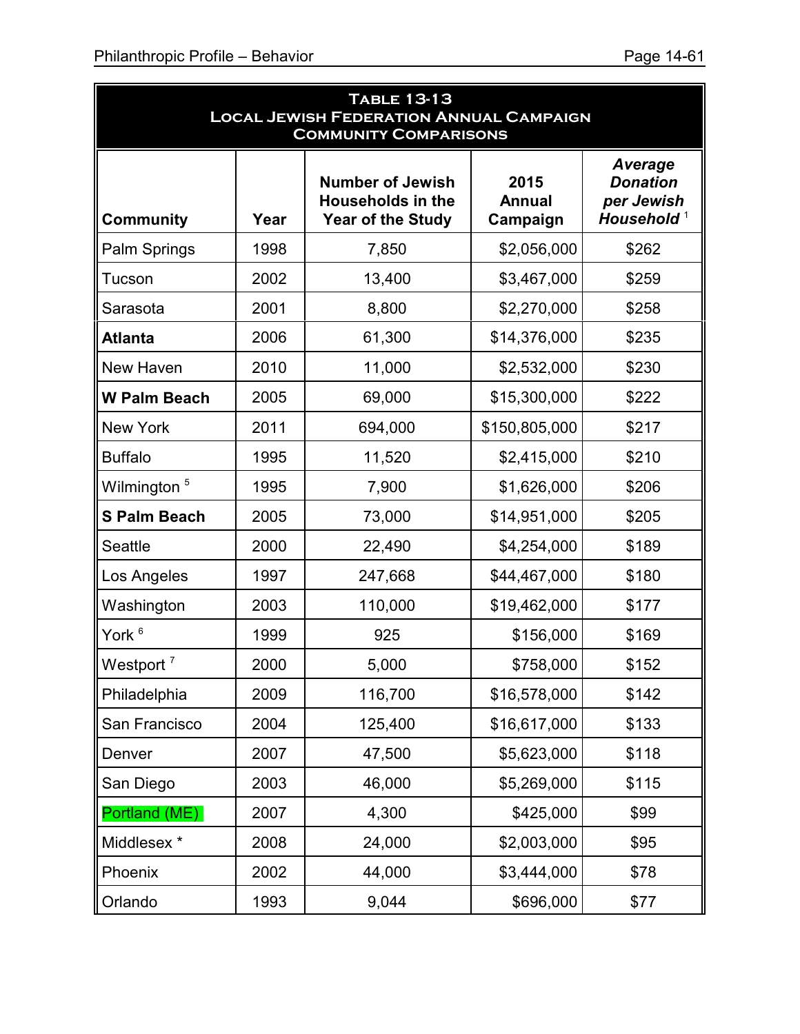**Table 13-13**
**Local Jewish Federation Annual Campaign**
**Community Comparisons**

| Community | Year | Number of Jewish Households in the Year of the Study | 2015 Annual Campaign | *Average Donation per Jewish Household* [1] |
|---|---|---|---|---|
| Palm Springs | 1998 | 7,850 | $2,056,000 | $262 |
| Tucson | 2002 | 13,400 | $3,467,000 | $259 |
| Sarasota | 2001 | 8,800 | $2,270,000 | $258 |
| **Atlanta** | 2006 | 61,300 | $14,376,000 | $235 |
| New Haven | 2010 | 11,000 | $2,532,000 | $230 |
| **W Palm Beach** | 2005 | 69,000 | $15,300,000 | $222 |
| New York | 2011 | 694,000 | $150,805,000 | $217 |
| Buffalo | 1995 | 11,520 | $2,415,000 | $210 |
| Wilmington [5] | 1995 | 7,900 | $1,626,000 | $206 |
| **S Palm Beach** | 2005 | 73,000 | $14,951,000 | $205 |
| Seattle | 2000 | 22,490 | $4,254,000 | $189 |
| Los Angeles | 1997 | 247,668 | $44,467,000 | $180 |
| Washington | 2003 | 110,000 | $19,462,000 | $177 |
| York [6] | 1999 | 925 | $156,000 | $169 |
| Westport [7] | 2000 | 5,000 | $758,000 | $152 |
| Philadelphia | 2009 | 116,700 | $16,578,000 | $142 |
| San Francisco | 2004 | 125,400 | $16,617,000 | $133 |
| Denver | 2007 | 47,500 | $5,623,000 | $118 |
| San Diego | 2003 | 46,000 | $5,269,000 | $115 |
| Portland (ME) | 2007 | 4,300 | $425,000 | $99 |
| Middlesex * | 2008 | 24,000 | $2,003,000 | $95 |
| Phoenix | 2002 | 44,000 | $3,444,000 | $78 |
| Orlando | 1993 | 9,044 | $696,000 | $77 |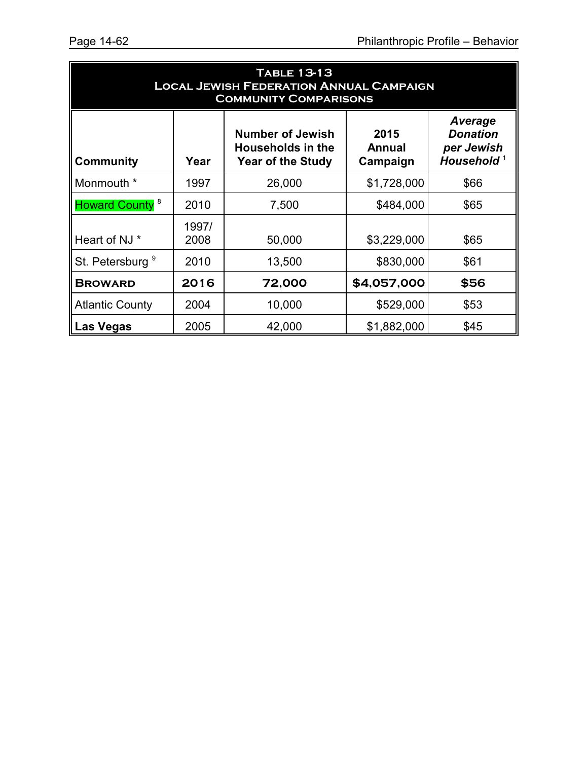**Table 13-13**
**Local Jewish Federation Annual Campaign**
**Community Comparisons**

| Community | Year | Number of Jewish Households in the Year of the Study | 2015 Annual Campaign | *Average Donation per Jewish Household* [1] |
|---|---|---|---|---|
| Monmouth * | 1997 | 26,000 | $1,728,000 | $66 |
| Howard County [8] | 2010 | 7,500 | $484,000 | $65 |
| Heart of NJ * | 1997/ 2008 | 50,000 | $3,229,000 | $65 |
| St. Petersburg [9] | 2010 | 13,500 | $830,000 | $61 |
| **Broward** | **2016** | **72,000** | **$4,057,000** | **$56** |
| Atlantic County | 2004 | 10,000 | $529,000 | $53 |
| **Las Vegas** | 2005 | 42,000 | $1,882,000 | $45 |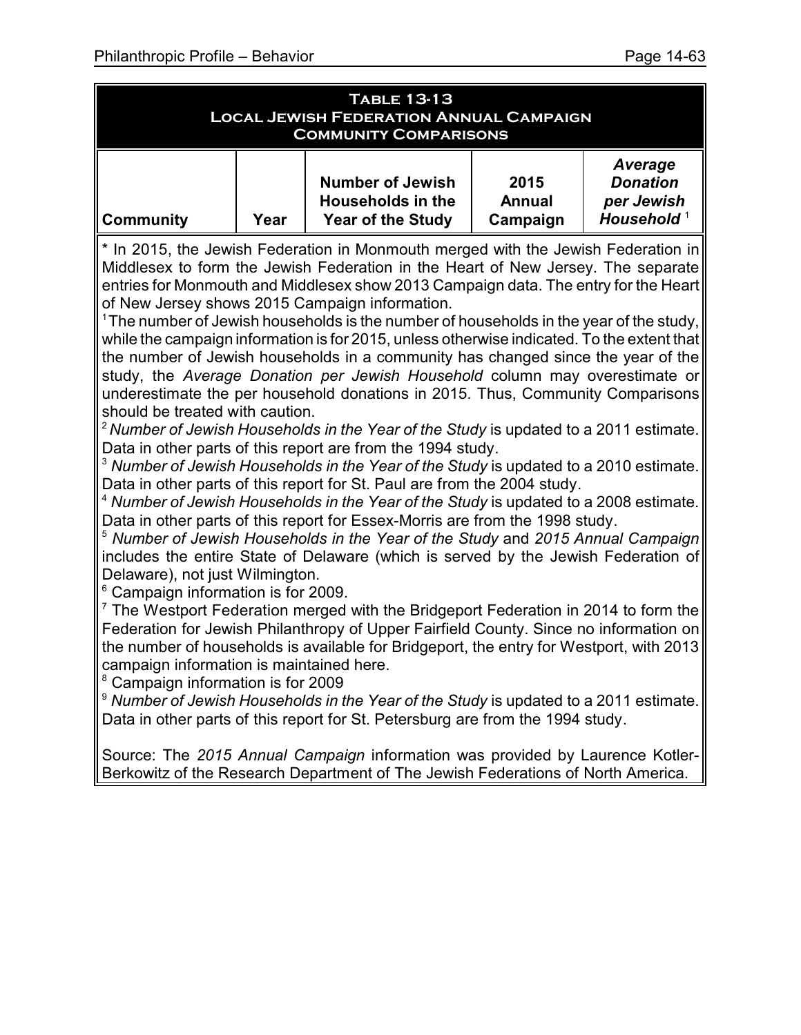## Table 13-13
## Local Jewish Federation Annual Campaign
## Community Comparisons

| Community | Year | Number of Jewish Households in the Year of the Study | 2015 Annual Campaign | *Average Donation per Jewish Household* [1] |
|---|---|---|---|---|

\* In 2015, the Jewish Federation in Monmouth merged with the Jewish Federation in Middlesex to form the Jewish Federation in the Heart of New Jersey. The separate entries for Monmouth and Middlesex show 2013 Campaign data. The entry for the Heart of New Jersey shows 2015 Campaign information.

[1] The number of Jewish households is the number of households in the year of the study, while the campaign information is for 2015, unless otherwise indicated. To the extent that the number of Jewish households in a community has changed since the year of the study, the *Average Donation per Jewish Household* column may overestimate or underestimate the per household donations in 2015. Thus, Community Comparisons should be treated with caution.

[2] *Number of Jewish Households in the Year of the Study* is updated to a 2011 estimate. Data in other parts of this report are from the 1994 study.

[3] *Number of Jewish Households in the Year of the Study* is updated to a 2010 estimate. Data in other parts of this report for St. Paul are from the 2004 study.

[4] *Number of Jewish Households in the Year of the Study* is updated to a 2008 estimate. Data in other parts of this report for Essex-Morris are from the 1998 study.

[5] *Number of Jewish Households in the Year of the Study* and *2015 Annual Campaign* includes the entire State of Delaware (which is served by the Jewish Federation of Delaware), not just Wilmington.

[6] Campaign information is for 2009.

[7] The Westport Federation merged with the Bridgeport Federation in 2014 to form the Federation for Jewish Philanthropy of Upper Fairfield County. Since no information on the number of households is available for Bridgeport, the entry for Westport, with 2013 campaign information is maintained here.

[8] Campaign information is for 2009

[9] *Number of Jewish Households in the Year of the Study* is updated to a 2011 estimate. Data in other parts of this report for St. Petersburg are from the 1994 study.

Source: The *2015 Annual Campaign* information was provided by Laurence Kotler-Berkowitz of the Research Department of The Jewish Federations of North America.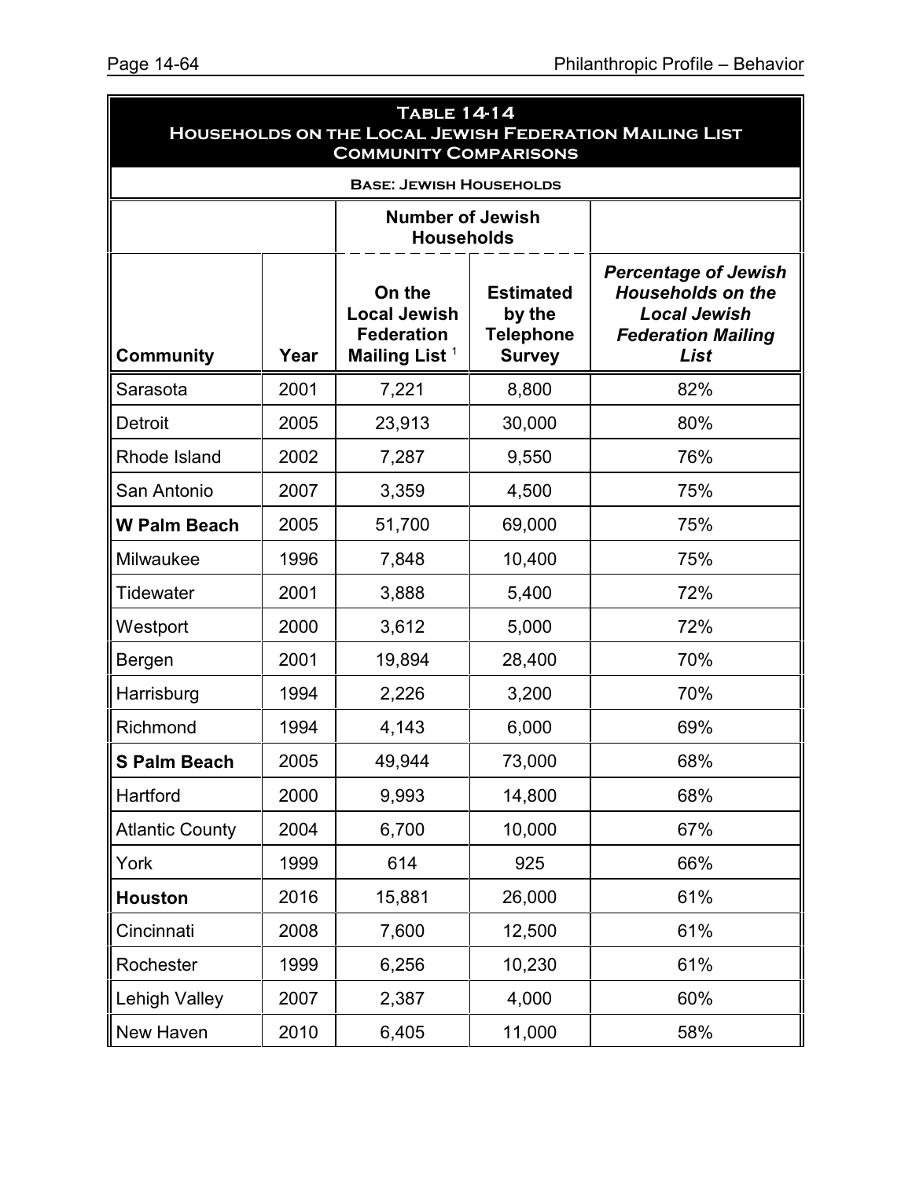**Table 14-14**
**Households on the Local Jewish Federation Mailing List**
**Community Comparisons**

**Base: Jewish Households**

| | | Number of Jewish Households | | |
|---|---|---|---|---|
| **Community** | **Year** | **On the Local Jewish Federation Mailing List** [1] | **Estimated by the Telephone Survey** | ***Percentage of Jewish Households on the Local Jewish Federation Mailing List*** |
| Sarasota | 2001 | 7,221 | 8,800 | 82% |
| Detroit | 2005 | 23,913 | 30,000 | 80% |
| Rhode Island | 2002 | 7,287 | 9,550 | 76% |
| San Antonio | 2007 | 3,359 | 4,500 | 75% |
| **W Palm Beach** | 2005 | 51,700 | 69,000 | 75% |
| Milwaukee | 1996 | 7,848 | 10,400 | 75% |
| Tidewater | 2001 | 3,888 | 5,400 | 72% |
| Westport | 2000 | 3,612 | 5,000 | 72% |
| Bergen | 2001 | 19,894 | 28,400 | 70% |
| Harrisburg | 1994 | 2,226 | 3,200 | 70% |
| Richmond | 1994 | 4,143 | 6,000 | 69% |
| **S Palm Beach** | 2005 | 49,944 | 73,000 | 68% |
| Hartford | 2000 | 9,993 | 14,800 | 68% |
| Atlantic County | 2004 | 6,700 | 10,000 | 67% |
| York | 1999 | 614 | 925 | 66% |
| **Houston** | 2016 | 15,881 | 26,000 | 61% |
| Cincinnati | 2008 | 7,600 | 12,500 | 61% |
| Rochester | 1999 | 6,256 | 10,230 | 61% |
| Lehigh Valley | 2007 | 2,387 | 4,000 | 60% |
| New Haven | 2010 | 6,405 | 11,000 | 58% |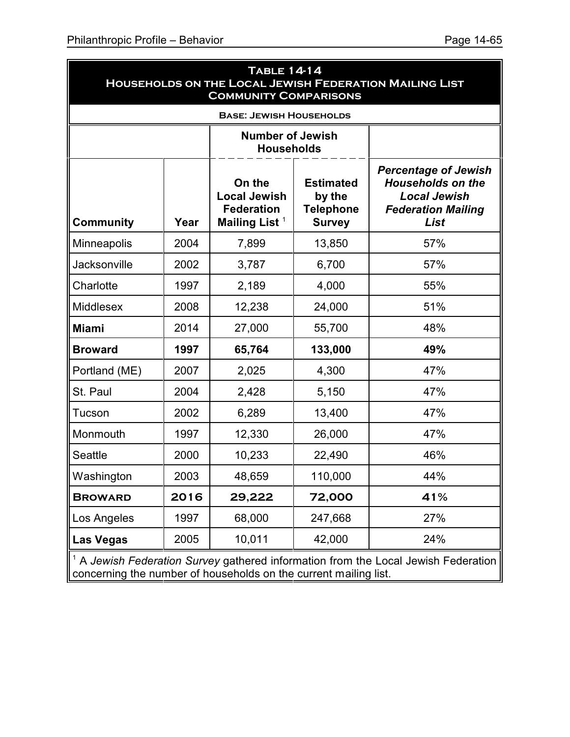**Table 14-14**
**Households on the Local Jewish Federation Mailing List**
**Community Comparisons**

**Base: Jewish Households**

| | | Number of Jewish Households | | |
|---|---|---|---|---|
| **Community** | **Year** | **On the Local Jewish Federation Mailing List** [1] | **Estimated by the Telephone Survey** | ***Percentage of Jewish Households on the Local Jewish Federation Mailing List*** |
| Minneapolis | 2004 | 7,899 | 13,850 | 57% |
| Jacksonville | 2002 | 3,787 | 6,700 | 57% |
| Charlotte | 1997 | 2,189 | 4,000 | 55% |
| Middlesex | 2008 | 12,238 | 24,000 | 51% |
| **Miami** | 2014 | 27,000 | 55,700 | 48% |
| **Broward** | **1997** | **65,764** | **133,000** | **49%** |
| Portland (ME) | 2007 | 2,025 | 4,300 | 47% |
| St. Paul | 2004 | 2,428 | 5,150 | 47% |
| Tucson | 2002 | 6,289 | 13,400 | 47% |
| Monmouth | 1997 | 12,330 | 26,000 | 47% |
| Seattle | 2000 | 10,233 | 22,490 | 46% |
| Washington | 2003 | 48,659 | 110,000 | 44% |
| **Broward** | **2016** | **29,222** | **72,000** | **41%** |
| Los Angeles | 1997 | 68,000 | 247,668 | 27% |
| **Las Vegas** | 2005 | 10,011 | 42,000 | 24% |

[1] A *Jewish Federation Survey* gathered information from the Local Jewish Federation concerning the number of households on the current mailing list.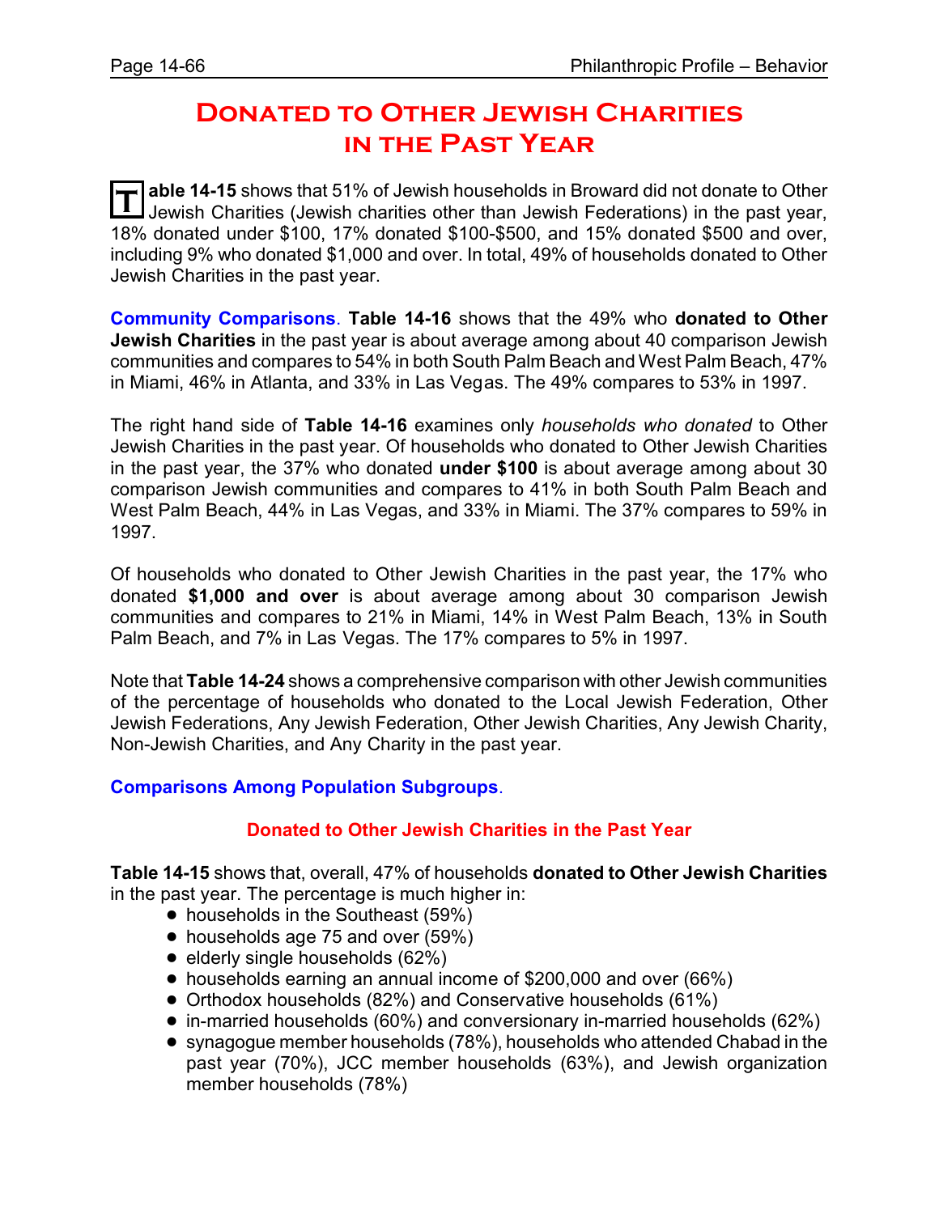# Donated to Other Jewish Charities in the Past Year

**Table 14-15** shows that 51% of Jewish households in Broward did not donate to Other Jewish Charities (Jewish charities other than Jewish Federations) in the past year, 18% donated under $100, 17% donated $100-$500, and 15% donated $500 and over, including 9% who donated $1,000 and over. In total, 49% of households donated to Other Jewish Charities in the past year.

**Community Comparisons**. **Table 14-16** shows that the 49% who **donated to Other Jewish Charities** in the past year is about average among about 40 comparison Jewish communities and compares to 54% in both South Palm Beach and West Palm Beach, 47% in Miami, 46% in Atlanta, and 33% in Las Vegas. The 49% compares to 53% in 1997.

The right hand side of **Table 14-16** examines only *households who donated* to Other Jewish Charities in the past year. Of households who donated to Other Jewish Charities in the past year, the 37% who donated **under $100** is about average among about 30 comparison Jewish communities and compares to 41% in both South Palm Beach and West Palm Beach, 44% in Las Vegas, and 33% in Miami. The 37% compares to 59% in 1997.

Of households who donated to Other Jewish Charities in the past year, the 17% who donated **$1,000 and over** is about average among about 30 comparison Jewish communities and compares to 21% in Miami, 14% in West Palm Beach, 13% in South Palm Beach, and 7% in Las Vegas. The 17% compares to 5% in 1997.

Note that **Table 14-24** shows a comprehensive comparison with other Jewish communities of the percentage of households who donated to the Local Jewish Federation, Other Jewish Federations, Any Jewish Federation, Other Jewish Charities, Any Jewish Charity, Non-Jewish Charities, and Any Charity in the past year.

**Comparisons Among Population Subgroups**.

### Donated to Other Jewish Charities in the Past Year

**Table 14-15** shows that, overall, 47% of households **donated to Other Jewish Charities** in the past year. The percentage is much higher in:

- households in the Southeast (59%)
- households age 75 and over (59%)
- elderly single households (62%)
- households earning an annual income of $200,000 and over (66%)
- Orthodox households (82%) and Conservative households (61%)
- in-married households (60%) and conversionary in-married households (62%)
- synagogue member households (78%), households who attended Chabad in the past year (70%), JCC member households (63%), and Jewish organization member households (78%)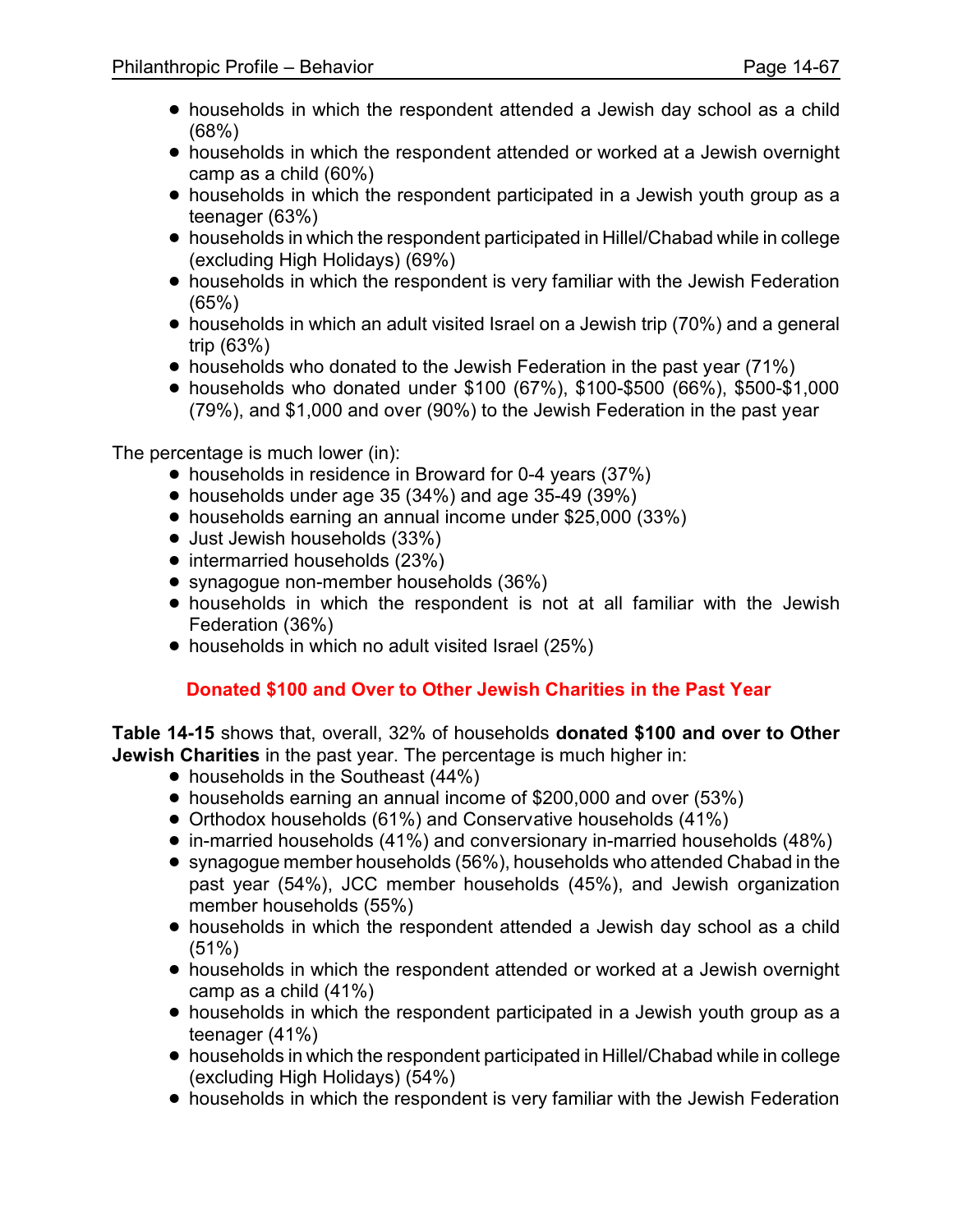- households in which the respondent attended a Jewish day school as a child (68%)
- households in which the respondent attended or worked at a Jewish overnight camp as a child (60%)
- households in which the respondent participated in a Jewish youth group as a teenager (63%)
- households in which the respondent participated in Hillel/Chabad while in college (excluding High Holidays) (69%)
- households in which the respondent is very familiar with the Jewish Federation (65%)
- households in which an adult visited Israel on a Jewish trip (70%) and a general trip (63%)
- households who donated to the Jewish Federation in the past year (71%)
- households who donated under $100 (67%), $100-$500 (66%), $500-$1,000 (79%), and $1,000 and over (90%) to the Jewish Federation in the past year

The percentage is much lower (in):

- households in residence in Broward for 0-4 years (37%)
- households under age 35 (34%) and age 35-49 (39%)
- households earning an annual income under $25,000 (33%)
- Just Jewish households (33%)
- intermarried households (23%)
- synagogue non-member households (36%)
- households in which the respondent is not at all familiar with the Jewish Federation (36%)
- households in which no adult visited Israel (25%)

## Donated $100 and Over to Other Jewish Charities in the Past Year

**Table 14-15** shows that, overall, 32% of households **donated $100 and over to Other Jewish Charities** in the past year. The percentage is much higher in:

- households in the Southeast (44%)
- households earning an annual income of $200,000 and over (53%)
- Orthodox households (61%) and Conservative households (41%)
- in-married households (41%) and conversionary in-married households (48%)
- synagogue member households (56%), households who attended Chabad in the past year (54%), JCC member households (45%), and Jewish organization member households (55%)
- households in which the respondent attended a Jewish day school as a child (51%)
- households in which the respondent attended or worked at a Jewish overnight camp as a child (41%)
- households in which the respondent participated in a Jewish youth group as a teenager (41%)
- households in which the respondent participated in Hillel/Chabad while in college (excluding High Holidays) (54%)
- households in which the respondent is very familiar with the Jewish Federation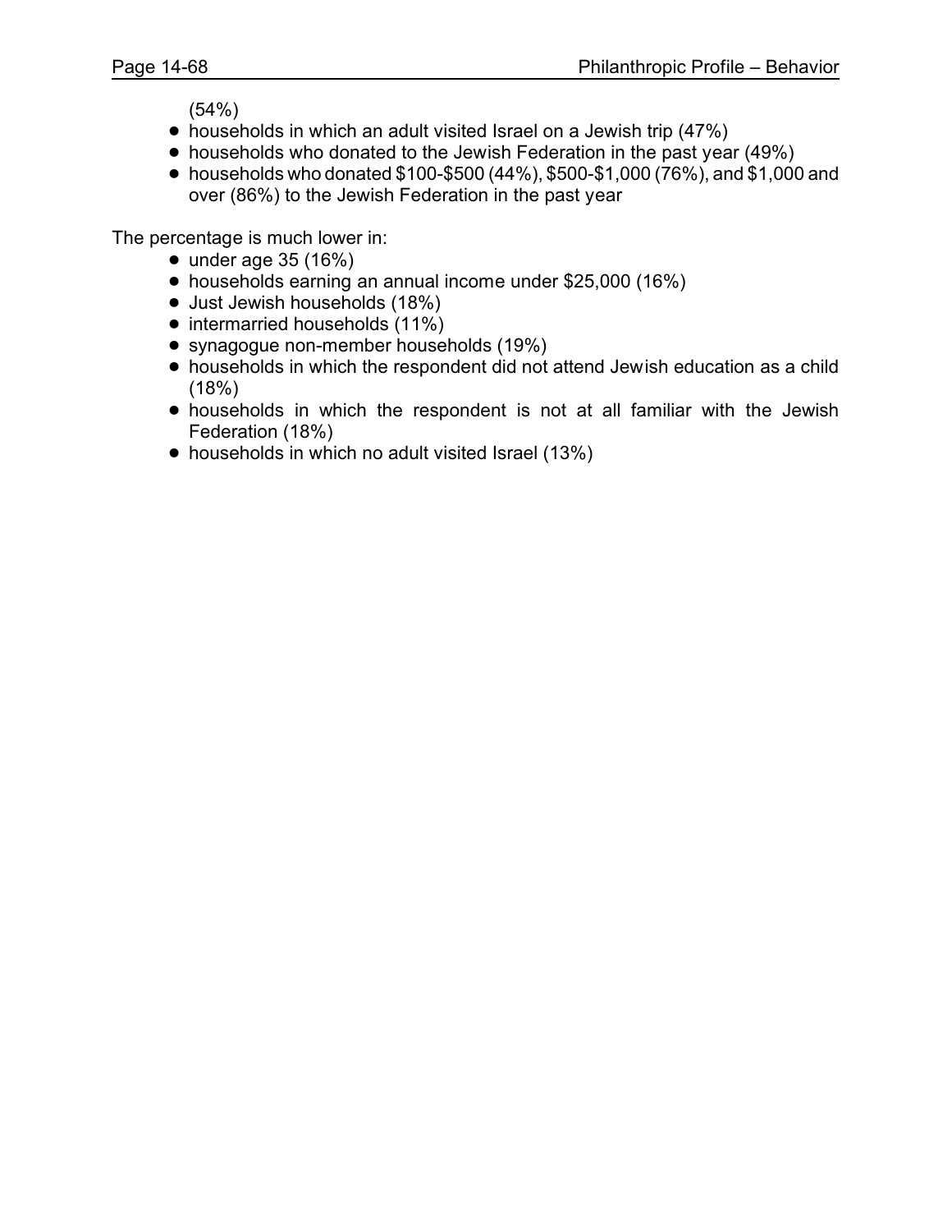(54%)

- households in which an adult visited Israel on a Jewish trip (47%)
- households who donated to the Jewish Federation in the past year (49%)
- households who donated $100-$500 (44%), $500-$1,000 (76%), and $1,000 and over (86%) to the Jewish Federation in the past year

The percentage is much lower in:

- under age 35 (16%)
- households earning an annual income under $25,000 (16%)
- Just Jewish households (18%)
- intermarried households (11%)
- synagogue non-member households (19%)
- households in which the respondent did not attend Jewish education as a child (18%)
- households in which the respondent is not at all familiar with the Jewish Federation (18%)
- households in which no adult visited Israel (13%)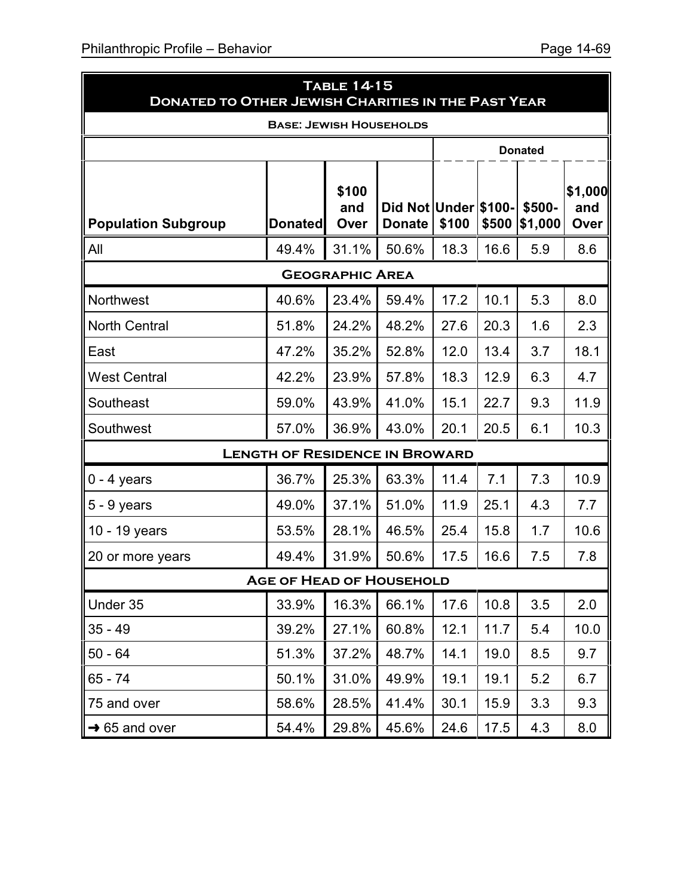| Table 14-15<br>Donated to Other Jewish Charities in the Past Year | | | | | | | |
|---|---|---|---|---|---|---|---|
| Base: Jewish Households | | | | | | | |
| | | | | Donated | | | |
| Population Subgroup | Donated | $100 and Over | Did Not Donate | Under $100 | $100-$500 | $500-$1,000 | $1,000 and Over |
| All | 49.4% | 31.1% | 50.6% | 18.3 | 16.6 | 5.9 | 8.6 |
| **Geographic Area** | | | | | | | |
| Northwest | 40.6% | 23.4% | 59.4% | 17.2 | 10.1 | 5.3 | 8.0 |
| North Central | 51.8% | 24.2% | 48.2% | 27.6 | 20.3 | 1.6 | 2.3 |
| East | 47.2% | 35.2% | 52.8% | 12.0 | 13.4 | 3.7 | 18.1 |
| West Central | 42.2% | 23.9% | 57.8% | 18.3 | 12.9 | 6.3 | 4.7 |
| Southeast | 59.0% | 43.9% | 41.0% | 15.1 | 22.7 | 9.3 | 11.9 |
| Southwest | 57.0% | 36.9% | 43.0% | 20.1 | 20.5 | 6.1 | 10.3 |
| **Length of Residence in Broward** | | | | | | | |
| 0 - 4 years | 36.7% | 25.3% | 63.3% | 11.4 | 7.1 | 7.3 | 10.9 |
| 5 - 9 years | 49.0% | 37.1% | 51.0% | 11.9 | 25.1 | 4.3 | 7.7 |
| 10 - 19 years | 53.5% | 28.1% | 46.5% | 25.4 | 15.8 | 1.7 | 10.6 |
| 20 or more years | 49.4% | 31.9% | 50.6% | 17.5 | 16.6 | 7.5 | 7.8 |
| **Age of Head of Household** | | | | | | | |
| Under 35 | 33.9% | 16.3% | 66.1% | 17.6 | 10.8 | 3.5 | 2.0 |
| 35 - 49 | 39.2% | 27.1% | 60.8% | 12.1 | 11.7 | 5.4 | 10.0 |
| 50 - 64 | 51.3% | 37.2% | 48.7% | 14.1 | 19.0 | 8.5 | 9.7 |
| 65 - 74 | 50.1% | 31.0% | 49.9% | 19.1 | 19.1 | 5.2 | 6.7 |
| 75 and over | 58.6% | 28.5% | 41.4% | 30.1 | 15.9 | 3.3 | 9.3 |
| → 65 and over | 54.4% | 29.8% | 45.6% | 24.6 | 17.5 | 4.3 | 8.0 |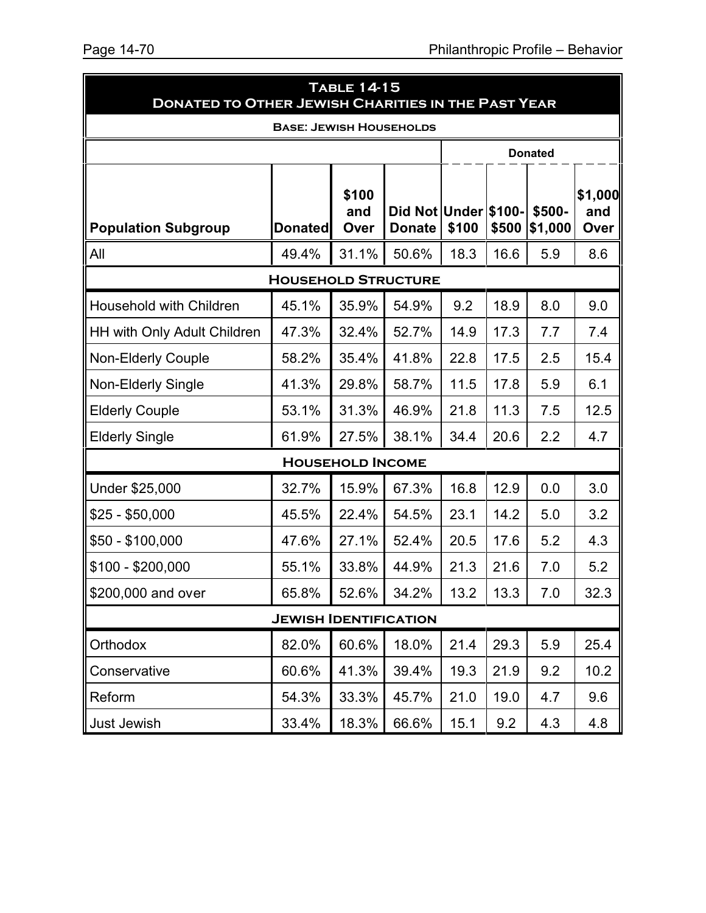## Table 14-15
## Donated to Other Jewish Charities in the Past Year

**Base: Jewish Households**

| | | | | Donated | | | |
|---|---|---|---|---|---|---|---|
| **Population Subgroup** | **Donated** | **$100 and Over** | **Did Not Donate** | **Under $100** | **$100-$500** | **$500-$1,000** | **$1,000 and Over** |
| All | 49.4% | 31.1% | 50.6% | 18.3 | 16.6 | 5.9 | 8.6 |
| **Household Structure** | | | | | | | |
| Household with Children | 45.1% | 35.9% | 54.9% | 9.2 | 18.9 | 8.0 | 9.0 |
| HH with Only Adult Children | 47.3% | 32.4% | 52.7% | 14.9 | 17.3 | 7.7 | 7.4 |
| Non-Elderly Couple | 58.2% | 35.4% | 41.8% | 22.8 | 17.5 | 2.5 | 15.4 |
| Non-Elderly Single | 41.3% | 29.8% | 58.7% | 11.5 | 17.8 | 5.9 | 6.1 |
| Elderly Couple | 53.1% | 31.3% | 46.9% | 21.8 | 11.3 | 7.5 | 12.5 |
| Elderly Single | 61.9% | 27.5% | 38.1% | 34.4 | 20.6 | 2.2 | 4.7 |
| **Household Income** | | | | | | | |
| Under $25,000 | 32.7% | 15.9% | 67.3% | 16.8 | 12.9 | 0.0 | 3.0 |
| $25 - $50,000 | 45.5% | 22.4% | 54.5% | 23.1 | 14.2 | 5.0 | 3.2 |
| $50 - $100,000 | 47.6% | 27.1% | 52.4% | 20.5 | 17.6 | 5.2 | 4.3 |
| $100 - $200,000 | 55.1% | 33.8% | 44.9% | 21.3 | 21.6 | 7.0 | 5.2 |
| $200,000 and over | 65.8% | 52.6% | 34.2% | 13.2 | 13.3 | 7.0 | 32.3 |
| **Jewish Identification** | | | | | | | |
| Orthodox | 82.0% | 60.6% | 18.0% | 21.4 | 29.3 | 5.9 | 25.4 |
| Conservative | 60.6% | 41.3% | 39.4% | 19.3 | 21.9 | 9.2 | 10.2 |
| Reform | 54.3% | 33.3% | 45.7% | 21.0 | 19.0 | 4.7 | 9.6 |
| Just Jewish | 33.4% | 18.3% | 66.6% | 15.1 | 9.2 | 4.3 | 4.8 |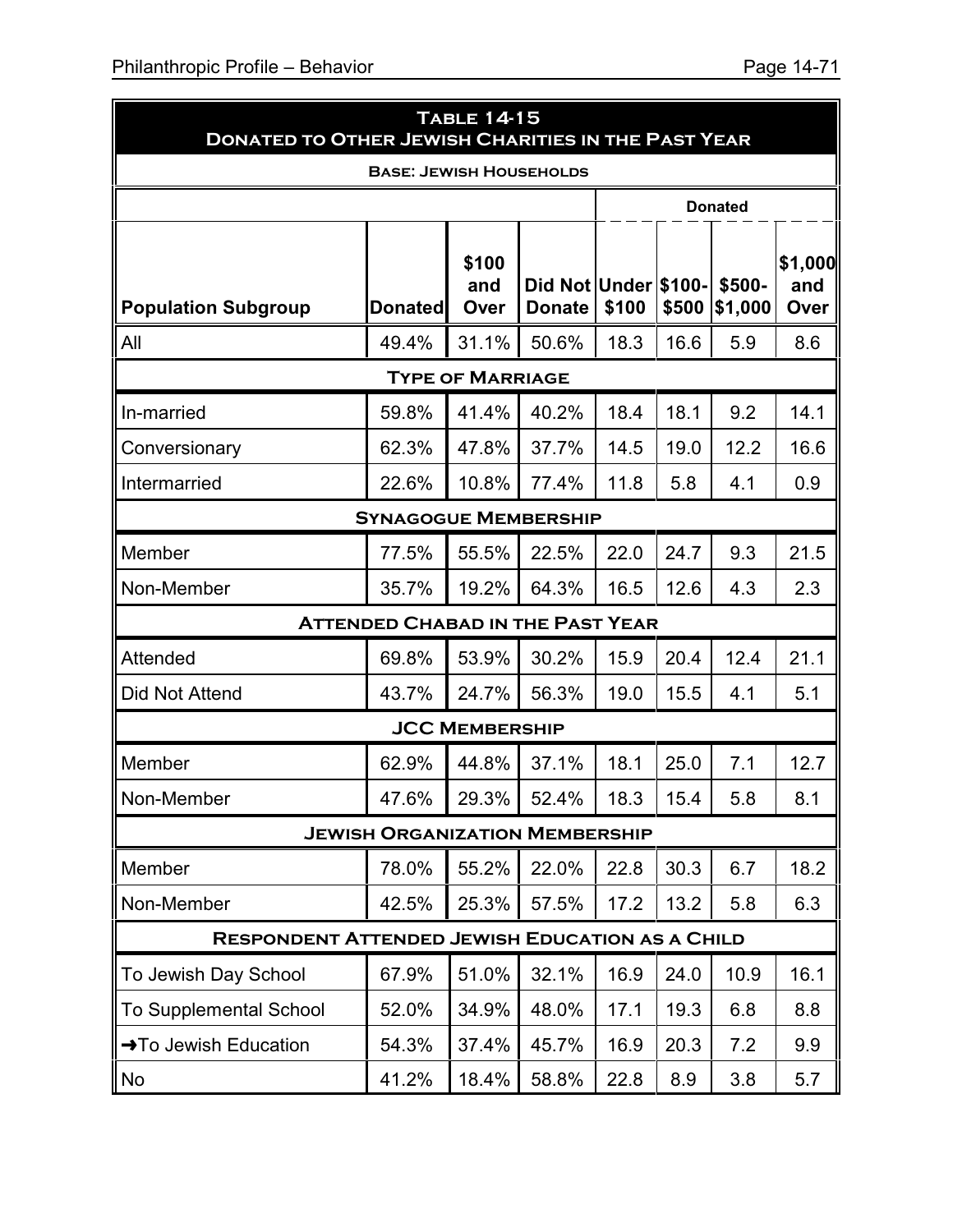## Table 14-15
## Donated to Other Jewish Charities in the Past Year

**Base: Jewish Households**

| | | | | Donated | | | |
|---|---|---|---|---|---|---|---|
| **Population Subgroup** | **Donated** | **$100 and Over** | **Did Not Donate** | **Under $100** | **$100-$500** | **$500-$1,000** | **$1,000 and Over** |
| All | 49.4% | 31.1% | 50.6% | 18.3 | 16.6 | 5.9 | 8.6 |
| **Type of Marriage** | | | | | | | |
| In-married | 59.8% | 41.4% | 40.2% | 18.4 | 18.1 | 9.2 | 14.1 |
| Conversionary | 62.3% | 47.8% | 37.7% | 14.5 | 19.0 | 12.2 | 16.6 |
| Intermarried | 22.6% | 10.8% | 77.4% | 11.8 | 5.8 | 4.1 | 0.9 |
| **Synagogue Membership** | | | | | | | |
| Member | 77.5% | 55.5% | 22.5% | 22.0 | 24.7 | 9.3 | 21.5 |
| Non-Member | 35.7% | 19.2% | 64.3% | 16.5 | 12.6 | 4.3 | 2.3 |
| **Attended Chabad in the Past Year** | | | | | | | |
| Attended | 69.8% | 53.9% | 30.2% | 15.9 | 20.4 | 12.4 | 21.1 |
| Did Not Attend | 43.7% | 24.7% | 56.3% | 19.0 | 15.5 | 4.1 | 5.1 |
| **JCC Membership** | | | | | | | |
| Member | 62.9% | 44.8% | 37.1% | 18.1 | 25.0 | 7.1 | 12.7 |
| Non-Member | 47.6% | 29.3% | 52.4% | 18.3 | 15.4 | 5.8 | 8.1 |
| **Jewish Organization Membership** | | | | | | | |
| Member | 78.0% | 55.2% | 22.0% | 22.8 | 30.3 | 6.7 | 18.2 |
| Non-Member | 42.5% | 25.3% | 57.5% | 17.2 | 13.2 | 5.8 | 6.3 |
| **Respondent Attended Jewish Education as a Child** | | | | | | | |
| To Jewish Day School | 67.9% | 51.0% | 32.1% | 16.9 | 24.0 | 10.9 | 16.1 |
| To Supplemental School | 52.0% | 34.9% | 48.0% | 17.1 | 19.3 | 6.8 | 8.8 |
| ➜To Jewish Education | 54.3% | 37.4% | 45.7% | 16.9 | 20.3 | 7.2 | 9.9 |
| No | 41.2% | 18.4% | 58.8% | 22.8 | 8.9 | 3.8 | 5.7 |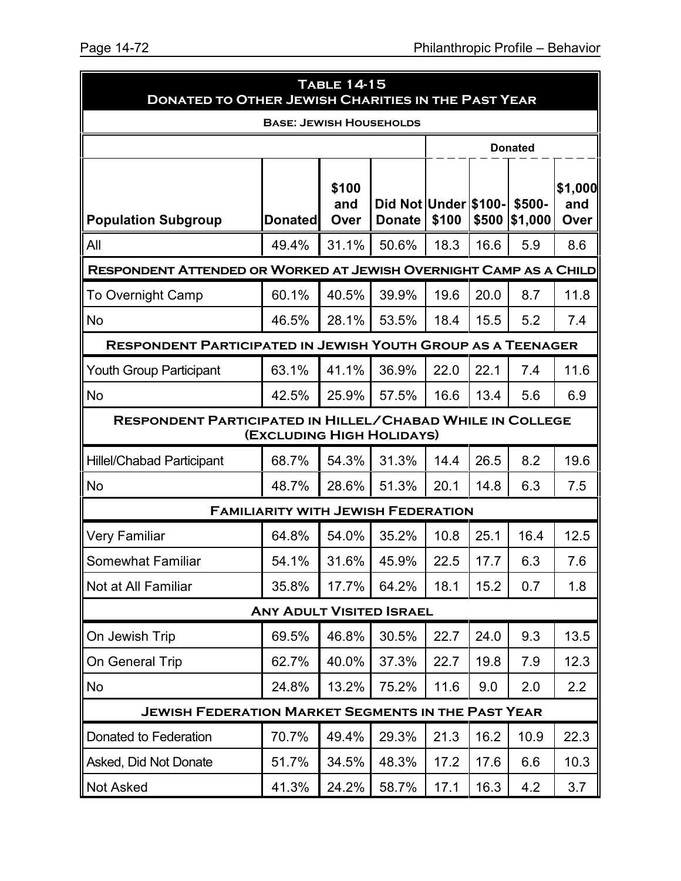## Table 14-15
## Donated to Other Jewish Charities in the Past Year

**Base: Jewish Households**

| Population Subgroup | Donated | $100 and Over | Did Not Donate | Donated: Under $100 | Donated: $100-$500 | Donated: $500-$1,000 | Donated: $1,000 and Over |
|---|---|---|---|---|---|---|---|
| All | 49.4% | 31.1% | 50.6% | 18.3 | 16.6 | 5.9 | 8.6 |
| **Respondent Attended or Worked at Jewish Overnight Camp as a Child** | | | | | | | |
| To Overnight Camp | 60.1% | 40.5% | 39.9% | 19.6 | 20.0 | 8.7 | 11.8 |
| No | 46.5% | 28.1% | 53.5% | 18.4 | 15.5 | 5.2 | 7.4 |
| **Respondent Participated in Jewish Youth Group as a Teenager** | | | | | | | |
| Youth Group Participant | 63.1% | 41.1% | 36.9% | 22.0 | 22.1 | 7.4 | 11.6 |
| No | 42.5% | 25.9% | 57.5% | 16.6 | 13.4 | 5.6 | 6.9 |
| **Respondent Participated in Hillel/Chabad While in College (Excluding High Holidays)** | | | | | | | |
| Hillel/Chabad Participant | 68.7% | 54.3% | 31.3% | 14.4 | 26.5 | 8.2 | 19.6 |
| No | 48.7% | 28.6% | 51.3% | 20.1 | 14.8 | 6.3 | 7.5 |
| **Familiarity with Jewish Federation** | | | | | | | |
| Very Familiar | 64.8% | 54.0% | 35.2% | 10.8 | 25.1 | 16.4 | 12.5 |
| Somewhat Familiar | 54.1% | 31.6% | 45.9% | 22.5 | 17.7 | 6.3 | 7.6 |
| Not at All Familiar | 35.8% | 17.7% | 64.2% | 18.1 | 15.2 | 0.7 | 1.8 |
| **Any Adult Visited Israel** | | | | | | | |
| On Jewish Trip | 69.5% | 46.8% | 30.5% | 22.7 | 24.0 | 9.3 | 13.5 |
| On General Trip | 62.7% | 40.0% | 37.3% | 22.7 | 19.8 | 7.9 | 12.3 |
| No | 24.8% | 13.2% | 75.2% | 11.6 | 9.0 | 2.0 | 2.2 |
| **Jewish Federation Market Segments in the Past Year** | | | | | | | |
| Donated to Federation | 70.7% | 49.4% | 29.3% | 21.3 | 16.2 | 10.9 | 22.3 |
| Asked, Did Not Donate | 51.7% | 34.5% | 48.3% | 17.2 | 17.6 | 6.6 | 10.3 |
| Not Asked | 41.3% | 24.2% | 58.7% | 17.1 | 16.3 | 4.2 | 3.7 |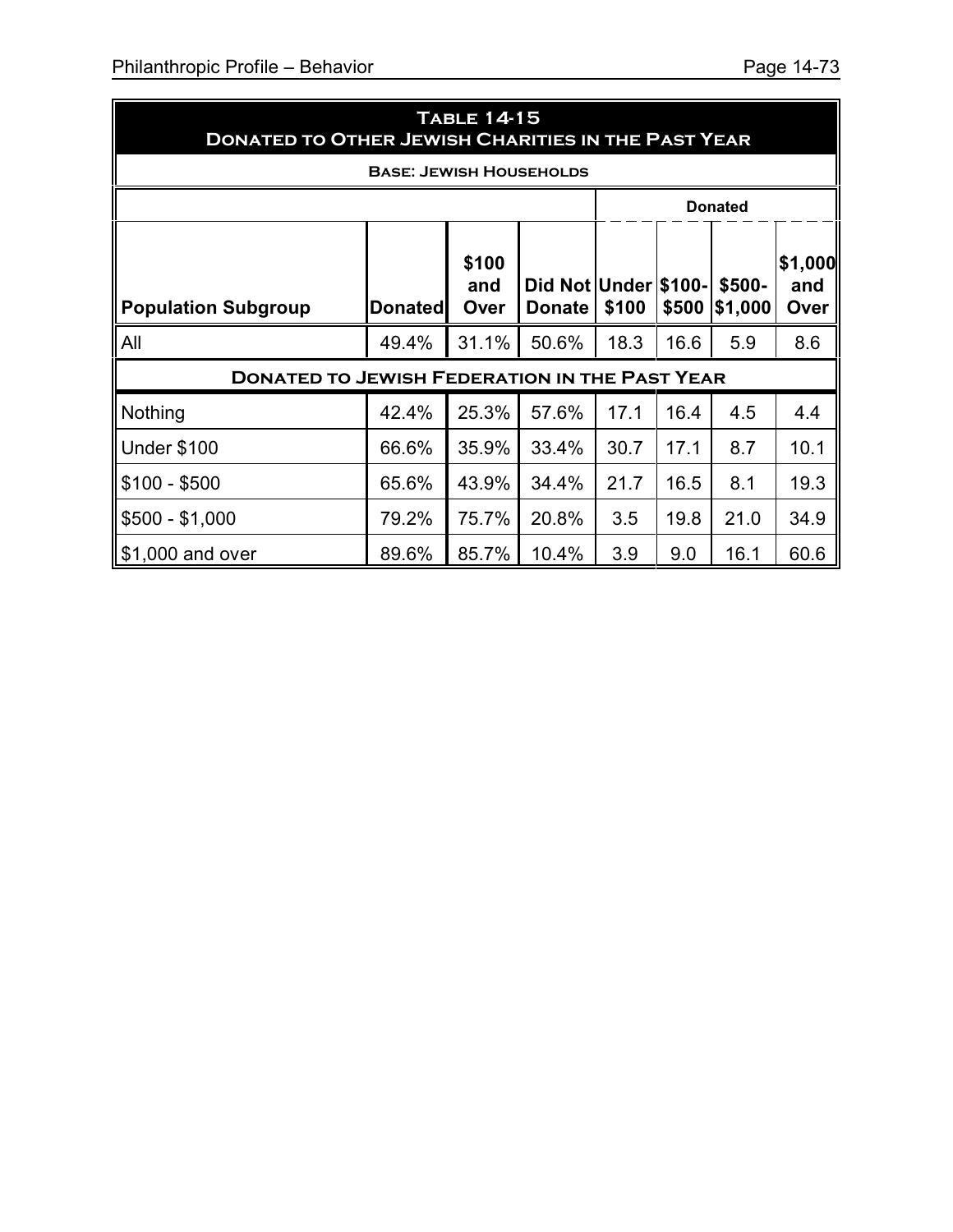## Table 14-15
## Donated to Other Jewish Charities in the Past Year

**Base: Jewish Households**

| | | | | Donated | | | |
|---|---|---|---|---|---|---|---|
| **Population Subgroup** | **Donated** | **$100 and Over** | **Did Not Donate** | **Under $100** | **$100-$500** | **$500-$1,000** | **$1,000 and Over** |
| All | 49.4% | 31.1% | 50.6% | 18.3 | 16.6 | 5.9 | 8.6 |
| **Donated to Jewish Federation in the Past Year** | | | | | | | |
| Nothing | 42.4% | 25.3% | 57.6% | 17.1 | 16.4 | 4.5 | 4.4 |
| Under $100 | 66.6% | 35.9% | 33.4% | 30.7 | 17.1 | 8.7 | 10.1 |
| $100 - $500 | 65.6% | 43.9% | 34.4% | 21.7 | 16.5 | 8.1 | 19.3 |
| $500 - $1,000 | 79.2% | 75.7% | 20.8% | 3.5 | 19.8 | 21.0 | 34.9 |
| $1,000 and over | 89.6% | 85.7% | 10.4% | 3.9 | 9.0 | 16.1 | 60.6 |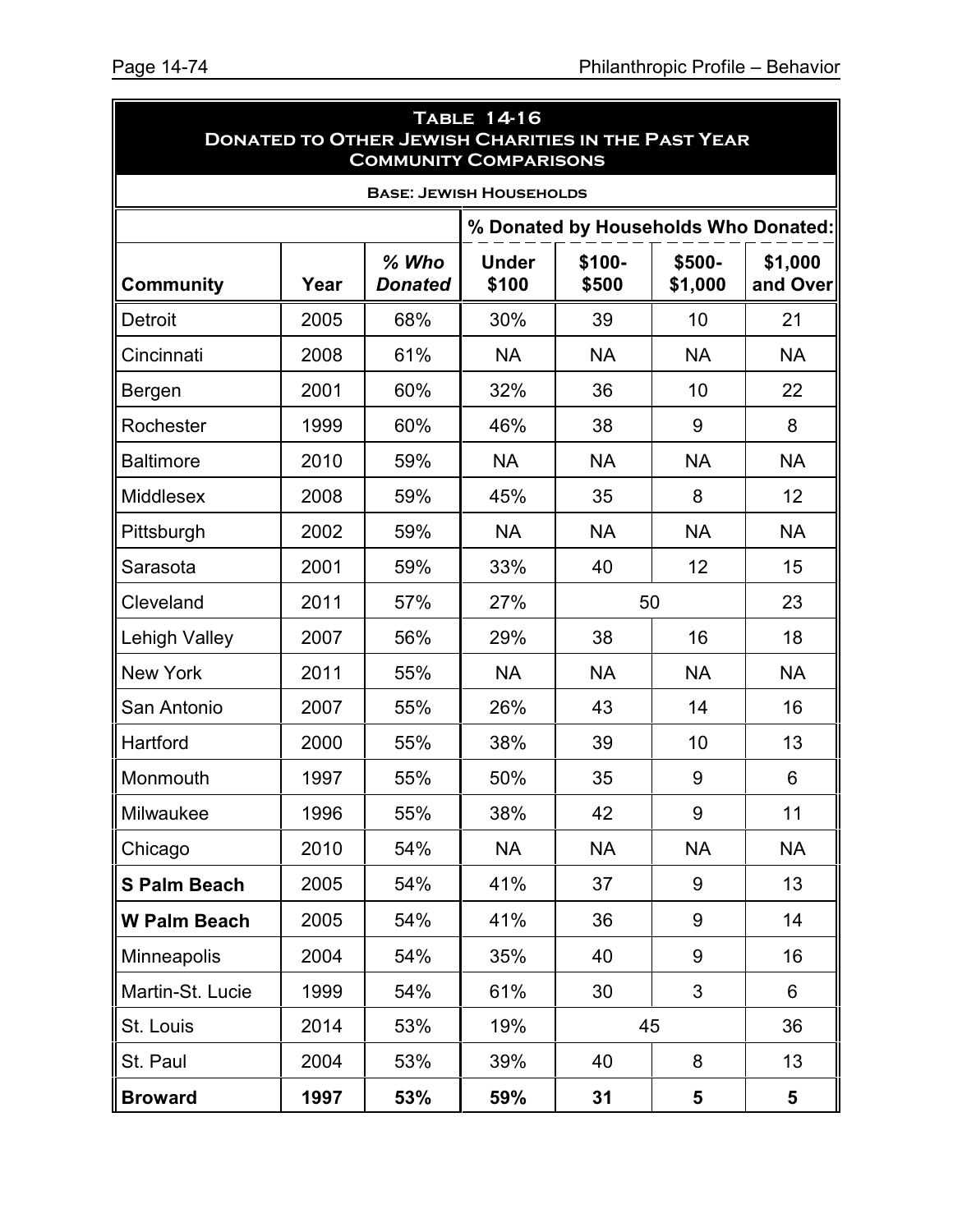## Table 14-16
## Donated to Other Jewish Charities in the Past Year
## Community Comparisons

**Base: Jewish Households**

| | | | % Donated by Households Who Donated: | | | |
|---|---|---|---|---|---|---|
| **Community** | **Year** | ***% Who Donated*** | **Under $100** | **$100-$500** | **$500-$1,000** | **$1,000 and Over** |
| Detroit | 2005 | 68% | 30% | 39 | 10 | 21 |
| Cincinnati | 2008 | 61% | NA | NA | NA | NA |
| Bergen | 2001 | 60% | 32% | 36 | 10 | 22 |
| Rochester | 1999 | 60% | 46% | 38 | 9 | 8 |
| Baltimore | 2010 | 59% | NA | NA | NA | NA |
| Middlesex | 2008 | 59% | 45% | 35 | 8 | 12 |
| Pittsburgh | 2002 | 59% | NA | NA | NA | NA |
| Sarasota | 2001 | 59% | 33% | 40 | 12 | 15 |
| Cleveland | 2011 | 57% | 27% | 50 | | 23 |
| Lehigh Valley | 2007 | 56% | 29% | 38 | 16 | 18 |
| New York | 2011 | 55% | NA | NA | NA | NA |
| San Antonio | 2007 | 55% | 26% | 43 | 14 | 16 |
| Hartford | 2000 | 55% | 38% | 39 | 10 | 13 |
| Monmouth | 1997 | 55% | 50% | 35 | 9 | 6 |
| Milwaukee | 1996 | 55% | 38% | 42 | 9 | 11 |
| Chicago | 2010 | 54% | NA | NA | NA | NA |
| **S Palm Beach** | 2005 | 54% | 41% | 37 | 9 | 13 |
| **W Palm Beach** | 2005 | 54% | 41% | 36 | 9 | 14 |
| Minneapolis | 2004 | 54% | 35% | 40 | 9 | 16 |
| Martin-St. Lucie | 1999 | 54% | 61% | 30 | 3 | 6 |
| St. Louis | 2014 | 53% | 19% | 45 | | 36 |
| St. Paul | 2004 | 53% | 39% | 40 | 8 | 13 |
| **Broward** | **1997** | **53%** | **59%** | **31** | **5** | **5** |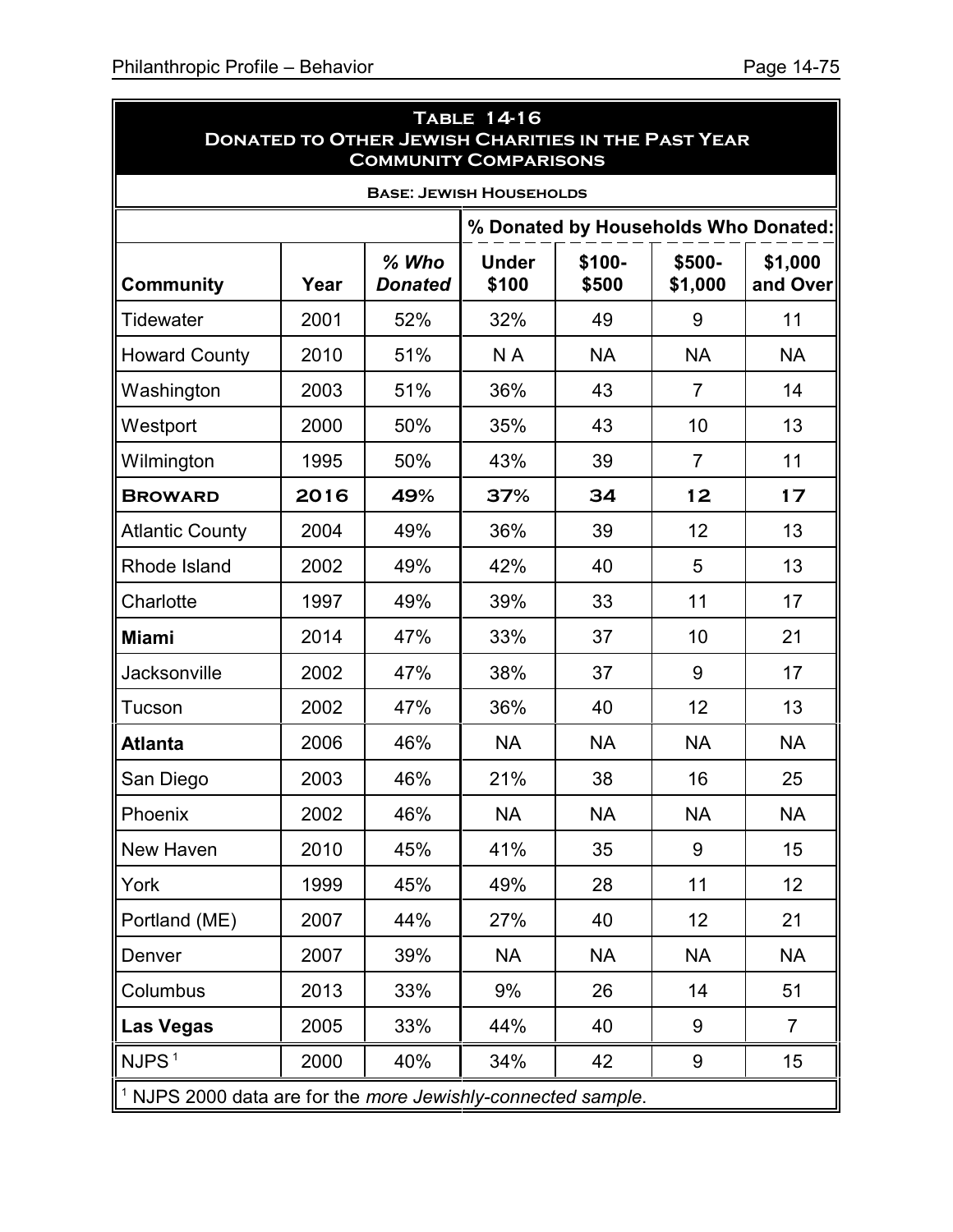## Table 14-16
## Donated to Other Jewish Charities in the Past Year
## Community Comparisons

**Base: Jewish Households**

| | | | % Donated by Households Who Donated: | | | |
|---|---|---|---|---|---|---|
| **Community** | **Year** | ***% Who Donated*** | **Under $100** | **$100-$500** | **$500-$1,000** | **$1,000 and Over** |
| Tidewater | 2001 | 52% | 32% | 49 | 9 | 11 |
| Howard County | 2010 | 51% | N A | NA | NA | NA |
| Washington | 2003 | 51% | 36% | 43 | 7 | 14 |
| Westport | 2000 | 50% | 35% | 43 | 10 | 13 |
| Wilmington | 1995 | 50% | 43% | 39 | 7 | 11 |
| **Broward** | **2016** | **49%** | **37%** | **34** | **12** | **17** |
| Atlantic County | 2004 | 49% | 36% | 39 | 12 | 13 |
| Rhode Island | 2002 | 49% | 42% | 40 | 5 | 13 |
| Charlotte | 1997 | 49% | 39% | 33 | 11 | 17 |
| **Miami** | 2014 | 47% | 33% | 37 | 10 | 21 |
| Jacksonville | 2002 | 47% | 38% | 37 | 9 | 17 |
| Tucson | 2002 | 47% | 36% | 40 | 12 | 13 |
| **Atlanta** | 2006 | 46% | NA | NA | NA | NA |
| San Diego | 2003 | 46% | 21% | 38 | 16 | 25 |
| Phoenix | 2002 | 46% | NA | NA | NA | NA |
| New Haven | 2010 | 45% | 41% | 35 | 9 | 15 |
| York | 1999 | 45% | 49% | 28 | 11 | 12 |
| Portland (ME) | 2007 | 44% | 27% | 40 | 12 | 21 |
| Denver | 2007 | 39% | NA | NA | NA | NA |
| Columbus | 2013 | 33% | 9% | 26 | 14 | 51 |
| **Las Vegas** | 2005 | 33% | 44% | 40 | 9 | 7 |
| NJPS [1] | 2000 | 40% | 34% | 42 | 9 | 15 |

[1] NJPS 2000 data are for the *more Jewishly-connected sample*.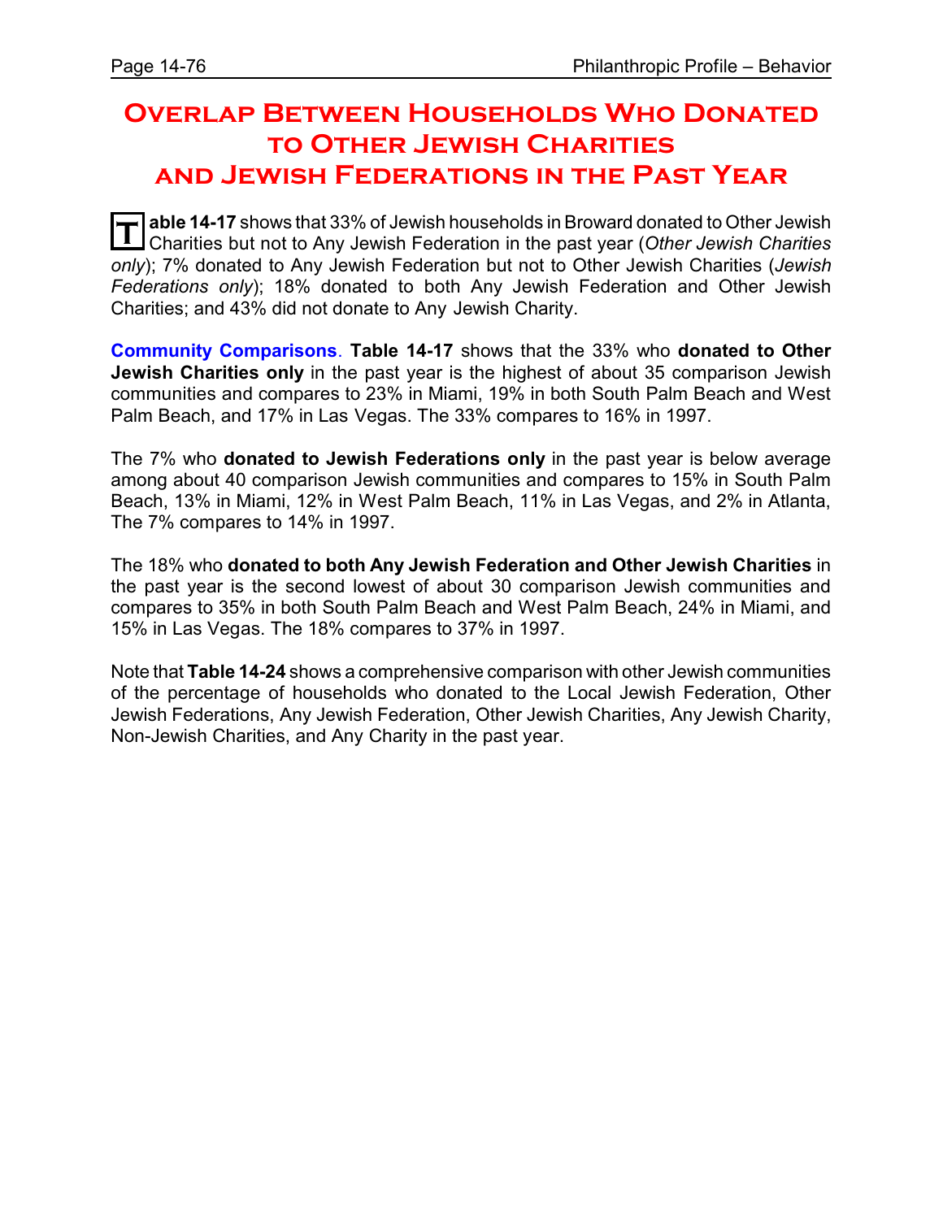# Overlap Between Households Who Donated to Other Jewish Charities and Jewish Federations in the Past Year

**Table 14-17** shows that 33% of Jewish households in Broward donated to Other Jewish Charities but not to Any Jewish Federation in the past year (*Other Jewish Charities only*); 7% donated to Any Jewish Federation but not to Other Jewish Charities (*Jewish Federations only*); 18% donated to both Any Jewish Federation and Other Jewish Charities; and 43% did not donate to Any Jewish Charity.

**Community Comparisons**. **Table 14-17** shows that the 33% who **donated to Other Jewish Charities only** in the past year is the highest of about 35 comparison Jewish communities and compares to 23% in Miami, 19% in both South Palm Beach and West Palm Beach, and 17% in Las Vegas. The 33% compares to 16% in 1997.

The 7% who **donated to Jewish Federations only** in the past year is below average among about 40 comparison Jewish communities and compares to 15% in South Palm Beach, 13% in Miami, 12% in West Palm Beach, 11% in Las Vegas, and 2% in Atlanta, The 7% compares to 14% in 1997.

The 18% who **donated to both Any Jewish Federation and Other Jewish Charities** in the past year is the second lowest of about 30 comparison Jewish communities and compares to 35% in both South Palm Beach and West Palm Beach, 24% in Miami, and 15% in Las Vegas. The 18% compares to 37% in 1997.

Note that **Table 14-24** shows a comprehensive comparison with other Jewish communities of the percentage of households who donated to the Local Jewish Federation, Other Jewish Federations, Any Jewish Federation, Other Jewish Charities, Any Jewish Charity, Non-Jewish Charities, and Any Charity in the past year.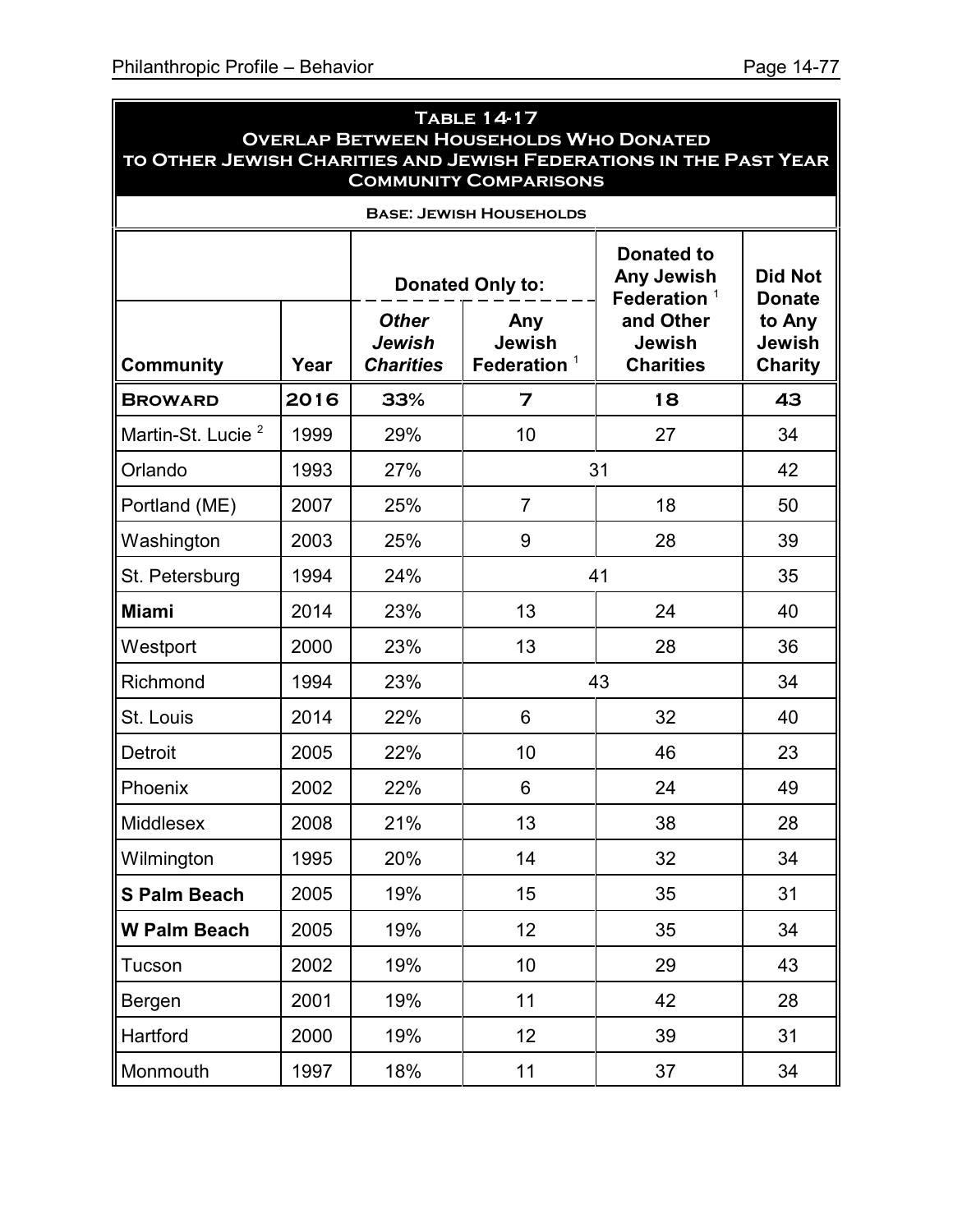**Table 14-17**
**Overlap Between Households Who Donated to Other Jewish Charities and Jewish Federations in the Past Year**
**Community Comparisons**

**Base: Jewish Households**

| | | Donated Only to: | | Donated to Any Jewish Federation [1] and Other Jewish Charities | Did Not Donate to Any Jewish Charity |
|---|---|---|---|---|---|
| **Community** | **Year** | ***Other Jewish Charities*** | **Any Jewish Federation [1]** | | |
| **Broward** | **2016** | **33%** | **7** | **18** | **43** |
| Martin-St. Lucie [2] | 1999 | 29% | 10 | 27 | 34 |
| Orlando | 1993 | 27% | 31 | | 42 |
| Portland (ME) | 2007 | 25% | 7 | 18 | 50 |
| Washington | 2003 | 25% | 9 | 28 | 39 |
| St. Petersburg | 1994 | 24% | 41 | | 35 |
| **Miami** | 2014 | 23% | 13 | 24 | 40 |
| Westport | 2000 | 23% | 13 | 28 | 36 |
| Richmond | 1994 | 23% | 43 | | 34 |
| St. Louis | 2014 | 22% | 6 | 32 | 40 |
| Detroit | 2005 | 22% | 10 | 46 | 23 |
| Phoenix | 2002 | 22% | 6 | 24 | 49 |
| Middlesex | 2008 | 21% | 13 | 38 | 28 |
| Wilmington | 1995 | 20% | 14 | 32 | 34 |
| **S Palm Beach** | 2005 | 19% | 15 | 35 | 31 |
| **W Palm Beach** | 2005 | 19% | 12 | 35 | 34 |
| Tucson | 2002 | 19% | 10 | 29 | 43 |
| Bergen | 2001 | 19% | 11 | 42 | 28 |
| Hartford | 2000 | 19% | 12 | 39 | 31 |
| Monmouth | 1997 | 18% | 11 | 37 | 34 |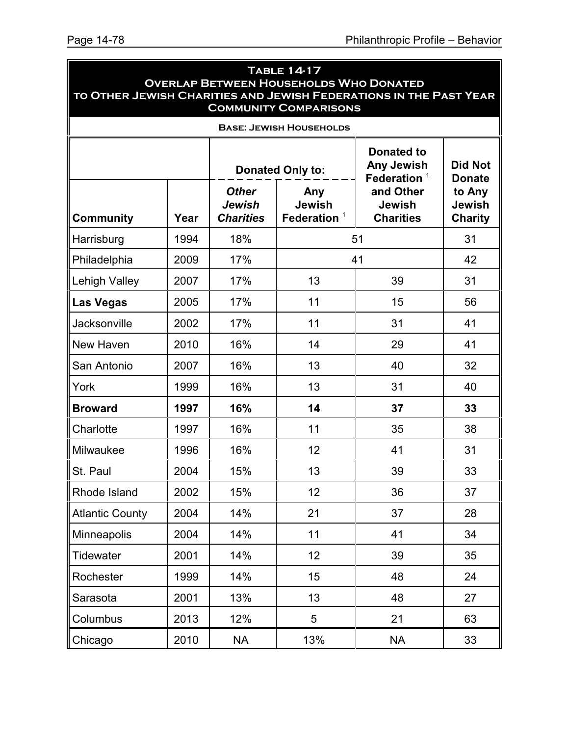**Table 14-17**
**Overlap Between Households Who Donated to Other Jewish Charities and Jewish Federations in the Past Year**
**Community Comparisons**

**Base: Jewish Households**

| | | Donated Only to: | | Donated to Any Jewish Federation [1] and Other Jewish Charities | Did Not Donate to Any Jewish Charity |
|---|---|---|---|---|---|
| **Community** | **Year** | ***Other Jewish Charities*** | **Any Jewish Federation [1]** | | |
| Harrisburg | 1994 | 18% | 51 | | 31 |
| Philadelphia | 2009 | 17% | 41 | | 42 |
| Lehigh Valley | 2007 | 17% | 13 | 39 | 31 |
| **Las Vegas** | 2005 | 17% | 11 | 15 | 56 |
| Jacksonville | 2002 | 17% | 11 | 31 | 41 |
| New Haven | 2010 | 16% | 14 | 29 | 41 |
| San Antonio | 2007 | 16% | 13 | 40 | 32 |
| York | 1999 | 16% | 13 | 31 | 40 |
| **Broward** | **1997** | **16%** | **14** | **37** | **33** |
| Charlotte | 1997 | 16% | 11 | 35 | 38 |
| Milwaukee | 1996 | 16% | 12 | 41 | 31 |
| St. Paul | 2004 | 15% | 13 | 39 | 33 |
| Rhode Island | 2002 | 15% | 12 | 36 | 37 |
| Atlantic County | 2004 | 14% | 21 | 37 | 28 |
| Minneapolis | 2004 | 14% | 11 | 41 | 34 |
| Tidewater | 2001 | 14% | 12 | 39 | 35 |
| Rochester | 1999 | 14% | 15 | 48 | 24 |
| Sarasota | 2001 | 13% | 13 | 48 | 27 |
| Columbus | 2013 | 12% | 5 | 21 | 63 |
| Chicago | 2010 | NA | 13% | NA | 33 |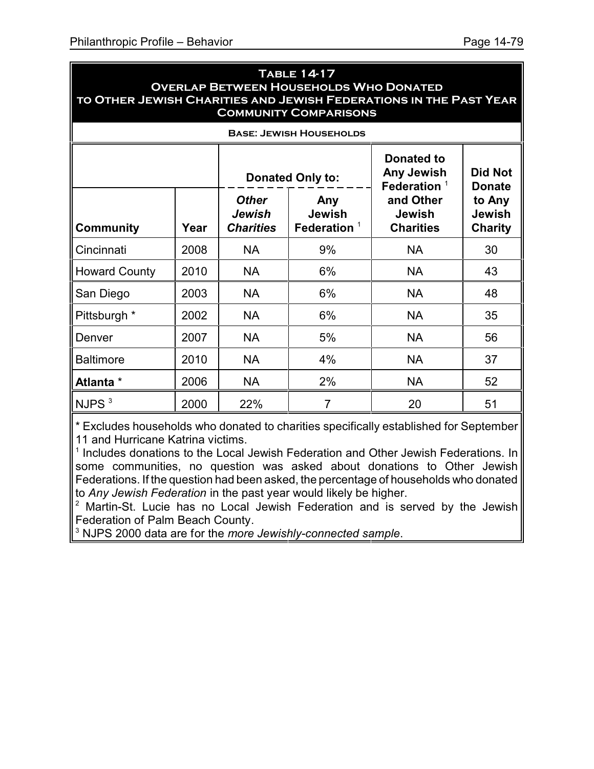**Table 14-17**
**Overlap Between Households Who Donated to Other Jewish Charities and Jewish Federations in the Past Year**
**Community Comparisons**

**Base: Jewish Households**

| | | Donated Only to: | | Donated to Any Jewish Federation [1] and Other Jewish Charities | Did Not Donate to Any Jewish Charity |
|---|---|---|---|---|---|
| **Community** | **Year** | ***Other Jewish Charities*** | **Any Jewish Federation [1]** | | |
| Cincinnati | 2008 | NA | 9% | NA | 30 |
| Howard County | 2010 | NA | 6% | NA | 43 |
| San Diego | 2003 | NA | 6% | NA | 48 |
| Pittsburgh * | 2002 | NA | 6% | NA | 35 |
| Denver | 2007 | NA | 5% | NA | 56 |
| Baltimore | 2010 | NA | 4% | NA | 37 |
| **Atlanta** * | 2006 | NA | 2% | NA | 52 |
| NJPS [3] | 2000 | 22% | 7 | 20 | 51 |

\* Excludes households who donated to charities specifically established for September 11 and Hurricane Katrina victims.

[1] Includes donations to the Local Jewish Federation and Other Jewish Federations. In some communities, no question was asked about donations to Other Jewish Federations. If the question had been asked, the percentage of households who donated to *Any Jewish Federation* in the past year would likely be higher.

[2] Martin-St. Lucie has no Local Jewish Federation and is served by the Jewish Federation of Palm Beach County.

[3] NJPS 2000 data are for the *more Jewishly-connected sample*.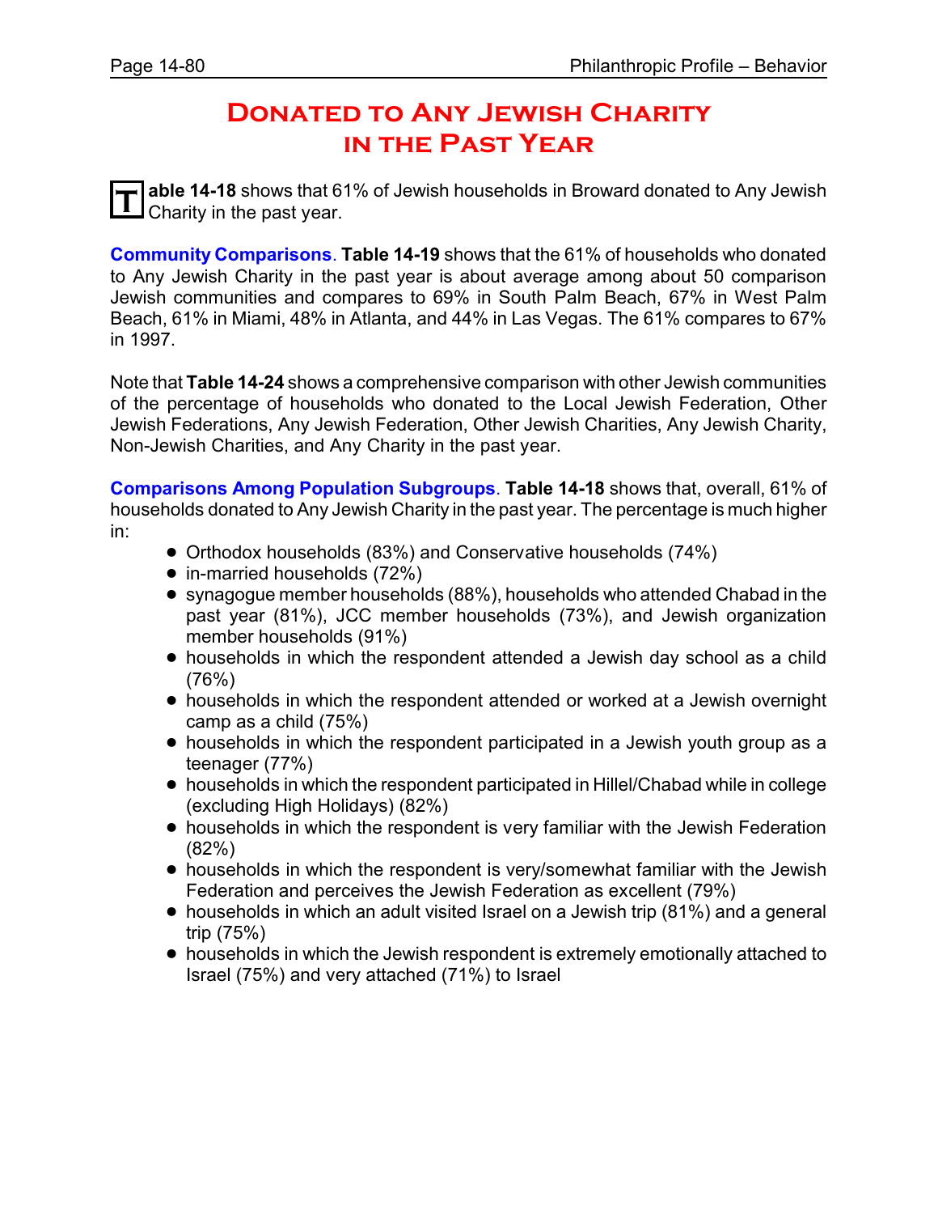# Donated to Any Jewish Charity in the Past Year

**Table 14-18** shows that 61% of Jewish households in Broward donated to Any Jewish Charity in the past year.

**Community Comparisons**. **Table 14-19** shows that the 61% of households who donated to Any Jewish Charity in the past year is about average among about 50 comparison Jewish communities and compares to 69% in South Palm Beach, 67% in West Palm Beach, 61% in Miami, 48% in Atlanta, and 44% in Las Vegas. The 61% compares to 67% in 1997.

Note that **Table 14-24** shows a comprehensive comparison with other Jewish communities of the percentage of households who donated to the Local Jewish Federation, Other Jewish Federations, Any Jewish Federation, Other Jewish Charities, Any Jewish Charity, Non-Jewish Charities, and Any Charity in the past year.

**Comparisons Among Population Subgroups**. **Table 14-18** shows that, overall, 61% of households donated to Any Jewish Charity in the past year. The percentage is much higher in:

- Orthodox households (83%) and Conservative households (74%)
- in-married households (72%)
- synagogue member households (88%), households who attended Chabad in the past year (81%), JCC member households (73%), and Jewish organization member households (91%)
- households in which the respondent attended a Jewish day school as a child (76%)
- households in which the respondent attended or worked at a Jewish overnight camp as a child (75%)
- households in which the respondent participated in a Jewish youth group as a teenager (77%)
- households in which the respondent participated in Hillel/Chabad while in college (excluding High Holidays) (82%)
- households in which the respondent is very familiar with the Jewish Federation (82%)
- households in which the respondent is very/somewhat familiar with the Jewish Federation and perceives the Jewish Federation as excellent (79%)
- households in which an adult visited Israel on a Jewish trip (81%) and a general trip (75%)
- households in which the Jewish respondent is extremely emotionally attached to Israel (75%) and very attached (71%) to Israel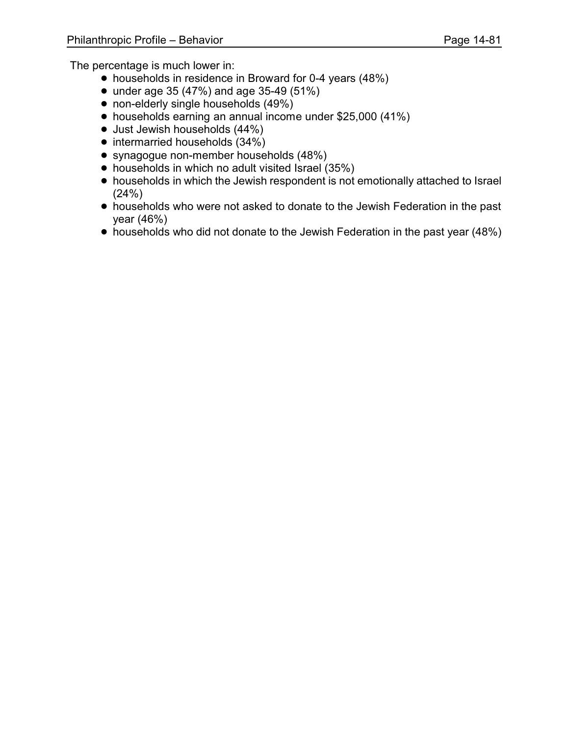The percentage is much lower in:

- households in residence in Broward for 0-4 years (48%)
- under age 35 (47%) and age 35-49 (51%)
- non-elderly single households (49%)
- households earning an annual income under $25,000 (41%)
- Just Jewish households (44%)
- intermarried households (34%)
- synagogue non-member households (48%)
- households in which no adult visited Israel (35%)
- households in which the Jewish respondent is not emotionally attached to Israel (24%)
- households who were not asked to donate to the Jewish Federation in the past year (46%)
- households who did not donate to the Jewish Federation in the past year (48%)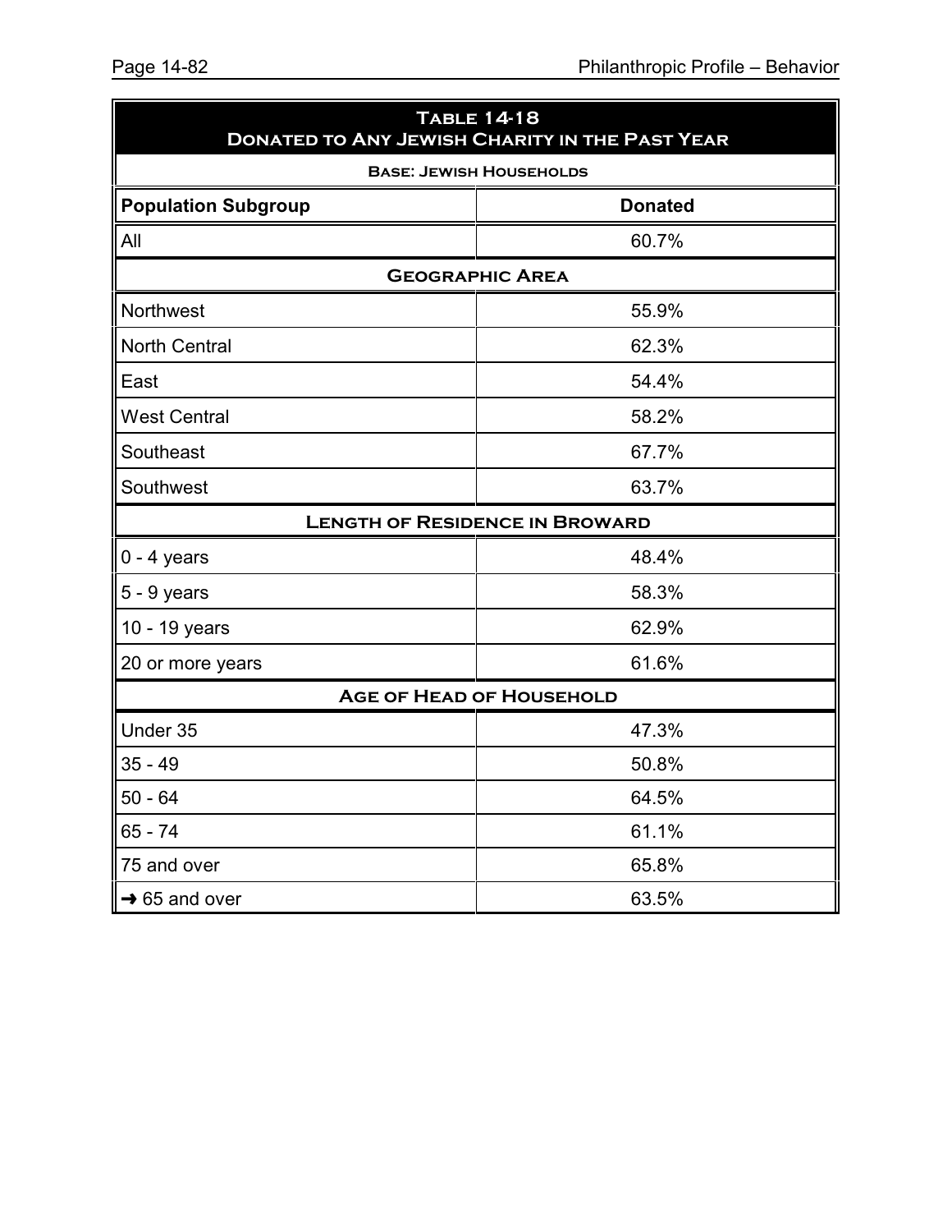## Table 14-18
### Donated to Any Jewish Charity in the Past Year

**Base: Jewish Households**

| Population Subgroup | Donated |
|---|---|
| All | 60.7% |
| **Geographic Area** | |
| Northwest | 55.9% |
| North Central | 62.3% |
| East | 54.4% |
| West Central | 58.2% |
| Southeast | 67.7% |
| Southwest | 63.7% |
| **Length of Residence in Broward** | |
| 0 - 4 years | 48.4% |
| 5 - 9 years | 58.3% |
| 10 - 19 years | 62.9% |
| 20 or more years | 61.6% |
| **Age of Head of Household** | |
| Under 35 | 47.3% |
| 35 - 49 | 50.8% |
| 50 - 64 | 64.5% |
| 65 - 74 | 61.1% |
| 75 and over | 65.8% |
| → 65 and over | 63.5% |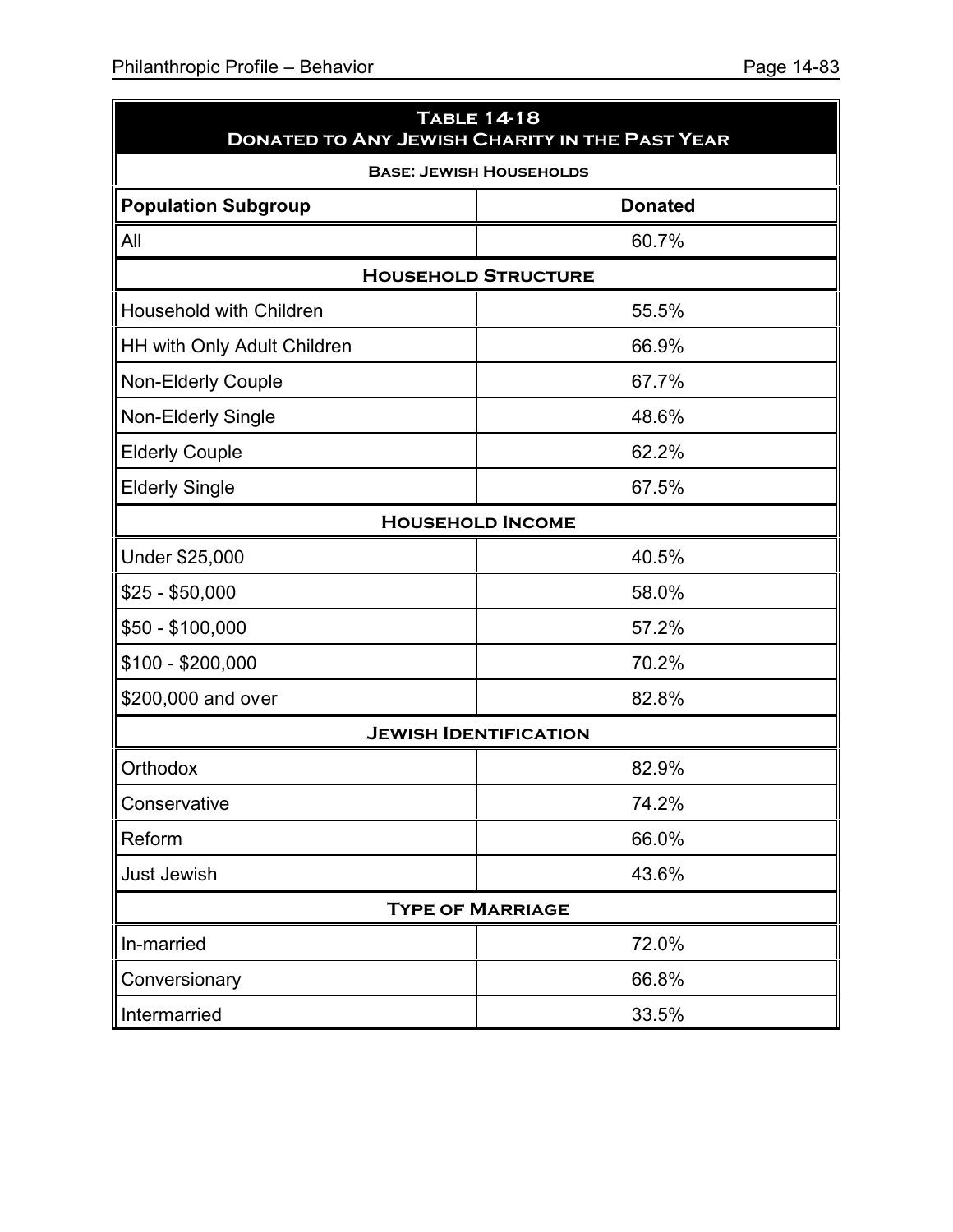**Table 14-18**
**Donated to Any Jewish Charity in the Past Year**

| Population Subgroup | Donated |
|---|---|
| **Base: Jewish Households** | |
| All | 60.7% |
| **Household Structure** | |
| Household with Children | 55.5% |
| HH with Only Adult Children | 66.9% |
| Non-Elderly Couple | 67.7% |
| Non-Elderly Single | 48.6% |
| Elderly Couple | 62.2% |
| Elderly Single | 67.5% |
| **Household Income** | |
| Under $25,000 | 40.5% |
| $25 - $50,000 | 58.0% |
| $50 - $100,000 | 57.2% |
| $100 - $200,000 | 70.2% |
| $200,000 and over | 82.8% |
| **Jewish Identification** | |
| Orthodox | 82.9% |
| Conservative | 74.2% |
| Reform | 66.0% |
| Just Jewish | 43.6% |
| **Type of Marriage** | |
| In-married | 72.0% |
| Conversionary | 66.8% |
| Intermarried | 33.5% |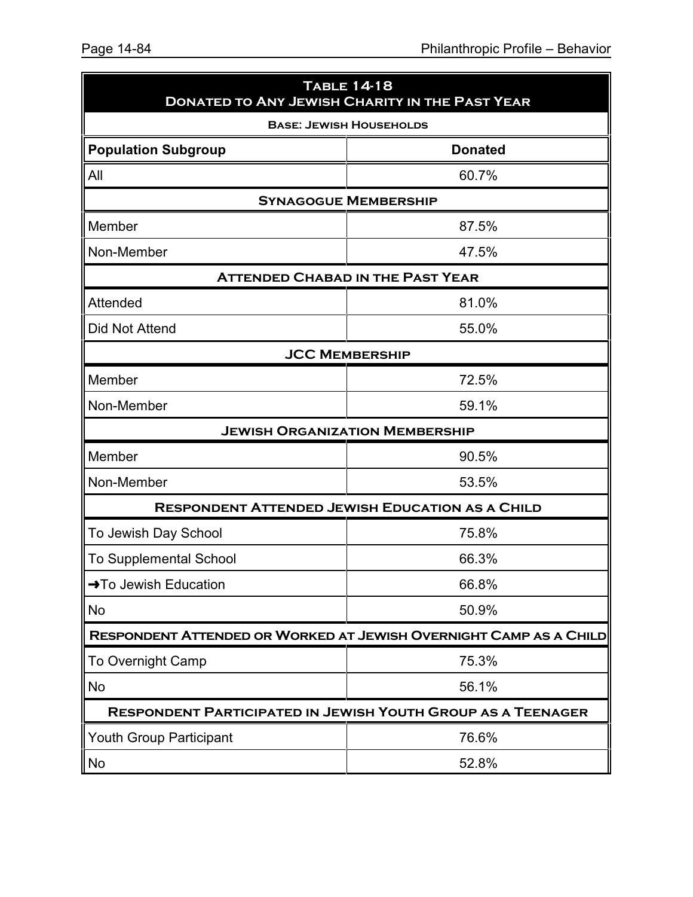**Table 14-18**
**Donated to Any Jewish Charity in the Past Year**

| Population Subgroup | Donated |
|---|---|
| **Base: Jewish Households** | |
| All | 60.7% |
| **Synagogue Membership** | |
| Member | 87.5% |
| Non-Member | 47.5% |
| **Attended Chabad in the Past Year** | |
| Attended | 81.0% |
| Did Not Attend | 55.0% |
| **JCC Membership** | |
| Member | 72.5% |
| Non-Member | 59.1% |
| **Jewish Organization Membership** | |
| Member | 90.5% |
| Non-Member | 53.5% |
| **Respondent Attended Jewish Education as a Child** | |
| To Jewish Day School | 75.8% |
| To Supplemental School | 66.3% |
| ➜To Jewish Education | 66.8% |
| No | 50.9% |
| **Respondent Attended or Worked at Jewish Overnight Camp as a Child** | |
| To Overnight Camp | 75.3% |
| No | 56.1% |
| **Respondent Participated in Jewish Youth Group as a Teenager** | |
| Youth Group Participant | 76.6% |
| No | 52.8% |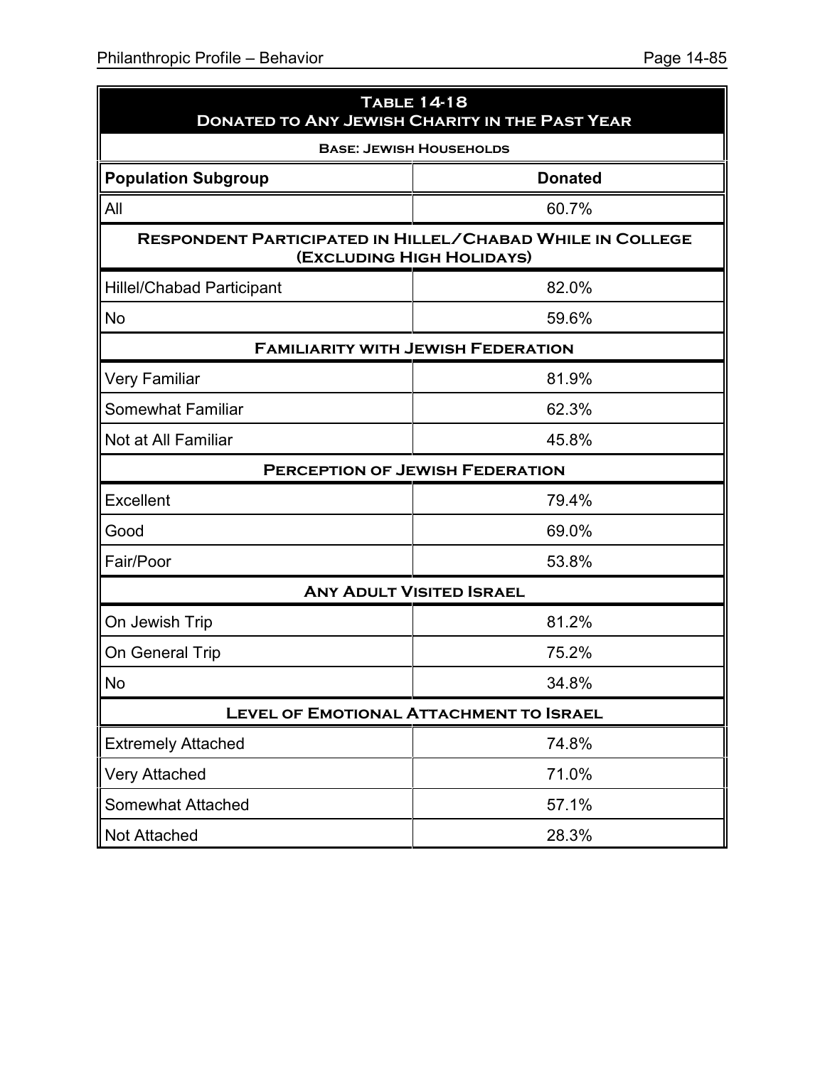## Table 14-18
## Donated to Any Jewish Charity in the Past Year

**Base: Jewish Households**

| Population Subgroup | Donated |
|---|---|
| All | 60.7% |
| **Respondent Participated in Hillel/Chabad While in College (Excluding High Holidays)** | |
| Hillel/Chabad Participant | 82.0% |
| No | 59.6% |
| **Familiarity with Jewish Federation** | |
| Very Familiar | 81.9% |
| Somewhat Familiar | 62.3% |
| Not at All Familiar | 45.8% |
| **Perception of Jewish Federation** | |
| Excellent | 79.4% |
| Good | 69.0% |
| Fair/Poor | 53.8% |
| **Any Adult Visited Israel** | |
| On Jewish Trip | 81.2% |
| On General Trip | 75.2% |
| No | 34.8% |
| **Level of Emotional Attachment to Israel** | |
| Extremely Attached | 74.8% |
| Very Attached | 71.0% |
| Somewhat Attached | 57.1% |
| Not Attached | 28.3% |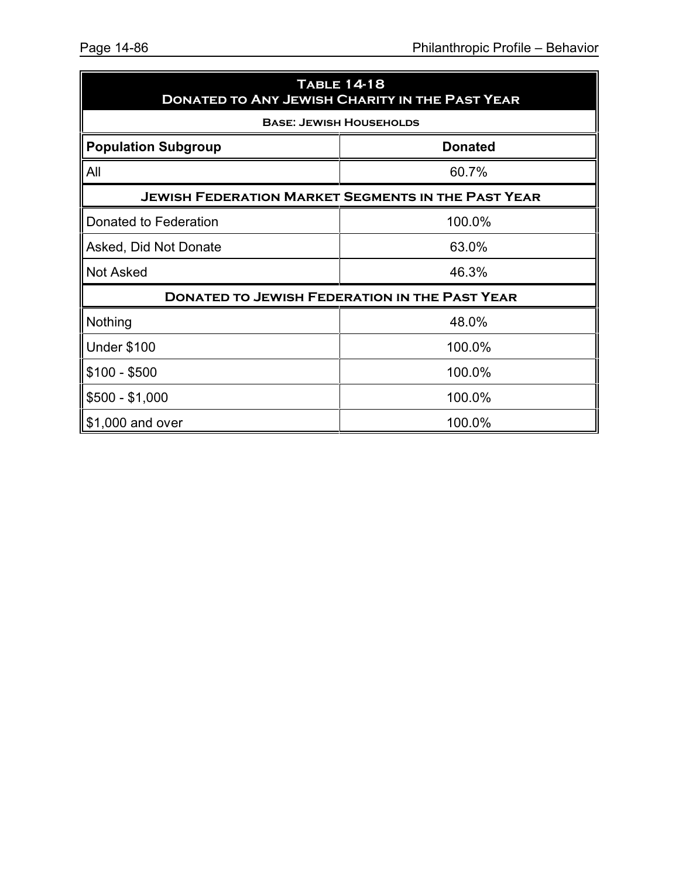## Table 14-18
## Donated to Any Jewish Charity in the Past Year

**Base: Jewish Households**

| Population Subgroup | Donated |
|---|---|
| All | 60.7% |
| **Jewish Federation Market Segments in the Past Year** | |
| Donated to Federation | 100.0% |
| Asked, Did Not Donate | 63.0% |
| Not Asked | 46.3% |
| **Donated to Jewish Federation in the Past Year** | |
| Nothing | 48.0% |
| Under $100 | 100.0% |
| $100 - $500 | 100.0% |
| $500 - $1,000 | 100.0% |
| $1,000 and over | 100.0% |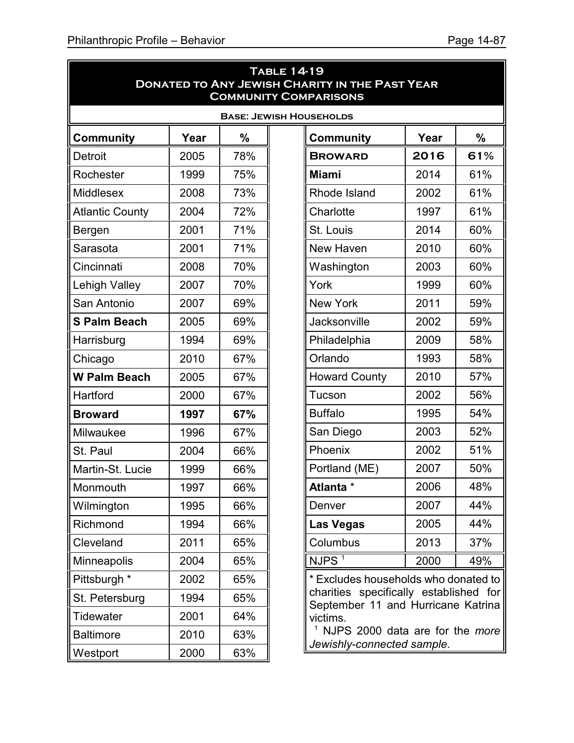## Table 14-19
## Donated to Any Jewish Charity in the Past Year
## Community Comparisons

**Base: Jewish Households**

| Community | Year | % | Community | Year | % |
|---|---|---|---|---|---|
| Detroit | 2005 | 78% | **Broward** | **2016** | **61%** |
| Rochester | 1999 | 75% | **Miami** | 2014 | 61% |
| Middlesex | 2008 | 73% | Rhode Island | 2002 | 61% |
| Atlantic County | 2004 | 72% | Charlotte | 1997 | 61% |
| Bergen | 2001 | 71% | St. Louis | 2014 | 60% |
| Sarasota | 2001 | 71% | New Haven | 2010 | 60% |
| Cincinnati | 2008 | 70% | Washington | 2003 | 60% |
| Lehigh Valley | 2007 | 70% | York | 1999 | 60% |
| San Antonio | 2007 | 69% | New York | 2011 | 59% |
| **S Palm Beach** | 2005 | 69% | Jacksonville | 2002 | 59% |
| Harrisburg | 1994 | 69% | Philadelphia | 2009 | 58% |
| Chicago | 2010 | 67% | Orlando | 1993 | 58% |
| **W Palm Beach** | 2005 | 67% | Howard County | 2010 | 57% |
| Hartford | 2000 | 67% | Tucson | 2002 | 56% |
| **Broward** | **1997** | **67%** | Buffalo | 1995 | 54% |
| Milwaukee | 1996 | 67% | San Diego | 2003 | 52% |
| St. Paul | 2004 | 66% | Phoenix | 2002 | 51% |
| Martin-St. Lucie | 1999 | 66% | Portland (ME) | 2007 | 50% |
| Monmouth | 1997 | 66% | **Atlanta** * | 2006 | 48% |
| Wilmington | 1995 | 66% | Denver | 2007 | 44% |
| Richmond | 1994 | 66% | **Las Vegas** | 2005 | 44% |
| Cleveland | 2011 | 65% | Columbus | 2013 | 37% |
| Minneapolis | 2004 | 65% | NJPS [1] | 2000 | 49% |
| Pittsburgh * | 2002 | 65% | | | |
| St. Petersburg | 1994 | 65% | | | |
| Tidewater | 2001 | 64% | | | |
| Baltimore | 2010 | 63% | | | |
| Westport | 2000 | 63% | | | |

\* Excludes households who donated to charities specifically established for September 11 and Hurricane Katrina victims.

[1] NJPS 2000 data are for the *more Jewishly-connected sample*.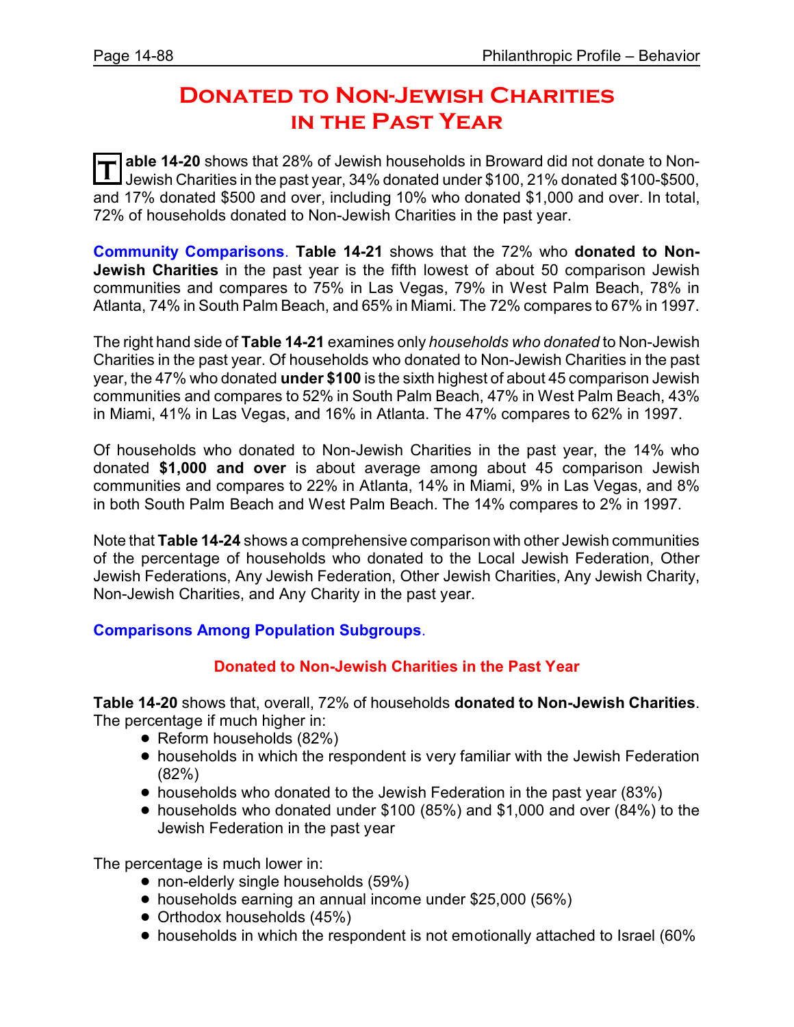# Donated to Non-Jewish Charities in the Past Year

**Table 14-20** shows that 28% of Jewish households in Broward did not donate to Non-Jewish Charities in the past year, 34% donated under $100, 21% donated $100-$500, and 17% donated $500 and over, including 10% who donated $1,000 and over. In total, 72% of households donated to Non-Jewish Charities in the past year.

**Community Comparisons**. **Table 14-21** shows that the 72% who **donated to Non-Jewish Charities** in the past year is the fifth lowest of about 50 comparison Jewish communities and compares to 75% in Las Vegas, 79% in West Palm Beach, 78% in Atlanta, 74% in South Palm Beach, and 65% in Miami. The 72% compares to 67% in 1997.

The right hand side of **Table 14-21** examines only *households who donated* to Non-Jewish Charities in the past year. Of households who donated to Non-Jewish Charities in the past year, the 47% who donated **under $100** is the sixth highest of about 45 comparison Jewish communities and compares to 52% in South Palm Beach, 47% in West Palm Beach, 43% in Miami, 41% in Las Vegas, and 16% in Atlanta. The 47% compares to 62% in 1997.

Of households who donated to Non-Jewish Charities in the past year, the 14% who donated **$1,000 and over** is about average among about 45 comparison Jewish communities and compares to 22% in Atlanta, 14% in Miami, 9% in Las Vegas, and 8% in both South Palm Beach and West Palm Beach. The 14% compares to 2% in 1997.

Note that **Table 14-24** shows a comprehensive comparison with other Jewish communities of the percentage of households who donated to the Local Jewish Federation, Other Jewish Federations, Any Jewish Federation, Other Jewish Charities, Any Jewish Charity, Non-Jewish Charities, and Any Charity in the past year.

**Comparisons Among Population Subgroups**.

### Donated to Non-Jewish Charities in the Past Year

**Table 14-20** shows that, overall, 72% of households **donated to Non-Jewish Charities**. The percentage if much higher in:

- Reform households (82%)
- households in which the respondent is very familiar with the Jewish Federation (82%)
- households who donated to the Jewish Federation in the past year (83%)
- households who donated under $100 (85%) and $1,000 and over (84%) to the Jewish Federation in the past year

The percentage is much lower in:

- non-elderly single households (59%)
- households earning an annual income under $25,000 (56%)
- Orthodox households (45%)
- households in which the respondent is not emotionally attached to Israel (60%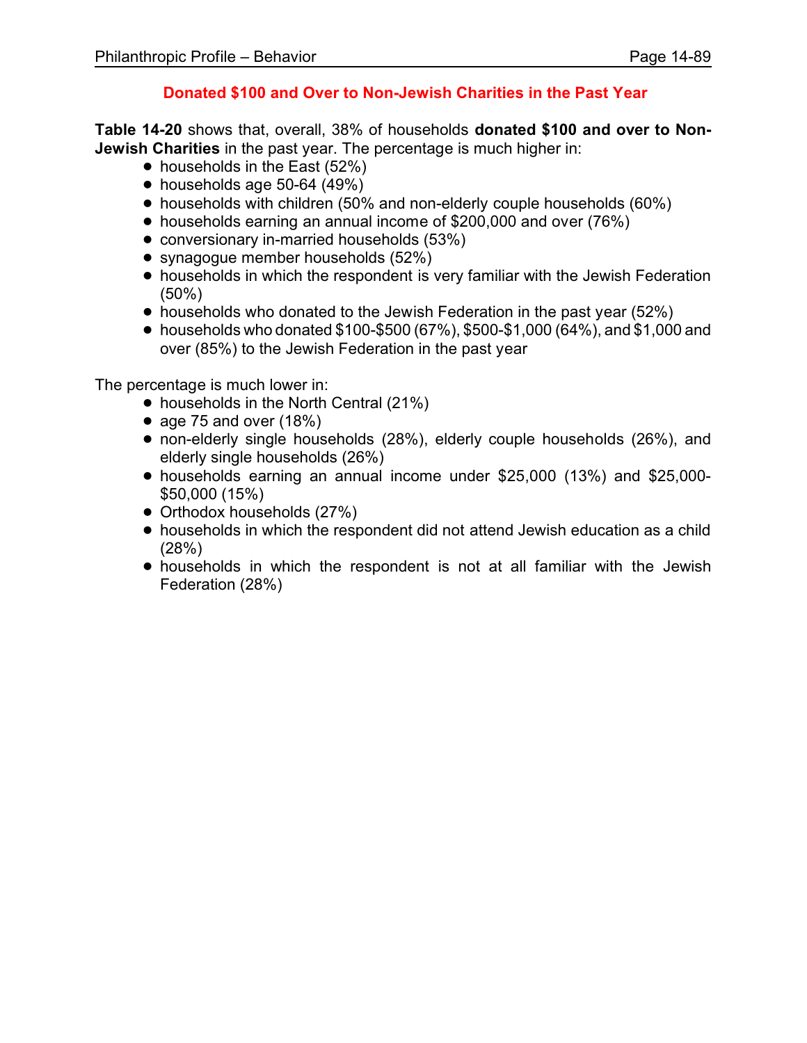## Donated $100 and Over to Non-Jewish Charities in the Past Year

**Table 14-20** shows that, overall, 38% of households **donated $100 and over to Non-Jewish Charities** in the past year. The percentage is much higher in:

- households in the East (52%)
- households age 50-64 (49%)
- households with children (50% and non-elderly couple households (60%)
- households earning an annual income of $200,000 and over (76%)
- conversionary in-married households (53%)
- synagogue member households (52%)
- households in which the respondent is very familiar with the Jewish Federation (50%)
- households who donated to the Jewish Federation in the past year (52%)
- households who donated $100-$500 (67%), $500-$1,000 (64%), and $1,000 and over (85%) to the Jewish Federation in the past year

The percentage is much lower in:

- households in the North Central (21%)
- age 75 and over (18%)
- non-elderly single households (28%), elderly couple households (26%), and elderly single households (26%)
- households earning an annual income under $25,000 (13%) and $25,000-$50,000 (15%)
- Orthodox households (27%)
- households in which the respondent did not attend Jewish education as a child (28%)
- households in which the respondent is not at all familiar with the Jewish Federation (28%)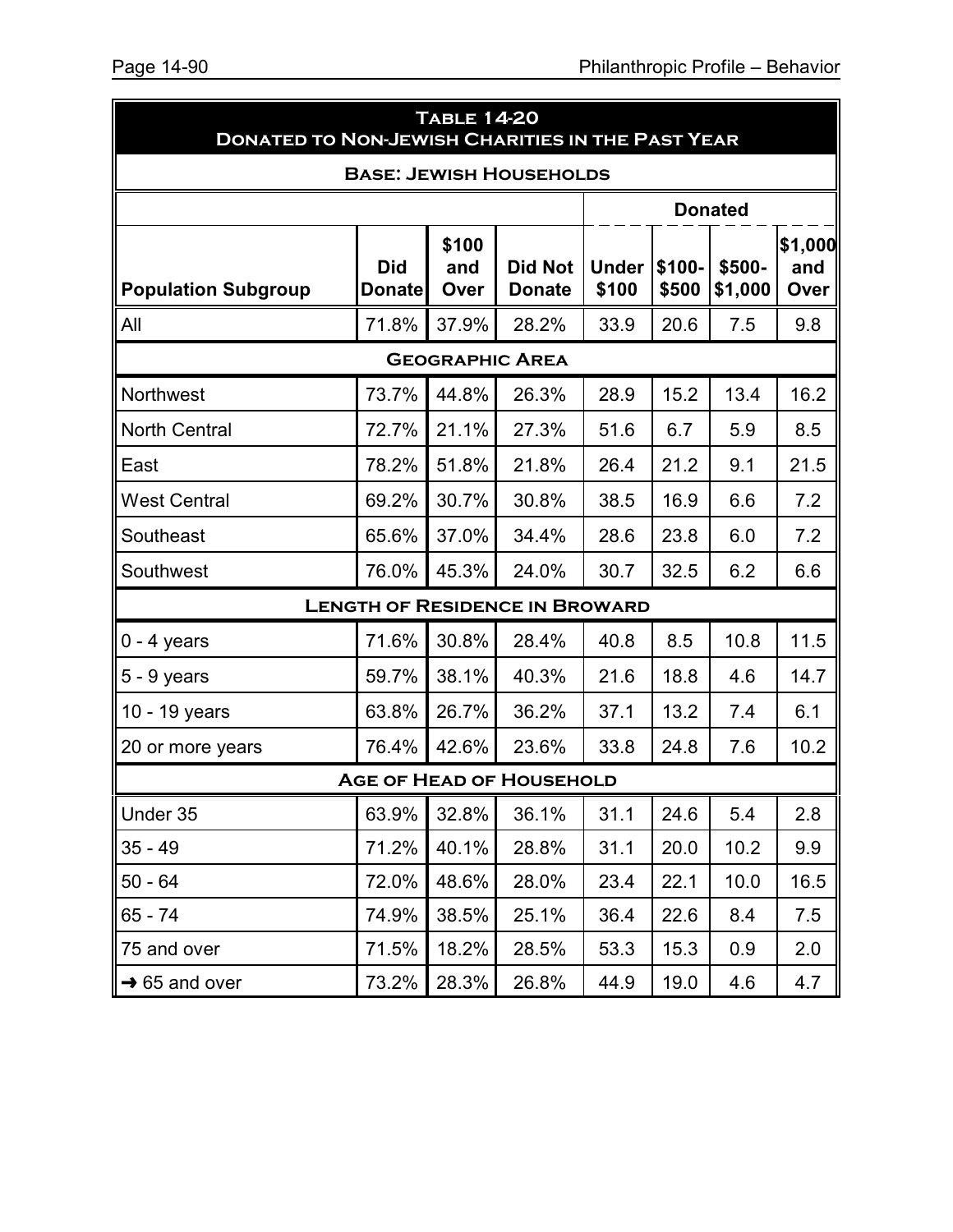## Table 14-20
## Donated to Non-Jewish Charities in the Past Year

**Base: Jewish Households**

| Population Subgroup | Did Donate | $100 and Over | Did Not Donate | Donated | | | |
|---|---|---|---|---|---|---|---|
| | | | | Under $100 | $100-$500 | $500-$1,000 | $1,000 and Over |
| All | 71.8% | 37.9% | 28.2% | 33.9 | 20.6 | 7.5 | 9.8 |
| **Geographic Area** | | | | | | | |
| Northwest | 73.7% | 44.8% | 26.3% | 28.9 | 15.2 | 13.4 | 16.2 |
| North Central | 72.7% | 21.1% | 27.3% | 51.6 | 6.7 | 5.9 | 8.5 |
| East | 78.2% | 51.8% | 21.8% | 26.4 | 21.2 | 9.1 | 21.5 |
| West Central | 69.2% | 30.7% | 30.8% | 38.5 | 16.9 | 6.6 | 7.2 |
| Southeast | 65.6% | 37.0% | 34.4% | 28.6 | 23.8 | 6.0 | 7.2 |
| Southwest | 76.0% | 45.3% | 24.0% | 30.7 | 32.5 | 6.2 | 6.6 |
| **Length of Residence in Broward** | | | | | | | |
| 0 - 4 years | 71.6% | 30.8% | 28.4% | 40.8 | 8.5 | 10.8 | 11.5 |
| 5 - 9 years | 59.7% | 38.1% | 40.3% | 21.6 | 18.8 | 4.6 | 14.7 |
| 10 - 19 years | 63.8% | 26.7% | 36.2% | 37.1 | 13.2 | 7.4 | 6.1 |
| 20 or more years | 76.4% | 42.6% | 23.6% | 33.8 | 24.8 | 7.6 | 10.2 |
| **Age of Head of Household** | | | | | | | |
| Under 35 | 63.9% | 32.8% | 36.1% | 31.1 | 24.6 | 5.4 | 2.8 |
| 35 - 49 | 71.2% | 40.1% | 28.8% | 31.1 | 20.0 | 10.2 | 9.9 |
| 50 - 64 | 72.0% | 48.6% | 28.0% | 23.4 | 22.1 | 10.0 | 16.5 |
| 65 - 74 | 74.9% | 38.5% | 25.1% | 36.4 | 22.6 | 8.4 | 7.5 |
| 75 and over | 71.5% | 18.2% | 28.5% | 53.3 | 15.3 | 0.9 | 2.0 |
| → 65 and over | 73.2% | 28.3% | 26.8% | 44.9 | 19.0 | 4.6 | 4.7 |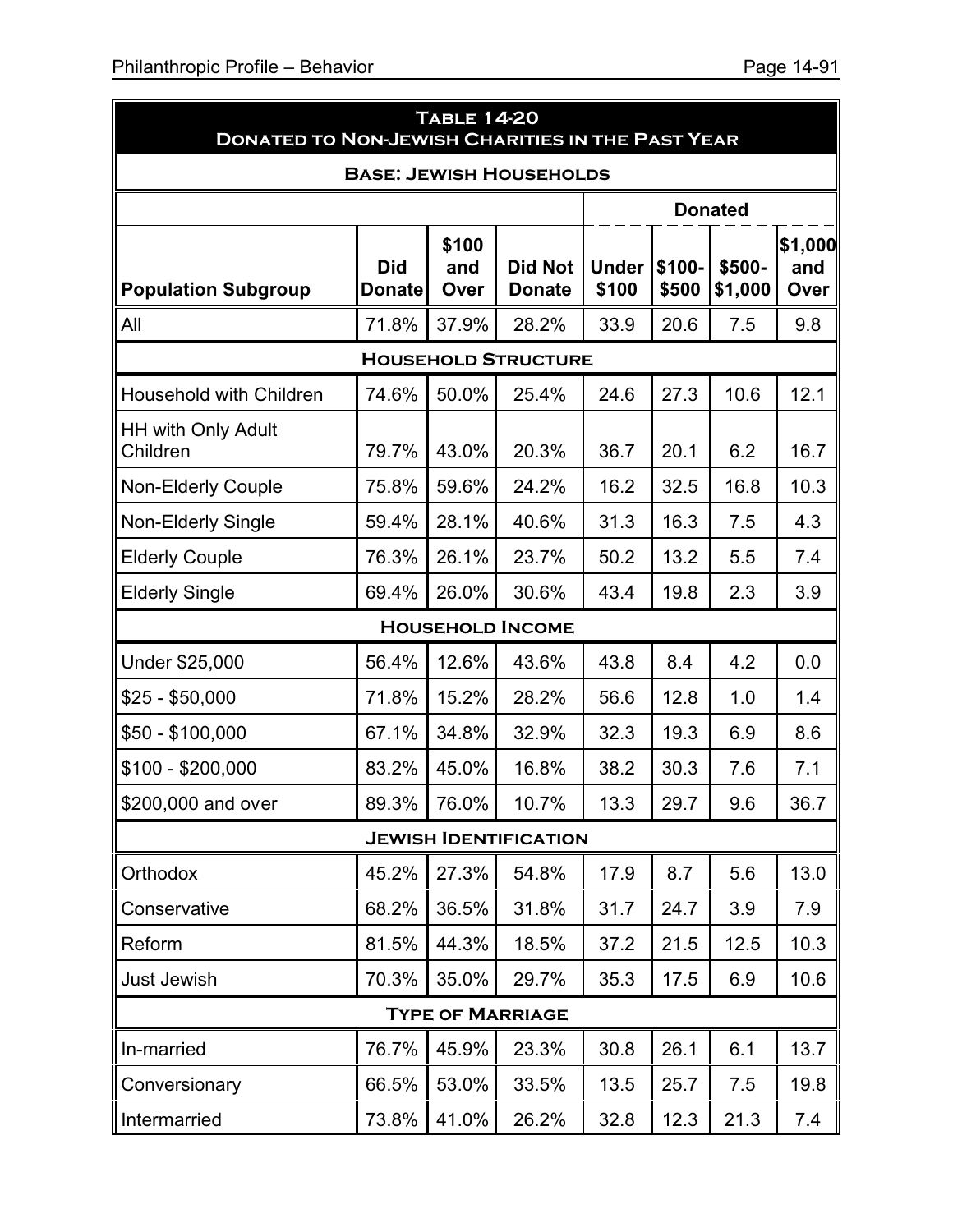## Table 14-20
## Donated to Non-Jewish Charities in the Past Year

**Base: Jewish Households**

| Population Subgroup | Did Donate | $100 and Over | Did Not Donate | Donated: Under $100 | Donated: $100-$500 | Donated: $500-$1,000 | Donated: $1,000 and Over |
|---|---|---|---|---|---|---|---|
| All | 71.8% | 37.9% | 28.2% | 33.9 | 20.6 | 7.5 | 9.8 |
| **Household Structure** | | | | | | | |
| Household with Children | 74.6% | 50.0% | 25.4% | 24.6 | 27.3 | 10.6 | 12.1 |
| HH with Only Adult Children | 79.7% | 43.0% | 20.3% | 36.7 | 20.1 | 6.2 | 16.7 |
| Non-Elderly Couple | 75.8% | 59.6% | 24.2% | 16.2 | 32.5 | 16.8 | 10.3 |
| Non-Elderly Single | 59.4% | 28.1% | 40.6% | 31.3 | 16.3 | 7.5 | 4.3 |
| Elderly Couple | 76.3% | 26.1% | 23.7% | 50.2 | 13.2 | 5.5 | 7.4 |
| Elderly Single | 69.4% | 26.0% | 30.6% | 43.4 | 19.8 | 2.3 | 3.9 |
| **Household Income** | | | | | | | |
| Under $25,000 | 56.4% | 12.6% | 43.6% | 43.8 | 8.4 | 4.2 | 0.0 |
| $25 - $50,000 | 71.8% | 15.2% | 28.2% | 56.6 | 12.8 | 1.0 | 1.4 |
| $50 - $100,000 | 67.1% | 34.8% | 32.9% | 32.3 | 19.3 | 6.9 | 8.6 |
| $100 - $200,000 | 83.2% | 45.0% | 16.8% | 38.2 | 30.3 | 7.6 | 7.1 |
| $200,000 and over | 89.3% | 76.0% | 10.7% | 13.3 | 29.7 | 9.6 | 36.7 |
| **Jewish Identification** | | | | | | | |
| Orthodox | 45.2% | 27.3% | 54.8% | 17.9 | 8.7 | 5.6 | 13.0 |
| Conservative | 68.2% | 36.5% | 31.8% | 31.7 | 24.7 | 3.9 | 7.9 |
| Reform | 81.5% | 44.3% | 18.5% | 37.2 | 21.5 | 12.5 | 10.3 |
| Just Jewish | 70.3% | 35.0% | 29.7% | 35.3 | 17.5 | 6.9 | 10.6 |
| **Type of Marriage** | | | | | | | |
| In-married | 76.7% | 45.9% | 23.3% | 30.8 | 26.1 | 6.1 | 13.7 |
| Conversionary | 66.5% | 53.0% | 33.5% | 13.5 | 25.7 | 7.5 | 19.8 |
| Intermarried | 73.8% | 41.0% | 26.2% | 32.8 | 12.3 | 21.3 | 7.4 |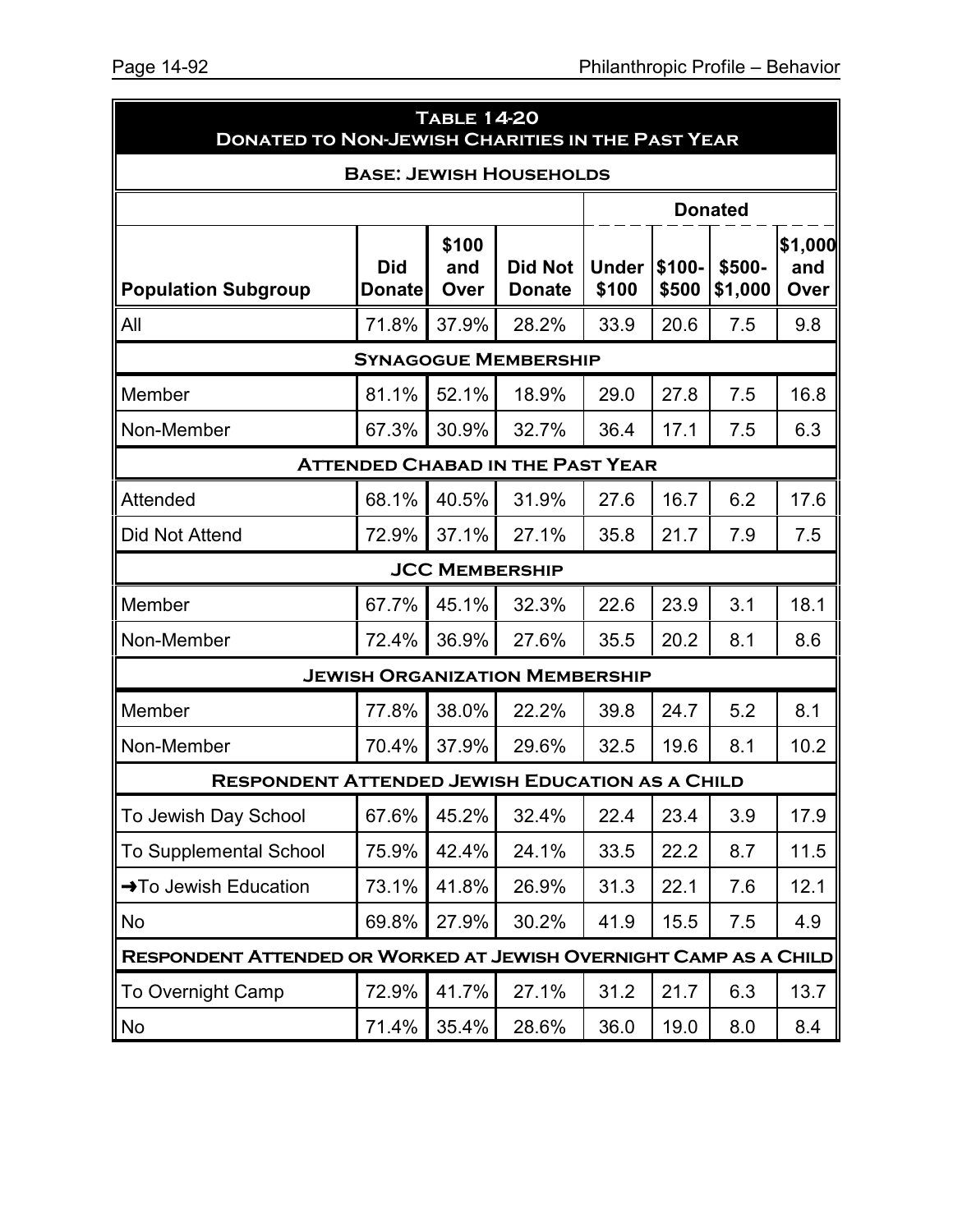## Table 14-20
## Donated to Non-Jewish Charities in the Past Year

**Base: Jewish Households**

| Population Subgroup | Did Donate | $100 and Over | Did Not Donate | Donated | | | |
|---|---|---|---|---|---|---|---|
| | | | | Under $100 | $100-$500 | $500-$1,000 | $1,000 and Over |
| All | 71.8% | 37.9% | 28.2% | 33.9 | 20.6 | 7.5 | 9.8 |
| **Synagogue Membership** | | | | | | | |
| Member | 81.1% | 52.1% | 18.9% | 29.0 | 27.8 | 7.5 | 16.8 |
| Non-Member | 67.3% | 30.9% | 32.7% | 36.4 | 17.1 | 7.5 | 6.3 |
| **Attended Chabad in the Past Year** | | | | | | | |
| Attended | 68.1% | 40.5% | 31.9% | 27.6 | 16.7 | 6.2 | 17.6 |
| Did Not Attend | 72.9% | 37.1% | 27.1% | 35.8 | 21.7 | 7.9 | 7.5 |
| **JCC Membership** | | | | | | | |
| Member | 67.7% | 45.1% | 32.3% | 22.6 | 23.9 | 3.1 | 18.1 |
| Non-Member | 72.4% | 36.9% | 27.6% | 35.5 | 20.2 | 8.1 | 8.6 |
| **Jewish Organization Membership** | | | | | | | |
| Member | 77.8% | 38.0% | 22.2% | 39.8 | 24.7 | 5.2 | 8.1 |
| Non-Member | 70.4% | 37.9% | 29.6% | 32.5 | 19.6 | 8.1 | 10.2 |
| **Respondent Attended Jewish Education as a Child** | | | | | | | |
| To Jewish Day School | 67.6% | 45.2% | 32.4% | 22.4 | 23.4 | 3.9 | 17.9 |
| To Supplemental School | 75.9% | 42.4% | 24.1% | 33.5 | 22.2 | 8.7 | 11.5 |
| →To Jewish Education | 73.1% | 41.8% | 26.9% | 31.3 | 22.1 | 7.6 | 12.1 |
| No | 69.8% | 27.9% | 30.2% | 41.9 | 15.5 | 7.5 | 4.9 |
| **Respondent Attended or Worked at Jewish Overnight Camp as a Child** | | | | | | | |
| To Overnight Camp | 72.9% | 41.7% | 27.1% | 31.2 | 21.7 | 6.3 | 13.7 |
| No | 71.4% | 35.4% | 28.6% | 36.0 | 19.0 | 8.0 | 8.4 |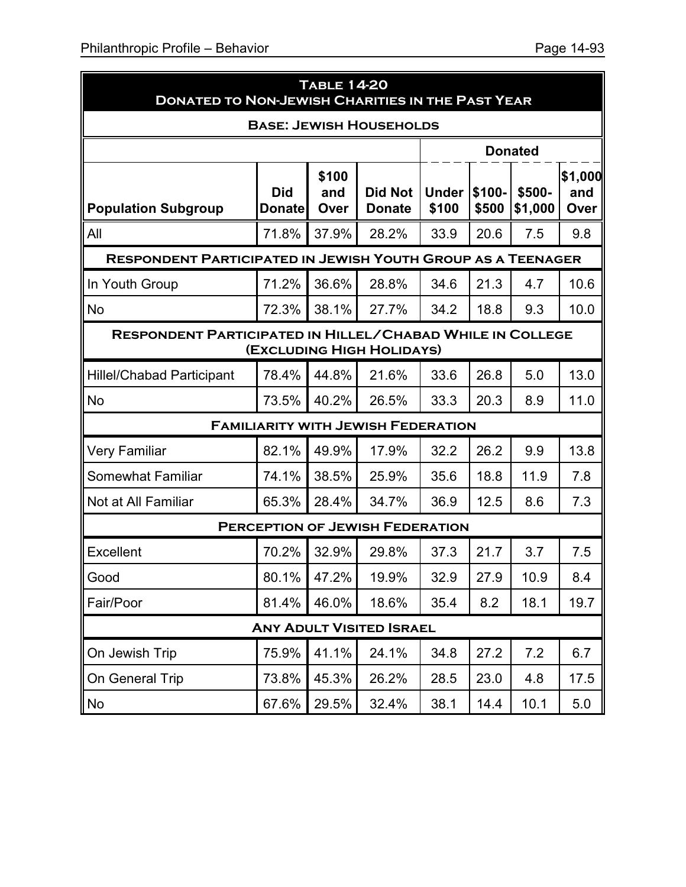**Table 14-20**
**Donated to Non-Jewish Charities in the Past Year**

**Base: Jewish Households**

| | | | | Donated | | | |
|---|---|---|---|---|---|---|---|
| **Population Subgroup** | **Did Donate** | **$100 and Over** | **Did Not Donate** | **Under $100** | **$100-$500** | **$500-$1,000** | **$1,000 and Over** |
| All | 71.8% | 37.9% | 28.2% | 33.9 | 20.6 | 7.5 | 9.8 |
| **Respondent Participated in Jewish Youth Group as a Teenager** | | | | | | | |
| In Youth Group | 71.2% | 36.6% | 28.8% | 34.6 | 21.3 | 4.7 | 10.6 |
| No | 72.3% | 38.1% | 27.7% | 34.2 | 18.8 | 9.3 | 10.0 |
| **Respondent Participated in Hillel/Chabad While in College (Excluding High Holidays)** | | | | | | | |
| Hillel/Chabad Participant | 78.4% | 44.8% | 21.6% | 33.6 | 26.8 | 5.0 | 13.0 |
| No | 73.5% | 40.2% | 26.5% | 33.3 | 20.3 | 8.9 | 11.0 |
| **Familiarity with Jewish Federation** | | | | | | | |
| Very Familiar | 82.1% | 49.9% | 17.9% | 32.2 | 26.2 | 9.9 | 13.8 |
| Somewhat Familiar | 74.1% | 38.5% | 25.9% | 35.6 | 18.8 | 11.9 | 7.8 |
| Not at All Familiar | 65.3% | 28.4% | 34.7% | 36.9 | 12.5 | 8.6 | 7.3 |
| **Perception of Jewish Federation** | | | | | | | |
| Excellent | 70.2% | 32.9% | 29.8% | 37.3 | 21.7 | 3.7 | 7.5 |
| Good | 80.1% | 47.2% | 19.9% | 32.9 | 27.9 | 10.9 | 8.4 |
| Fair/Poor | 81.4% | 46.0% | 18.6% | 35.4 | 8.2 | 18.1 | 19.7 |
| **Any Adult Visited Israel** | | | | | | | |
| On Jewish Trip | 75.9% | 41.1% | 24.1% | 34.8 | 27.2 | 7.2 | 6.7 |
| On General Trip | 73.8% | 45.3% | 26.2% | 28.5 | 23.0 | 4.8 | 17.5 |
| No | 67.6% | 29.5% | 32.4% | 38.1 | 14.4 | 10.1 | 5.0 |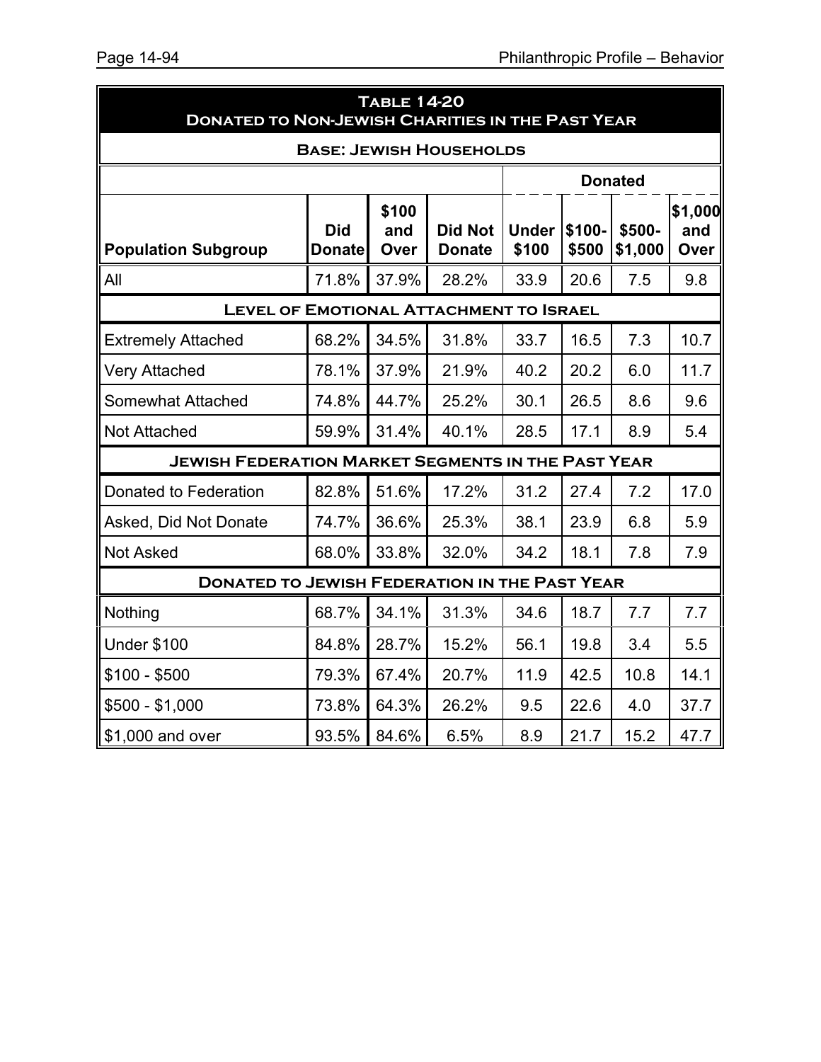**Table 14-20**
**Donated to Non-Jewish Charities in the Past Year**

**Base: Jewish Households**

| | | | | Donated | | | |
|---|---|---|---|---|---|---|---|
| **Population Subgroup** | **Did Donate** | **$100 and Over** | **Did Not Donate** | **Under $100** | **$100-$500** | **$500-$1,000** | **$1,000 and Over** |
| All | 71.8% | 37.9% | 28.2% | 33.9 | 20.6 | 7.5 | 9.8 |
| **Level of Emotional Attachment to Israel** | | | | | | | |
| Extremely Attached | 68.2% | 34.5% | 31.8% | 33.7 | 16.5 | 7.3 | 10.7 |
| Very Attached | 78.1% | 37.9% | 21.9% | 40.2 | 20.2 | 6.0 | 11.7 |
| Somewhat Attached | 74.8% | 44.7% | 25.2% | 30.1 | 26.5 | 8.6 | 9.6 |
| Not Attached | 59.9% | 31.4% | 40.1% | 28.5 | 17.1 | 8.9 | 5.4 |
| **Jewish Federation Market Segments in the Past Year** | | | | | | | |
| Donated to Federation | 82.8% | 51.6% | 17.2% | 31.2 | 27.4 | 7.2 | 17.0 |
| Asked, Did Not Donate | 74.7% | 36.6% | 25.3% | 38.1 | 23.9 | 6.8 | 5.9 |
| Not Asked | 68.0% | 33.8% | 32.0% | 34.2 | 18.1 | 7.8 | 7.9 |
| **Donated to Jewish Federation in the Past Year** | | | | | | | |
| Nothing | 68.7% | 34.1% | 31.3% | 34.6 | 18.7 | 7.7 | 7.7 |
| Under $100 | 84.8% | 28.7% | 15.2% | 56.1 | 19.8 | 3.4 | 5.5 |
| $100 - $500 | 79.3% | 67.4% | 20.7% | 11.9 | 42.5 | 10.8 | 14.1 |
| $500 - $1,000 | 73.8% | 64.3% | 26.2% | 9.5 | 22.6 | 4.0 | 37.7 |
| $1,000 and over | 93.5% | 84.6% | 6.5% | 8.9 | 21.7 | 15.2 | 47.7 |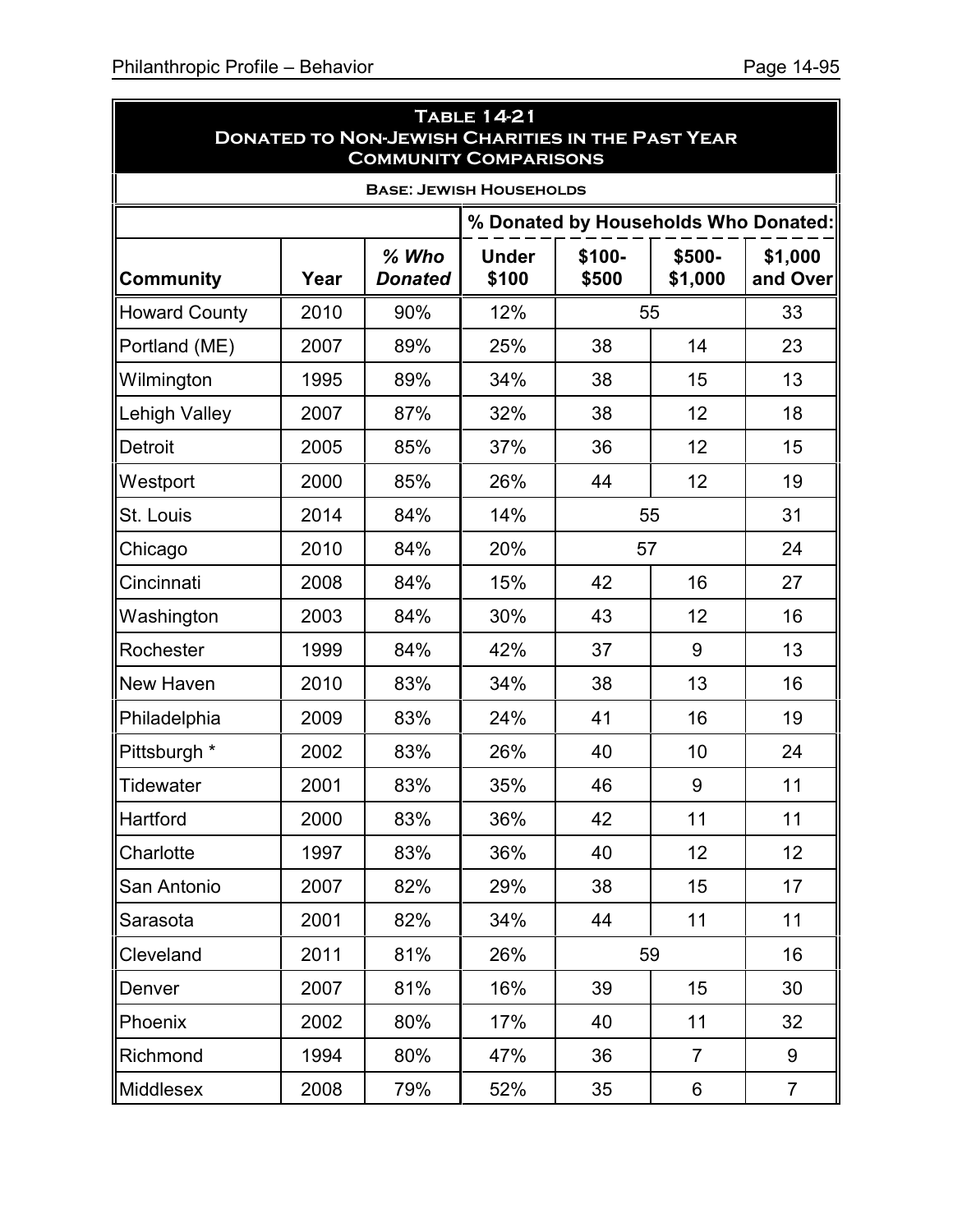**Table 14-21**
**Donated to Non-Jewish Charities in the Past Year**
**Community Comparisons**

**Base: Jewish Households**

| | | | % Donated by Households Who Donated: | | | |
|---|---|---|---|---|---|---|
| **Community** | **Year** | ***% Who Donated*** | **Under $100** | **$100-$500** | **$500-$1,000** | **$1,000 and Over** |
| Howard County | 2010 | 90% | 12% | 55 | | 33 |
| Portland (ME) | 2007 | 89% | 25% | 38 | 14 | 23 |
| Wilmington | 1995 | 89% | 34% | 38 | 15 | 13 |
| Lehigh Valley | 2007 | 87% | 32% | 38 | 12 | 18 |
| Detroit | 2005 | 85% | 37% | 36 | 12 | 15 |
| Westport | 2000 | 85% | 26% | 44 | 12 | 19 |
| St. Louis | 2014 | 84% | 14% | 55 | | 31 |
| Chicago | 2010 | 84% | 20% | 57 | | 24 |
| Cincinnati | 2008 | 84% | 15% | 42 | 16 | 27 |
| Washington | 2003 | 84% | 30% | 43 | 12 | 16 |
| Rochester | 1999 | 84% | 42% | 37 | 9 | 13 |
| New Haven | 2010 | 83% | 34% | 38 | 13 | 16 |
| Philadelphia | 2009 | 83% | 24% | 41 | 16 | 19 |
| Pittsburgh * | 2002 | 83% | 26% | 40 | 10 | 24 |
| Tidewater | 2001 | 83% | 35% | 46 | 9 | 11 |
| Hartford | 2000 | 83% | 36% | 42 | 11 | 11 |
| Charlotte | 1997 | 83% | 36% | 40 | 12 | 12 |
| San Antonio | 2007 | 82% | 29% | 38 | 15 | 17 |
| Sarasota | 2001 | 82% | 34% | 44 | 11 | 11 |
| Cleveland | 2011 | 81% | 26% | 59 | | 16 |
| Denver | 2007 | 81% | 16% | 39 | 15 | 30 |
| Phoenix | 2002 | 80% | 17% | 40 | 11 | 32 |
| Richmond | 1994 | 80% | 47% | 36 | 7 | 9 |
| Middlesex | 2008 | 79% | 52% | 35 | 6 | 7 |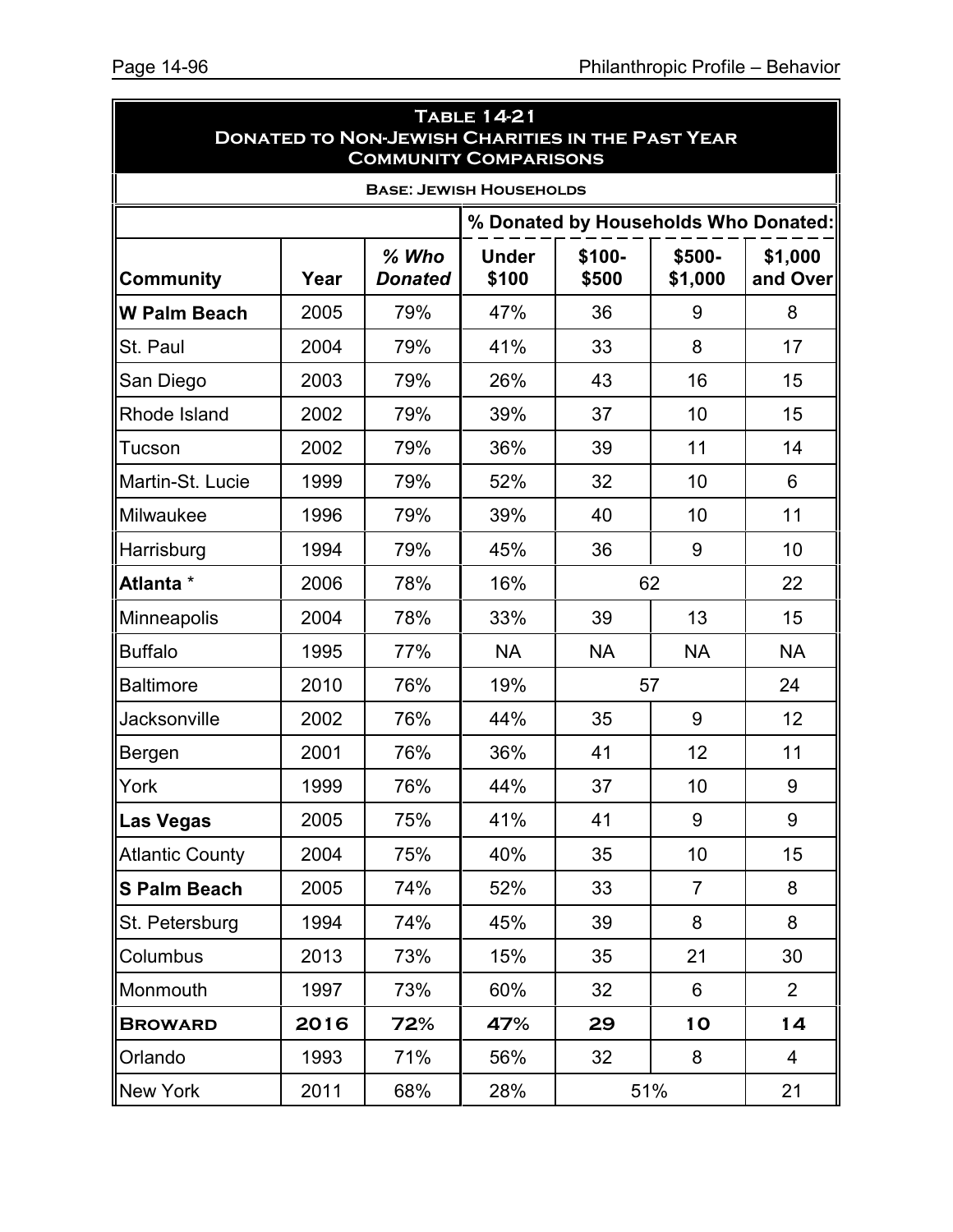## Table 14-21
## Donated to Non-Jewish Charities in the Past Year
## Community Comparisons

**Base: Jewish Households**

| | | | % Donated by Households Who Donated: | | | |
|---|---|---|---|---|---|---|
| **Community** | **Year** | ***% Who Donated*** | **Under $100** | **$100-$500** | **$500-$1,000** | **$1,000 and Over** |
| **W Palm Beach** | 2005 | 79% | 47% | 36 | 9 | 8 |
| St. Paul | 2004 | 79% | 41% | 33 | 8 | 17 |
| San Diego | 2003 | 79% | 26% | 43 | 16 | 15 |
| Rhode Island | 2002 | 79% | 39% | 37 | 10 | 15 |
| Tucson | 2002 | 79% | 36% | 39 | 11 | 14 |
| Martin-St. Lucie | 1999 | 79% | 52% | 32 | 10 | 6 |
| Milwaukee | 1996 | 79% | 39% | 40 | 10 | 11 |
| Harrisburg | 1994 | 79% | 45% | 36 | 9 | 10 |
| **Atlanta** * | 2006 | 78% | 16% | 62 | | 22 |
| Minneapolis | 2004 | 78% | 33% | 39 | 13 | 15 |
| Buffalo | 1995 | 77% | NA | NA | NA | NA |
| Baltimore | 2010 | 76% | 19% | 57 | | 24 |
| Jacksonville | 2002 | 76% | 44% | 35 | 9 | 12 |
| Bergen | 2001 | 76% | 36% | 41 | 12 | 11 |
| York | 1999 | 76% | 44% | 37 | 10 | 9 |
| **Las Vegas** | 2005 | 75% | 41% | 41 | 9 | 9 |
| Atlantic County | 2004 | 75% | 40% | 35 | 10 | 15 |
| **S Palm Beach** | 2005 | 74% | 52% | 33 | 7 | 8 |
| St. Petersburg | 1994 | 74% | 45% | 39 | 8 | 8 |
| Columbus | 2013 | 73% | 15% | 35 | 21 | 30 |
| Monmouth | 1997 | 73% | 60% | 32 | 6 | 2 |
| **Broward** | **2016** | **72%** | **47%** | **29** | **10** | **14** |
| Orlando | 1993 | 71% | 56% | 32 | 8 | 4 |
| New York | 2011 | 68% | 28% | 51% | | 21 |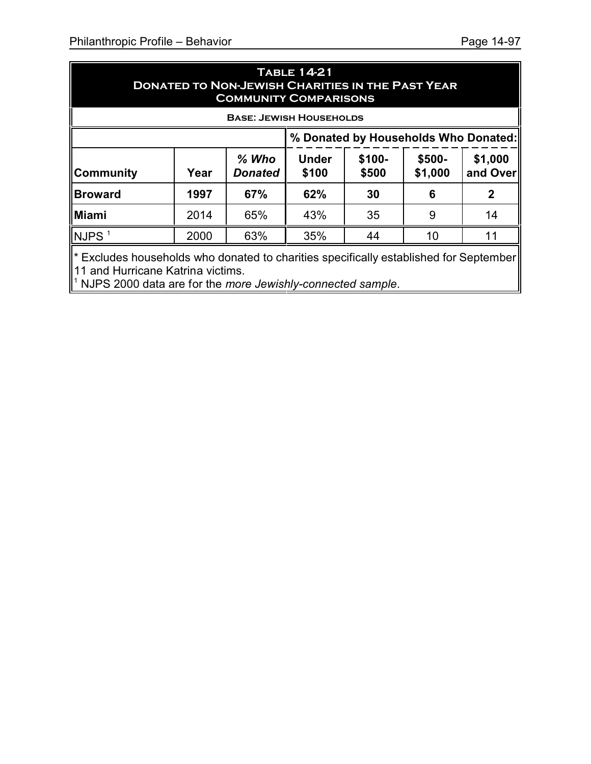## Table 14-21
## Donated to Non-Jewish Charities in the Past Year
## Community Comparisons

**Base: Jewish Households**

| | | | % Donated by Households Who Donated: | | | |
|---|---|---|---|---|---|---|
| **Community** | **Year** | ***% Who Donated*** | **Under $100** | **$100-$500** | **$500-$1,000** | **$1,000 and Over** |
| **Broward** | **1997** | **67%** | **62%** | **30** | **6** | **2** |
| **Miami** | 2014 | 65% | 43% | 35 | 9 | 14 |
| NJPS [1] | 2000 | 63% | 35% | 44 | 10 | 11 |

* Excludes households who donated to charities specifically established for September 11 and Hurricane Katrina victims.

[1] NJPS 2000 data are for the *more Jewishly-connected sample*.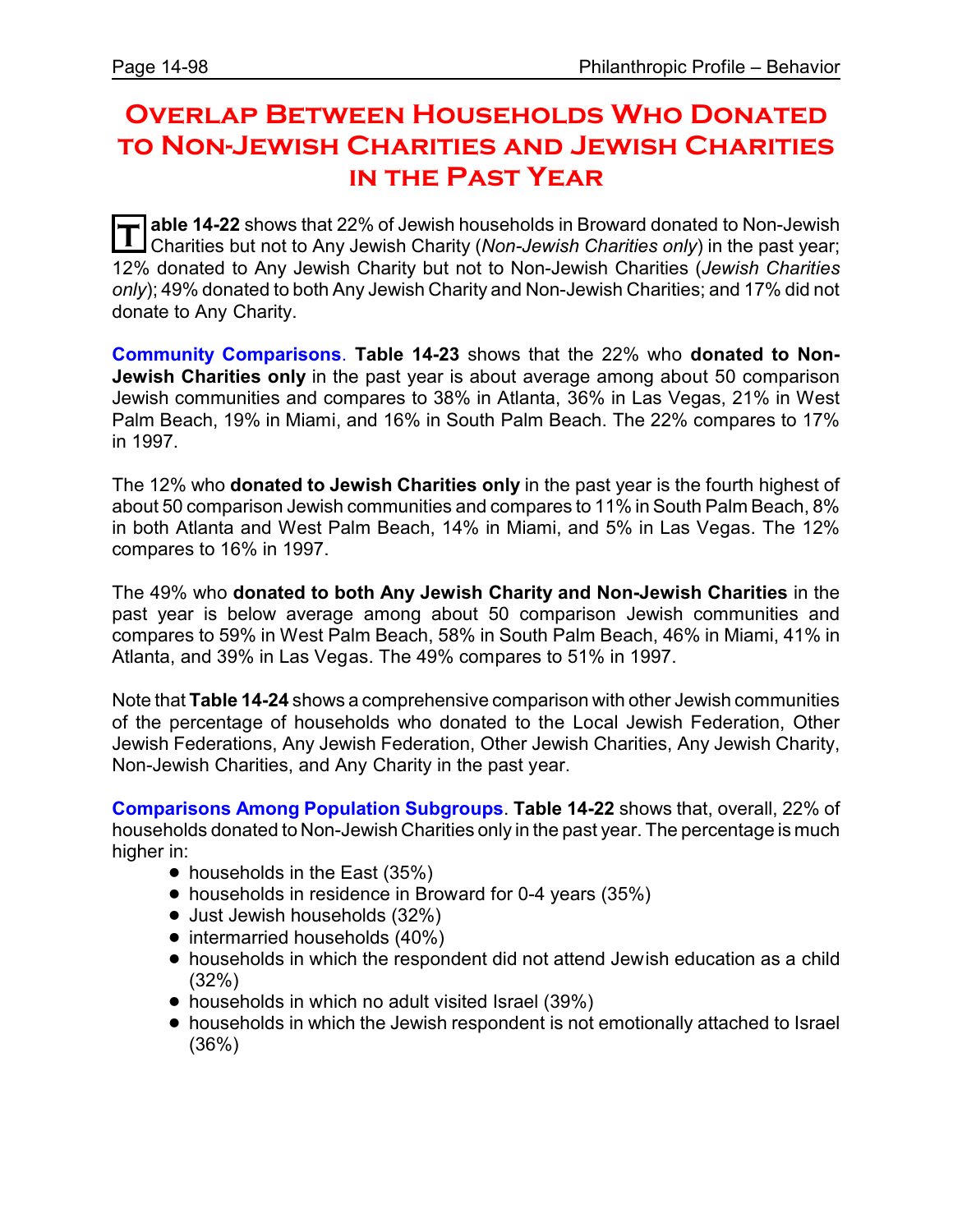# Overlap Between Households Who Donated to Non-Jewish Charities and Jewish Charities in the Past Year

**Table 14-22** shows that 22% of Jewish households in Broward donated to Non-Jewish Charities but not to Any Jewish Charity (*Non-Jewish Charities only*) in the past year; 12% donated to Any Jewish Charity but not to Non-Jewish Charities (*Jewish Charities only*); 49% donated to both Any Jewish Charity and Non-Jewish Charities; and 17% did not donate to Any Charity.

**Community Comparisons**. **Table 14-23** shows that the 22% who **donated to Non-Jewish Charities only** in the past year is about average among about 50 comparison Jewish communities and compares to 38% in Atlanta, 36% in Las Vegas, 21% in West Palm Beach, 19% in Miami, and 16% in South Palm Beach. The 22% compares to 17% in 1997.

The 12% who **donated to Jewish Charities only** in the past year is the fourth highest of about 50 comparison Jewish communities and compares to 11% in South Palm Beach, 8% in both Atlanta and West Palm Beach, 14% in Miami, and 5% in Las Vegas. The 12% compares to 16% in 1997.

The 49% who **donated to both Any Jewish Charity and Non-Jewish Charities** in the past year is below average among about 50 comparison Jewish communities and compares to 59% in West Palm Beach, 58% in South Palm Beach, 46% in Miami, 41% in Atlanta, and 39% in Las Vegas. The 49% compares to 51% in 1997.

Note that **Table 14-24** shows a comprehensive comparison with other Jewish communities of the percentage of households who donated to the Local Jewish Federation, Other Jewish Federations, Any Jewish Federation, Other Jewish Charities, Any Jewish Charity, Non-Jewish Charities, and Any Charity in the past year.

**Comparisons Among Population Subgroups**. **Table 14-22** shows that, overall, 22% of households donated to Non-Jewish Charities only in the past year. The percentage is much higher in:

- households in the East (35%)
- households in residence in Broward for 0-4 years (35%)
- Just Jewish households (32%)
- intermarried households (40%)
- households in which the respondent did not attend Jewish education as a child (32%)
- households in which no adult visited Israel (39%)
- households in which the Jewish respondent is not emotionally attached to Israel (36%)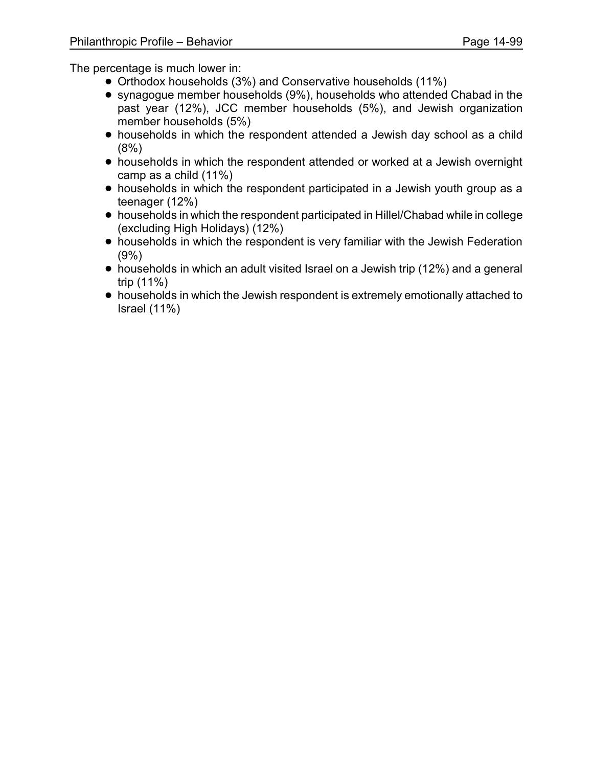The percentage is much lower in:

- Orthodox households (3%) and Conservative households (11%)
- synagogue member households (9%), households who attended Chabad in the past year (12%), JCC member households (5%), and Jewish organization member households (5%)
- households in which the respondent attended a Jewish day school as a child (8%)
- households in which the respondent attended or worked at a Jewish overnight camp as a child (11%)
- households in which the respondent participated in a Jewish youth group as a teenager (12%)
- households in which the respondent participated in Hillel/Chabad while in college (excluding High Holidays) (12%)
- households in which the respondent is very familiar with the Jewish Federation (9%)
- households in which an adult visited Israel on a Jewish trip (12%) and a general trip (11%)
- households in which the Jewish respondent is extremely emotionally attached to Israel (11%)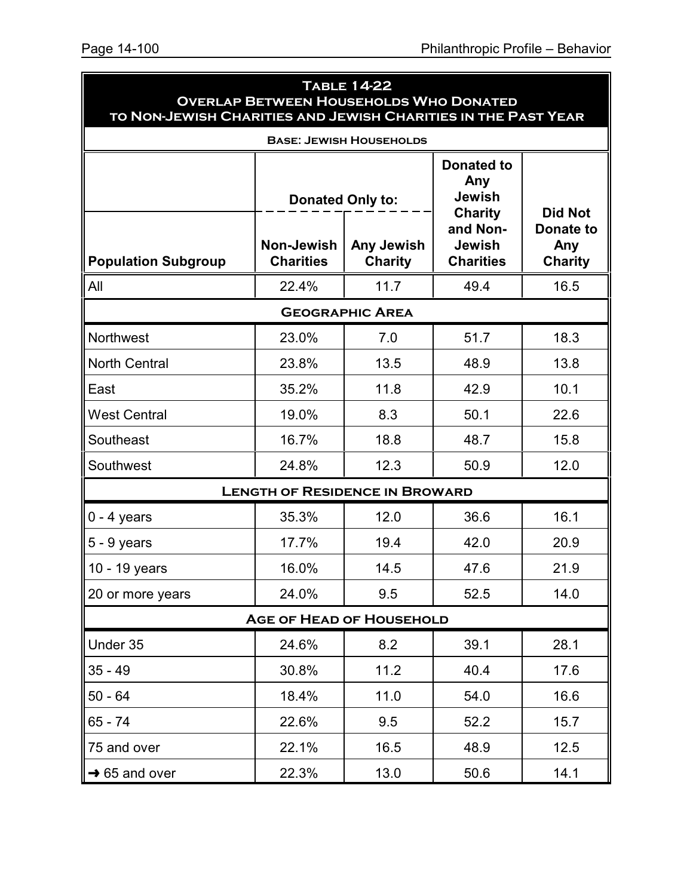## Table 14-22
## Overlap Between Households Who Donated to Non-Jewish Charities and Jewish Charities in the Past Year

**Base: Jewish Households**

| Population Subgroup | Donated Only to: Non-Jewish Charities | Donated Only to: Any Jewish Charity | Donated to Any Jewish Charity and Non-Jewish Charities | Did Not Donate to Any Charity |
|---|---|---|---|---|
| All | 22.4% | 11.7 | 49.4 | 16.5 |
| **Geographic Area** | | | | |
| Northwest | 23.0% | 7.0 | 51.7 | 18.3 |
| North Central | 23.8% | 13.5 | 48.9 | 13.8 |
| East | 35.2% | 11.8 | 42.9 | 10.1 |
| West Central | 19.0% | 8.3 | 50.1 | 22.6 |
| Southeast | 16.7% | 18.8 | 48.7 | 15.8 |
| Southwest | 24.8% | 12.3 | 50.9 | 12.0 |
| **Length of Residence in Broward** | | | | |
| 0 - 4 years | 35.3% | 12.0 | 36.6 | 16.1 |
| 5 - 9 years | 17.7% | 19.4 | 42.0 | 20.9 |
| 10 - 19 years | 16.0% | 14.5 | 47.6 | 21.9 |
| 20 or more years | 24.0% | 9.5 | 52.5 | 14.0 |
| **Age of Head of Household** | | | | |
| Under 35 | 24.6% | 8.2 | 39.1 | 28.1 |
| 35 - 49 | 30.8% | 11.2 | 40.4 | 17.6 |
| 50 - 64 | 18.4% | 11.0 | 54.0 | 16.6 |
| 65 - 74 | 22.6% | 9.5 | 52.2 | 15.7 |
| 75 and over | 22.1% | 16.5 | 48.9 | 12.5 |
| → 65 and over | 22.3% | 13.0 | 50.6 | 14.1 |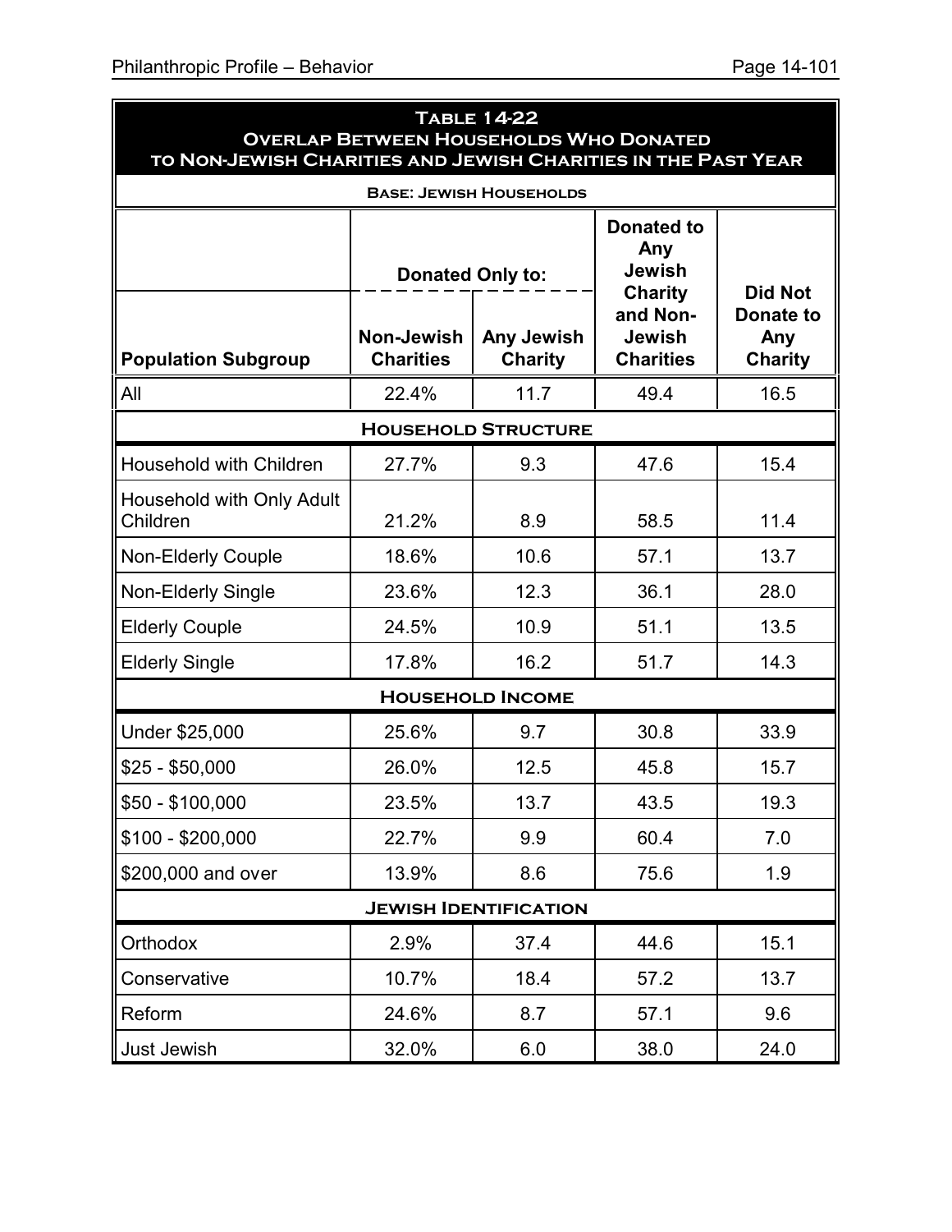**Table 14-22**
**Overlap Between Households Who Donated to Non-Jewish Charities and Jewish Charities in the Past Year**

**Base: Jewish Households**

| Population Subgroup | Donated Only to: Non-Jewish Charities | Donated Only to: Any Jewish Charity | Donated to Any Jewish Charity and Non-Jewish Charities | Did Not Donate to Any Charity |
|---|---|---|---|---|
| All | 22.4% | 11.7 | 49.4 | 16.5 |
| **Household Structure** | | | | |
| Household with Children | 27.7% | 9.3 | 47.6 | 15.4 |
| Household with Only Adult Children | 21.2% | 8.9 | 58.5 | 11.4 |
| Non-Elderly Couple | 18.6% | 10.6 | 57.1 | 13.7 |
| Non-Elderly Single | 23.6% | 12.3 | 36.1 | 28.0 |
| Elderly Couple | 24.5% | 10.9 | 51.1 | 13.5 |
| Elderly Single | 17.8% | 16.2 | 51.7 | 14.3 |
| **Household Income** | | | | |
| Under $25,000 | 25.6% | 9.7 | 30.8 | 33.9 |
| $25 - $50,000 | 26.0% | 12.5 | 45.8 | 15.7 |
| $50 - $100,000 | 23.5% | 13.7 | 43.5 | 19.3 |
| $100 - $200,000 | 22.7% | 9.9 | 60.4 | 7.0 |
| $200,000 and over | 13.9% | 8.6 | 75.6 | 1.9 |
| **Jewish Identification** | | | | |
| Orthodox | 2.9% | 37.4 | 44.6 | 15.1 |
| Conservative | 10.7% | 18.4 | 57.2 | 13.7 |
| Reform | 24.6% | 8.7 | 57.1 | 9.6 |
| Just Jewish | 32.0% | 6.0 | 38.0 | 24.0 |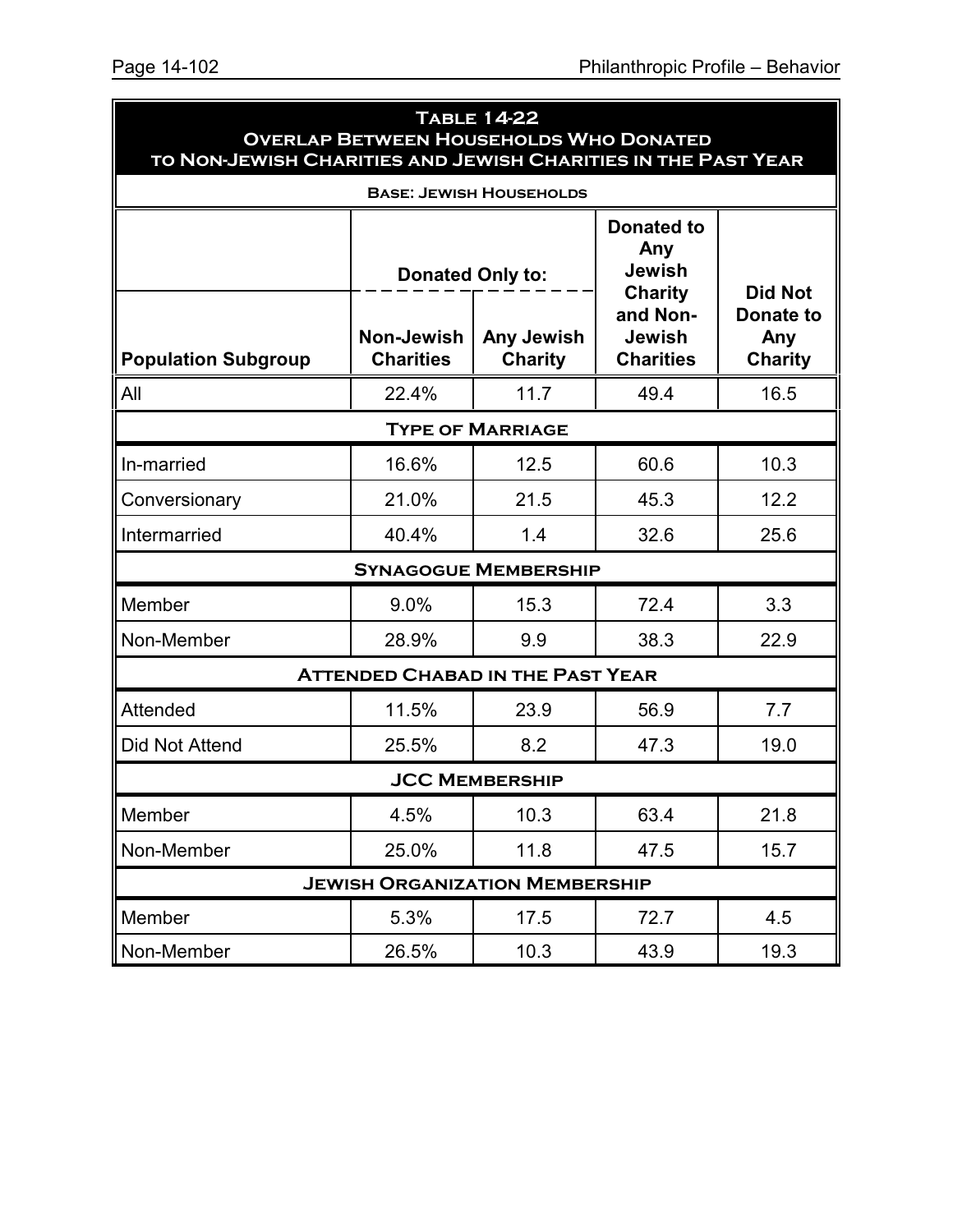**Table 14-22**
**Overlap Between Households Who Donated to Non-Jewish Charities and Jewish Charities in the Past Year**

**Base: Jewish Households**

| Population Subgroup | Donated Only to: Non-Jewish Charities | Donated Only to: Any Jewish Charity | Donated to Any Jewish Charity and Non-Jewish Charities | Did Not Donate to Any Charity |
|---|---|---|---|---|
| All | 22.4% | 11.7 | 49.4 | 16.5 |
| **Type of Marriage** | | | | |
| In-married | 16.6% | 12.5 | 60.6 | 10.3 |
| Conversionary | 21.0% | 21.5 | 45.3 | 12.2 |
| Intermarried | 40.4% | 1.4 | 32.6 | 25.6 |
| **Synagogue Membership** | | | | |
| Member | 9.0% | 15.3 | 72.4 | 3.3 |
| Non-Member | 28.9% | 9.9 | 38.3 | 22.9 |
| **Attended Chabad in the Past Year** | | | | |
| Attended | 11.5% | 23.9 | 56.9 | 7.7 |
| Did Not Attend | 25.5% | 8.2 | 47.3 | 19.0 |
| **JCC Membership** | | | | |
| Member | 4.5% | 10.3 | 63.4 | 21.8 |
| Non-Member | 25.0% | 11.8 | 47.5 | 15.7 |
| **Jewish Organization Membership** | | | | |
| Member | 5.3% | 17.5 | 72.7 | 4.5 |
| Non-Member | 26.5% | 10.3 | 43.9 | 19.3 |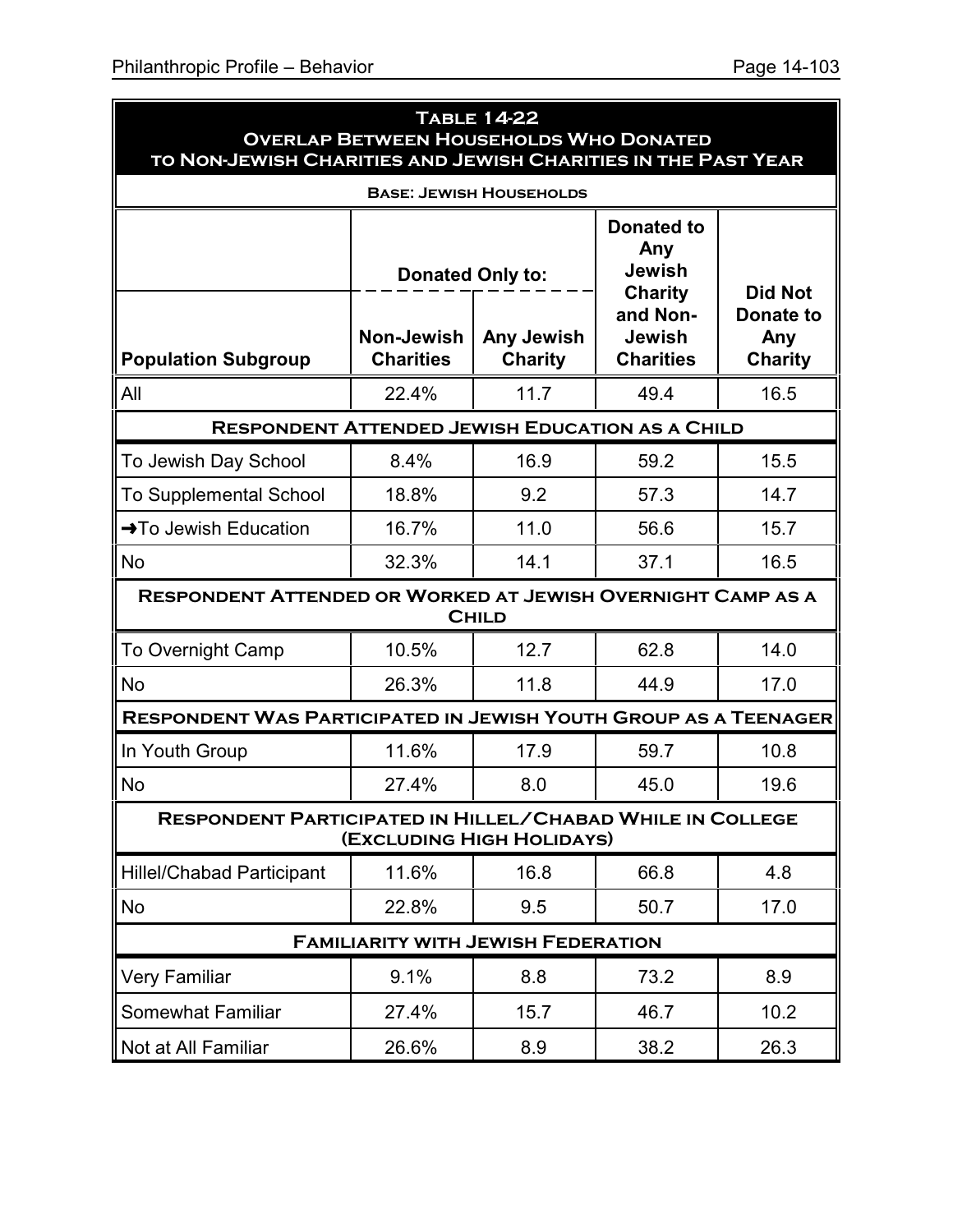**Table 14-22**
**Overlap Between Households Who Donated to Non-Jewish Charities and Jewish Charities in the Past Year**

**Base: Jewish Households**

| Population Subgroup | Donated Only to: Non-Jewish Charities | Donated Only to: Any Jewish Charity | Donated to Any Jewish Charity and Non-Jewish Charities | Did Not Donate to Any Charity |
|---|---|---|---|---|
| All | 22.4% | 11.7 | 49.4 | 16.5 |
| **Respondent Attended Jewish Education as a Child** | | | | |
| To Jewish Day School | 8.4% | 16.9 | 59.2 | 15.5 |
| To Supplemental School | 18.8% | 9.2 | 57.3 | 14.7 |
| ➜To Jewish Education | 16.7% | 11.0 | 56.6 | 15.7 |
| No | 32.3% | 14.1 | 37.1 | 16.5 |
| **Respondent Attended or Worked at Jewish Overnight Camp as a Child** | | | | |
| To Overnight Camp | 10.5% | 12.7 | 62.8 | 14.0 |
| No | 26.3% | 11.8 | 44.9 | 17.0 |
| **Respondent Was Participated in Jewish Youth Group as a Teenager** | | | | |
| In Youth Group | 11.6% | 17.9 | 59.7 | 10.8 |
| No | 27.4% | 8.0 | 45.0 | 19.6 |
| **Respondent Participated in Hillel/Chabad While in College (Excluding High Holidays)** | | | | |
| Hillel/Chabad Participant | 11.6% | 16.8 | 66.8 | 4.8 |
| No | 22.8% | 9.5 | 50.7 | 17.0 |
| **Familiarity with Jewish Federation** | | | | |
| Very Familiar | 9.1% | 8.8 | 73.2 | 8.9 |
| Somewhat Familiar | 27.4% | 15.7 | 46.7 | 10.2 |
| Not at All Familiar | 26.6% | 8.9 | 38.2 | 26.3 |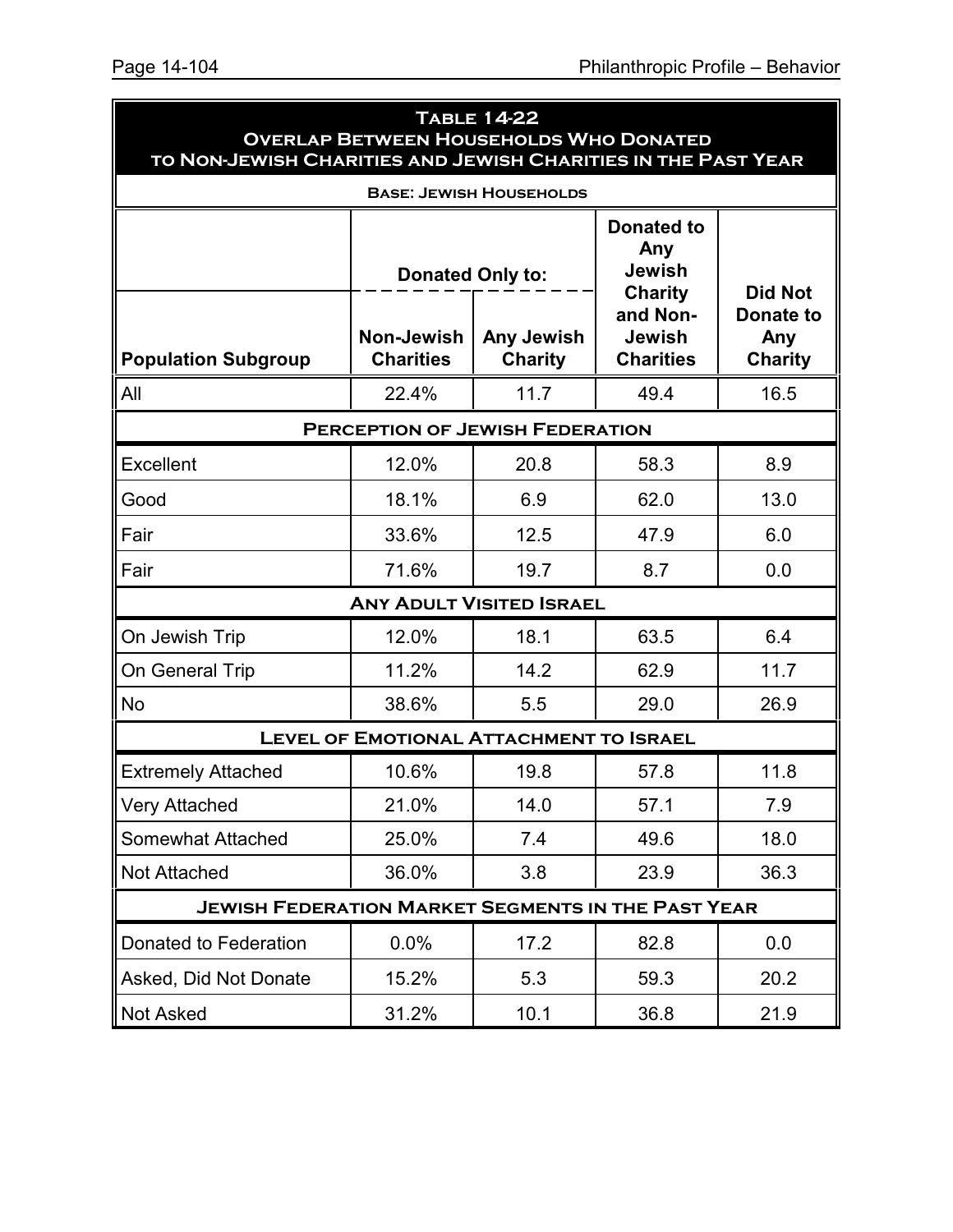## Table 14-22
## Overlap Between Households Who Donated to Non-Jewish Charities and Jewish Charities in the Past Year

**Base: Jewish Households**

| Population Subgroup | Donated Only to: Non-Jewish Charities | Donated Only to: Any Jewish Charity | Donated to Any Jewish Charity and Non-Jewish Charities | Did Not Donate to Any Charity |
|---|---|---|---|---|
| All | 22.4% | 11.7 | 49.4 | 16.5 |
| **Perception of Jewish Federation** | | | | |
| Excellent | 12.0% | 20.8 | 58.3 | 8.9 |
| Good | 18.1% | 6.9 | 62.0 | 13.0 |
| Fair | 33.6% | 12.5 | 47.9 | 6.0 |
| Fair | 71.6% | 19.7 | 8.7 | 0.0 |
| **Any Adult Visited Israel** | | | | |
| On Jewish Trip | 12.0% | 18.1 | 63.5 | 6.4 |
| On General Trip | 11.2% | 14.2 | 62.9 | 11.7 |
| No | 38.6% | 5.5 | 29.0 | 26.9 |
| **Level of Emotional Attachment to Israel** | | | | |
| Extremely Attached | 10.6% | 19.8 | 57.8 | 11.8 |
| Very Attached | 21.0% | 14.0 | 57.1 | 7.9 |
| Somewhat Attached | 25.0% | 7.4 | 49.6 | 18.0 |
| Not Attached | 36.0% | 3.8 | 23.9 | 36.3 |
| **Jewish Federation Market Segments in the Past Year** | | | | |
| Donated to Federation | 0.0% | 17.2 | 82.8 | 0.0 |
| Asked, Did Not Donate | 15.2% | 5.3 | 59.3 | 20.2 |
| Not Asked | 31.2% | 10.1 | 36.8 | 21.9 |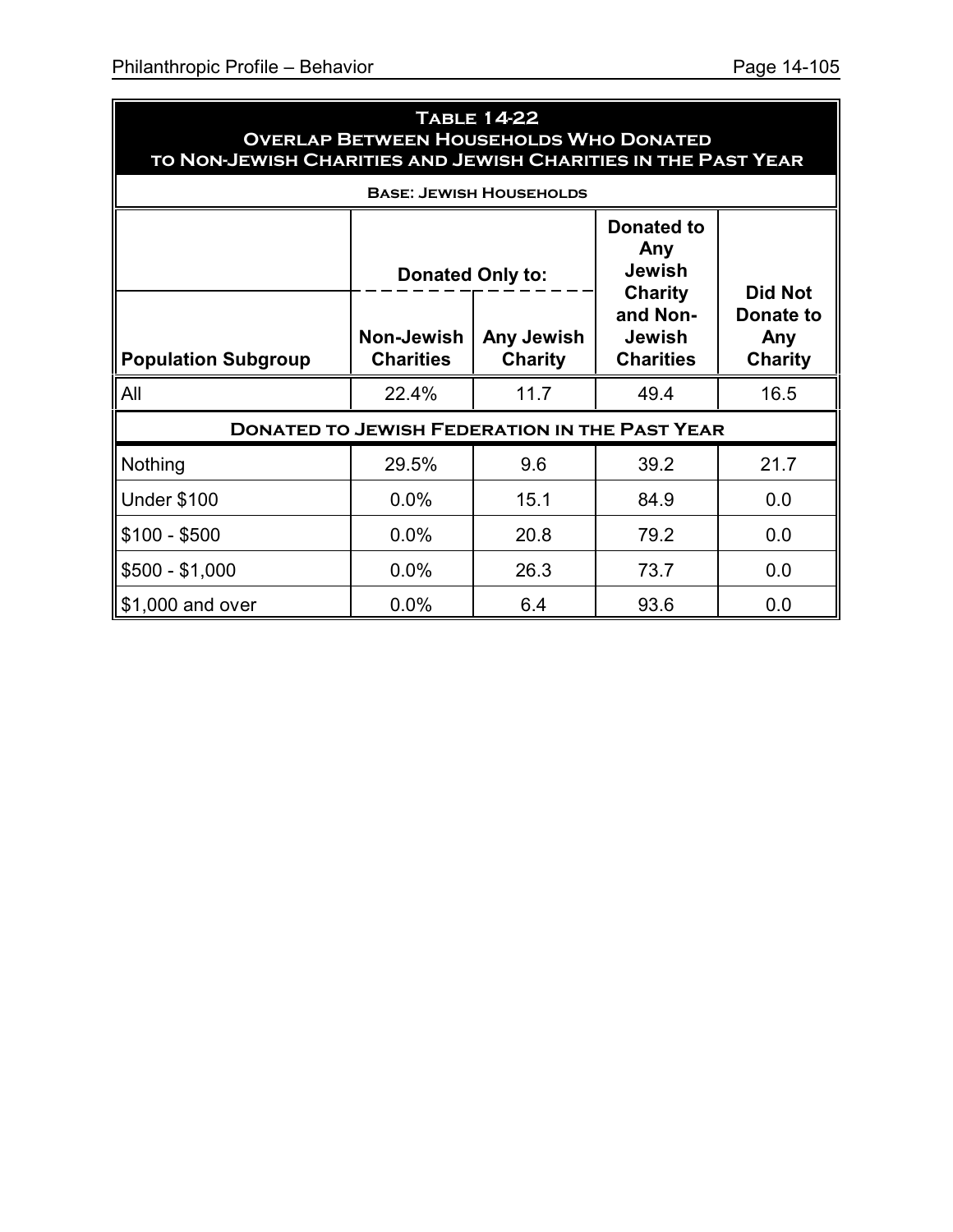**Table 14-22**
**Overlap Between Households Who Donated to Non-Jewish Charities and Jewish Charities in the Past Year**

**Base: Jewish Households**

| | Donated Only to: | | Donated to Any Jewish Charity and Non-Jewish Charities | Did Not Donate to Any Charity |
|---|---|---|---|---|
| **Population Subgroup** | **Non-Jewish Charities** | **Any Jewish Charity** | | |
| All | 22.4% | 11.7 | 49.4 | 16.5 |
| **Donated to Jewish Federation in the Past Year** | | | | |
| Nothing | 29.5% | 9.6 | 39.2 | 21.7 |
| Under $100 | 0.0% | 15.1 | 84.9 | 0.0 |
| $100 - $500 | 0.0% | 20.8 | 79.2 | 0.0 |
| $500 - $1,000 | 0.0% | 26.3 | 73.7 | 0.0 |
| $1,000 and over | 0.0% | 6.4 | 93.6 | 0.0 |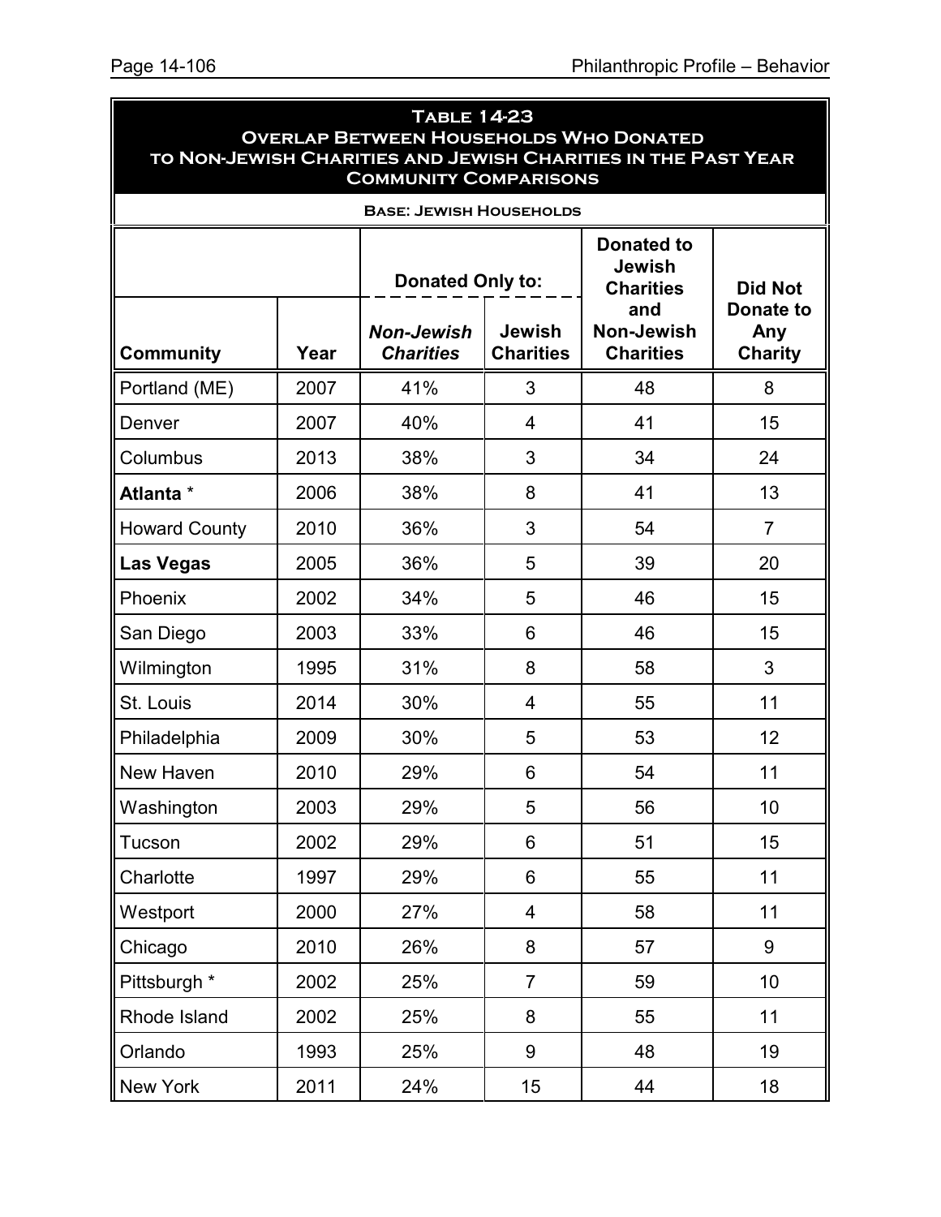## Table 14-23
## Overlap Between Households Who Donated to Non-Jewish Charities and Jewish Charities in the Past Year
## Community Comparisons

**Base: Jewish Households**

| | | Donated Only to: | | Donated to Jewish Charities and Non-Jewish Charities | Did Not Donate to Any Charity |
|---|---|---|---|---|---|
| **Community** | **Year** | ***Non-Jewish Charities*** | **Jewish Charities** | | |
| Portland (ME) | 2007 | 41% | 3 | 48 | 8 |
| Denver | 2007 | 40% | 4 | 41 | 15 |
| Columbus | 2013 | 38% | 3 | 34 | 24 |
| **Atlanta** * | 2006 | 38% | 8 | 41 | 13 |
| Howard County | 2010 | 36% | 3 | 54 | 7 |
| **Las Vegas** | 2005 | 36% | 5 | 39 | 20 |
| Phoenix | 2002 | 34% | 5 | 46 | 15 |
| San Diego | 2003 | 33% | 6 | 46 | 15 |
| Wilmington | 1995 | 31% | 8 | 58 | 3 |
| St. Louis | 2014 | 30% | 4 | 55 | 11 |
| Philadelphia | 2009 | 30% | 5 | 53 | 12 |
| New Haven | 2010 | 29% | 6 | 54 | 11 |
| Washington | 2003 | 29% | 5 | 56 | 10 |
| Tucson | 2002 | 29% | 6 | 51 | 15 |
| Charlotte | 1997 | 29% | 6 | 55 | 11 |
| Westport | 2000 | 27% | 4 | 58 | 11 |
| Chicago | 2010 | 26% | 8 | 57 | 9 |
| Pittsburgh * | 2002 | 25% | 7 | 59 | 10 |
| Rhode Island | 2002 | 25% | 8 | 55 | 11 |
| Orlando | 1993 | 25% | 9 | 48 | 19 |
| New York | 2011 | 24% | 15 | 44 | 18 |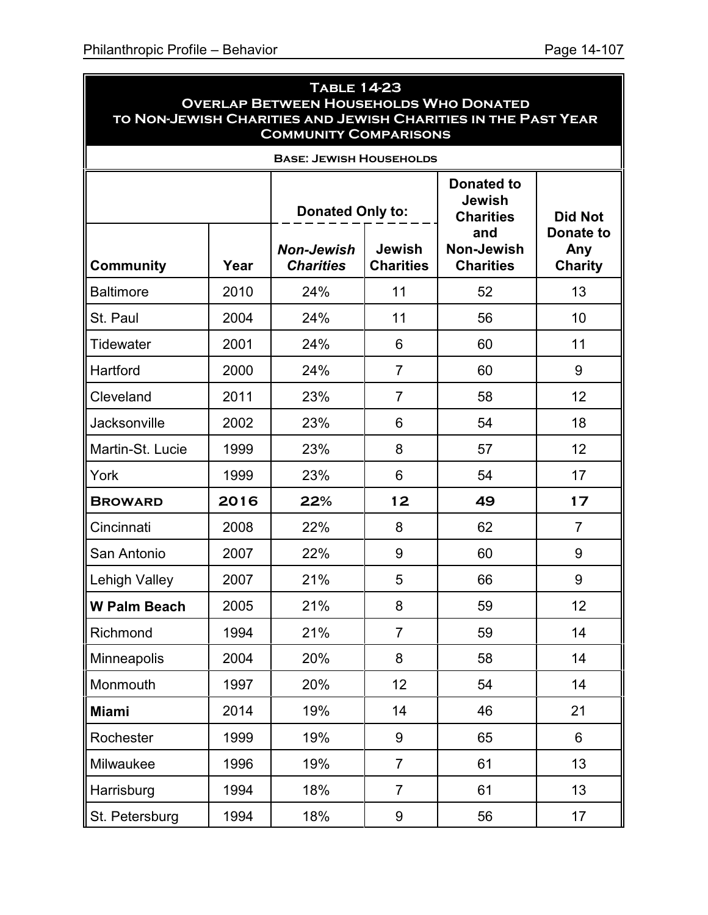**Table 14-23**
**Overlap Between Households Who Donated to Non-Jewish Charities and Jewish Charities in the Past Year**
**Community Comparisons**

**Base: Jewish Households**

| | | Donated Only to: | | Donated to Jewish Charities and Non-Jewish Charities | Did Not Donate to Any Charity |
|---|---|---|---|---|---|
| **Community** | **Year** | ***Non-Jewish Charities*** | **Jewish Charities** | | |
| Baltimore | 2010 | 24% | 11 | 52 | 13 |
| St. Paul | 2004 | 24% | 11 | 56 | 10 |
| Tidewater | 2001 | 24% | 6 | 60 | 11 |
| Hartford | 2000 | 24% | 7 | 60 | 9 |
| Cleveland | 2011 | 23% | 7 | 58 | 12 |
| Jacksonville | 2002 | 23% | 6 | 54 | 18 |
| Martin-St. Lucie | 1999 | 23% | 8 | 57 | 12 |
| York | 1999 | 23% | 6 | 54 | 17 |
| **Broward** | **2016** | **22%** | **12** | **49** | **17** |
| Cincinnati | 2008 | 22% | 8 | 62 | 7 |
| San Antonio | 2007 | 22% | 9 | 60 | 9 |
| Lehigh Valley | 2007 | 21% | 5 | 66 | 9 |
| **W Palm Beach** | 2005 | 21% | 8 | 59 | 12 |
| Richmond | 1994 | 21% | 7 | 59 | 14 |
| Minneapolis | 2004 | 20% | 8 | 58 | 14 |
| Monmouth | 1997 | 20% | 12 | 54 | 14 |
| **Miami** | 2014 | 19% | 14 | 46 | 21 |
| Rochester | 1999 | 19% | 9 | 65 | 6 |
| Milwaukee | 1996 | 19% | 7 | 61 | 13 |
| Harrisburg | 1994 | 18% | 7 | 61 | 13 |
| St. Petersburg | 1994 | 18% | 9 | 56 | 17 |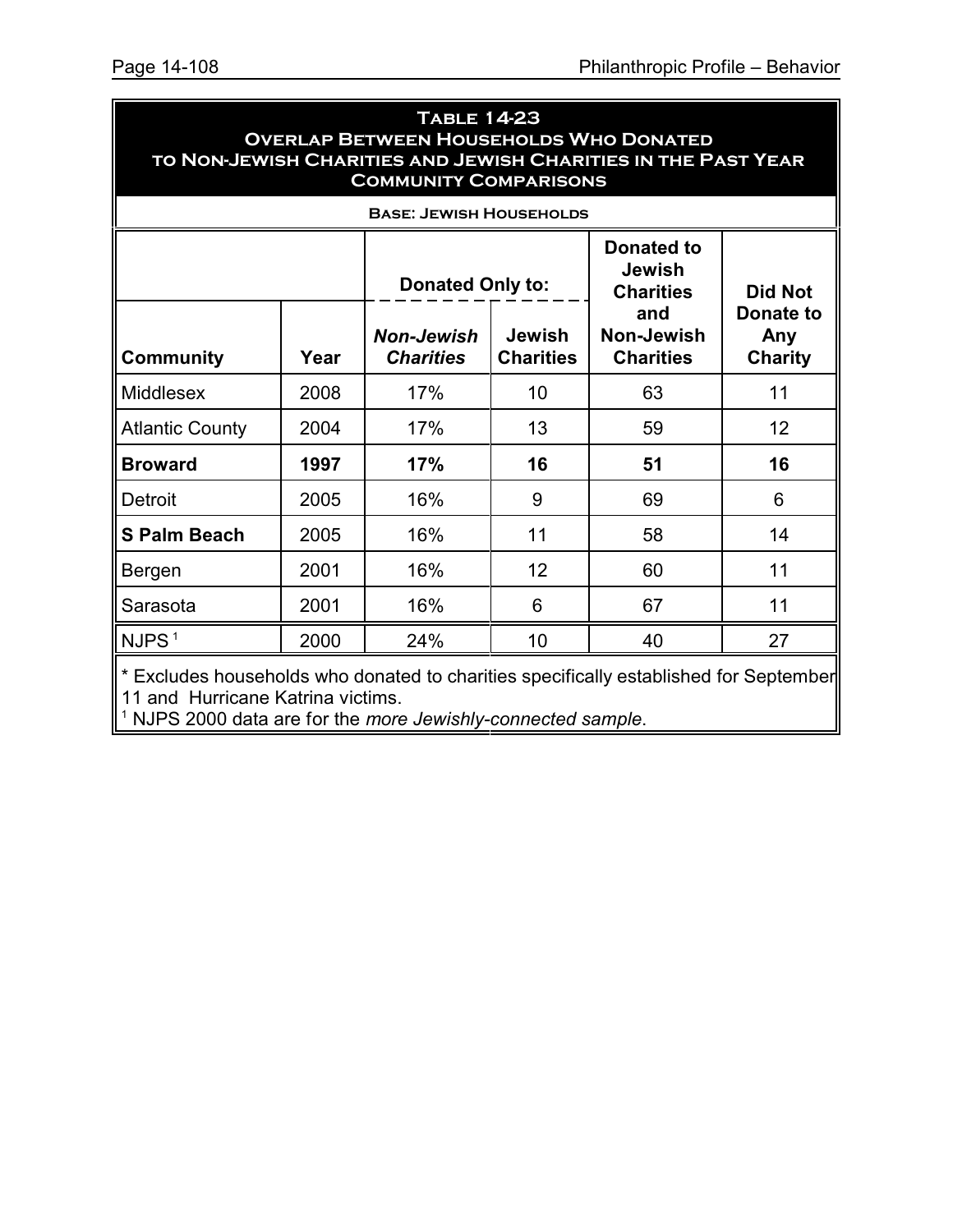## Table 14-23
## Overlap Between Households Who Donated to Non-Jewish Charities and Jewish Charities in the Past Year
## Community Comparisons

**Base: Jewish Households**

| | | Donated Only to: | | Donated to Jewish Charities and Non-Jewish Charities | Did Not Donate to Any Charity |
|---|---|---|---|---|---|
| **Community** | **Year** | ***Non-Jewish Charities*** | **Jewish Charities** | | |
| Middlesex | 2008 | 17% | 10 | 63 | 11 |
| Atlantic County | 2004 | 17% | 13 | 59 | 12 |
| **Broward** | **1997** | **17%** | **16** | **51** | **16** |
| Detroit | 2005 | 16% | 9 | 69 | 6 |
| **S Palm Beach** | 2005 | 16% | 11 | 58 | 14 |
| Bergen | 2001 | 16% | 12 | 60 | 11 |
| Sarasota | 2001 | 16% | 6 | 67 | 11 |
| NJPS [1] | 2000 | 24% | 10 | 40 | 27 |

* Excludes households who donated to charities specifically established for September 11 and Hurricane Katrina victims.

[1] NJPS 2000 data are for the *more Jewishly-connected sample*.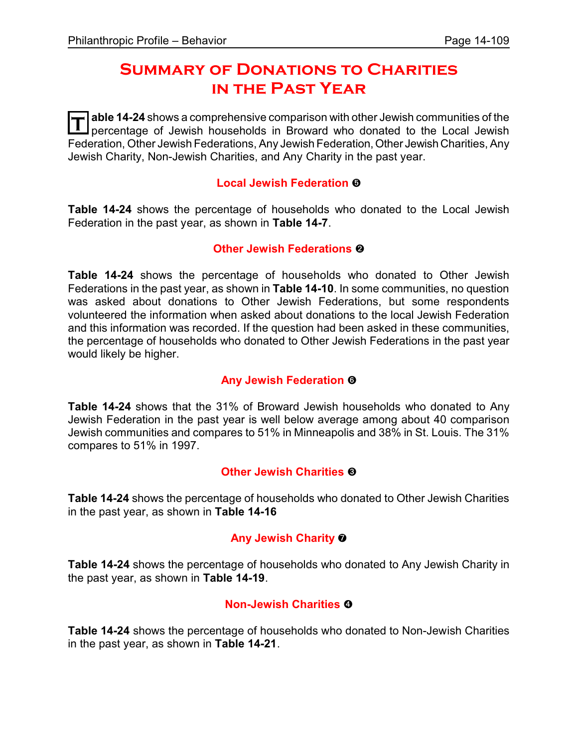# Summary of Donations to Charities in the Past Year

**Table 14-24** shows a comprehensive comparison with other Jewish communities of the percentage of Jewish households in Broward who donated to the Local Jewish Federation, Other Jewish Federations, Any Jewish Federation, Other Jewish Charities, Any Jewish Charity, Non-Jewish Charities, and Any Charity in the past year.

### Local Jewish Federation ❺

**Table 14-24** shows the percentage of households who donated to the Local Jewish Federation in the past year, as shown in **Table 14-7**.

### Other Jewish Federations ❷

**Table 14-24** shows the percentage of households who donated to Other Jewish Federations in the past year, as shown in **Table 14-10**. In some communities, no question was asked about donations to Other Jewish Federations, but some respondents volunteered the information when asked about donations to the local Jewish Federation and this information was recorded. If the question had been asked in these communities, the percentage of households who donated to Other Jewish Federations in the past year would likely be higher.

### Any Jewish Federation ❻

**Table 14-24** shows that the 31% of Broward Jewish households who donated to Any Jewish Federation in the past year is well below average among about 40 comparison Jewish communities and compares to 51% in Minneapolis and 38% in St. Louis. The 31% compares to 51% in 1997.

### Other Jewish Charities ❸

**Table 14-24** shows the percentage of households who donated to Other Jewish Charities in the past year, as shown in **Table 14-16**

### Any Jewish Charity ❼

**Table 14-24** shows the percentage of households who donated to Any Jewish Charity in the past year, as shown in **Table 14-19**.

### Non-Jewish Charities ❹

**Table 14-24** shows the percentage of households who donated to Non-Jewish Charities in the past year, as shown in **Table 14-21**.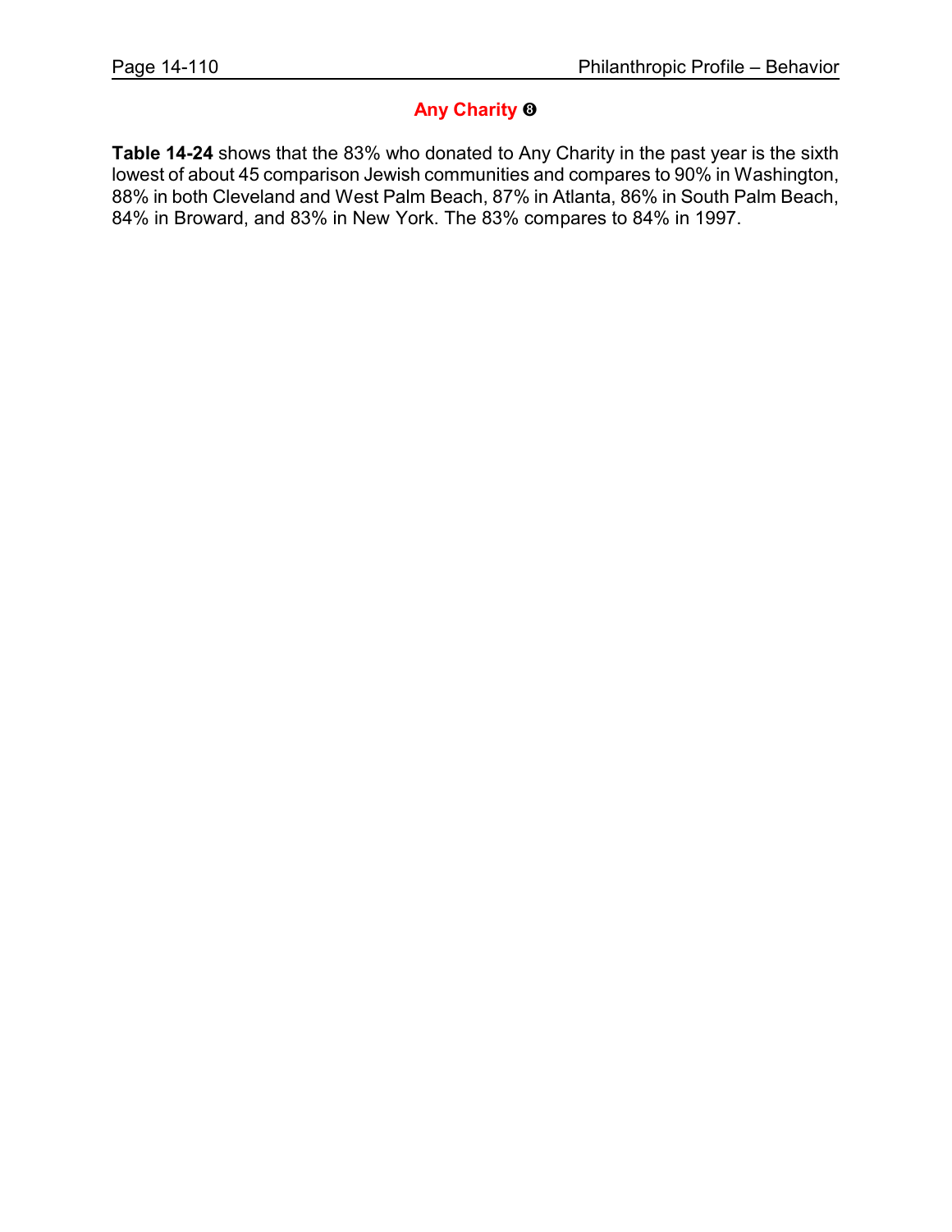## Any Charity ❽

**Table 14-24** shows that the 83% who donated to Any Charity in the past year is the sixth lowest of about 45 comparison Jewish communities and compares to 90% in Washington, 88% in both Cleveland and West Palm Beach, 87% in Atlanta, 86% in South Palm Beach, 84% in Broward, and 83% in New York. The 83% compares to 84% in 1997.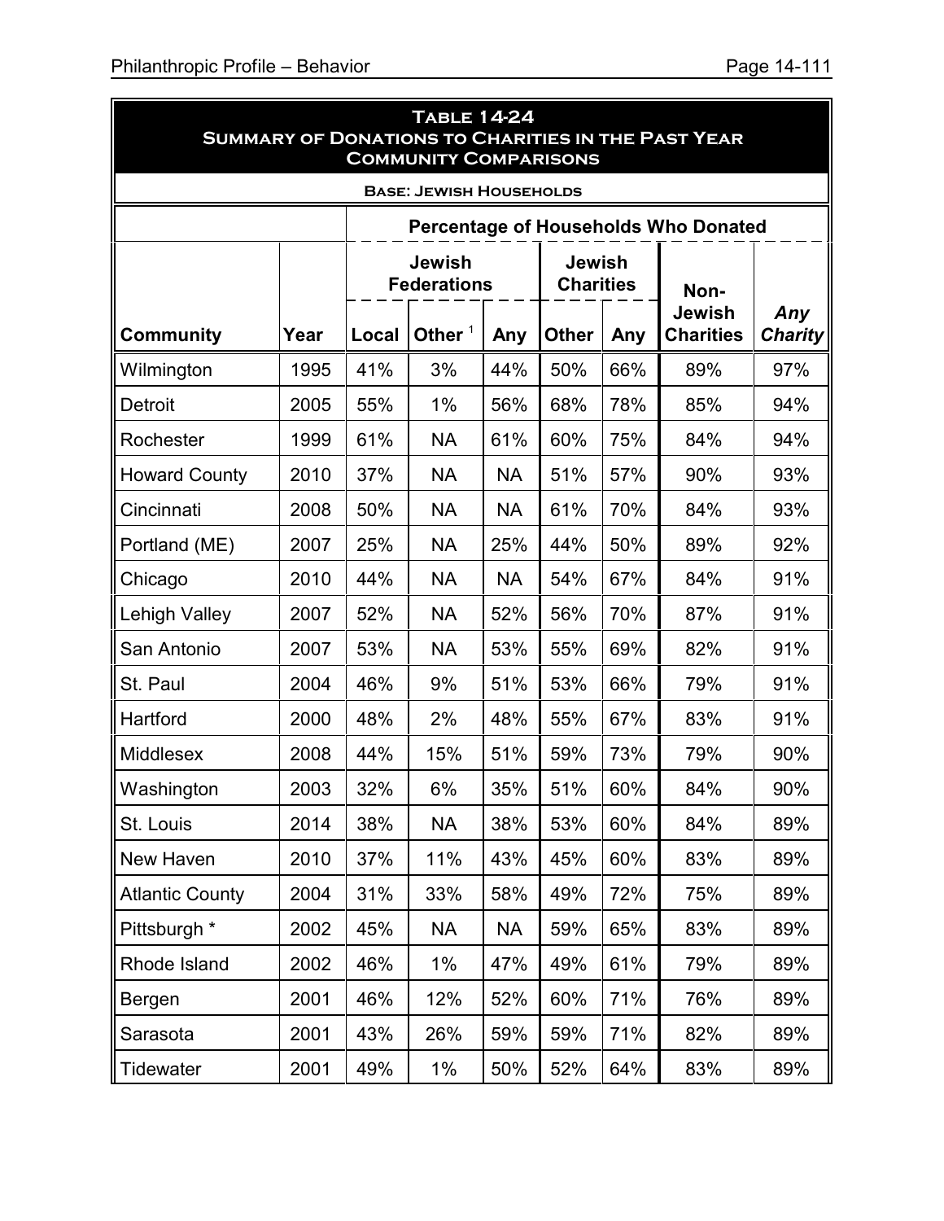## Table 14-24
## Summary of Donations to Charities in the Past Year
## Community Comparisons

**Base: Jewish Households**

| | | Percentage of Households Who Donated | | | | | | |
|---|---|---|---|---|---|---|---|---|
| | | Jewish Federations | | | Jewish Charities | | | |
| **Community** | **Year** | **Local** | **Other** [1] | **Any** | **Other** | **Any** | **Non-Jewish Charities** | ***Any Charity*** |
| Wilmington | 1995 | 41% | 3% | 44% | 50% | 66% | 89% | 97% |
| Detroit | 2005 | 55% | 1% | 56% | 68% | 78% | 85% | 94% |
| Rochester | 1999 | 61% | NA | 61% | 60% | 75% | 84% | 94% |
| Howard County | 2010 | 37% | NA | NA | 51% | 57% | 90% | 93% |
| Cincinnati | 2008 | 50% | NA | NA | 61% | 70% | 84% | 93% |
| Portland (ME) | 2007 | 25% | NA | 25% | 44% | 50% | 89% | 92% |
| Chicago | 2010 | 44% | NA | NA | 54% | 67% | 84% | 91% |
| Lehigh Valley | 2007 | 52% | NA | 52% | 56% | 70% | 87% | 91% |
| San Antonio | 2007 | 53% | NA | 53% | 55% | 69% | 82% | 91% |
| St. Paul | 2004 | 46% | 9% | 51% | 53% | 66% | 79% | 91% |
| Hartford | 2000 | 48% | 2% | 48% | 55% | 67% | 83% | 91% |
| Middlesex | 2008 | 44% | 15% | 51% | 59% | 73% | 79% | 90% |
| Washington | 2003 | 32% | 6% | 35% | 51% | 60% | 84% | 90% |
| St. Louis | 2014 | 38% | NA | 38% | 53% | 60% | 84% | 89% |
| New Haven | 2010 | 37% | 11% | 43% | 45% | 60% | 83% | 89% |
| Atlantic County | 2004 | 31% | 33% | 58% | 49% | 72% | 75% | 89% |
| Pittsburgh * | 2002 | 45% | NA | NA | 59% | 65% | 83% | 89% |
| Rhode Island | 2002 | 46% | 1% | 47% | 49% | 61% | 79% | 89% |
| Bergen | 2001 | 46% | 12% | 52% | 60% | 71% | 76% | 89% |
| Sarasota | 2001 | 43% | 26% | 59% | 59% | 71% | 82% | 89% |
| Tidewater | 2001 | 49% | 1% | 50% | 52% | 64% | 83% | 89% |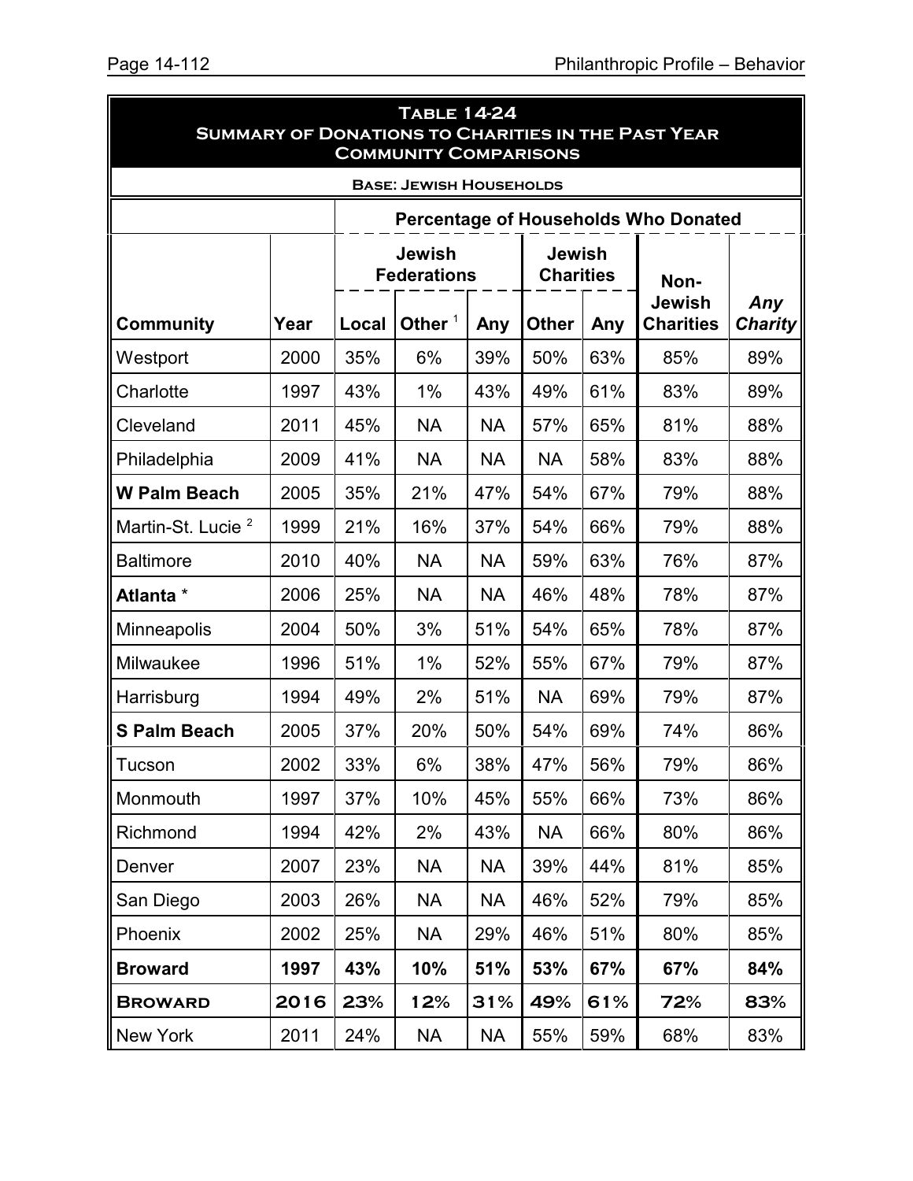## Table 14-24
## Summary of Donations to Charities in the Past Year
## Community Comparisons

**Base: Jewish Households**

| | | Percentage of Households Who Donated | | | | | | |
|---|---|---|---|---|---|---|---|---|
| | | Jewish Federations | | | Jewish Charities | | | |
| **Community** | **Year** | **Local** | **Other** [1] | **Any** | **Other** | **Any** | **Non-Jewish Charities** | ***Any Charity*** |
| Westport | 2000 | 35% | 6% | 39% | 50% | 63% | 85% | 89% |
| Charlotte | 1997 | 43% | 1% | 43% | 49% | 61% | 83% | 89% |
| Cleveland | 2011 | 45% | NA | NA | 57% | 65% | 81% | 88% |
| Philadelphia | 2009 | 41% | NA | NA | NA | 58% | 83% | 88% |
| **W Palm Beach** | 2005 | 35% | 21% | 47% | 54% | 67% | 79% | 88% |
| Martin-St. Lucie [2] | 1999 | 21% | 16% | 37% | 54% | 66% | 79% | 88% |
| Baltimore | 2010 | 40% | NA | NA | 59% | 63% | 76% | 87% |
| **Atlanta** * | 2006 | 25% | NA | NA | 46% | 48% | 78% | 87% |
| Minneapolis | 2004 | 50% | 3% | 51% | 54% | 65% | 78% | 87% |
| Milwaukee | 1996 | 51% | 1% | 52% | 55% | 67% | 79% | 87% |
| Harrisburg | 1994 | 49% | 2% | 51% | NA | 69% | 79% | 87% |
| **S Palm Beach** | 2005 | 37% | 20% | 50% | 54% | 69% | 74% | 86% |
| Tucson | 2002 | 33% | 6% | 38% | 47% | 56% | 79% | 86% |
| Monmouth | 1997 | 37% | 10% | 45% | 55% | 66% | 73% | 86% |
| Richmond | 1994 | 42% | 2% | 43% | NA | 66% | 80% | 86% |
| Denver | 2007 | 23% | NA | NA | 39% | 44% | 81% | 85% |
| San Diego | 2003 | 26% | NA | NA | 46% | 52% | 79% | 85% |
| Phoenix | 2002 | 25% | NA | 29% | 46% | 51% | 80% | 85% |
| **Broward** | **1997** | **43%** | **10%** | **51%** | **53%** | **67%** | **67%** | **84%** |
| **BROWARD** | **2016** | **23%** | **12%** | **31%** | **49%** | **61%** | **72%** | **83%** |
| New York | 2011 | 24% | NA | NA | 55% | 59% | 68% | 83% |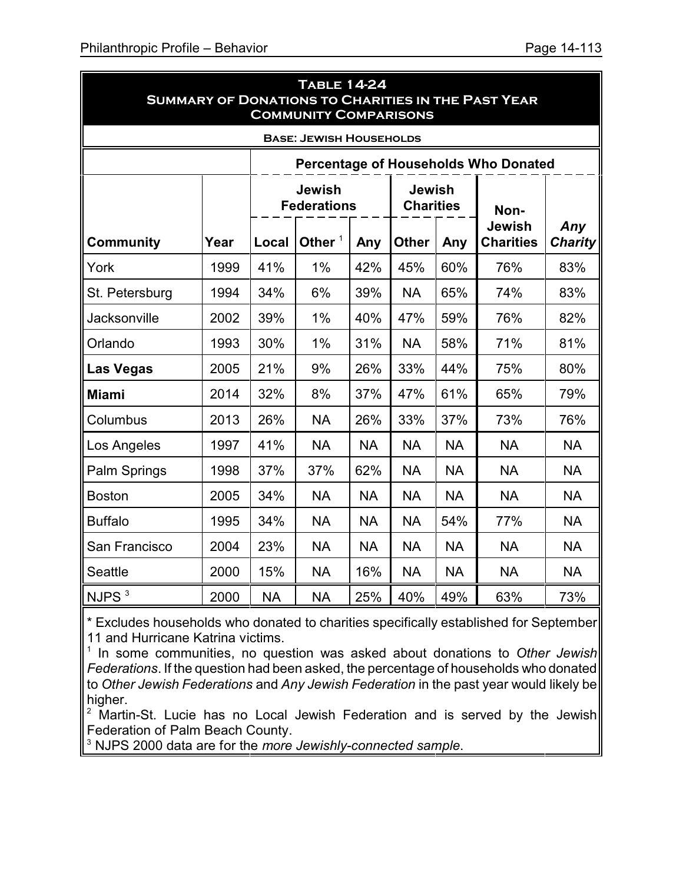## Table 14-24
## Summary of Donations to Charities in the Past Year
## Community Comparisons

**Base: Jewish Households**

| | | Percentage of Households Who Donated | | | | | | |
|---|---|---|---|---|---|---|---|---|
| | | Jewish Federations | | | Jewish Charities | | | |
| **Community** | **Year** | **Local** | **Other** [1] | **Any** | **Other** | **Any** | **Non-Jewish Charities** | ***Any Charity*** |
| York | 1999 | 41% | 1% | 42% | 45% | 60% | 76% | 83% |
| St. Petersburg | 1994 | 34% | 6% | 39% | NA | 65% | 74% | 83% |
| Jacksonville | 2002 | 39% | 1% | 40% | 47% | 59% | 76% | 82% |
| Orlando | 1993 | 30% | 1% | 31% | NA | 58% | 71% | 81% |
| **Las Vegas** | 2005 | 21% | 9% | 26% | 33% | 44% | 75% | 80% |
| **Miami** | 2014 | 32% | 8% | 37% | 47% | 61% | 65% | 79% |
| Columbus | 2013 | 26% | NA | 26% | 33% | 37% | 73% | 76% |
| Los Angeles | 1997 | 41% | NA | NA | NA | NA | NA | NA |
| Palm Springs | 1998 | 37% | 37% | 62% | NA | NA | NA | NA |
| Boston | 2005 | 34% | NA | NA | NA | NA | NA | NA |
| Buffalo | 1995 | 34% | NA | NA | NA | 54% | 77% | NA |
| San Francisco | 2004 | 23% | NA | NA | NA | NA | NA | NA |
| Seattle | 2000 | 15% | NA | 16% | NA | NA | NA | NA |
| NJPS [3] | 2000 | NA | NA | 25% | 40% | 49% | 63% | 73% |

* Excludes households who donated to charities specifically established for September 11 and Hurricane Katrina victims.

[1] In some communities, no question was asked about donations to *Other Jewish Federations*. If the question had been asked, the percentage of households who donated to *Other Jewish Federations* and *Any Jewish Federation* in the past year would likely be higher.

[2] Martin-St. Lucie has no Local Jewish Federation and is served by the Jewish Federation of Palm Beach County.

[3] NJPS 2000 data are for the *more Jewishly-connected sample*.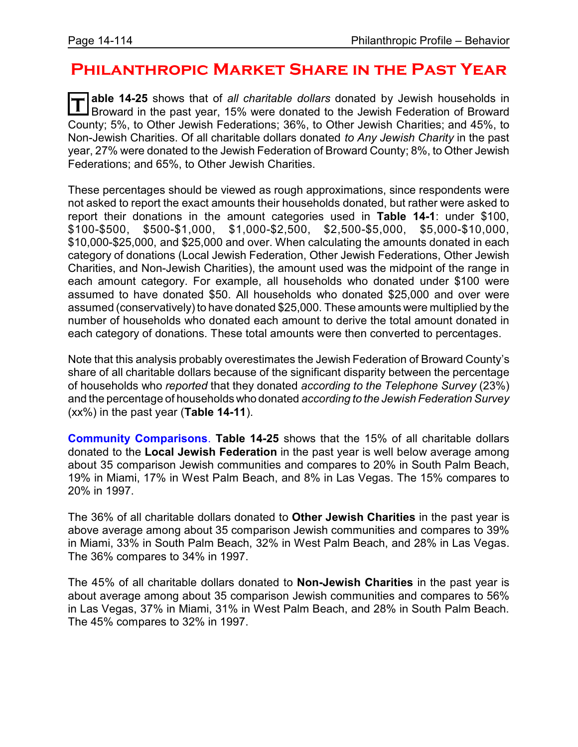# Philanthropic Market Share in the Past Year

**Table 14-25** shows that of *all charitable dollars* donated by Jewish households in Broward in the past year, 15% were donated to the Jewish Federation of Broward County; 5%, to Other Jewish Federations; 36%, to Other Jewish Charities; and 45%, to Non-Jewish Charities. Of all charitable dollars donated *to Any Jewish Charity* in the past year, 27% were donated to the Jewish Federation of Broward County; 8%, to Other Jewish Federations; and 65%, to Other Jewish Charities.

These percentages should be viewed as rough approximations, since respondents were not asked to report the exact amounts their households donated, but rather were asked to report their donations in the amount categories used in **Table 14-1**: under $100, $100-$500, $500-$1,000, $1,000-$2,500, $2,500-$5,000, $5,000-$10,000, $10,000-$25,000, and $25,000 and over. When calculating the amounts donated in each category of donations (Local Jewish Federation, Other Jewish Federations, Other Jewish Charities, and Non-Jewish Charities), the amount used was the midpoint of the range in each amount category. For example, all households who donated under $100 were assumed to have donated $50. All households who donated $25,000 and over were assumed (conservatively) to have donated $25,000. These amounts were multiplied by the number of households who donated each amount to derive the total amount donated in each category of donations. These total amounts were then converted to percentages.

Note that this analysis probably overestimates the Jewish Federation of Broward County's share of all charitable dollars because of the significant disparity between the percentage of households who *reported* that they donated *according to the Telephone Survey* (23%) and the percentage of households who donated *according to the Jewish Federation Survey* (xx%) in the past year (**Table 14-11**).

**Community Comparisons**. **Table 14-25** shows that the 15% of all charitable dollars donated to the **Local Jewish Federation** in the past year is well below average among about 35 comparison Jewish communities and compares to 20% in South Palm Beach, 19% in Miami, 17% in West Palm Beach, and 8% in Las Vegas. The 15% compares to 20% in 1997.

The 36% of all charitable dollars donated to **Other Jewish Charities** in the past year is above average among about 35 comparison Jewish communities and compares to 39% in Miami, 33% in South Palm Beach, 32% in West Palm Beach, and 28% in Las Vegas. The 36% compares to 34% in 1997.

The 45% of all charitable dollars donated to **Non-Jewish Charities** in the past year is about average among about 35 comparison Jewish communities and compares to 56% in Las Vegas, 37% in Miami, 31% in West Palm Beach, and 28% in South Palm Beach. The 45% compares to 32% in 1997.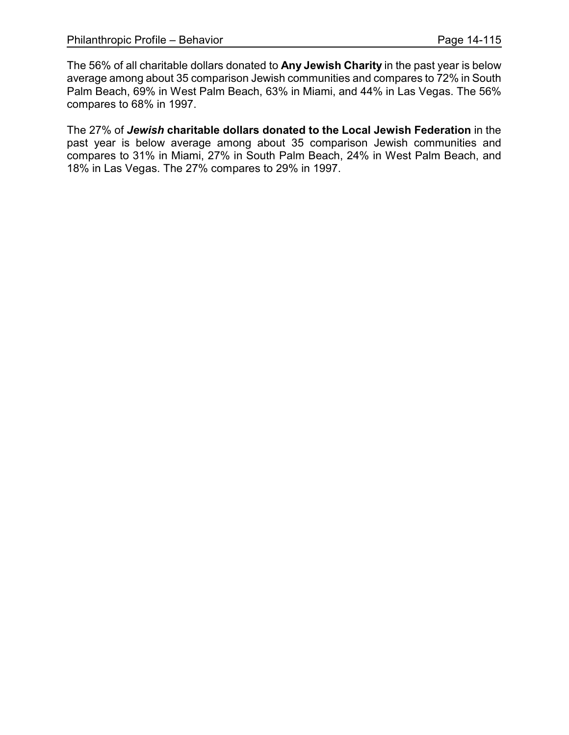The 56% of all charitable dollars donated to **Any Jewish Charity** in the past year is below average among about 35 comparison Jewish communities and compares to 72% in South Palm Beach, 69% in West Palm Beach, 63% in Miami, and 44% in Las Vegas. The 56% compares to 68% in 1997.

The 27% of ***Jewish*** **charitable dollars donated to the Local Jewish Federation** in the past year is below average among about 35 comparison Jewish communities and compares to 31% in Miami, 27% in South Palm Beach, 24% in West Palm Beach, and 18% in Las Vegas. The 27% compares to 29% in 1997.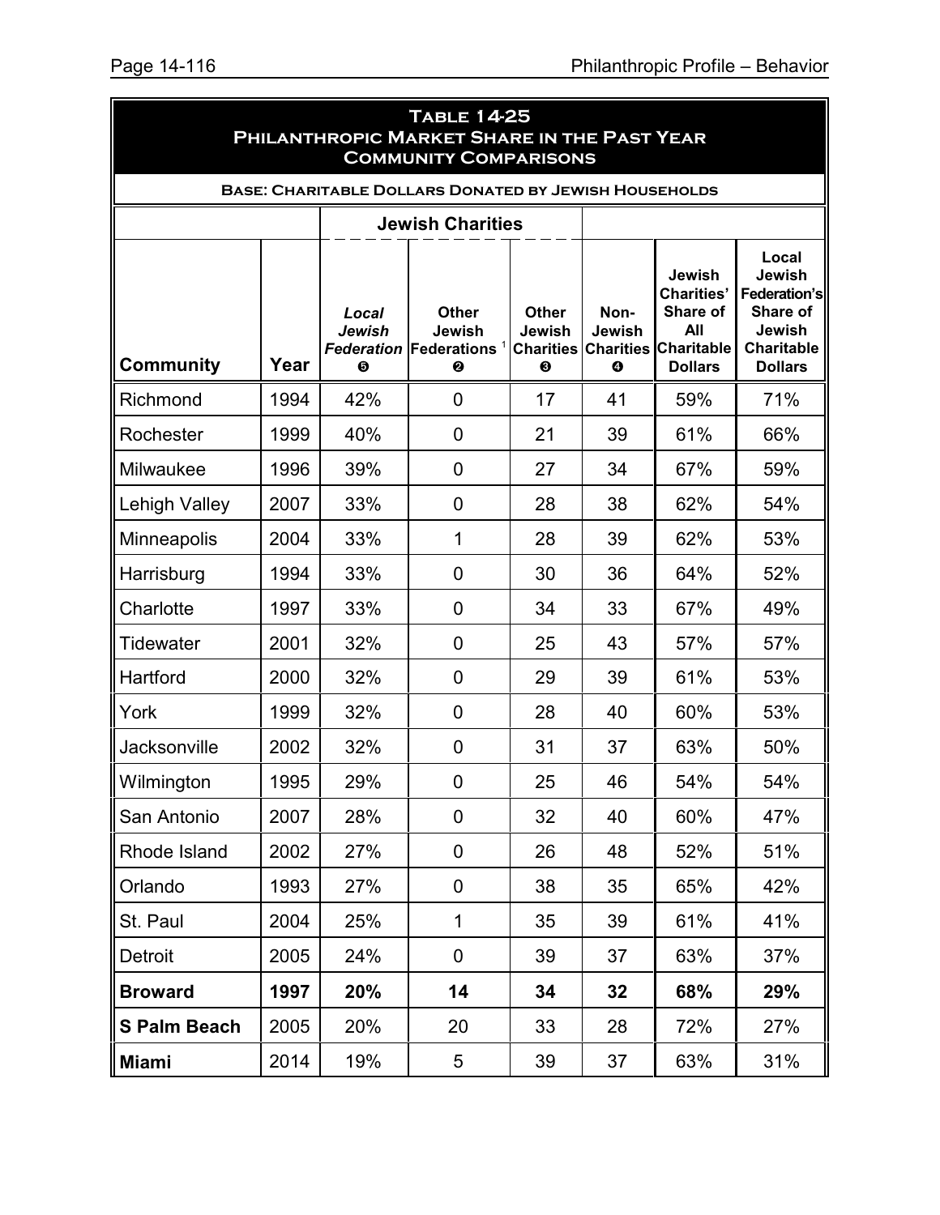## Table 14-25
## Philanthropic Market Share in the Past Year
## Community Comparisons

**Base: Charitable Dollars Donated by Jewish Households**

| | | Jewish Charities | | | | | |
|---|---|---|---|---|---|---|---|
| **Community** | **Year** | ***Local Jewish Federation*** ❺ | **Other Jewish Federations** [1] ❷ | **Other Jewish Charities** ❸ | **Non-Jewish Charities** ❹ | **Jewish Charities' Share of All Charitable Dollars** | **Local Jewish Federation's Share of Jewish Charitable Dollars** |
| Richmond | 1994 | 42% | 0 | 17 | 41 | 59% | 71% |
| Rochester | 1999 | 40% | 0 | 21 | 39 | 61% | 66% |
| Milwaukee | 1996 | 39% | 0 | 27 | 34 | 67% | 59% |
| Lehigh Valley | 2007 | 33% | 0 | 28 | 38 | 62% | 54% |
| Minneapolis | 2004 | 33% | 1 | 28 | 39 | 62% | 53% |
| Harrisburg | 1994 | 33% | 0 | 30 | 36 | 64% | 52% |
| Charlotte | 1997 | 33% | 0 | 34 | 33 | 67% | 49% |
| Tidewater | 2001 | 32% | 0 | 25 | 43 | 57% | 57% |
| Hartford | 2000 | 32% | 0 | 29 | 39 | 61% | 53% |
| York | 1999 | 32% | 0 | 28 | 40 | 60% | 53% |
| Jacksonville | 2002 | 32% | 0 | 31 | 37 | 63% | 50% |
| Wilmington | 1995 | 29% | 0 | 25 | 46 | 54% | 54% |
| San Antonio | 2007 | 28% | 0 | 32 | 40 | 60% | 47% |
| Rhode Island | 2002 | 27% | 0 | 26 | 48 | 52% | 51% |
| Orlando | 1993 | 27% | 0 | 38 | 35 | 65% | 42% |
| St. Paul | 2004 | 25% | 1 | 35 | 39 | 61% | 41% |
| Detroit | 2005 | 24% | 0 | 39 | 37 | 63% | 37% |
| **Broward** | **1997** | **20%** | **14** | **34** | **32** | **68%** | **29%** |
| **S Palm Beach** | 2005 | 20% | 20 | 33 | 28 | 72% | 27% |
| **Miami** | 2014 | 19% | 5 | 39 | 37 | 63% | 31% |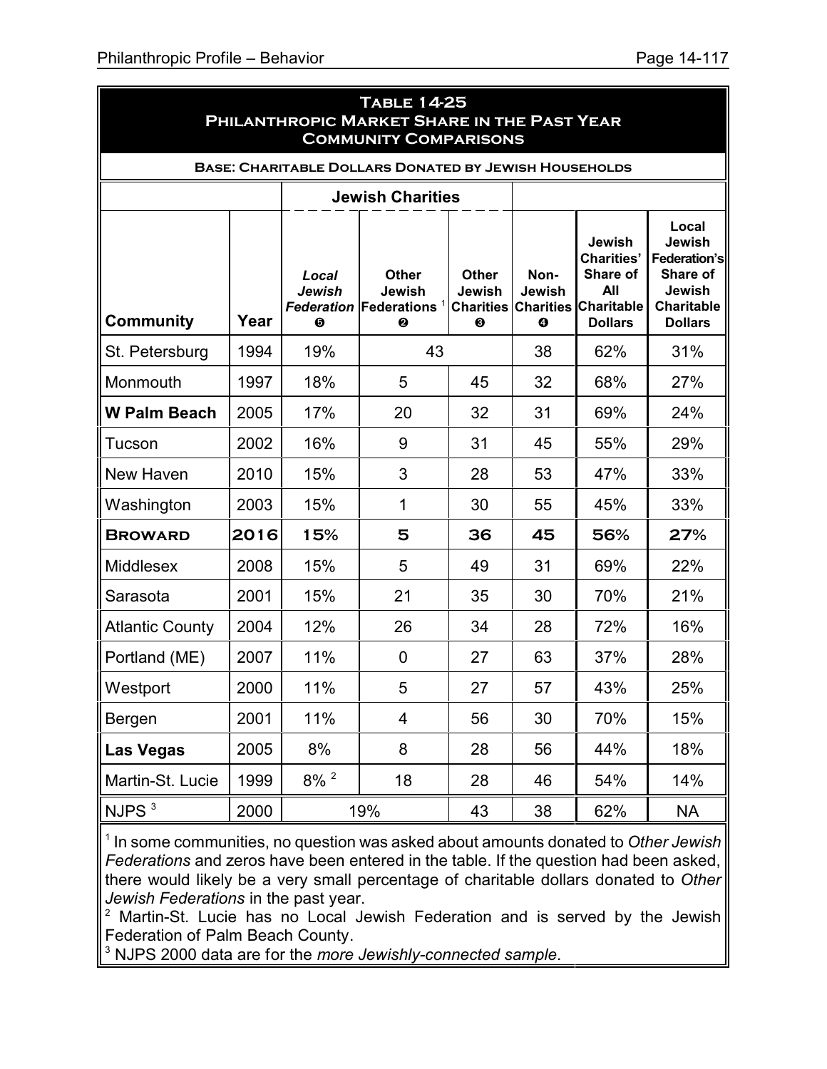**Table 14-25**
**Philanthropic Market Share in the Past Year**
**Community Comparisons**

**Base: Charitable Dollars Donated by Jewish Households**

| | | Jewish Charities | | | | | |
|---|---|---|---|---|---|---|---|
| **Community** | **Year** | ***Local Jewish Federation*** ❺ | **Other Jewish Federations** [1] ❷ | **Other Jewish Charities** ❸ | **Non-Jewish Charities** ❹ | **Jewish Charities' Share of All Charitable Dollars** | **Local Jewish Federation's Share of Jewish Charitable Dollars** |
| St. Petersburg | 1994 | 19% | 43 | | 38 | 62% | 31% |
| Monmouth | 1997 | 18% | 5 | 45 | 32 | 68% | 27% |
| **W Palm Beach** | 2005 | 17% | 20 | 32 | 31 | 69% | 24% |
| Tucson | 2002 | 16% | 9 | 31 | 45 | 55% | 29% |
| New Haven | 2010 | 15% | 3 | 28 | 53 | 47% | 33% |
| Washington | 2003 | 15% | 1 | 30 | 55 | 45% | 33% |
| **Broward** | **2016** | **15%** | **5** | **36** | **45** | **56%** | **27%** |
| Middlesex | 2008 | 15% | 5 | 49 | 31 | 69% | 22% |
| Sarasota | 2001 | 15% | 21 | 35 | 30 | 70% | 21% |
| Atlantic County | 2004 | 12% | 26 | 34 | 28 | 72% | 16% |
| Portland (ME) | 2007 | 11% | 0 | 27 | 63 | 37% | 28% |
| Westport | 2000 | 11% | 5 | 27 | 57 | 43% | 25% |
| Bergen | 2001 | 11% | 4 | 56 | 30 | 70% | 15% |
| **Las Vegas** | 2005 | 8% | 8 | 28 | 56 | 44% | 18% |
| Martin-St. Lucie | 1999 | 8% [2] | 18 | 28 | 46 | 54% | 14% |
| NJPS [3] | 2000 | 19% | | 43 | 38 | 62% | NA |

[1] In some communities, no question was asked about amounts donated to *Other Jewish Federations* and zeros have been entered in the table. If the question had been asked, there would likely be a very small percentage of charitable dollars donated to *Other Jewish Federations* in the past year.
[2] Martin-St. Lucie has no Local Jewish Federation and is served by the Jewish Federation of Palm Beach County.
[3] NJPS 2000 data are for the *more Jewishly-connected sample*.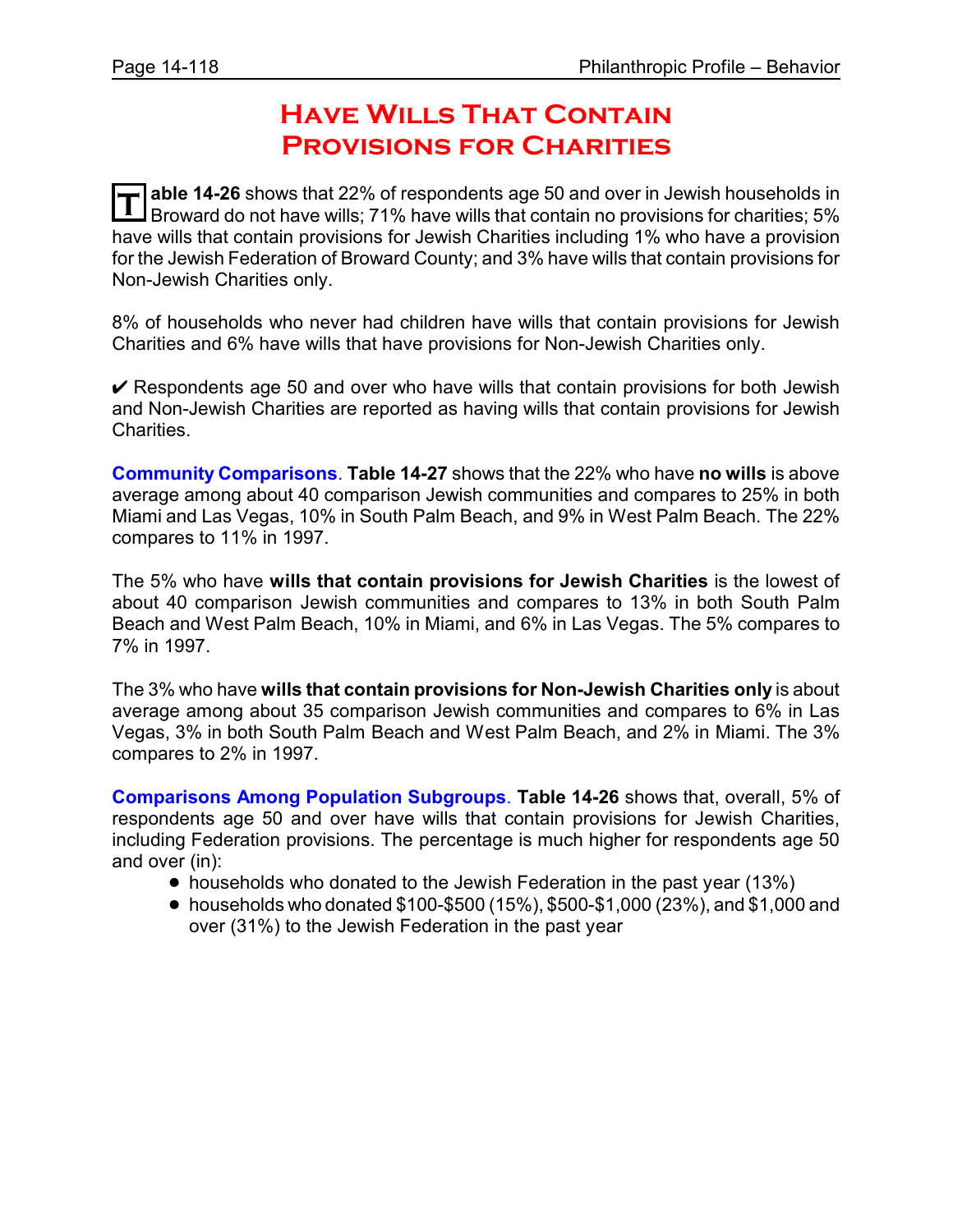# Have Wills That Contain Provisions for Charities

**Table 14-26** shows that 22% of respondents age 50 and over in Jewish households in Broward do not have wills; 71% have wills that contain no provisions for charities; 5% have wills that contain provisions for Jewish Charities including 1% who have a provision for the Jewish Federation of Broward County; and 3% have wills that contain provisions for Non-Jewish Charities only.

8% of households who never had children have wills that contain provisions for Jewish Charities and 6% have wills that have provisions for Non-Jewish Charities only.

✔ Respondents age 50 and over who have wills that contain provisions for both Jewish and Non-Jewish Charities are reported as having wills that contain provisions for Jewish Charities.

**Community Comparisons**. **Table 14-27** shows that the 22% who have **no wills** is above average among about 40 comparison Jewish communities and compares to 25% in both Miami and Las Vegas, 10% in South Palm Beach, and 9% in West Palm Beach. The 22% compares to 11% in 1997.

The 5% who have **wills that contain provisions for Jewish Charities** is the lowest of about 40 comparison Jewish communities and compares to 13% in both South Palm Beach and West Palm Beach, 10% in Miami, and 6% in Las Vegas. The 5% compares to 7% in 1997.

The 3% who have **wills that contain provisions for Non-Jewish Charities only** is about average among about 35 comparison Jewish communities and compares to 6% in Las Vegas, 3% in both South Palm Beach and West Palm Beach, and 2% in Miami. The 3% compares to 2% in 1997.

**Comparisons Among Population Subgroups**. **Table 14-26** shows that, overall, 5% of respondents age 50 and over have wills that contain provisions for Jewish Charities, including Federation provisions. The percentage is much higher for respondents age 50 and over (in):

- households who donated to the Jewish Federation in the past year (13%)
- households who donated $100-$500 (15%), $500-$1,000 (23%), and $1,000 and over (31%) to the Jewish Federation in the past year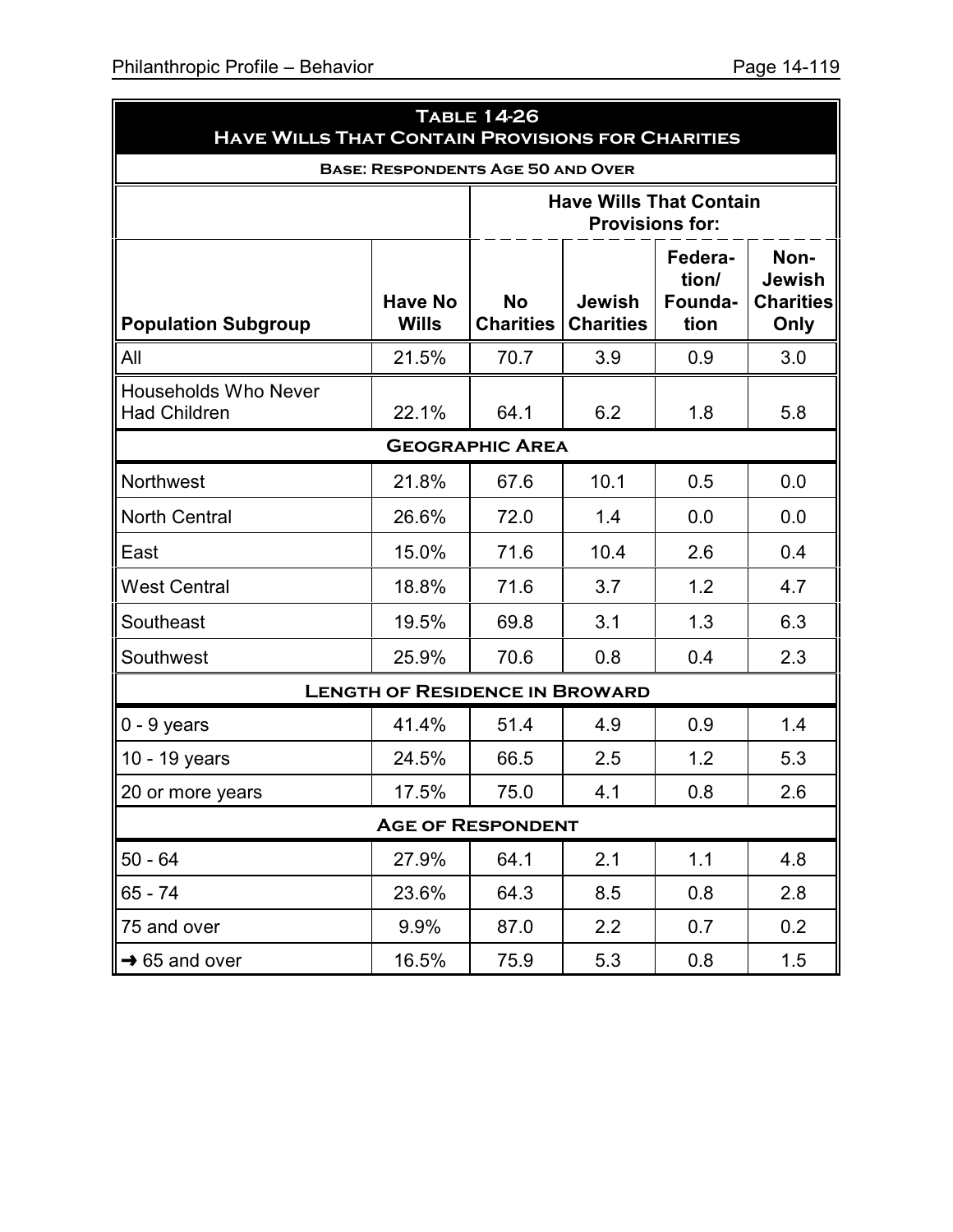**Table 14-26**
**Have Wills That Contain Provisions for Charities**

**Base: Respondents Age 50 and Over**

| | | Have Wills That Contain Provisions for: | | | |
|---|---|---|---|---|---|
| **Population Subgroup** | **Have No Wills** | **No Charities** | **Jewish Charities** | **Federation/ Foundation** | **Non-Jewish Charities Only** |
| All | 21.5% | 70.7 | 3.9 | 0.9 | 3.0 |
| Households Who Never Had Children | 22.1% | 64.1 | 6.2 | 1.8 | 5.8 |
| **Geographic Area** | | | | | |
| Northwest | 21.8% | 67.6 | 10.1 | 0.5 | 0.0 |
| North Central | 26.6% | 72.0 | 1.4 | 0.0 | 0.0 |
| East | 15.0% | 71.6 | 10.4 | 2.6 | 0.4 |
| West Central | 18.8% | 71.6 | 3.7 | 1.2 | 4.7 |
| Southeast | 19.5% | 69.8 | 3.1 | 1.3 | 6.3 |
| Southwest | 25.9% | 70.6 | 0.8 | 0.4 | 2.3 |
| **Length of Residence in Broward** | | | | | |
| 0 - 9 years | 41.4% | 51.4 | 4.9 | 0.9 | 1.4 |
| 10 - 19 years | 24.5% | 66.5 | 2.5 | 1.2 | 5.3 |
| 20 or more years | 17.5% | 75.0 | 4.1 | 0.8 | 2.6 |
| **Age of Respondent** | | | | | |
| 50 - 64 | 27.9% | 64.1 | 2.1 | 1.1 | 4.8 |
| 65 - 74 | 23.6% | 64.3 | 8.5 | 0.8 | 2.8 |
| 75 and over | 9.9% | 87.0 | 2.2 | 0.7 | 0.2 |
| → 65 and over | 16.5% | 75.9 | 5.3 | 0.8 | 1.5 |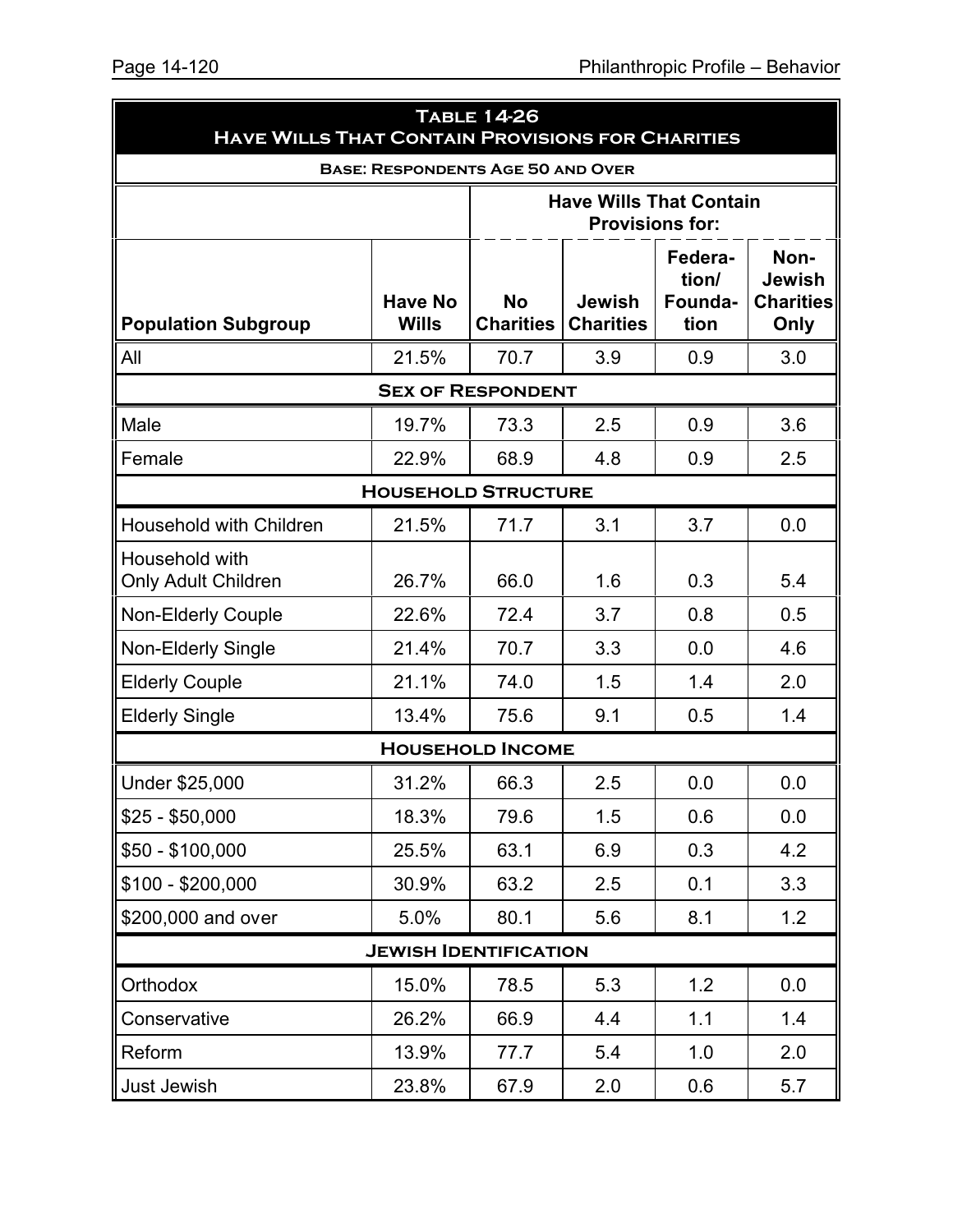## Table 14-26
## Have Wills That Contain Provisions for Charities

**Base: Respondents Age 50 and Over**

| | | Have Wills That Contain Provisions for: | | | |
|---|---|---|---|---|---|
| **Population Subgroup** | **Have No Wills** | **No Charities** | **Jewish Charities** | **Federation/ Foundation** | **Non-Jewish Charities Only** |
| All | 21.5% | 70.7 | 3.9 | 0.9 | 3.0 |
| **Sex of Respondent** | | | | | |
| Male | 19.7% | 73.3 | 2.5 | 0.9 | 3.6 |
| Female | 22.9% | 68.9 | 4.8 | 0.9 | 2.5 |
| **Household Structure** | | | | | |
| Household with Children | 21.5% | 71.7 | 3.1 | 3.7 | 0.0 |
| Household with Only Adult Children | 26.7% | 66.0 | 1.6 | 0.3 | 5.4 |
| Non-Elderly Couple | 22.6% | 72.4 | 3.7 | 0.8 | 0.5 |
| Non-Elderly Single | 21.4% | 70.7 | 3.3 | 0.0 | 4.6 |
| Elderly Couple | 21.1% | 74.0 | 1.5 | 1.4 | 2.0 |
| Elderly Single | 13.4% | 75.6 | 9.1 | 0.5 | 1.4 |
| **Household Income** | | | | | |
| Under $25,000 | 31.2% | 66.3 | 2.5 | 0.0 | 0.0 |
| $25 - $50,000 | 18.3% | 79.6 | 1.5 | 0.6 | 0.0 |
| $50 - $100,000 | 25.5% | 63.1 | 6.9 | 0.3 | 4.2 |
| $100 - $200,000 | 30.9% | 63.2 | 2.5 | 0.1 | 3.3 |
| $200,000 and over | 5.0% | 80.1 | 5.6 | 8.1 | 1.2 |
| **Jewish Identification** | | | | | |
| Orthodox | 15.0% | 78.5 | 5.3 | 1.2 | 0.0 |
| Conservative | 26.2% | 66.9 | 4.4 | 1.1 | 1.4 |
| Reform | 13.9% | 77.7 | 5.4 | 1.0 | 2.0 |
| Just Jewish | 23.8% | 67.9 | 2.0 | 0.6 | 5.7 |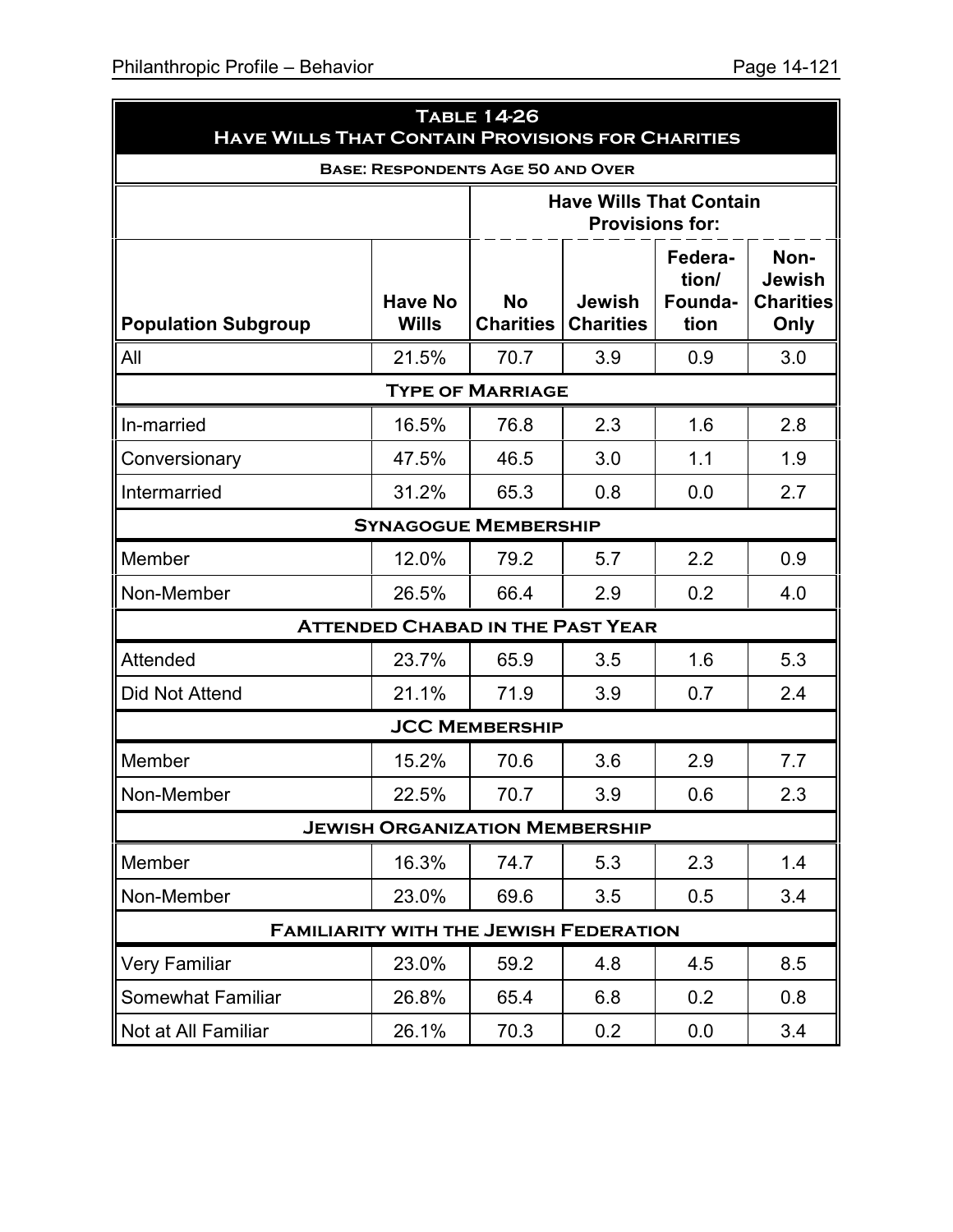**Table 14-26**
**Have Wills That Contain Provisions for Charities**

**Base: Respondents Age 50 and Over**

| | | Have Wills That Contain Provisions for: | | | |
|---|---|---|---|---|---|
| **Population Subgroup** | **Have No Wills** | **No Charities** | **Jewish Charities** | **Federation/ Foundation** | **Non-Jewish Charities Only** |
| All | 21.5% | 70.7 | 3.9 | 0.9 | 3.0 |
| **Type of Marriage** | | | | | |
| In-married | 16.5% | 76.8 | 2.3 | 1.6 | 2.8 |
| Conversionary | 47.5% | 46.5 | 3.0 | 1.1 | 1.9 |
| Intermarried | 31.2% | 65.3 | 0.8 | 0.0 | 2.7 |
| **Synagogue Membership** | | | | | |
| Member | 12.0% | 79.2 | 5.7 | 2.2 | 0.9 |
| Non-Member | 26.5% | 66.4 | 2.9 | 0.2 | 4.0 |
| **Attended Chabad in the Past Year** | | | | | |
| Attended | 23.7% | 65.9 | 3.5 | 1.6 | 5.3 |
| Did Not Attend | 21.1% | 71.9 | 3.9 | 0.7 | 2.4 |
| **JCC Membership** | | | | | |
| Member | 15.2% | 70.6 | 3.6 | 2.9 | 7.7 |
| Non-Member | 22.5% | 70.7 | 3.9 | 0.6 | 2.3 |
| **Jewish Organization Membership** | | | | | |
| Member | 16.3% | 74.7 | 5.3 | 2.3 | 1.4 |
| Non-Member | 23.0% | 69.6 | 3.5 | 0.5 | 3.4 |
| **Familiarity with the Jewish Federation** | | | | | |
| Very Familiar | 23.0% | 59.2 | 4.8 | 4.5 | 8.5 |
| Somewhat Familiar | 26.8% | 65.4 | 6.8 | 0.2 | 0.8 |
| Not at All Familiar | 26.1% | 70.3 | 0.2 | 0.0 | 3.4 |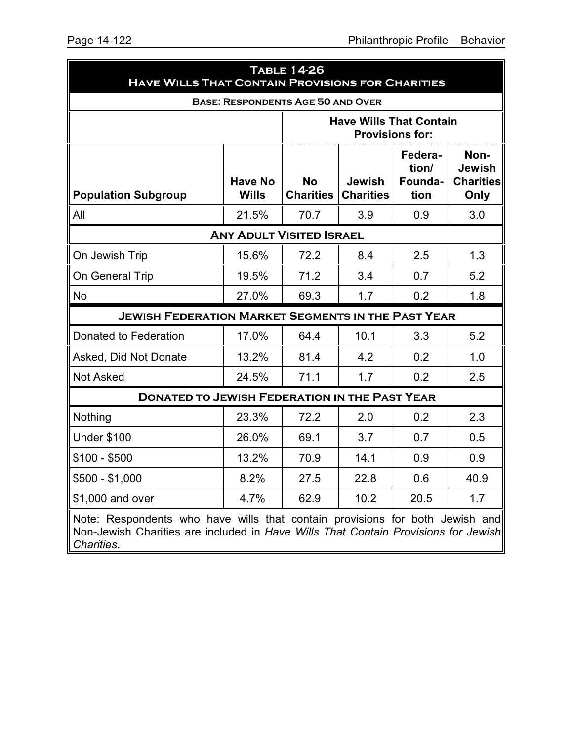**Table 14-26**
**Have Wills That Contain Provisions for Charities**

**Base: Respondents Age 50 and Over**

| | | Have Wills That Contain Provisions for: | | | |
|---|---|---|---|---|---|
| **Population Subgroup** | **Have No Wills** | **No Charities** | **Jewish Charities** | **Federation/ Foundation** | **Non-Jewish Charities Only** |
| All | 21.5% | 70.7 | 3.9 | 0.9 | 3.0 |
| **Any Adult Visited Israel** | | | | | |
| On Jewish Trip | 15.6% | 72.2 | 8.4 | 2.5 | 1.3 |
| On General Trip | 19.5% | 71.2 | 3.4 | 0.7 | 5.2 |
| No | 27.0% | 69.3 | 1.7 | 0.2 | 1.8 |
| **Jewish Federation Market Segments in the Past Year** | | | | | |
| Donated to Federation | 17.0% | 64.4 | 10.1 | 3.3 | 5.2 |
| Asked, Did Not Donate | 13.2% | 81.4 | 4.2 | 0.2 | 1.0 |
| Not Asked | 24.5% | 71.1 | 1.7 | 0.2 | 2.5 |
| **Donated to Jewish Federation in the Past Year** | | | | | |
| Nothing | 23.3% | 72.2 | 2.0 | 0.2 | 2.3 |
| Under $100 | 26.0% | 69.1 | 3.7 | 0.7 | 0.5 |
| $100 - $500 | 13.2% | 70.9 | 14.1 | 0.9 | 0.9 |
| $500 - $1,000 | 8.2% | 27.5 | 22.8 | 0.6 | 40.9 |
| $1,000 and over | 4.7% | 62.9 | 10.2 | 20.5 | 1.7 |

Note: Respondents who have wills that contain provisions for both Jewish and Non-Jewish Charities are included in *Have Wills That Contain Provisions for Jewish Charities*.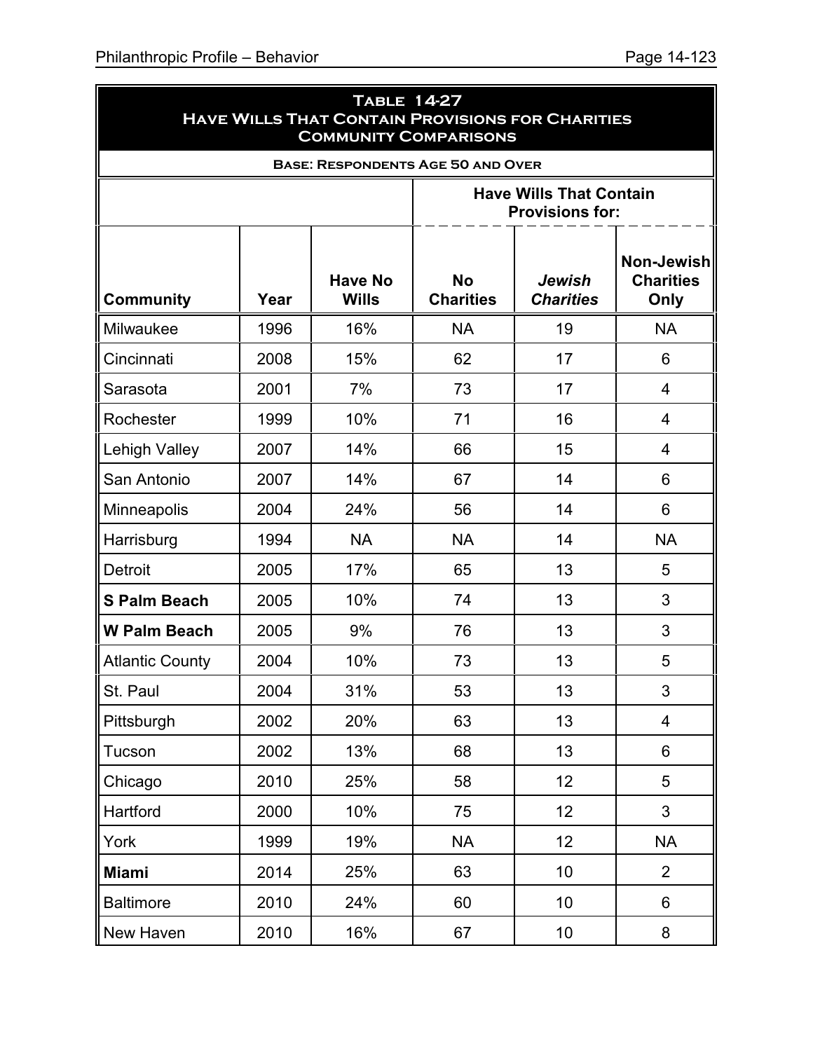**Table 14-27**
**Have Wills That Contain Provisions for Charities**
**Community Comparisons**

**Base: Respondents Age 50 and Over**

| | | | Have Wills That Contain Provisions for: | | |
|---|---|---|---|---|---|
| **Community** | **Year** | **Have No Wills** | **No Charities** | ***Jewish Charities*** | **Non-Jewish Charities Only** |
| Milwaukee | 1996 | 16% | NA | 19 | NA |
| Cincinnati | 2008 | 15% | 62 | 17 | 6 |
| Sarasota | 2001 | 7% | 73 | 17 | 4 |
| Rochester | 1999 | 10% | 71 | 16 | 4 |
| Lehigh Valley | 2007 | 14% | 66 | 15 | 4 |
| San Antonio | 2007 | 14% | 67 | 14 | 6 |
| Minneapolis | 2004 | 24% | 56 | 14 | 6 |
| Harrisburg | 1994 | NA | NA | 14 | NA |
| Detroit | 2005 | 17% | 65 | 13 | 5 |
| **S Palm Beach** | 2005 | 10% | 74 | 13 | 3 |
| **W Palm Beach** | 2005 | 9% | 76 | 13 | 3 |
| Atlantic County | 2004 | 10% | 73 | 13 | 5 |
| St. Paul | 2004 | 31% | 53 | 13 | 3 |
| Pittsburgh | 2002 | 20% | 63 | 13 | 4 |
| Tucson | 2002 | 13% | 68 | 13 | 6 |
| Chicago | 2010 | 25% | 58 | 12 | 5 |
| Hartford | 2000 | 10% | 75 | 12 | 3 |
| York | 1999 | 19% | NA | 12 | NA |
| **Miami** | 2014 | 25% | 63 | 10 | 2 |
| Baltimore | 2010 | 24% | 60 | 10 | 6 |
| New Haven | 2010 | 16% | 67 | 10 | 8 |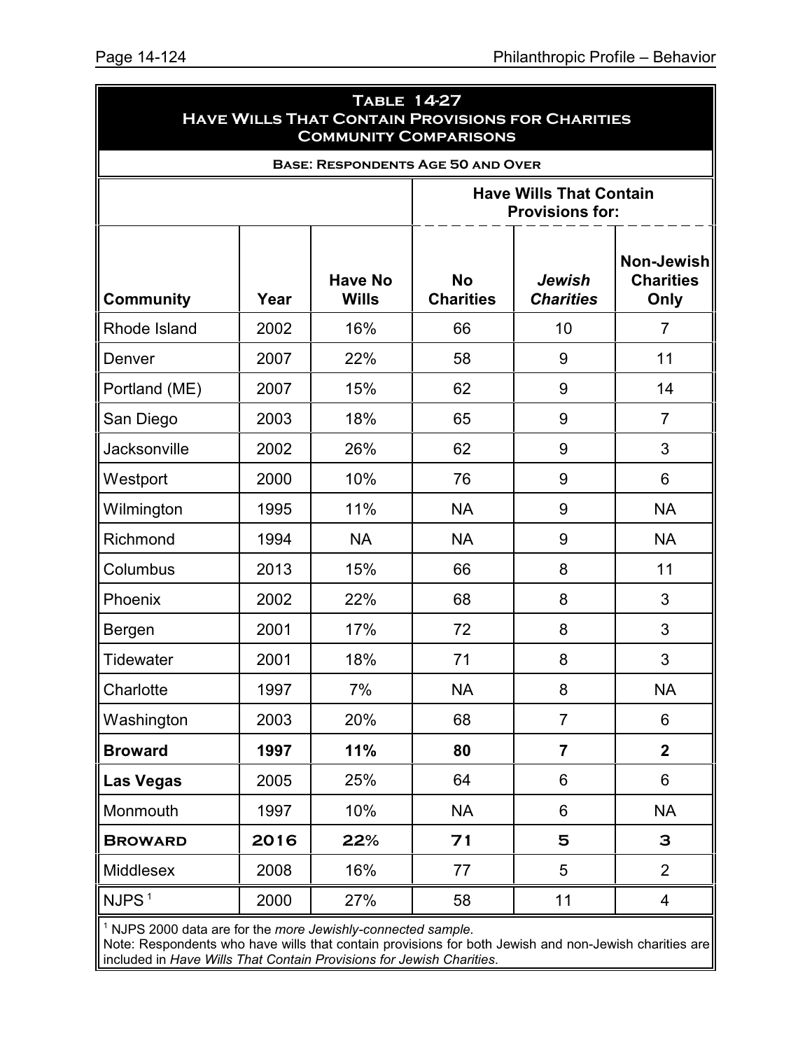**Table 14-27**
**Have Wills That Contain Provisions for Charities**
**Community Comparisons**

**Base: Respondents Age 50 and Over**

| | | | Have Wills That Contain Provisions for: | | |
|---|---|---|---|---|---|
| **Community** | **Year** | **Have No Wills** | **No Charities** | ***Jewish Charities*** | **Non-Jewish Charities Only** |
| Rhode Island | 2002 | 16% | 66 | 10 | 7 |
| Denver | 2007 | 22% | 58 | 9 | 11 |
| Portland (ME) | 2007 | 15% | 62 | 9 | 14 |
| San Diego | 2003 | 18% | 65 | 9 | 7 |
| Jacksonville | 2002 | 26% | 62 | 9 | 3 |
| Westport | 2000 | 10% | 76 | 9 | 6 |
| Wilmington | 1995 | 11% | NA | 9 | NA |
| Richmond | 1994 | NA | NA | 9 | NA |
| Columbus | 2013 | 15% | 66 | 8 | 11 |
| Phoenix | 2002 | 22% | 68 | 8 | 3 |
| Bergen | 2001 | 17% | 72 | 8 | 3 |
| Tidewater | 2001 | 18% | 71 | 8 | 3 |
| Charlotte | 1997 | 7% | NA | 8 | NA |
| Washington | 2003 | 20% | 68 | 7 | 6 |
| **Broward** | **1997** | **11%** | **80** | **7** | **2** |
| **Las Vegas** | 2005 | 25% | 64 | 6 | 6 |
| Monmouth | 1997 | 10% | NA | 6 | NA |
| **Broward** | **2016** | **22%** | **71** | **5** | **3** |
| Middlesex | 2008 | 16% | 77 | 5 | 2 |
| NJPS [1] | 2000 | 27% | 58 | 11 | 4 |

[1] NJPS 2000 data are for the *more Jewishly-connected sample*.
Note: Respondents who have wills that contain provisions for both Jewish and non-Jewish charities are included in *Have Wills That Contain Provisions for Jewish Charities*.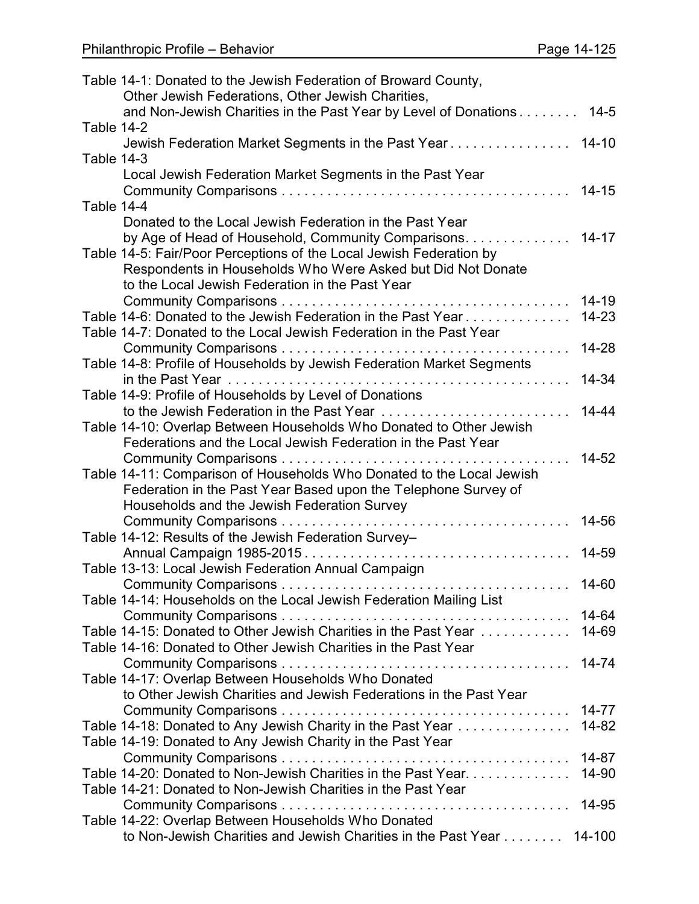Table 14-1: Donated to the Jewish Federation of Broward County, Other Jewish Federations, Other Jewish Charities, and Non-Jewish Charities in the Past Year by Level of Donations . . . . . . . . 14-5

Table 14-2
Jewish Federation Market Segments in the Past Year . . . . . . . . . . . . . . . . 14-10

Table 14-3
Local Jewish Federation Market Segments in the Past Year Community Comparisons . . . . . . . . . . . . . . . . . . . . . . . . . . . . . . . . . . . . . . 14-15

Table 14-4
Donated to the Local Jewish Federation in the Past Year by Age of Head of Household, Community Comparisons. . . . . . . . . . . . . . 14-17

Table 14-5: Fair/Poor Perceptions of the Local Jewish Federation by Respondents in Households Who Were Asked but Did Not Donate to the Local Jewish Federation in the Past Year Community Comparisons . . . . . . . . . . . . . . . . . . . . . . . . . . . . . . . . . . . . . . 14-19

Table 14-6: Donated to the Jewish Federation in the Past Year . . . . . . . . . . . . . . 14-23

Table 14-7: Donated to the Local Jewish Federation in the Past Year Community Comparisons . . . . . . . . . . . . . . . . . . . . . . . . . . . . . . . . . . . . . . 14-28

Table 14-8: Profile of Households by Jewish Federation Market Segments in the Past Year . . . . . . . . . . . . . . . . . . . . . . . . . . . . . . . . . . . . . . . . . . . . . 14-34

Table 14-9: Profile of Households by Level of Donations to the Jewish Federation in the Past Year . . . . . . . . . . . . . . . . . . . . . . . . . 14-44

Table 14-10: Overlap Between Households Who Donated to Other Jewish Federations and the Local Jewish Federation in the Past Year Community Comparisons . . . . . . . . . . . . . . . . . . . . . . . . . . . . . . . . . . . . . . 14-52

Table 14-11: Comparison of Households Who Donated to the Local Jewish Federation in the Past Year Based upon the Telephone Survey of Households and the Jewish Federation Survey Community Comparisons . . . . . . . . . . . . . . . . . . . . . . . . . . . . . . . . . . . . . . 14-56

Table 14-12: Results of the Jewish Federation Survey– Annual Campaign 1985-2015 . . . . . . . . . . . . . . . . . . . . . . . . . . . . . . . . . . . 14-59

Table 13-13: Local Jewish Federation Annual Campaign Community Comparisons . . . . . . . . . . . . . . . . . . . . . . . . . . . . . . . . . . . . . . 14-60

Table 14-14: Households on the Local Jewish Federation Mailing List Community Comparisons . . . . . . . . . . . . . . . . . . . . . . . . . . . . . . . . . . . . . . 14-64

Table 14-15: Donated to Other Jewish Charities in the Past Year . . . . . . . . . . . . 14-69

Table 14-16: Donated to Other Jewish Charities in the Past Year Community Comparisons . . . . . . . . . . . . . . . . . . . . . . . . . . . . . . . . . . . . . . 14-74

Table 14-17: Overlap Between Households Who Donated to Other Jewish Charities and Jewish Federations in the Past Year Community Comparisons . . . . . . . . . . . . . . . . . . . . . . . . . . . . . . . . . . . . . . 14-77

Table 14-18: Donated to Any Jewish Charity in the Past Year . . . . . . . . . . . . . . 14-82

Table 14-19: Donated to Any Jewish Charity in the Past Year Community Comparisons . . . . . . . . . . . . . . . . . . . . . . . . . . . . . . . . . . . . . . 14-87

Table 14-20: Donated to Non-Jewish Charities in the Past Year. . . . . . . . . . . . . 14-90

Table 14-21: Donated to Non-Jewish Charities in the Past Year Community Comparisons . . . . . . . . . . . . . . . . . . . . . . . . . . . . . . . . . . . . . . 14-95

Table 14-22: Overlap Between Households Who Donated to Non-Jewish Charities and Jewish Charities in the Past Year . . . . . . . . 14-100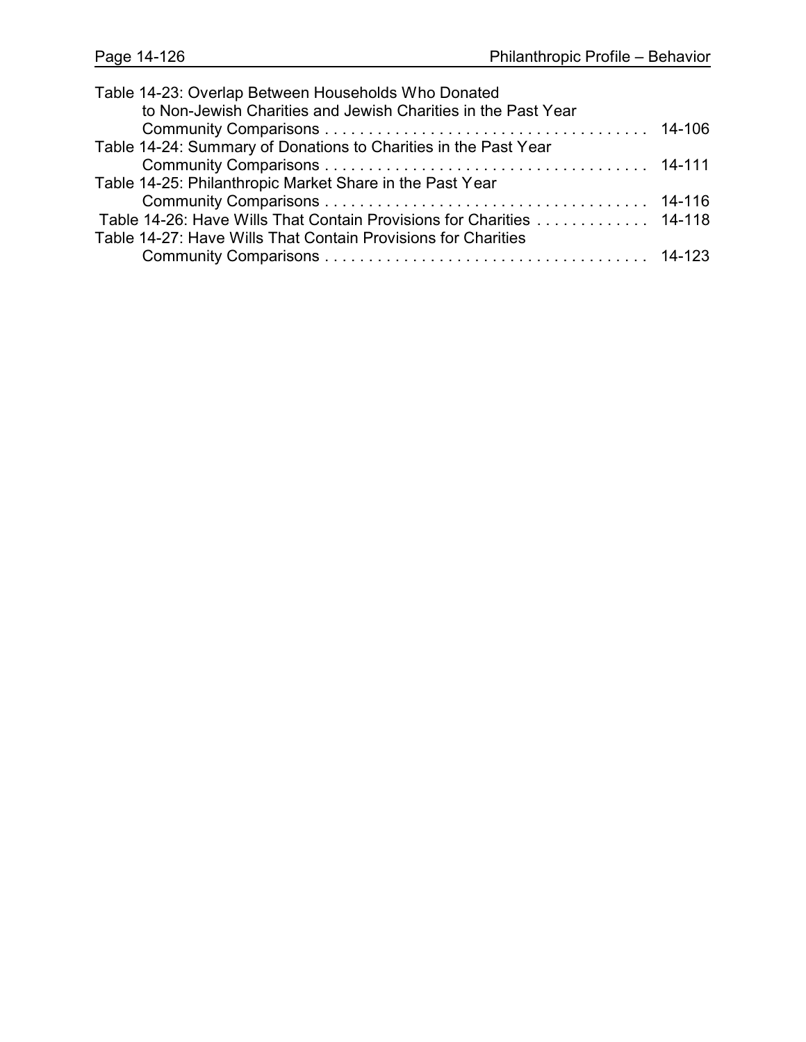Table 14-23: Overlap Between Households Who Donated
to Non-Jewish Charities and Jewish Charities in the Past Year
Community Comparisons . . . . . . . . . . . . . . . . . . . . . . . . . . . . . . . . . . . . . 14-106

Table 14-24: Summary of Donations to Charities in the Past Year
Community Comparisons . . . . . . . . . . . . . . . . . . . . . . . . . . . . . . . . . . . . . 14-111

Table 14-25: Philanthropic Market Share in the Past Year
Community Comparisons . . . . . . . . . . . . . . . . . . . . . . . . . . . . . . . . . . . . . 14-116

Table 14-26: Have Wills That Contain Provisions for Charities . . . . . . . . . . . . . 14-118

Table 14-27: Have Wills That Contain Provisions for Charities
Community Comparisons . . . . . . . . . . . . . . . . . . . . . . . . . . . . . . . . . . . . . 14-123